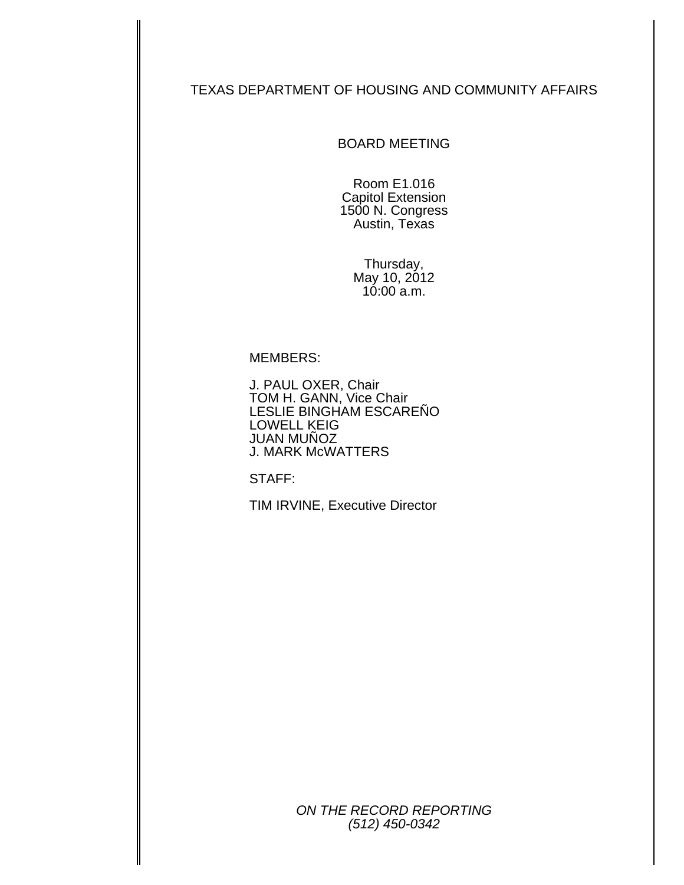# TEXAS DEPARTMENT OF HOUSING AND COMMUNITY AFFAIRS

## BOARD MEETING

Room E1.016
Capitol Extension
1500 N. Congress
Austin, Texas

Thursday,
May 10, 2012
10:00 a.m.

MEMBERS:

J. PAUL OXER, Chair
TOM H. GANN, Vice Chair
LESLIE BINGHAM ESCAREÑO
LOWELL KEIG
JUAN MUÑOZ
J. MARK McWATTERS

STAFF:

TIM IRVINE, Executive Director

*ON THE RECORD REPORTING*
*(512) 450-0342*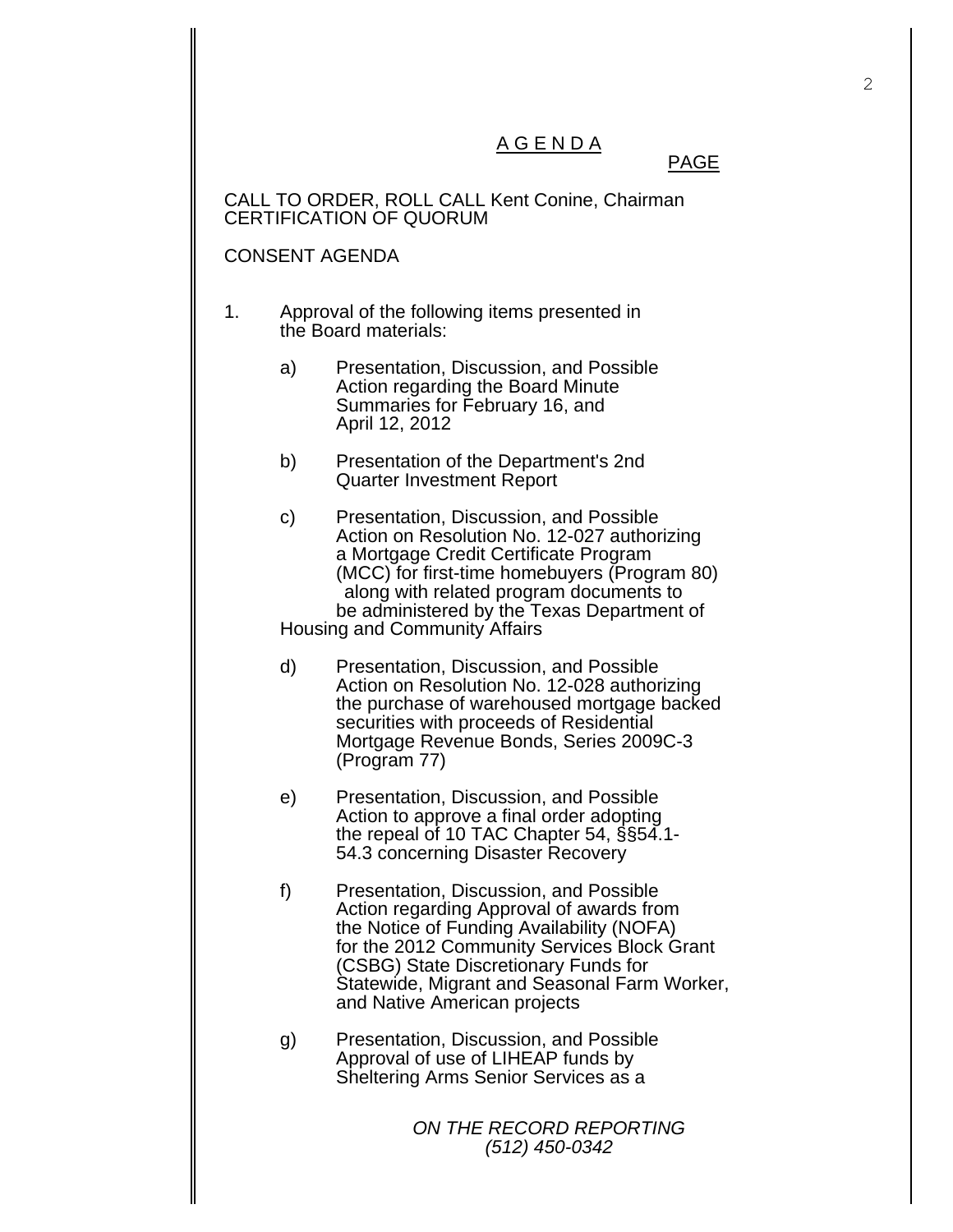## A G E N D A

PAGE

CALL TO ORDER, ROLL CALL Kent Conine, Chairman
CERTIFICATION OF QUORUM

CONSENT AGENDA

1. Approval of the following items presented in the Board materials:

   a) Presentation, Discussion, and Possible Action regarding the Board Minute Summaries for February 16, and April 12, 2012

   b) Presentation of the Department's 2nd Quarter Investment Report

   c) Presentation, Discussion, and Possible Action on Resolution No. 12-027 authorizing a Mortgage Credit Certificate Program (MCC) for first-time homebuyers (Program 80) along with related program documents to be administered by the Texas Department of Housing and Community Affairs

   d) Presentation, Discussion, and Possible Action on Resolution No. 12-028 authorizing the purchase of warehoused mortgage backed securities with proceeds of Residential Mortgage Revenue Bonds, Series 2009C-3 (Program 77)

   e) Presentation, Discussion, and Possible Action to approve a final order adopting the repeal of 10 TAC Chapter 54, §§54.1-54.3 concerning Disaster Recovery

   f) Presentation, Discussion, and Possible Action regarding Approval of awards from the Notice of Funding Availability (NOFA) for the 2012 Community Services Block Grant (CSBG) State Discretionary Funds for Statewide, Migrant and Seasonal Farm Worker, and Native American projects

   g) Presentation, Discussion, and Possible Approval of use of LIHEAP funds by Sheltering Arms Senior Services as a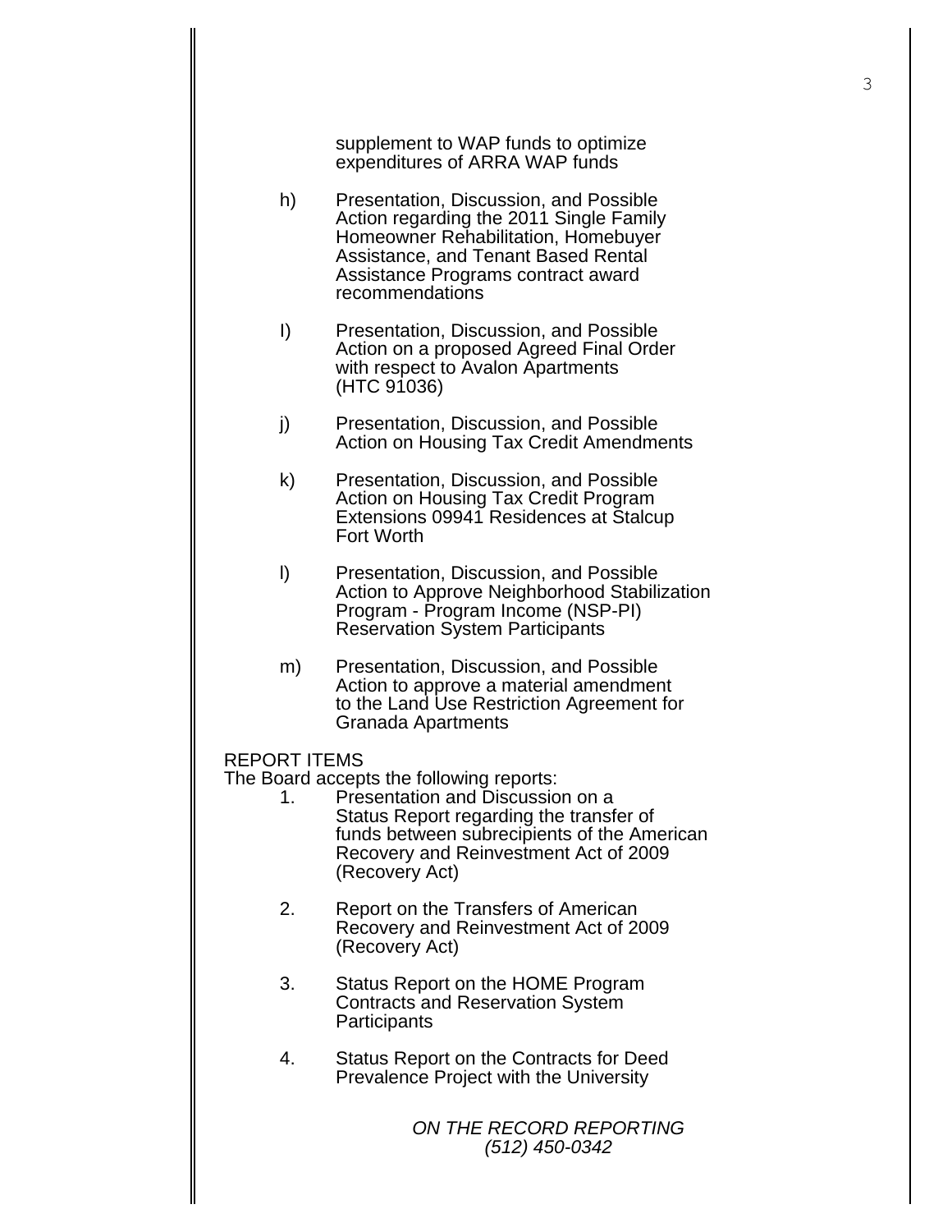supplement to WAP funds to optimize expenditures of ARRA WAP funds

h) Presentation, Discussion, and Possible Action regarding the 2011 Single Family Homeowner Rehabilitation, Homebuyer Assistance, and Tenant Based Rental Assistance Programs contract award recommendations

I) Presentation, Discussion, and Possible Action on a proposed Agreed Final Order with respect to Avalon Apartments (HTC 91036)

j) Presentation, Discussion, and Possible Action on Housing Tax Credit Amendments

k) Presentation, Discussion, and Possible Action on Housing Tax Credit Program Extensions 09941 Residences at Stalcup Fort Worth

l) Presentation, Discussion, and Possible Action to Approve Neighborhood Stabilization Program - Program Income (NSP-PI) Reservation System Participants

m) Presentation, Discussion, and Possible Action to approve a material amendment to the Land Use Restriction Agreement for Granada Apartments

REPORT ITEMS
The Board accepts the following reports:

1. Presentation and Discussion on a Status Report regarding the transfer of funds between subrecipients of the American Recovery and Reinvestment Act of 2009 (Recovery Act)

2. Report on the Transfers of American Recovery and Reinvestment Act of 2009 (Recovery Act)

3. Status Report on the HOME Program Contracts and Reservation System Participants

4. Status Report on the Contracts for Deed Prevalence Project with the University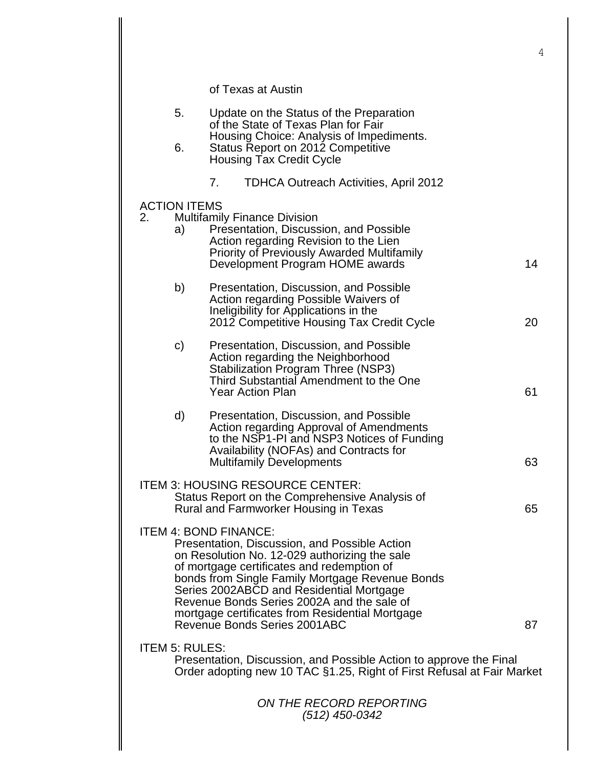of Texas at Austin

5. Update on the Status of the Preparation of the State of Texas Plan for Fair Housing Choice: Analysis of Impediments.
6. Status Report on 2012 Competitive Housing Tax Credit Cycle
7. TDHCA Outreach Activities, April 2012

ACTION ITEMS

2. Multifamily Finance Division

| | | |
|---|---|---|
| a) | Presentation, Discussion, and Possible Action regarding Revision to the Lien Priority of Previously Awarded Multifamily Development Program HOME awards | 14 |
| b) | Presentation, Discussion, and Possible Action regarding Possible Waivers of Ineligibility for Applications in the 2012 Competitive Housing Tax Credit Cycle | 20 |
| c) | Presentation, Discussion, and Possible Action regarding the Neighborhood Stabilization Program Three (NSP3) Third Substantial Amendment to the One Year Action Plan | 61 |
| d) | Presentation, Discussion, and Possible Action regarding Approval of Amendments to the NSP1-PI and NSP3 Notices of Funding Availability (NOFAs) and Contracts for Multifamily Developments | 63 |

ITEM 3: HOUSING RESOURCE CENTER:
Status Report on the Comprehensive Analysis of Rural and Farmworker Housing in Texas 65

ITEM 4: BOND FINANCE:
Presentation, Discussion, and Possible Action on Resolution No. 12-029 authorizing the sale of mortgage certificates and redemption of bonds from Single Family Mortgage Revenue Bonds Series 2002ABCD and Residential Mortgage Revenue Bonds Series 2002A and the sale of mortgage certificates from Residential Mortgage Revenue Bonds Series 2001ABC 87

ITEM 5: RULES:
Presentation, Discussion, and Possible Action to approve the Final Order adopting new 10 TAC §1.25, Right of First Refusal at Fair Market

*ON THE RECORD REPORTING*
*(512) 450-0342*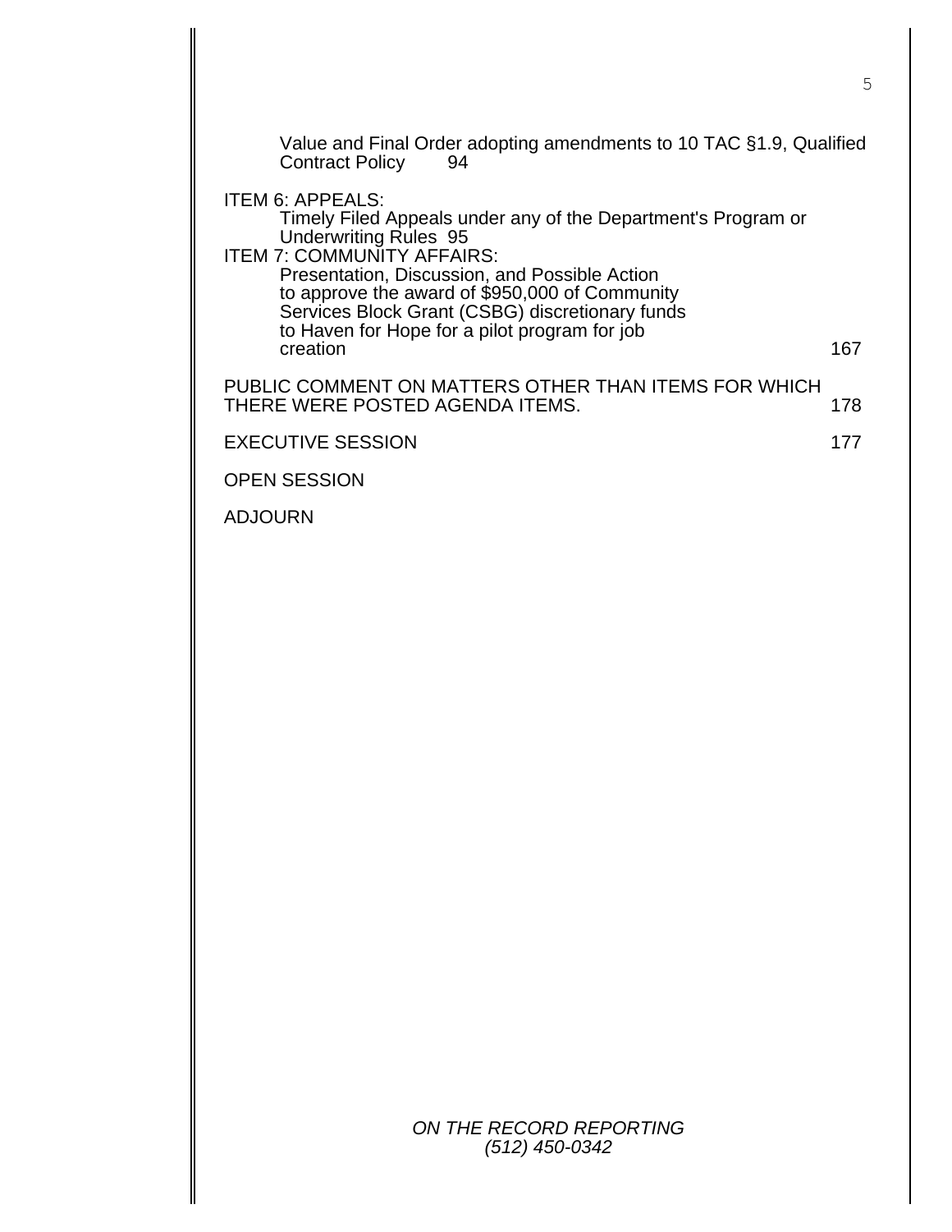Value and Final Order adopting amendments to 10 TAC §1.9, Qualified Contract Policy 94

ITEM 6: APPEALS:
Timely Filed Appeals under any of the Department's Program or Underwriting Rules 95

ITEM 7: COMMUNITY AFFAIRS:
Presentation, Discussion, and Possible Action to approve the award of $950,000 of Community Services Block Grant (CSBG) discretionary funds to Haven for Hope for a pilot program for job creation 167

PUBLIC COMMENT ON MATTERS OTHER THAN ITEMS FOR WHICH THERE WERE POSTED AGENDA ITEMS. 178

EXECUTIVE SESSION 177

OPEN SESSION

ADJOURN

*ON THE RECORD REPORTING*
*(512) 450-0342*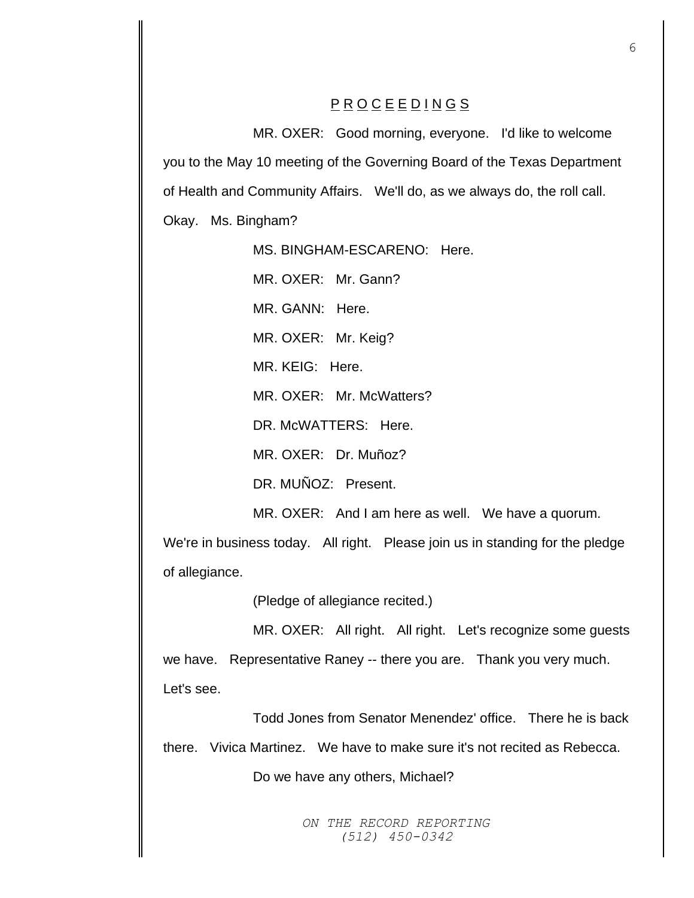## P R O C E E D I N G S

MR. OXER: Good morning, everyone. I'd like to welcome you to the May 10 meeting of the Governing Board of the Texas Department of Health and Community Affairs. We'll do, as we always do, the roll call. Okay. Ms. Bingham?

MS. BINGHAM-ESCARENO: Here.

MR. OXER: Mr. Gann?

MR. GANN: Here.

MR. OXER: Mr. Keig?

MR. KEIG: Here.

MR. OXER: Mr. McWatters?

DR. McWATTERS: Here.

MR. OXER: Dr. Muñoz?

DR. MUÑOZ: Present.

MR. OXER: And I am here as well. We have a quorum. We're in business today. All right. Please join us in standing for the pledge of allegiance.

(Pledge of allegiance recited.)

MR. OXER: All right. All right. Let's recognize some guests we have. Representative Raney -- there you are. Thank you very much. Let's see.

Todd Jones from Senator Menendez' office. There he is back there. Vivica Martinez. We have to make sure it's not recited as Rebecca.

Do we have any others, Michael?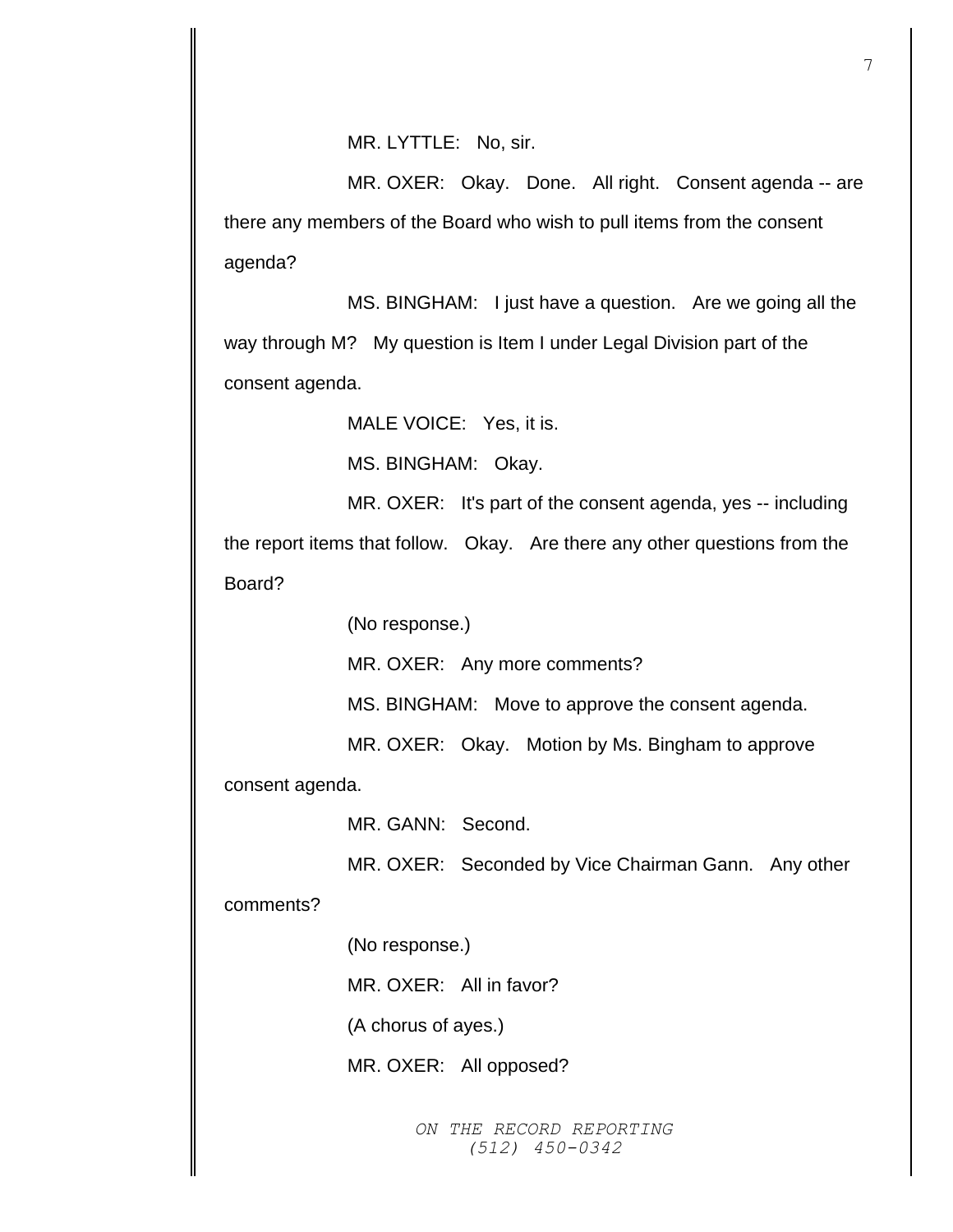MR. LYTTLE: No, sir.

MR. OXER: Okay. Done. All right. Consent agenda -- are there any members of the Board who wish to pull items from the consent agenda?

MS. BINGHAM: I just have a question. Are we going all the way through M? My question is Item I under Legal Division part of the consent agenda.

MALE VOICE: Yes, it is.

MS. BINGHAM: Okay.

MR. OXER: It's part of the consent agenda, yes -- including the report items that follow. Okay. Are there any other questions from the Board?

(No response.)

MR. OXER: Any more comments?

MS. BINGHAM: Move to approve the consent agenda.

MR. OXER: Okay. Motion by Ms. Bingham to approve consent agenda.

MR. GANN: Second.

MR. OXER: Seconded by Vice Chairman Gann. Any other comments?

(No response.)

MR. OXER: All in favor?

(A chorus of ayes.)

MR. OXER: All opposed?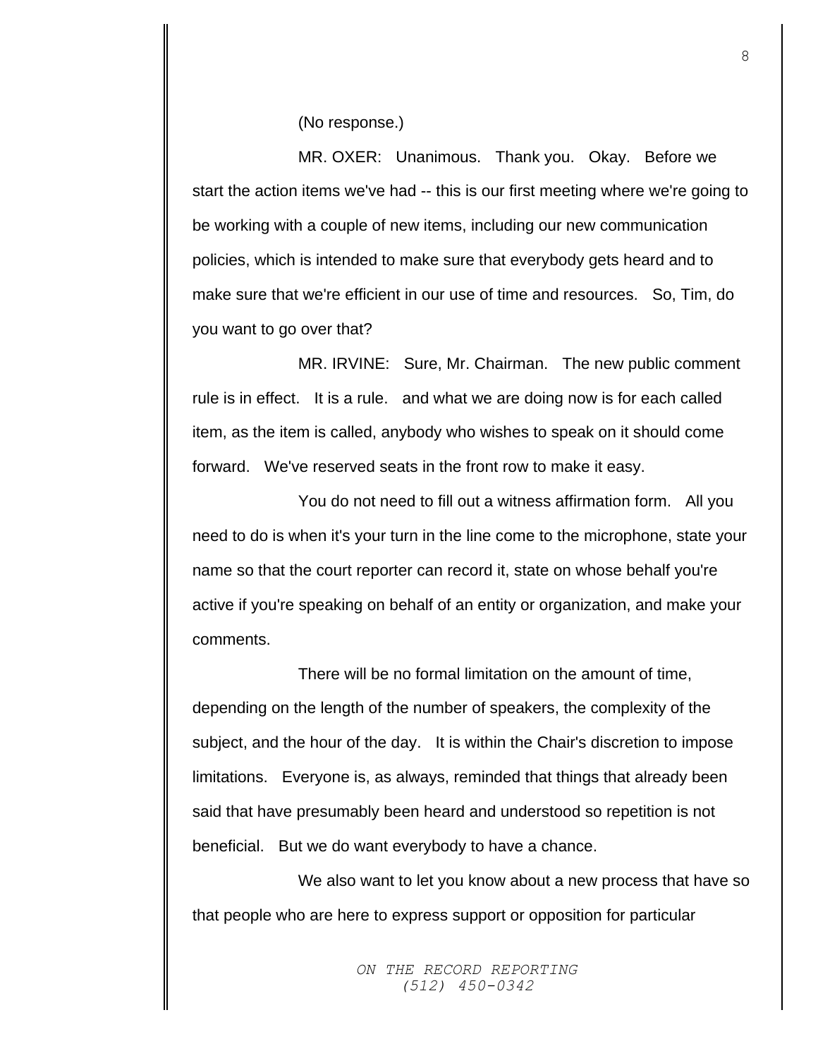(No response.)

MR. OXER: Unanimous. Thank you. Okay. Before we start the action items we've had -- this is our first meeting where we're going to be working with a couple of new items, including our new communication policies, which is intended to make sure that everybody gets heard and to make sure that we're efficient in our use of time and resources. So, Tim, do you want to go over that?

MR. IRVINE: Sure, Mr. Chairman. The new public comment rule is in effect. It is a rule. and what we are doing now is for each called item, as the item is called, anybody who wishes to speak on it should come forward. We've reserved seats in the front row to make it easy.

You do not need to fill out a witness affirmation form. All you need to do is when it's your turn in the line come to the microphone, state your name so that the court reporter can record it, state on whose behalf you're active if you're speaking on behalf of an entity or organization, and make your comments.

There will be no formal limitation on the amount of time, depending on the length of the number of speakers, the complexity of the subject, and the hour of the day. It is within the Chair's discretion to impose limitations. Everyone is, as always, reminded that things that already been said that have presumably been heard and understood so repetition is not beneficial. But we do want everybody to have a chance.

We also want to let you know about a new process that have so that people who are here to express support or opposition for particular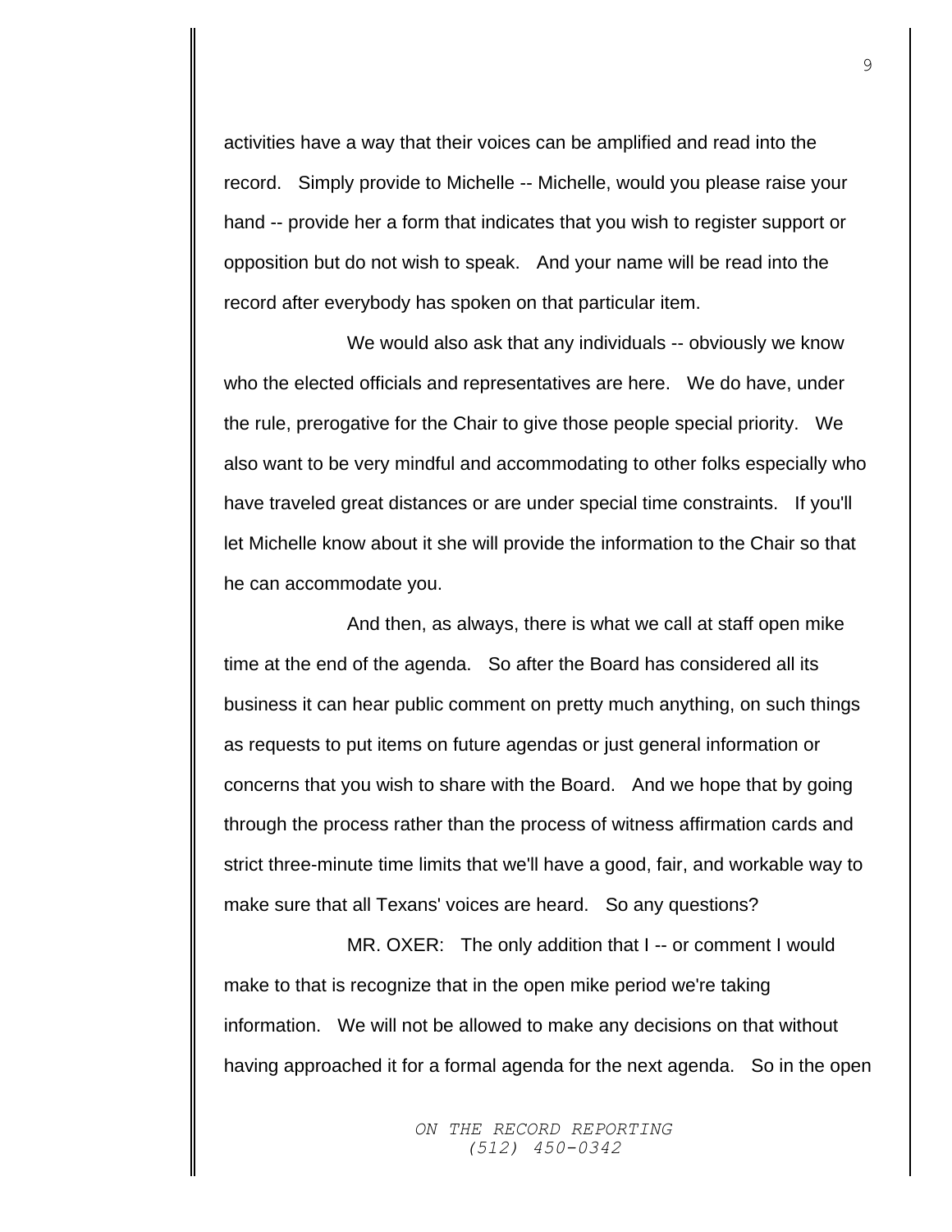activities have a way that their voices can be amplified and read into the record. Simply provide to Michelle -- Michelle, would you please raise your hand -- provide her a form that indicates that you wish to register support or opposition but do not wish to speak. And your name will be read into the record after everybody has spoken on that particular item.

We would also ask that any individuals -- obviously we know who the elected officials and representatives are here. We do have, under the rule, prerogative for the Chair to give those people special priority. We also want to be very mindful and accommodating to other folks especially who have traveled great distances or are under special time constraints. If you'll let Michelle know about it she will provide the information to the Chair so that he can accommodate you.

And then, as always, there is what we call at staff open mike time at the end of the agenda. So after the Board has considered all its business it can hear public comment on pretty much anything, on such things as requests to put items on future agendas or just general information or concerns that you wish to share with the Board. And we hope that by going through the process rather than the process of witness affirmation cards and strict three-minute time limits that we'll have a good, fair, and workable way to make sure that all Texans' voices are heard. So any questions?

MR. OXER: The only addition that I -- or comment I would make to that is recognize that in the open mike period we're taking information. We will not be allowed to make any decisions on that without having approached it for a formal agenda for the next agenda. So in the open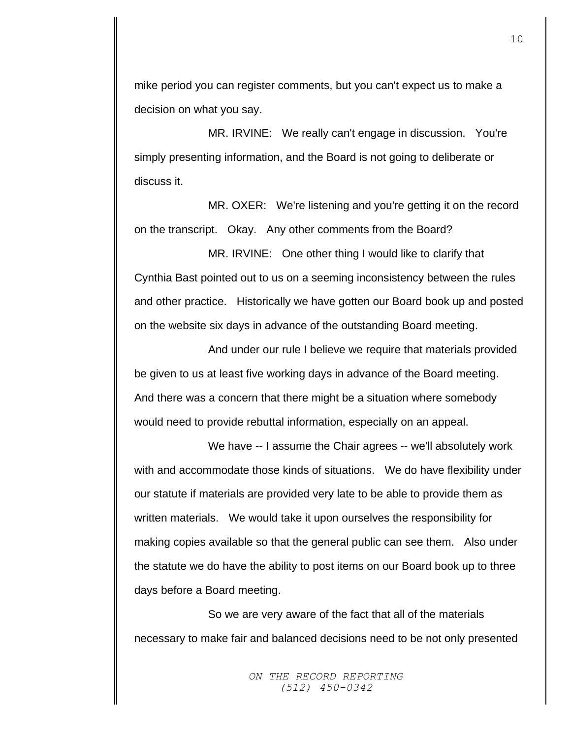mike period you can register comments, but you can't expect us to make a decision on what you say.

MR. IRVINE: We really can't engage in discussion. You're simply presenting information, and the Board is not going to deliberate or discuss it.

MR. OXER: We're listening and you're getting it on the record on the transcript. Okay. Any other comments from the Board?

MR. IRVINE: One other thing I would like to clarify that Cynthia Bast pointed out to us on a seeming inconsistency between the rules and other practice. Historically we have gotten our Board book up and posted on the website six days in advance of the outstanding Board meeting.

And under our rule I believe we require that materials provided be given to us at least five working days in advance of the Board meeting. And there was a concern that there might be a situation where somebody would need to provide rebuttal information, especially on an appeal.

We have -- I assume the Chair agrees -- we'll absolutely work with and accommodate those kinds of situations. We do have flexibility under our statute if materials are provided very late to be able to provide them as written materials. We would take it upon ourselves the responsibility for making copies available so that the general public can see them. Also under the statute we do have the ability to post items on our Board book up to three days before a Board meeting.

So we are very aware of the fact that all of the materials necessary to make fair and balanced decisions need to be not only presented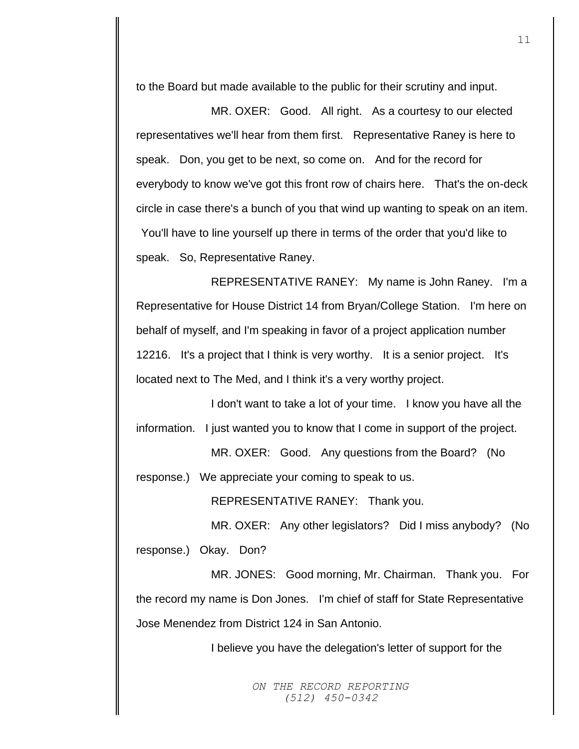to the Board but made available to the public for their scrutiny and input.

MR. OXER: Good. All right. As a courtesy to our elected representatives we'll hear from them first. Representative Raney is here to speak. Don, you get to be next, so come on. And for the record for everybody to know we've got this front row of chairs here. That's the on-deck circle in case there's a bunch of you that wind up wanting to speak on an item. You'll have to line yourself up there in terms of the order that you'd like to speak. So, Representative Raney.

REPRESENTATIVE RANEY: My name is John Raney. I'm a Representative for House District 14 from Bryan/College Station. I'm here on behalf of myself, and I'm speaking in favor of a project application number 12216. It's a project that I think is very worthy. It is a senior project. It's located next to The Med, and I think it's a very worthy project.

I don't want to take a lot of your time. I know you have all the information. I just wanted you to know that I come in support of the project.

MR. OXER: Good. Any questions from the Board? (No response.) We appreciate your coming to speak to us.

REPRESENTATIVE RANEY: Thank you.

MR. OXER: Any other legislators? Did I miss anybody? (No response.) Okay. Don?

MR. JONES: Good morning, Mr. Chairman. Thank you. For the record my name is Don Jones. I'm chief of staff for State Representative Jose Menendez from District 124 in San Antonio.

I believe you have the delegation's letter of support for the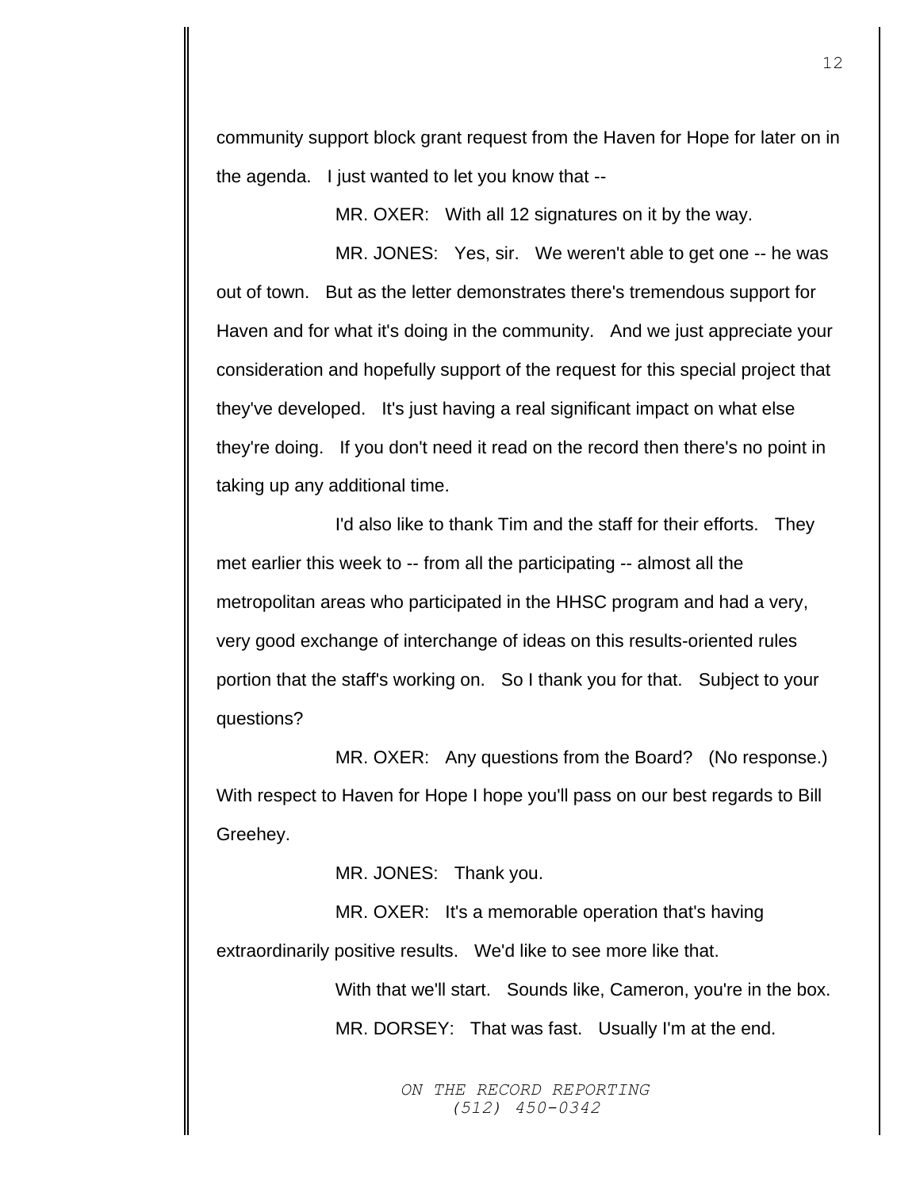community support block grant request from the Haven for Hope for later on in the agenda. I just wanted to let you know that --

MR. OXER: With all 12 signatures on it by the way.

MR. JONES: Yes, sir. We weren't able to get one -- he was out of town. But as the letter demonstrates there's tremendous support for Haven and for what it's doing in the community. And we just appreciate your consideration and hopefully support of the request for this special project that they've developed. It's just having a real significant impact on what else they're doing. If you don't need it read on the record then there's no point in taking up any additional time.

I'd also like to thank Tim and the staff for their efforts. They met earlier this week to -- from all the participating -- almost all the metropolitan areas who participated in the HHSC program and had a very, very good exchange of interchange of ideas on this results-oriented rules portion that the staff's working on. So I thank you for that. Subject to your questions?

MR. OXER: Any questions from the Board? (No response.) With respect to Haven for Hope I hope you'll pass on our best regards to Bill Greehey.

MR. JONES: Thank you.

MR. OXER: It's a memorable operation that's having extraordinarily positive results. We'd like to see more like that.

With that we'll start. Sounds like, Cameron, you're in the box.

MR. DORSEY: That was fast. Usually I'm at the end.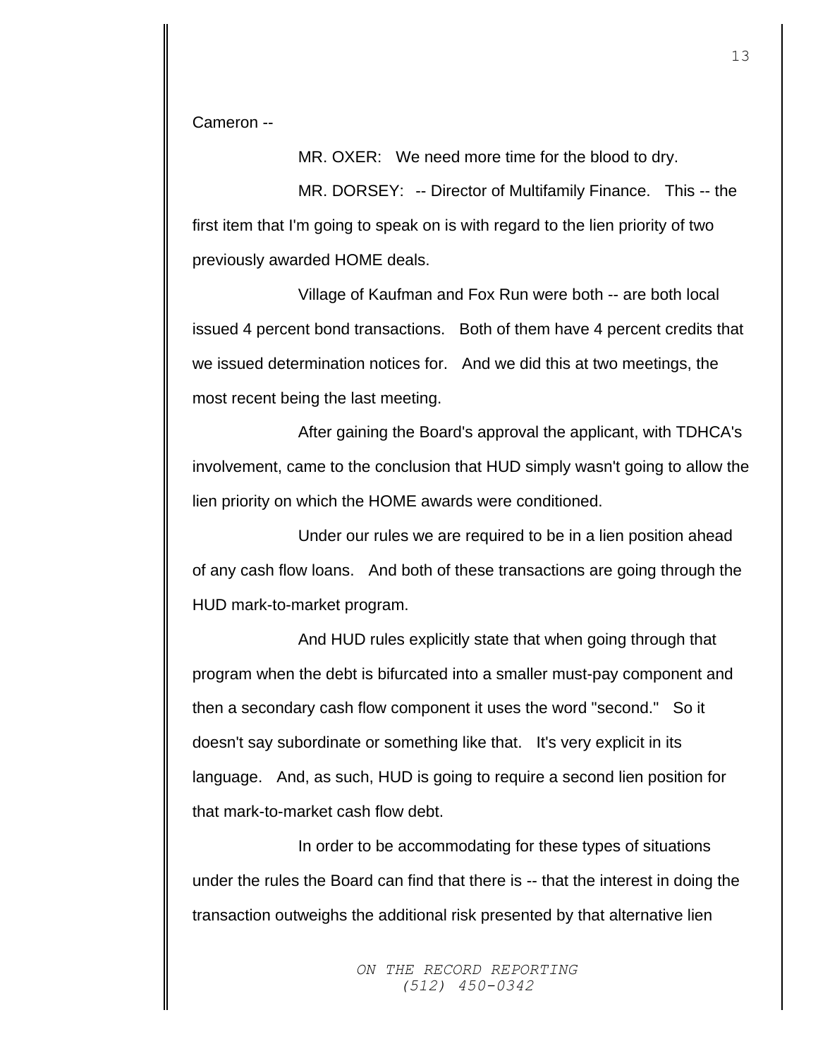Cameron --

MR. OXER: We need more time for the blood to dry.

MR. DORSEY: -- Director of Multifamily Finance. This -- the first item that I'm going to speak on is with regard to the lien priority of two previously awarded HOME deals.

Village of Kaufman and Fox Run were both -- are both local issued 4 percent bond transactions. Both of them have 4 percent credits that we issued determination notices for. And we did this at two meetings, the most recent being the last meeting.

After gaining the Board's approval the applicant, with TDHCA's involvement, came to the conclusion that HUD simply wasn't going to allow the lien priority on which the HOME awards were conditioned.

Under our rules we are required to be in a lien position ahead of any cash flow loans. And both of these transactions are going through the HUD mark-to-market program.

And HUD rules explicitly state that when going through that program when the debt is bifurcated into a smaller must-pay component and then a secondary cash flow component it uses the word "second." So it doesn't say subordinate or something like that. It's very explicit in its language. And, as such, HUD is going to require a second lien position for that mark-to-market cash flow debt.

In order to be accommodating for these types of situations under the rules the Board can find that there is -- that the interest in doing the transaction outweighs the additional risk presented by that alternative lien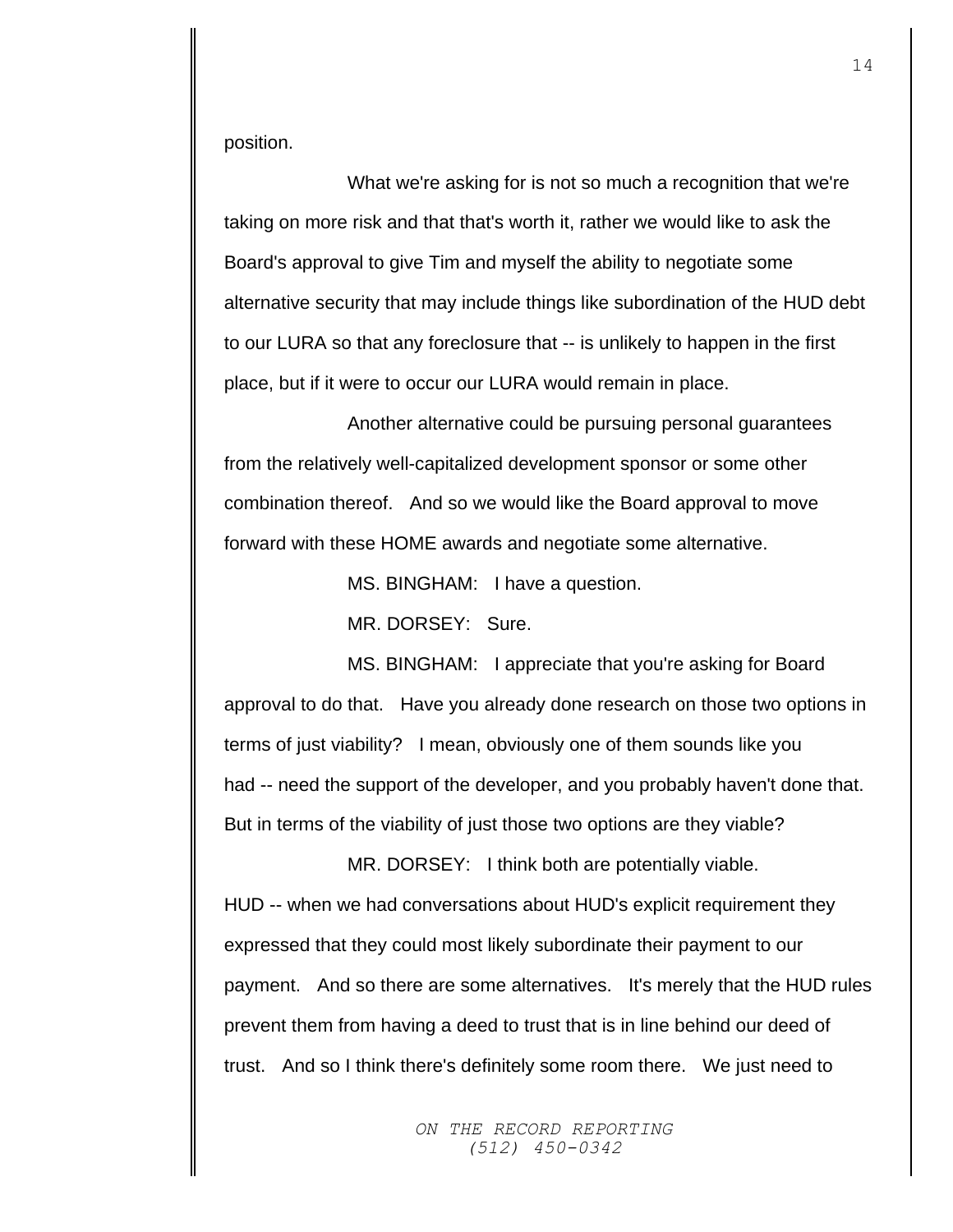position.

What we're asking for is not so much a recognition that we're taking on more risk and that that's worth it, rather we would like to ask the Board's approval to give Tim and myself the ability to negotiate some alternative security that may include things like subordination of the HUD debt to our LURA so that any foreclosure that -- is unlikely to happen in the first place, but if it were to occur our LURA would remain in place.

Another alternative could be pursuing personal guarantees from the relatively well-capitalized development sponsor or some other combination thereof. And so we would like the Board approval to move forward with these HOME awards and negotiate some alternative.

MS. BINGHAM: I have a question.

MR. DORSEY: Sure.

MS. BINGHAM: I appreciate that you're asking for Board approval to do that. Have you already done research on those two options in terms of just viability? I mean, obviously one of them sounds like you had -- need the support of the developer, and you probably haven't done that. But in terms of the viability of just those two options are they viable?

MR. DORSEY: I think both are potentially viable. HUD -- when we had conversations about HUD's explicit requirement they expressed that they could most likely subordinate their payment to our payment. And so there are some alternatives. It's merely that the HUD rules prevent them from having a deed to trust that is in line behind our deed of trust. And so I think there's definitely some room there. We just need to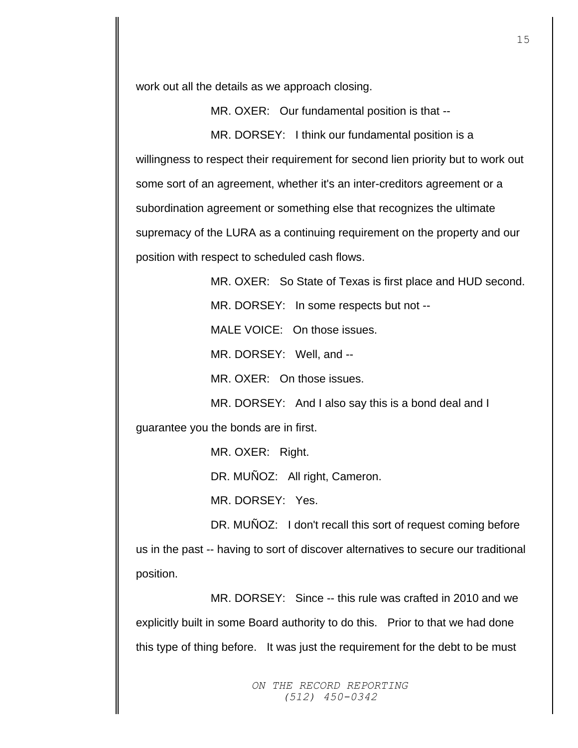work out all the details as we approach closing.

MR. OXER: Our fundamental position is that --

MR. DORSEY: I think our fundamental position is a willingness to respect their requirement for second lien priority but to work out some sort of an agreement, whether it's an inter-creditors agreement or a subordination agreement or something else that recognizes the ultimate supremacy of the LURA as a continuing requirement on the property and our position with respect to scheduled cash flows.

MR. OXER: So State of Texas is first place and HUD second.

MR. DORSEY: In some respects but not --

MALE VOICE: On those issues.

MR. DORSEY: Well, and --

MR. OXER: On those issues.

MR. DORSEY: And I also say this is a bond deal and I guarantee you the bonds are in first.

MR. OXER: Right.

DR. MUÑOZ: All right, Cameron.

MR. DORSEY: Yes.

DR. MUÑOZ: I don't recall this sort of request coming before us in the past -- having to sort of discover alternatives to secure our traditional position.

MR. DORSEY: Since -- this rule was crafted in 2010 and we explicitly built in some Board authority to do this. Prior to that we had done this type of thing before. It was just the requirement for the debt to be must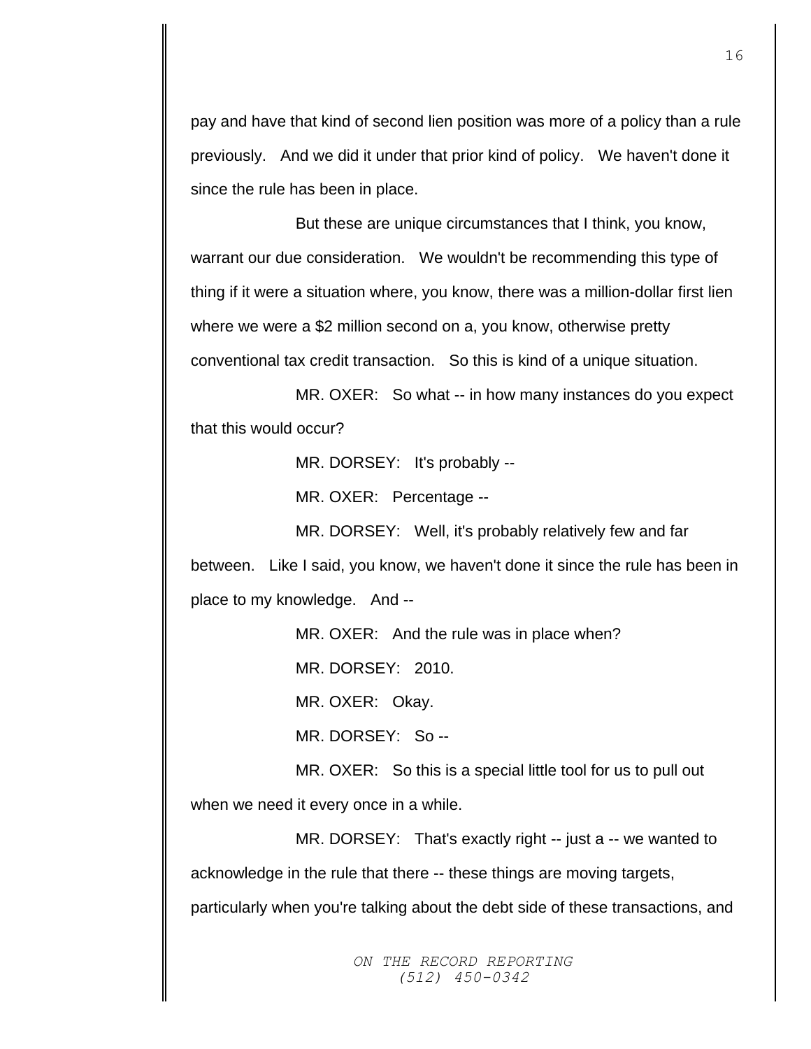pay and have that kind of second lien position was more of a policy than a rule previously. And we did it under that prior kind of policy. We haven't done it since the rule has been in place.

But these are unique circumstances that I think, you know, warrant our due consideration. We wouldn't be recommending this type of thing if it were a situation where, you know, there was a million-dollar first lien where we were a $2 million second on a, you know, otherwise pretty conventional tax credit transaction. So this is kind of a unique situation.

MR. OXER: So what -- in how many instances do you expect that this would occur?

MR. DORSEY: It's probably --

MR. OXER: Percentage --

MR. DORSEY: Well, it's probably relatively few and far between. Like I said, you know, we haven't done it since the rule has been in place to my knowledge. And --

MR. OXER: And the rule was in place when?

MR. DORSEY: 2010.

MR. OXER: Okay.

MR. DORSEY: So --

MR. OXER: So this is a special little tool for us to pull out when we need it every once in a while.

MR. DORSEY: That's exactly right -- just a -- we wanted to acknowledge in the rule that there -- these things are moving targets, particularly when you're talking about the debt side of these transactions, and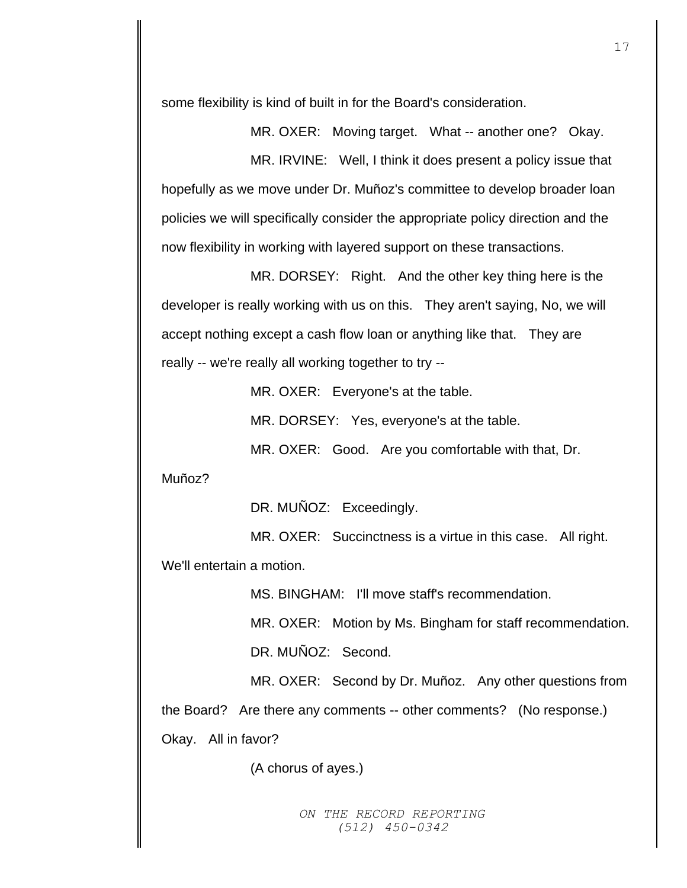some flexibility is kind of built in for the Board's consideration.

MR. OXER: Moving target. What -- another one? Okay.

MR. IRVINE: Well, I think it does present a policy issue that hopefully as we move under Dr. Muñoz's committee to develop broader loan policies we will specifically consider the appropriate policy direction and the now flexibility in working with layered support on these transactions.

MR. DORSEY: Right. And the other key thing here is the developer is really working with us on this. They aren't saying, No, we will accept nothing except a cash flow loan or anything like that. They are really -- we're really all working together to try --

MR. OXER: Everyone's at the table.

MR. DORSEY: Yes, everyone's at the table.

MR. OXER: Good. Are you comfortable with that, Dr. Muñoz?

DR. MUÑOZ: Exceedingly.

MR. OXER: Succinctness is a virtue in this case. All right. We'll entertain a motion.

MS. BINGHAM: I'll move staff's recommendation.

MR. OXER: Motion by Ms. Bingham for staff recommendation.

DR. MUÑOZ: Second.

MR. OXER: Second by Dr. Muñoz. Any other questions from the Board? Are there any comments -- other comments? (No response.) Okay. All in favor?

(A chorus of ayes.)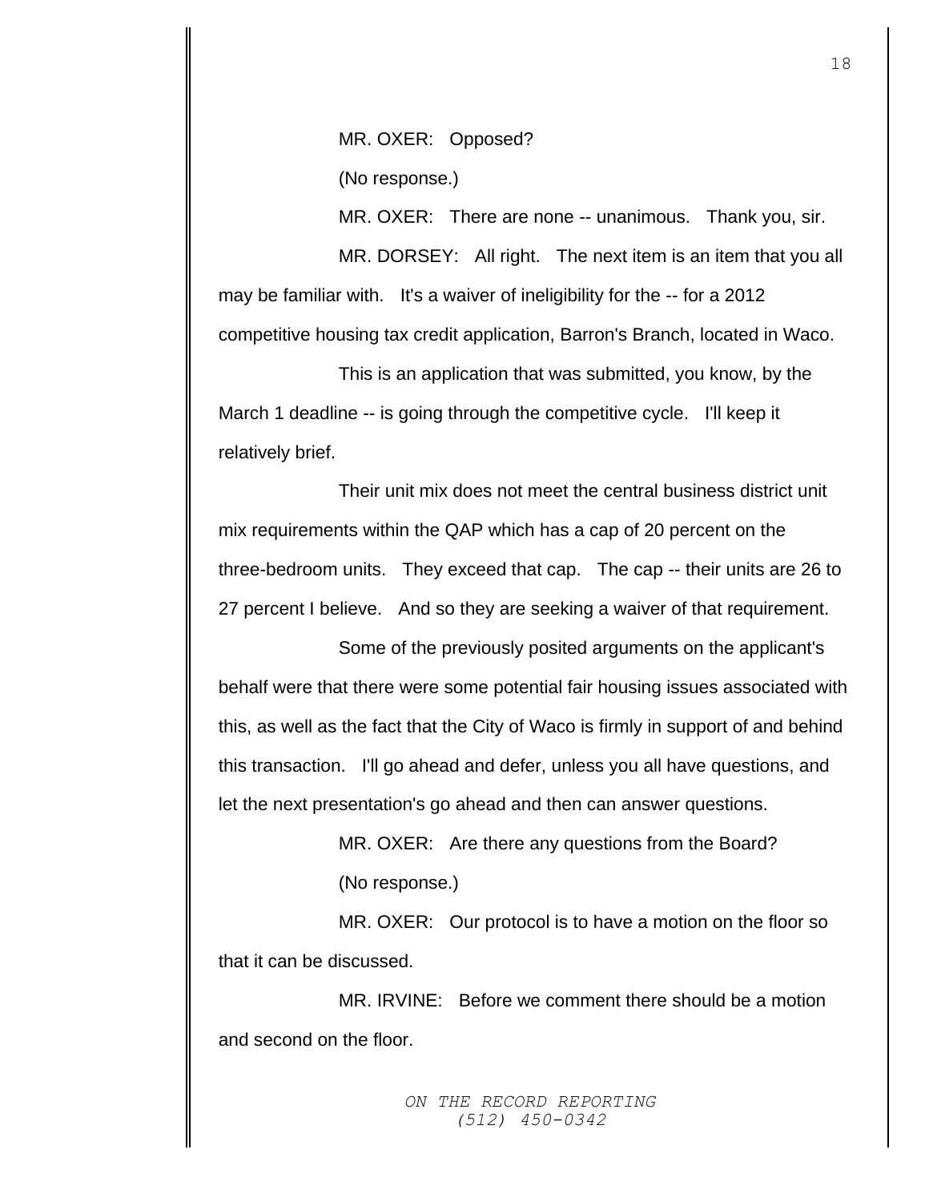MR. OXER: Opposed?

(No response.)

MR. OXER: There are none -- unanimous. Thank you, sir.

MR. DORSEY: All right. The next item is an item that you all may be familiar with. It's a waiver of ineligibility for the -- for a 2012 competitive housing tax credit application, Barron's Branch, located in Waco.

This is an application that was submitted, you know, by the March 1 deadline -- is going through the competitive cycle. I'll keep it relatively brief.

Their unit mix does not meet the central business district unit mix requirements within the QAP which has a cap of 20 percent on the three-bedroom units. They exceed that cap. The cap -- their units are 26 to 27 percent I believe. And so they are seeking a waiver of that requirement.

Some of the previously posited arguments on the applicant's behalf were that there were some potential fair housing issues associated with this, as well as the fact that the City of Waco is firmly in support of and behind this transaction. I'll go ahead and defer, unless you all have questions, and let the next presentation's go ahead and then can answer questions.

MR. OXER: Are there any questions from the Board?

(No response.)

MR. OXER: Our protocol is to have a motion on the floor so that it can be discussed.

MR. IRVINE: Before we comment there should be a motion and second on the floor.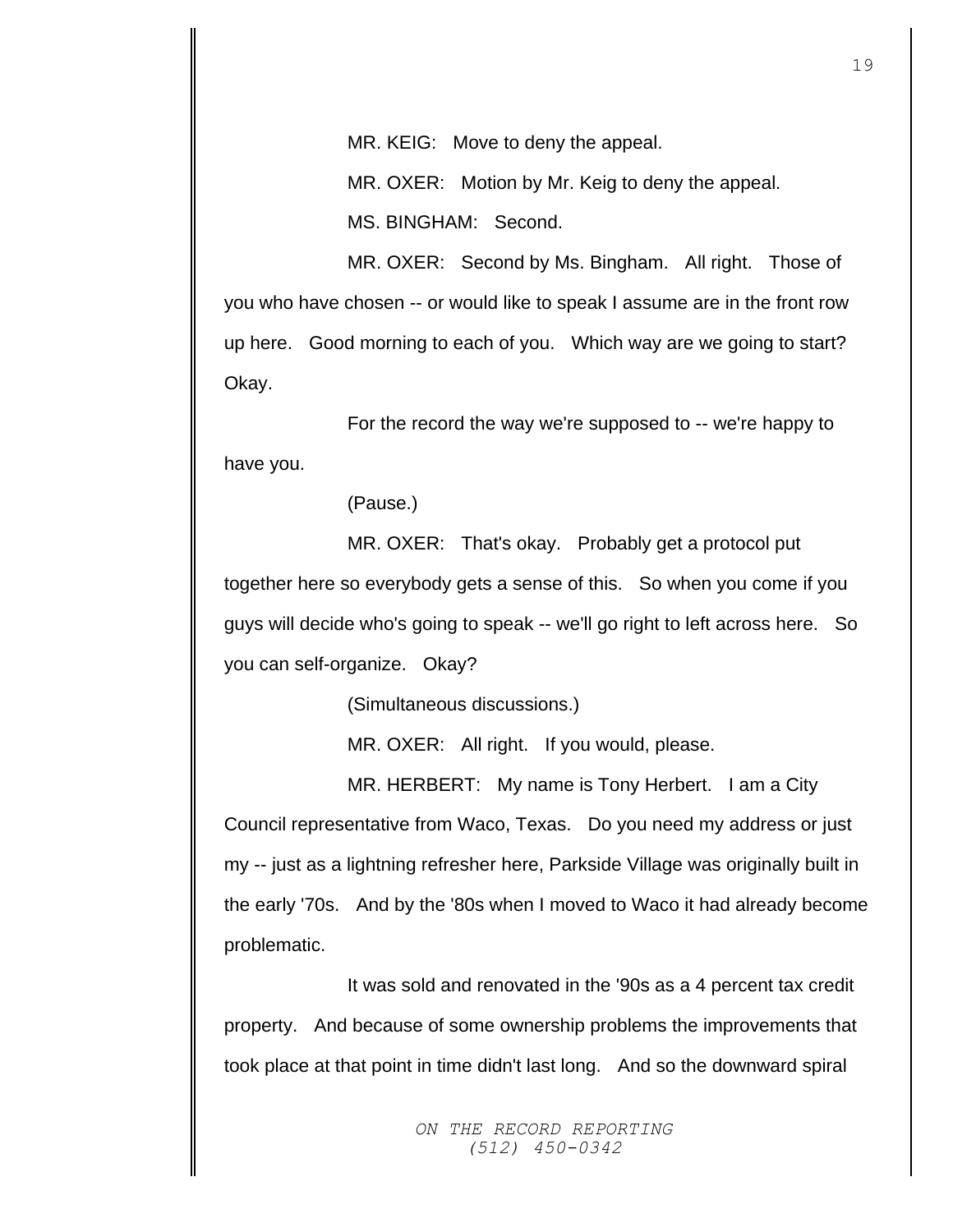MR. KEIG: Move to deny the appeal.

MR. OXER: Motion by Mr. Keig to deny the appeal.

MS. BINGHAM: Second.

MR. OXER: Second by Ms. Bingham. All right. Those of you who have chosen -- or would like to speak I assume are in the front row up here. Good morning to each of you. Which way are we going to start? Okay.

For the record the way we're supposed to -- we're happy to have you.

(Pause.)

MR. OXER: That's okay. Probably get a protocol put together here so everybody gets a sense of this. So when you come if you guys will decide who's going to speak -- we'll go right to left across here. So you can self-organize. Okay?

(Simultaneous discussions.)

MR. OXER: All right. If you would, please.

MR. HERBERT: My name is Tony Herbert. I am a City Council representative from Waco, Texas. Do you need my address or just my -- just as a lightning refresher here, Parkside Village was originally built in the early '70s. And by the '80s when I moved to Waco it had already become problematic.

It was sold and renovated in the '90s as a 4 percent tax credit property. And because of some ownership problems the improvements that took place at that point in time didn't last long. And so the downward spiral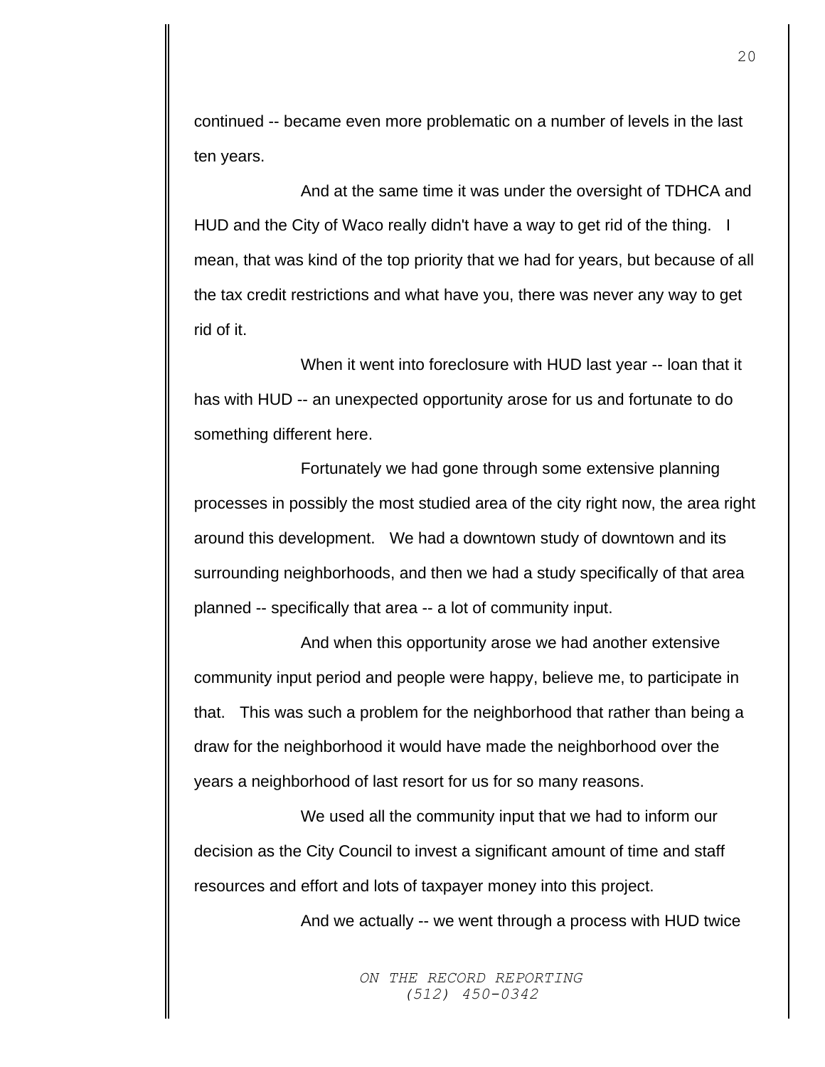continued -- became even more problematic on a number of levels in the last ten years.

And at the same time it was under the oversight of TDHCA and HUD and the City of Waco really didn't have a way to get rid of the thing. I mean, that was kind of the top priority that we had for years, but because of all the tax credit restrictions and what have you, there was never any way to get rid of it.

When it went into foreclosure with HUD last year -- loan that it has with HUD -- an unexpected opportunity arose for us and fortunate to do something different here.

Fortunately we had gone through some extensive planning processes in possibly the most studied area of the city right now, the area right around this development. We had a downtown study of downtown and its surrounding neighborhoods, and then we had a study specifically of that area planned -- specifically that area -- a lot of community input.

And when this opportunity arose we had another extensive community input period and people were happy, believe me, to participate in that. This was such a problem for the neighborhood that rather than being a draw for the neighborhood it would have made the neighborhood over the years a neighborhood of last resort for us for so many reasons.

We used all the community input that we had to inform our decision as the City Council to invest a significant amount of time and staff resources and effort and lots of taxpayer money into this project.

And we actually -- we went through a process with HUD twice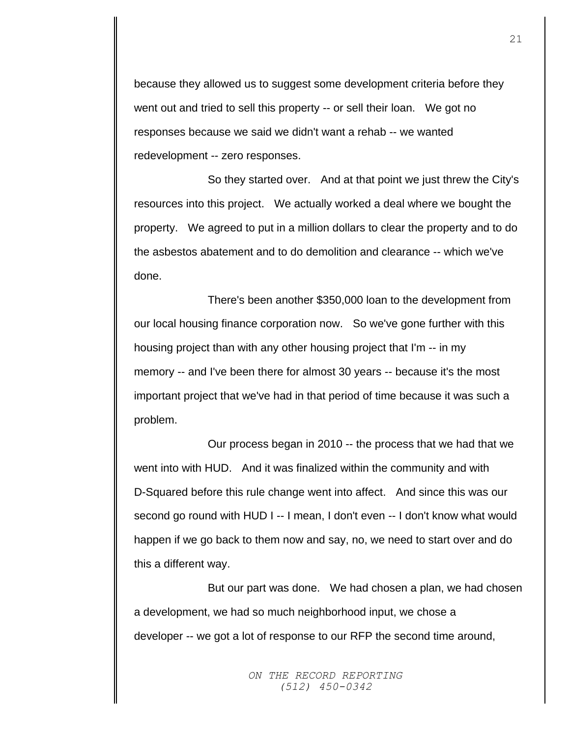because they allowed us to suggest some development criteria before they went out and tried to sell this property -- or sell their loan. We got no responses because we said we didn't want a rehab -- we wanted redevelopment -- zero responses.

So they started over. And at that point we just threw the City's resources into this project. We actually worked a deal where we bought the property. We agreed to put in a million dollars to clear the property and to do the asbestos abatement and to do demolition and clearance -- which we've done.

There's been another $350,000 loan to the development from our local housing finance corporation now. So we've gone further with this housing project than with any other housing project that I'm -- in my memory -- and I've been there for almost 30 years -- because it's the most important project that we've had in that period of time because it was such a problem.

Our process began in 2010 -- the process that we had that we went into with HUD. And it was finalized within the community and with D-Squared before this rule change went into affect. And since this was our second go round with HUD I -- I mean, I don't even -- I don't know what would happen if we go back to them now and say, no, we need to start over and do this a different way.

But our part was done. We had chosen a plan, we had chosen a development, we had so much neighborhood input, we chose a developer -- we got a lot of response to our RFP the second time around,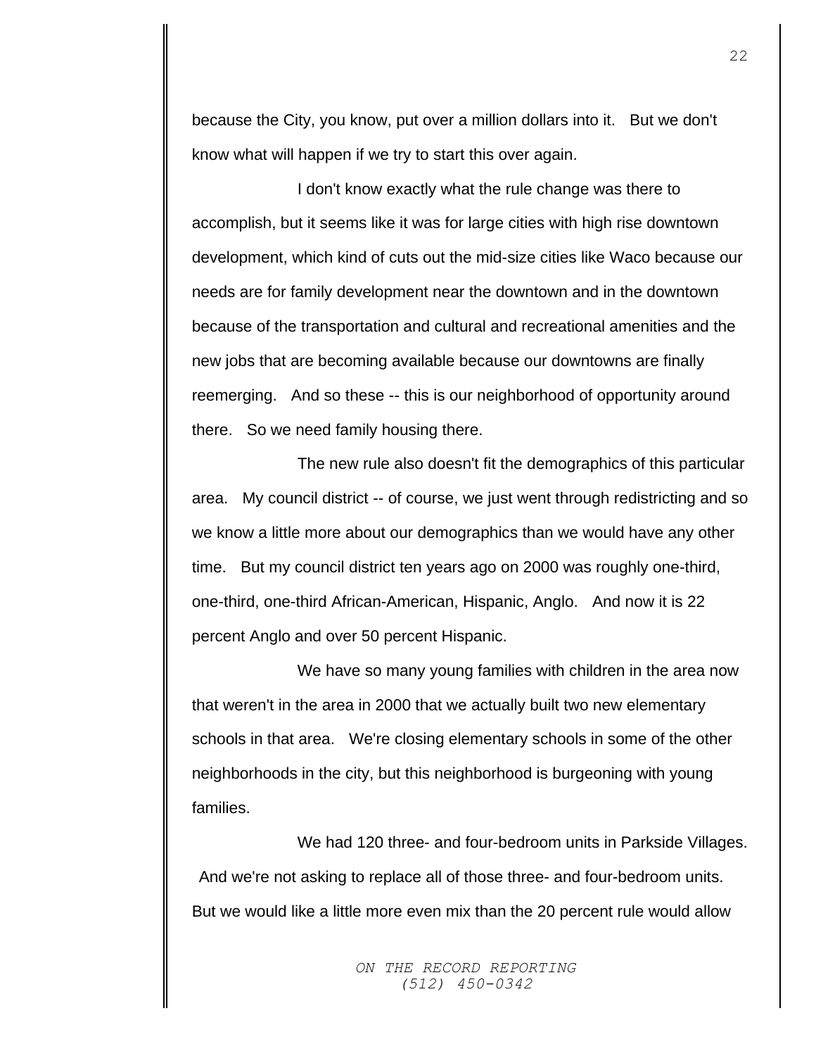because the City, you know, put over a million dollars into it. But we don't know what will happen if we try to start this over again.

I don't know exactly what the rule change was there to accomplish, but it seems like it was for large cities with high rise downtown development, which kind of cuts out the mid-size cities like Waco because our needs are for family development near the downtown and in the downtown because of the transportation and cultural and recreational amenities and the new jobs that are becoming available because our downtowns are finally reemerging. And so these -- this is our neighborhood of opportunity around there. So we need family housing there.

The new rule also doesn't fit the demographics of this particular area. My council district -- of course, we just went through redistricting and so we know a little more about our demographics than we would have any other time. But my council district ten years ago on 2000 was roughly one-third, one-third, one-third African-American, Hispanic, Anglo. And now it is 22 percent Anglo and over 50 percent Hispanic.

We have so many young families with children in the area now that weren't in the area in 2000 that we actually built two new elementary schools in that area. We're closing elementary schools in some of the other neighborhoods in the city, but this neighborhood is burgeoning with young families.

We had 120 three- and four-bedroom units in Parkside Villages. And we're not asking to replace all of those three- and four-bedroom units. But we would like a little more even mix than the 20 percent rule would allow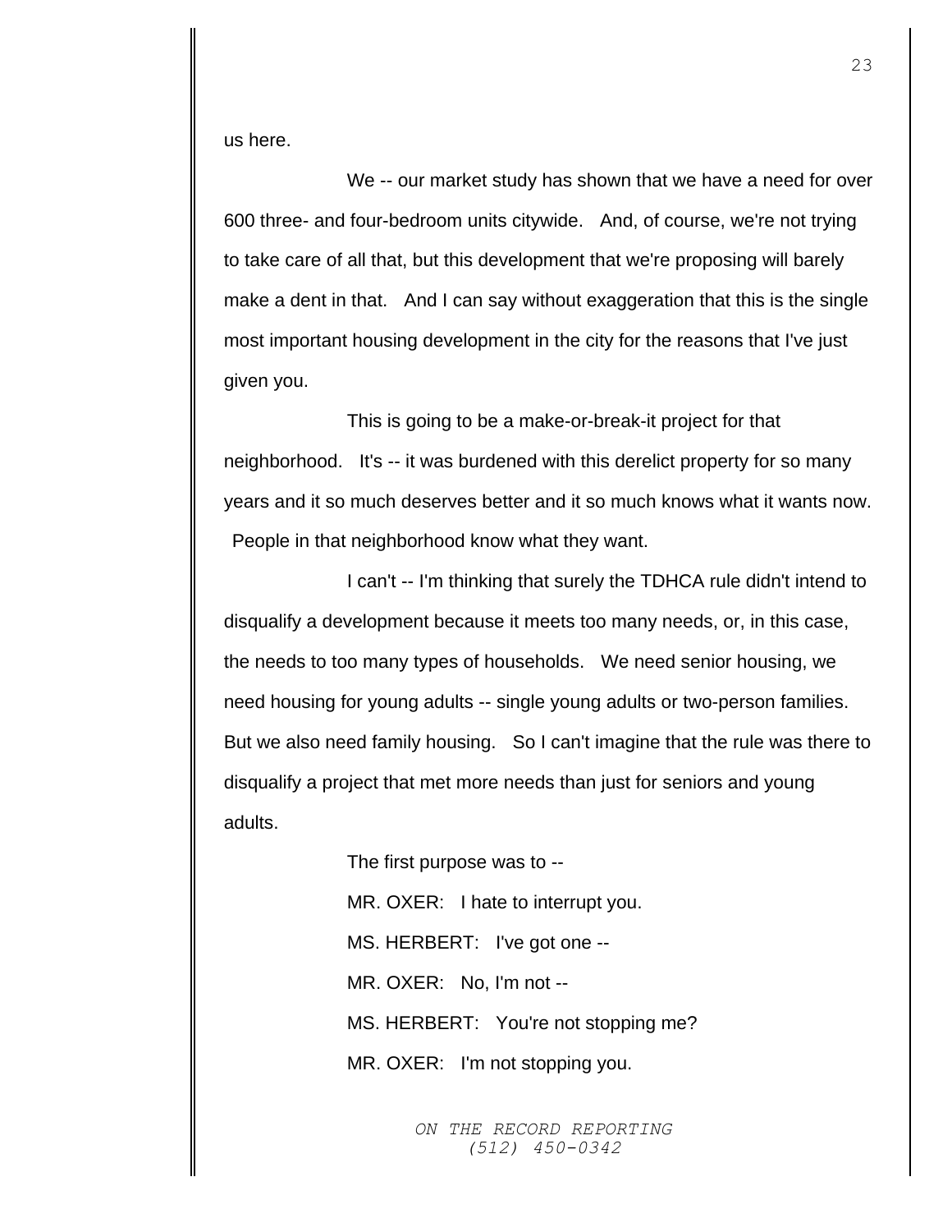us here.

We -- our market study has shown that we have a need for over 600 three- and four-bedroom units citywide. And, of course, we're not trying to take care of all that, but this development that we're proposing will barely make a dent in that. And I can say without exaggeration that this is the single most important housing development in the city for the reasons that I've just given you.

This is going to be a make-or-break-it project for that neighborhood. It's -- it was burdened with this derelict property for so many years and it so much deserves better and it so much knows what it wants now. People in that neighborhood know what they want.

I can't -- I'm thinking that surely the TDHCA rule didn't intend to disqualify a development because it meets too many needs, or, in this case, the needs to too many types of households. We need senior housing, we need housing for young adults -- single young adults or two-person families. But we also need family housing. So I can't imagine that the rule was there to disqualify a project that met more needs than just for seniors and young adults.

The first purpose was to --

MR. OXER: I hate to interrupt you.

MS. HERBERT: I've got one --

MR. OXER: No, I'm not --

MS. HERBERT: You're not stopping me?

MR. OXER: I'm not stopping you.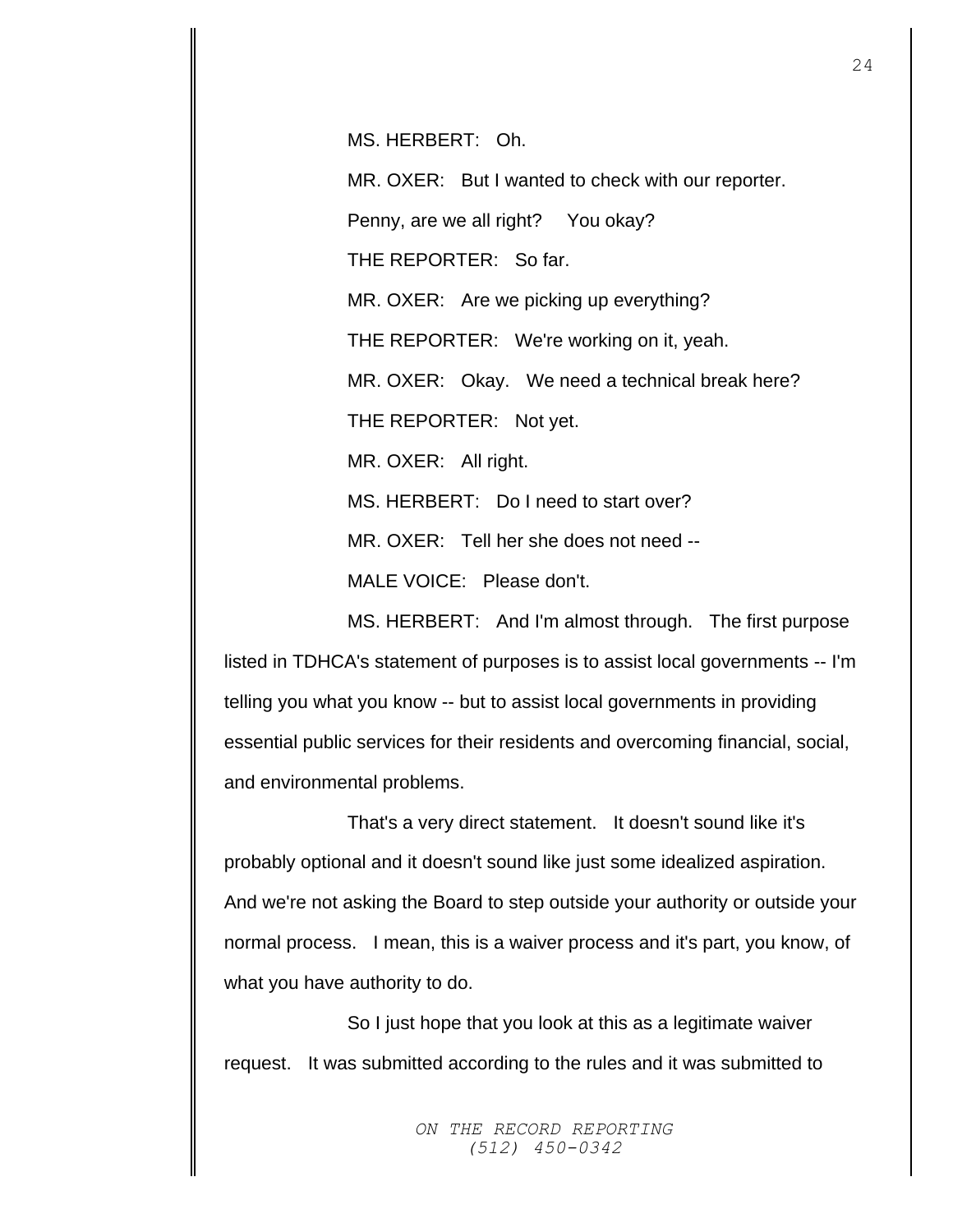MS. HERBERT: Oh.

MR. OXER: But I wanted to check with our reporter. Penny, are we all right? You okay?

THE REPORTER: So far.

MR. OXER: Are we picking up everything?

THE REPORTER: We're working on it, yeah.

MR. OXER: Okay. We need a technical break here?

THE REPORTER: Not yet.

MR. OXER: All right.

MS. HERBERT: Do I need to start over?

MR. OXER: Tell her she does not need --

MALE VOICE: Please don't.

MS. HERBERT: And I'm almost through. The first purpose listed in TDHCA's statement of purposes is to assist local governments -- I'm telling you what you know -- but to assist local governments in providing essential public services for their residents and overcoming financial, social, and environmental problems.

That's a very direct statement. It doesn't sound like it's probably optional and it doesn't sound like just some idealized aspiration. And we're not asking the Board to step outside your authority or outside your normal process. I mean, this is a waiver process and it's part, you know, of what you have authority to do.

So I just hope that you look at this as a legitimate waiver request. It was submitted according to the rules and it was submitted to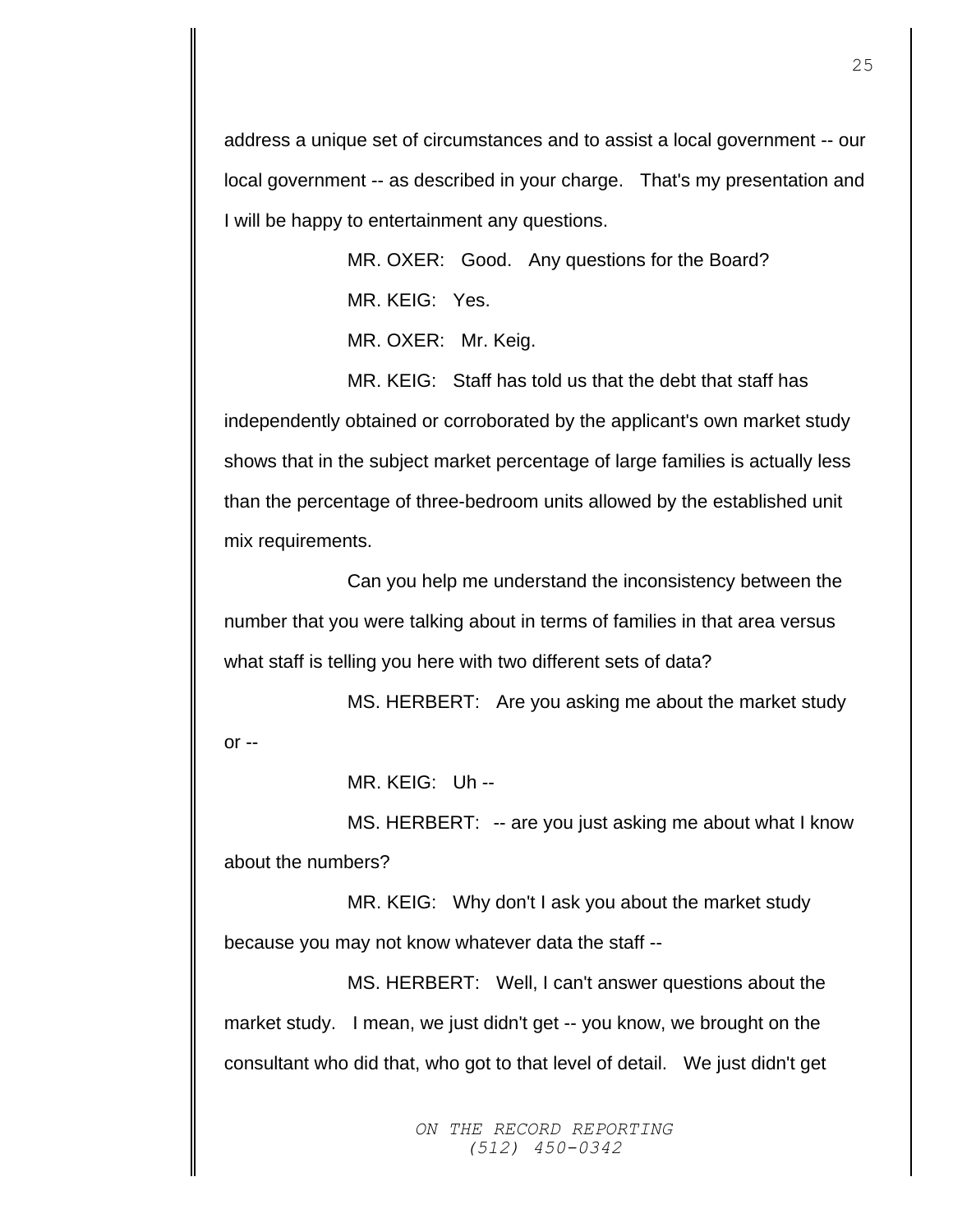address a unique set of circumstances and to assist a local government -- our local government -- as described in your charge. That's my presentation and I will be happy to entertainment any questions.

MR. OXER: Good. Any questions for the Board?

MR. KEIG: Yes.

MR. OXER: Mr. Keig.

MR. KEIG: Staff has told us that the debt that staff has independently obtained or corroborated by the applicant's own market study shows that in the subject market percentage of large families is actually less than the percentage of three-bedroom units allowed by the established unit mix requirements.

Can you help me understand the inconsistency between the number that you were talking about in terms of families in that area versus what staff is telling you here with two different sets of data?

MS. HERBERT: Are you asking me about the market study or --

MR. KEIG: Uh --

MS. HERBERT: -- are you just asking me about what I know about the numbers?

MR. KEIG: Why don't I ask you about the market study because you may not know whatever data the staff --

MS. HERBERT: Well, I can't answer questions about the market study. I mean, we just didn't get -- you know, we brought on the consultant who did that, who got to that level of detail. We just didn't get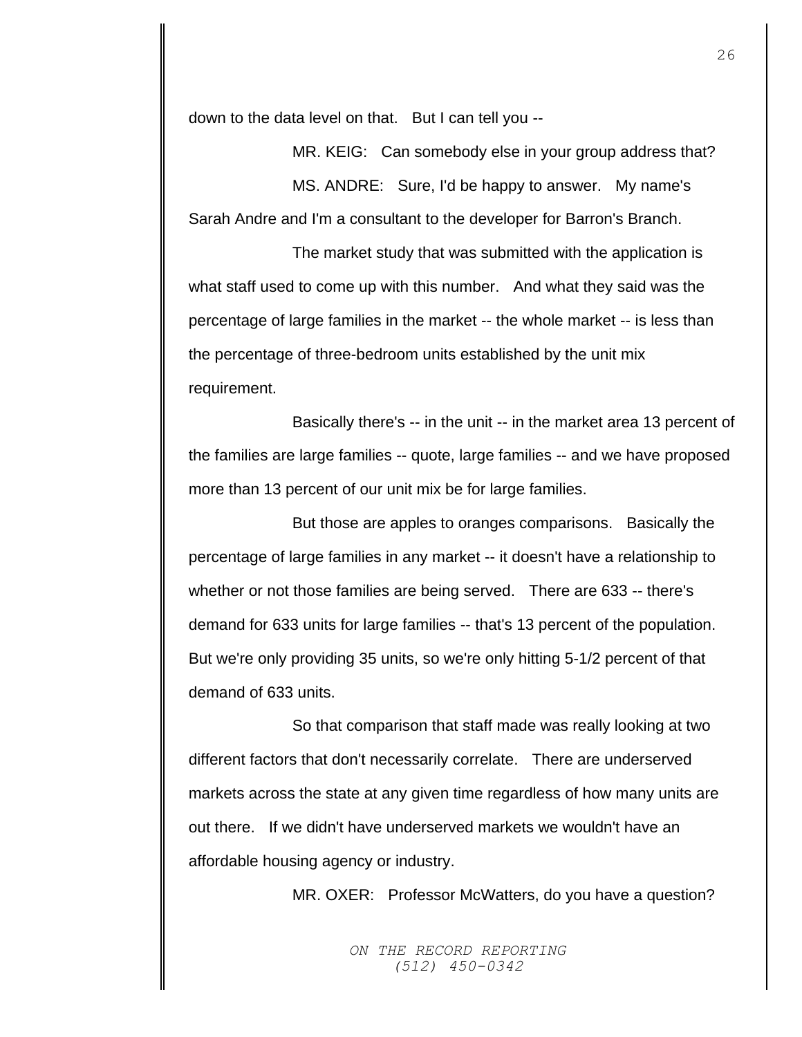down to the data level on that. But I can tell you --

MR. KEIG: Can somebody else in your group address that?

MS. ANDRE: Sure, I'd be happy to answer. My name's Sarah Andre and I'm a consultant to the developer for Barron's Branch.

The market study that was submitted with the application is what staff used to come up with this number. And what they said was the percentage of large families in the market -- the whole market -- is less than the percentage of three-bedroom units established by the unit mix requirement.

Basically there's -- in the unit -- in the market area 13 percent of the families are large families -- quote, large families -- and we have proposed more than 13 percent of our unit mix be for large families.

But those are apples to oranges comparisons. Basically the percentage of large families in any market -- it doesn't have a relationship to whether or not those families are being served. There are 633 -- there's demand for 633 units for large families -- that's 13 percent of the population. But we're only providing 35 units, so we're only hitting 5-1/2 percent of that demand of 633 units.

So that comparison that staff made was really looking at two different factors that don't necessarily correlate. There are underserved markets across the state at any given time regardless of how many units are out there. If we didn't have underserved markets we wouldn't have an affordable housing agency or industry.

MR. OXER: Professor McWatters, do you have a question?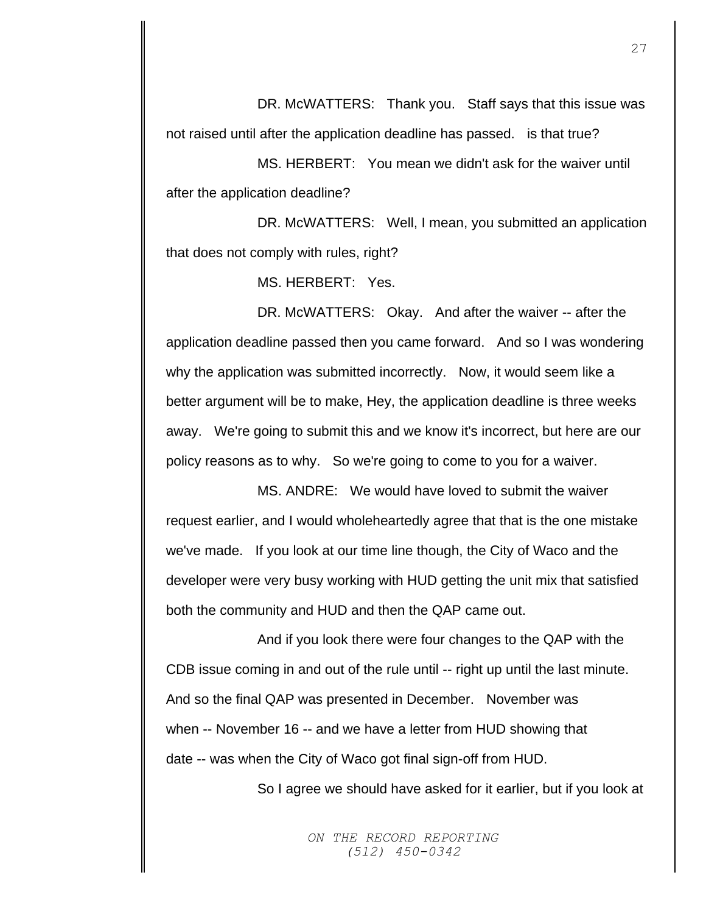DR. McWATTERS: Thank you. Staff says that this issue was not raised until after the application deadline has passed. is that true?

MS. HERBERT: You mean we didn't ask for the waiver until after the application deadline?

DR. McWATTERS: Well, I mean, you submitted an application that does not comply with rules, right?

MS. HERBERT: Yes.

DR. McWATTERS: Okay. And after the waiver -- after the application deadline passed then you came forward. And so I was wondering why the application was submitted incorrectly. Now, it would seem like a better argument will be to make, Hey, the application deadline is three weeks away. We're going to submit this and we know it's incorrect, but here are our policy reasons as to why. So we're going to come to you for a waiver.

MS. ANDRE: We would have loved to submit the waiver request earlier, and I would wholeheartedly agree that that is the one mistake we've made. If you look at our time line though, the City of Waco and the developer were very busy working with HUD getting the unit mix that satisfied both the community and HUD and then the QAP came out.

And if you look there were four changes to the QAP with the CDB issue coming in and out of the rule until -- right up until the last minute. And so the final QAP was presented in December. November was when -- November 16 -- and we have a letter from HUD showing that date -- was when the City of Waco got final sign-off from HUD.

So I agree we should have asked for it earlier, but if you look at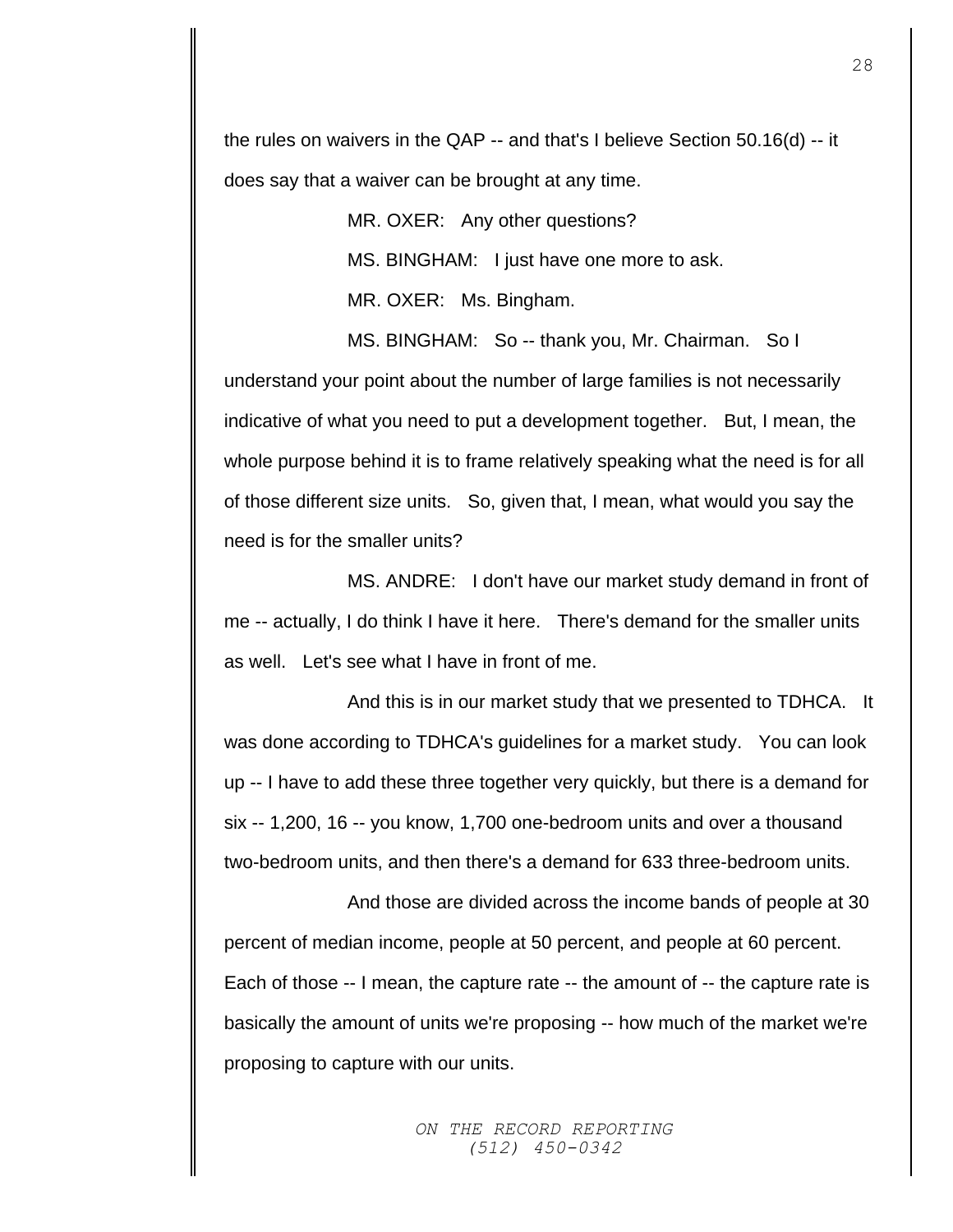the rules on waivers in the QAP -- and that's I believe Section 50.16(d) -- it does say that a waiver can be brought at any time.

MR. OXER: Any other questions?

MS. BINGHAM: I just have one more to ask.

MR. OXER: Ms. Bingham.

MS. BINGHAM: So -- thank you, Mr. Chairman. So I understand your point about the number of large families is not necessarily indicative of what you need to put a development together. But, I mean, the whole purpose behind it is to frame relatively speaking what the need is for all of those different size units. So, given that, I mean, what would you say the need is for the smaller units?

MS. ANDRE: I don't have our market study demand in front of me -- actually, I do think I have it here. There's demand for the smaller units as well. Let's see what I have in front of me.

And this is in our market study that we presented to TDHCA. It was done according to TDHCA's guidelines for a market study. You can look up -- I have to add these three together very quickly, but there is a demand for six -- 1,200, 16 -- you know, 1,700 one-bedroom units and over a thousand two-bedroom units, and then there's a demand for 633 three-bedroom units.

And those are divided across the income bands of people at 30 percent of median income, people at 50 percent, and people at 60 percent. Each of those -- I mean, the capture rate -- the amount of -- the capture rate is basically the amount of units we're proposing -- how much of the market we're proposing to capture with our units.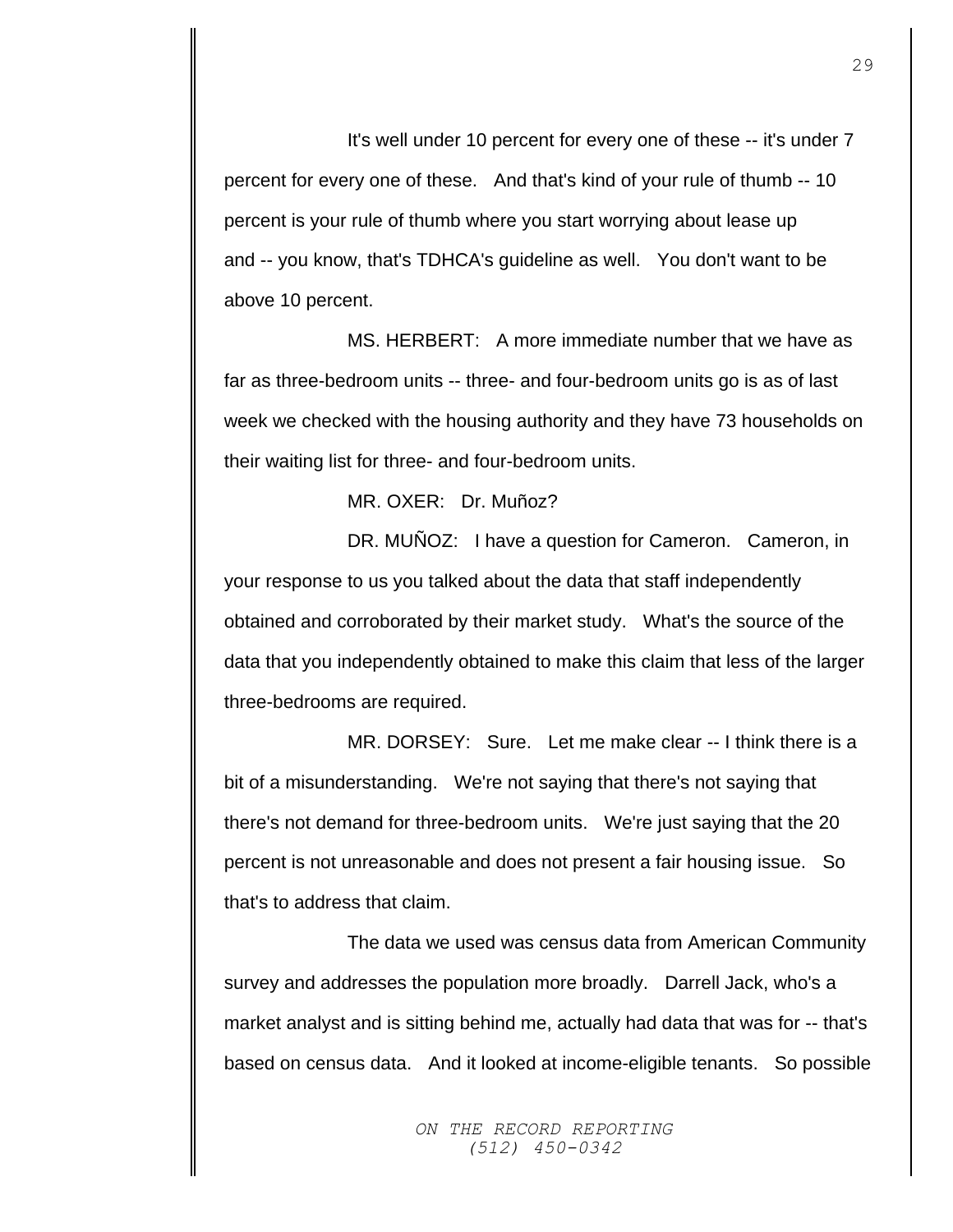It's well under 10 percent for every one of these -- it's under 7 percent for every one of these. And that's kind of your rule of thumb -- 10 percent is your rule of thumb where you start worrying about lease up and -- you know, that's TDHCA's guideline as well. You don't want to be above 10 percent.

MS. HERBERT: A more immediate number that we have as far as three-bedroom units -- three- and four-bedroom units go is as of last week we checked with the housing authority and they have 73 households on their waiting list for three- and four-bedroom units.

MR. OXER: Dr. Muñoz?

DR. MUÑOZ: I have a question for Cameron. Cameron, in your response to us you talked about the data that staff independently obtained and corroborated by their market study. What's the source of the data that you independently obtained to make this claim that less of the larger three-bedrooms are required.

MR. DORSEY: Sure. Let me make clear -- I think there is a bit of a misunderstanding. We're not saying that there's not saying that there's not demand for three-bedroom units. We're just saying that the 20 percent is not unreasonable and does not present a fair housing issue. So that's to address that claim.

The data we used was census data from American Community survey and addresses the population more broadly. Darrell Jack, who's a market analyst and is sitting behind me, actually had data that was for -- that's based on census data. And it looked at income-eligible tenants. So possible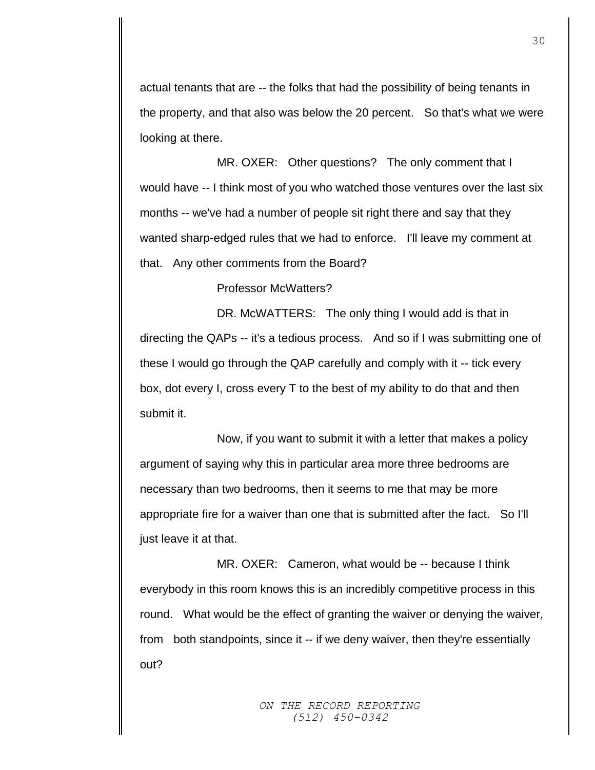actual tenants that are -- the folks that had the possibility of being tenants in the property, and that also was below the 20 percent. So that's what we were looking at there.

MR. OXER: Other questions? The only comment that I would have -- I think most of you who watched those ventures over the last six months -- we've had a number of people sit right there and say that they wanted sharp-edged rules that we had to enforce. I'll leave my comment at that. Any other comments from the Board?

Professor McWatters?

DR. McWATTERS: The only thing I would add is that in directing the QAPs -- it's a tedious process. And so if I was submitting one of these I would go through the QAP carefully and comply with it -- tick every box, dot every I, cross every T to the best of my ability to do that and then submit it.

Now, if you want to submit it with a letter that makes a policy argument of saying why this in particular area more three bedrooms are necessary than two bedrooms, then it seems to me that may be more appropriate fire for a waiver than one that is submitted after the fact. So I'll just leave it at that.

MR. OXER: Cameron, what would be -- because I think everybody in this room knows this is an incredibly competitive process in this round. What would be the effect of granting the waiver or denying the waiver, from both standpoints, since it -- if we deny waiver, then they're essentially out?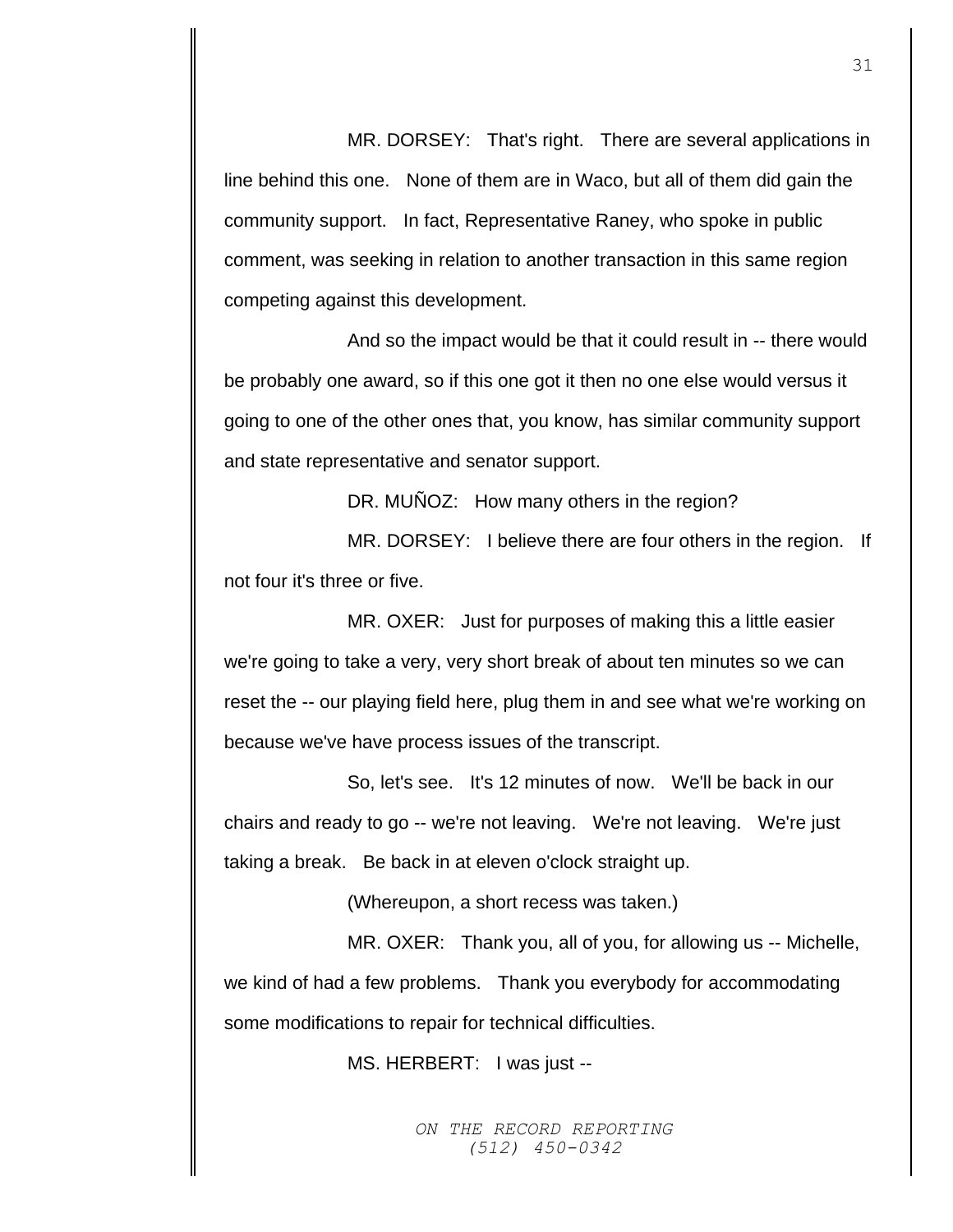MR. DORSEY: That's right. There are several applications in line behind this one. None of them are in Waco, but all of them did gain the community support. In fact, Representative Raney, who spoke in public comment, was seeking in relation to another transaction in this same region competing against this development.

And so the impact would be that it could result in -- there would be probably one award, so if this one got it then no one else would versus it going to one of the other ones that, you know, has similar community support and state representative and senator support.

DR. MUÑOZ: How many others in the region?

MR. DORSEY: I believe there are four others in the region. If not four it's three or five.

MR. OXER: Just for purposes of making this a little easier we're going to take a very, very short break of about ten minutes so we can reset the -- our playing field here, plug them in and see what we're working on because we've have process issues of the transcript.

So, let's see. It's 12 minutes of now. We'll be back in our chairs and ready to go -- we're not leaving. We're not leaving. We're just taking a break. Be back in at eleven o'clock straight up.

(Whereupon, a short recess was taken.)

MR. OXER: Thank you, all of you, for allowing us -- Michelle, we kind of had a few problems. Thank you everybody for accommodating some modifications to repair for technical difficulties.

MS. HERBERT: I was just --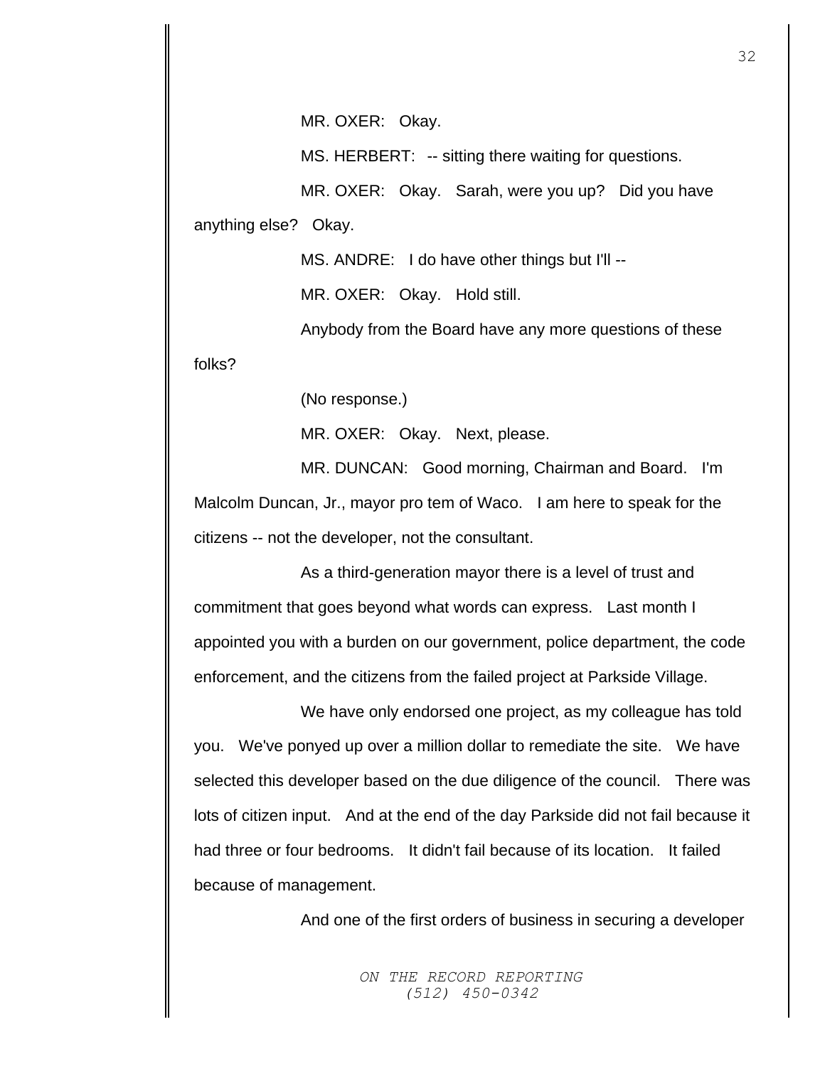MR. OXER: Okay.

MS. HERBERT: -- sitting there waiting for questions.

MR. OXER: Okay. Sarah, were you up? Did you have anything else? Okay.

MS. ANDRE: I do have other things but I'll --

MR. OXER: Okay. Hold still.

Anybody from the Board have any more questions of these folks?

(No response.)

MR. OXER: Okay. Next, please.

MR. DUNCAN: Good morning, Chairman and Board. I'm Malcolm Duncan, Jr., mayor pro tem of Waco. I am here to speak for the citizens -- not the developer, not the consultant.

As a third-generation mayor there is a level of trust and commitment that goes beyond what words can express. Last month I appointed you with a burden on our government, police department, the code enforcement, and the citizens from the failed project at Parkside Village.

We have only endorsed one project, as my colleague has told you. We've ponyed up over a million dollar to remediate the site. We have selected this developer based on the due diligence of the council. There was lots of citizen input. And at the end of the day Parkside did not fail because it had three or four bedrooms. It didn't fail because of its location. It failed because of management.

And one of the first orders of business in securing a developer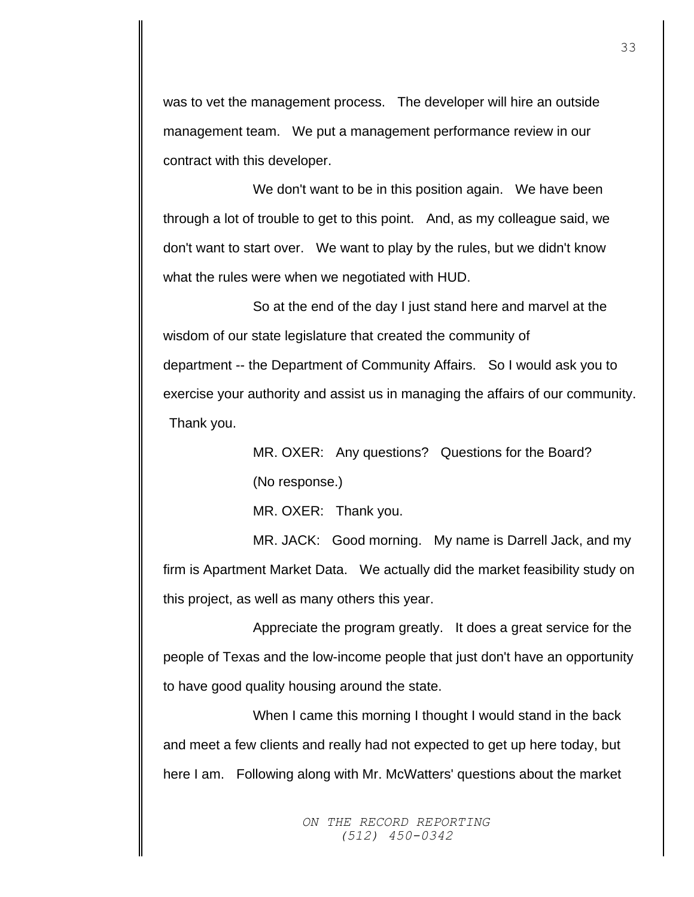was to vet the management process. The developer will hire an outside management team. We put a management performance review in our contract with this developer.

We don't want to be in this position again. We have been through a lot of trouble to get to this point. And, as my colleague said, we don't want to start over. We want to play by the rules, but we didn't know what the rules were when we negotiated with HUD.

So at the end of the day I just stand here and marvel at the wisdom of our state legislature that created the community of department -- the Department of Community Affairs. So I would ask you to exercise your authority and assist us in managing the affairs of our community. Thank you.

MR. OXER: Any questions? Questions for the Board?

(No response.)

MR. OXER: Thank you.

MR. JACK: Good morning. My name is Darrell Jack, and my firm is Apartment Market Data. We actually did the market feasibility study on this project, as well as many others this year.

Appreciate the program greatly. It does a great service for the people of Texas and the low-income people that just don't have an opportunity to have good quality housing around the state.

When I came this morning I thought I would stand in the back and meet a few clients and really had not expected to get up here today, but here I am. Following along with Mr. McWatters' questions about the market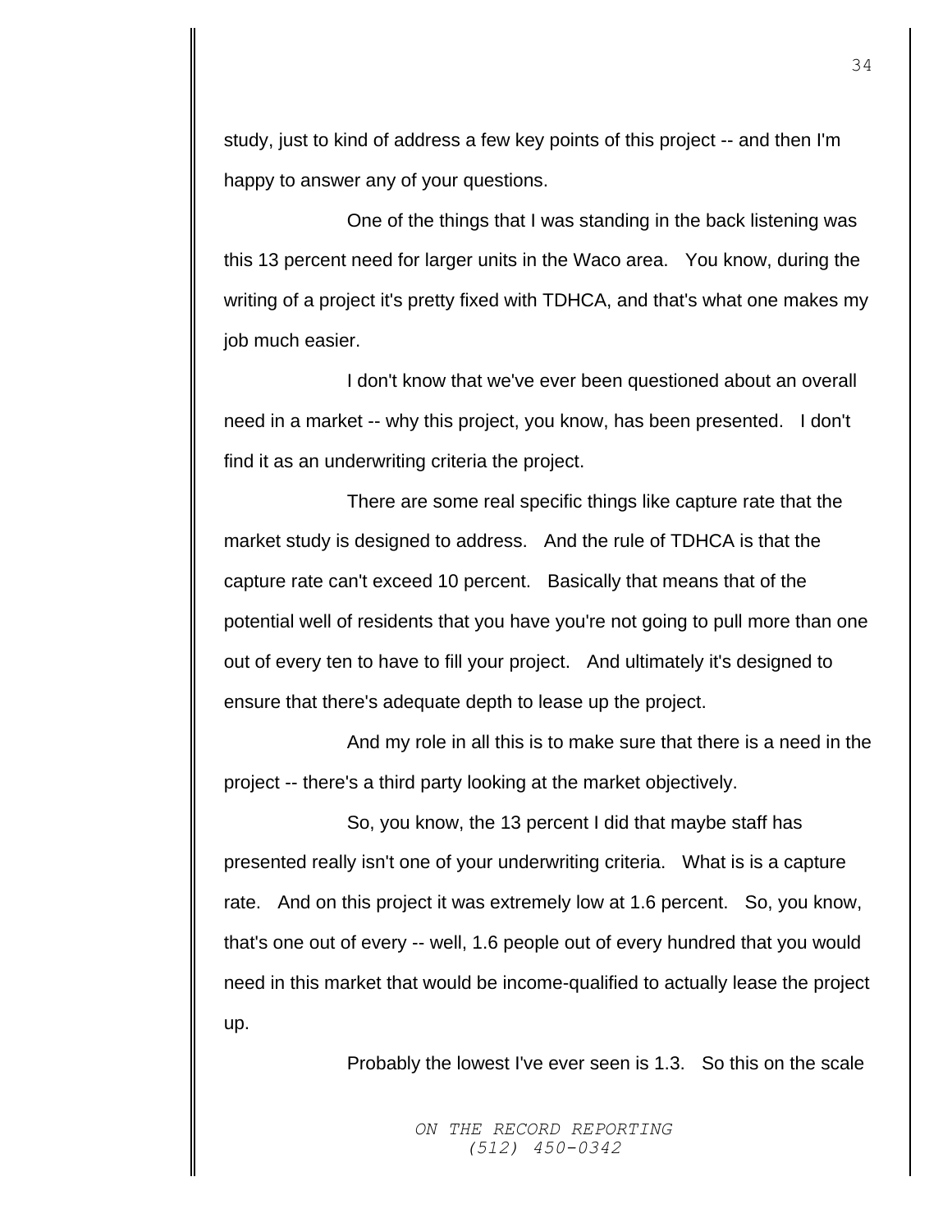study, just to kind of address a few key points of this project -- and then I'm happy to answer any of your questions.

One of the things that I was standing in the back listening was this 13 percent need for larger units in the Waco area. You know, during the writing of a project it's pretty fixed with TDHCA, and that's what one makes my job much easier.

I don't know that we've ever been questioned about an overall need in a market -- why this project, you know, has been presented. I don't find it as an underwriting criteria the project.

There are some real specific things like capture rate that the market study is designed to address. And the rule of TDHCA is that the capture rate can't exceed 10 percent. Basically that means that of the potential well of residents that you have you're not going to pull more than one out of every ten to have to fill your project. And ultimately it's designed to ensure that there's adequate depth to lease up the project.

And my role in all this is to make sure that there is a need in the project -- there's a third party looking at the market objectively.

So, you know, the 13 percent I did that maybe staff has presented really isn't one of your underwriting criteria. What is is a capture rate. And on this project it was extremely low at 1.6 percent. So, you know, that's one out of every -- well, 1.6 people out of every hundred that you would need in this market that would be income-qualified to actually lease the project up.

Probably the lowest I've ever seen is 1.3. So this on the scale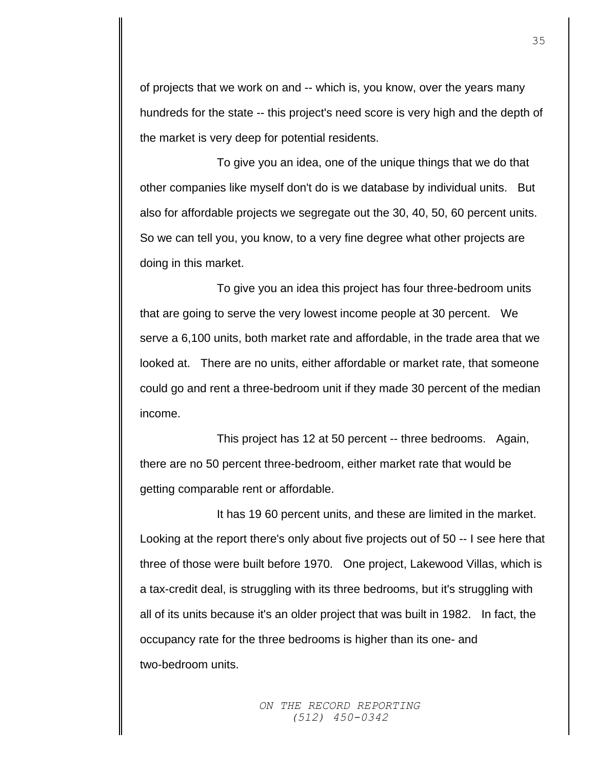of projects that we work on and -- which is, you know, over the years many hundreds for the state -- this project's need score is very high and the depth of the market is very deep for potential residents.

To give you an idea, one of the unique things that we do that other companies like myself don't do is we database by individual units. But also for affordable projects we segregate out the 30, 40, 50, 60 percent units. So we can tell you, you know, to a very fine degree what other projects are doing in this market.

To give you an idea this project has four three-bedroom units that are going to serve the very lowest income people at 30 percent. We serve a 6,100 units, both market rate and affordable, in the trade area that we looked at. There are no units, either affordable or market rate, that someone could go and rent a three-bedroom unit if they made 30 percent of the median income.

This project has 12 at 50 percent -- three bedrooms. Again, there are no 50 percent three-bedroom, either market rate that would be getting comparable rent or affordable.

It has 19 60 percent units, and these are limited in the market. Looking at the report there's only about five projects out of 50 -- I see here that three of those were built before 1970. One project, Lakewood Villas, which is a tax-credit deal, is struggling with its three bedrooms, but it's struggling with all of its units because it's an older project that was built in 1982. In fact, the occupancy rate for the three bedrooms is higher than its one- and two-bedroom units.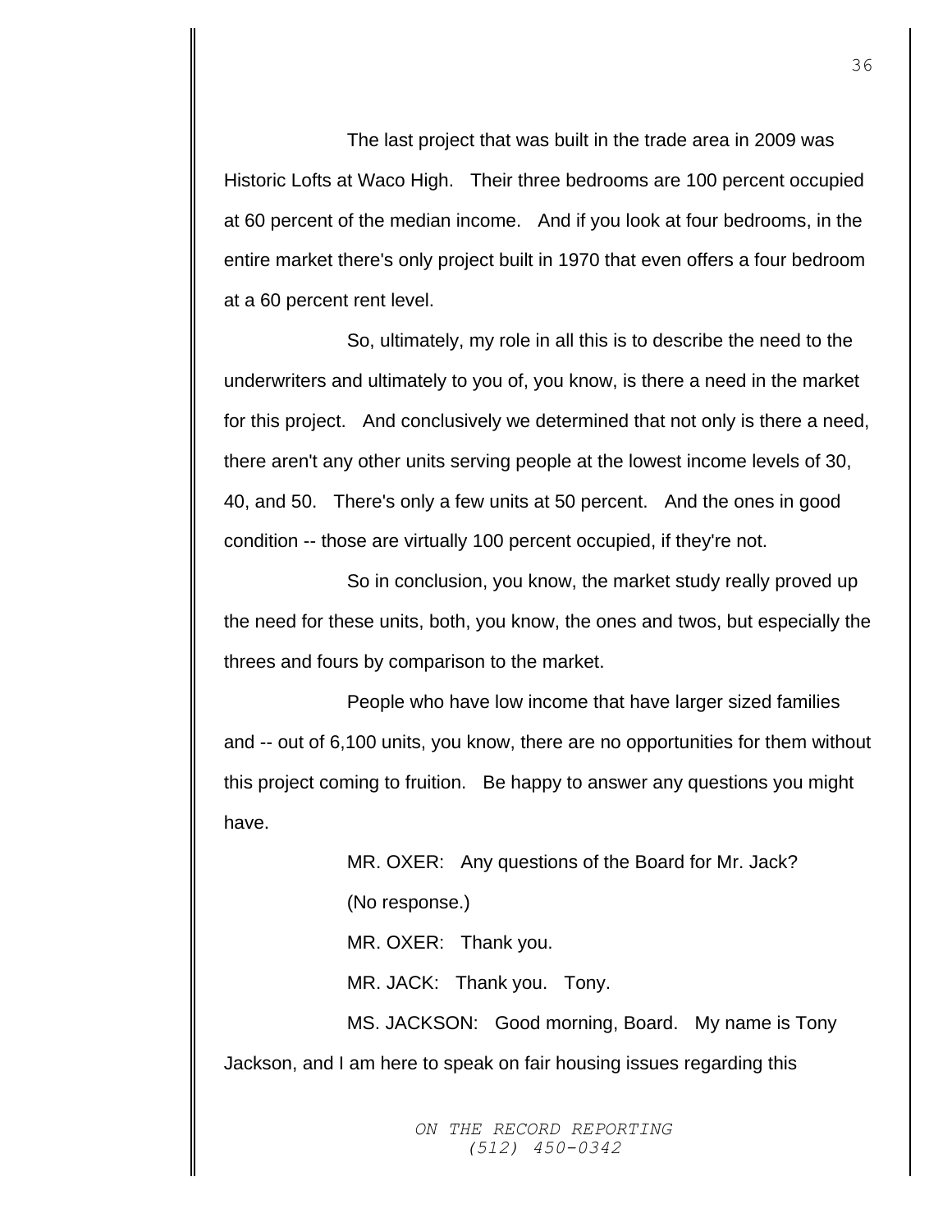The last project that was built in the trade area in 2009 was Historic Lofts at Waco High. Their three bedrooms are 100 percent occupied at 60 percent of the median income. And if you look at four bedrooms, in the entire market there's only project built in 1970 that even offers a four bedroom at a 60 percent rent level.

So, ultimately, my role in all this is to describe the need to the underwriters and ultimately to you of, you know, is there a need in the market for this project. And conclusively we determined that not only is there a need, there aren't any other units serving people at the lowest income levels of 30, 40, and 50. There's only a few units at 50 percent. And the ones in good condition -- those are virtually 100 percent occupied, if they're not.

So in conclusion, you know, the market study really proved up the need for these units, both, you know, the ones and twos, but especially the threes and fours by comparison to the market.

People who have low income that have larger sized families and -- out of 6,100 units, you know, there are no opportunities for them without this project coming to fruition. Be happy to answer any questions you might have.

MR. OXER: Any questions of the Board for Mr. Jack?

(No response.)

MR. OXER: Thank you.

MR. JACK: Thank you. Tony.

MS. JACKSON: Good morning, Board. My name is Tony Jackson, and I am here to speak on fair housing issues regarding this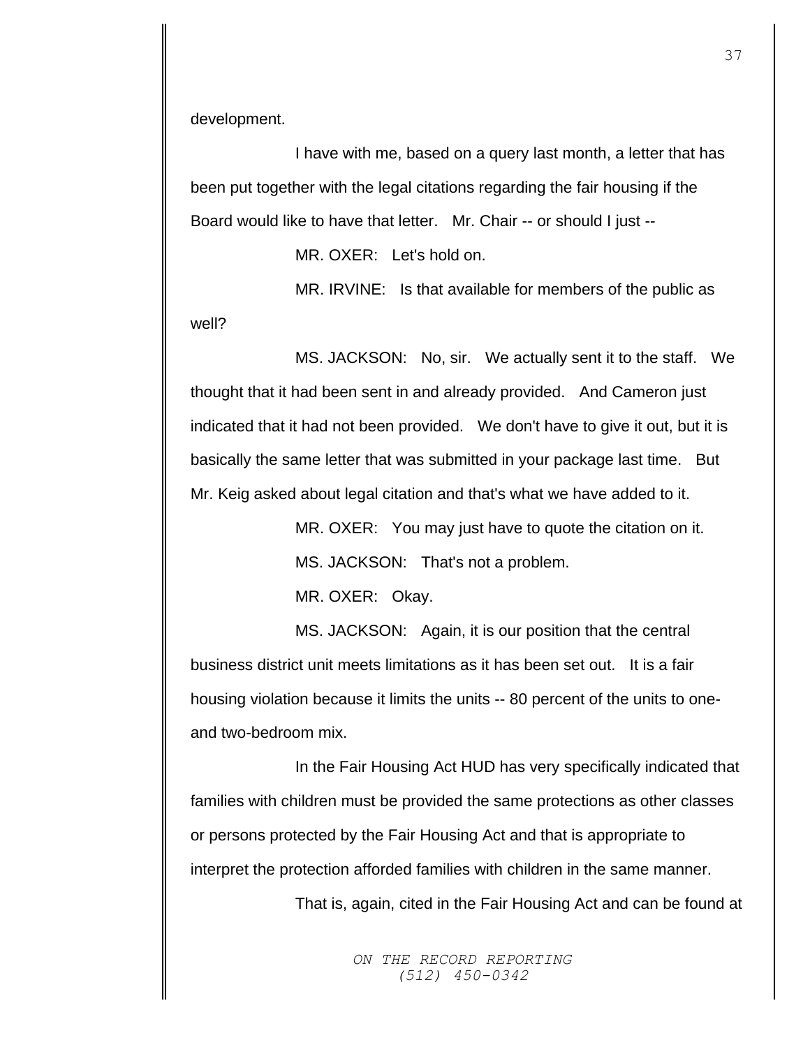development.

I have with me, based on a query last month, a letter that has been put together with the legal citations regarding the fair housing if the Board would like to have that letter. Mr. Chair -- or should I just --

MR. OXER: Let's hold on.

MR. IRVINE: Is that available for members of the public as well?

MS. JACKSON: No, sir. We actually sent it to the staff. We thought that it had been sent in and already provided. And Cameron just indicated that it had not been provided. We don't have to give it out, but it is basically the same letter that was submitted in your package last time. But Mr. Keig asked about legal citation and that's what we have added to it.

MR. OXER: You may just have to quote the citation on it.

MS. JACKSON: That's not a problem.

MR. OXER: Okay.

MS. JACKSON: Again, it is our position that the central business district unit meets limitations as it has been set out. It is a fair housing violation because it limits the units -- 80 percent of the units to one- and two-bedroom mix.

In the Fair Housing Act HUD has very specifically indicated that families with children must be provided the same protections as other classes or persons protected by the Fair Housing Act and that is appropriate to interpret the protection afforded families with children in the same manner.

That is, again, cited in the Fair Housing Act and can be found at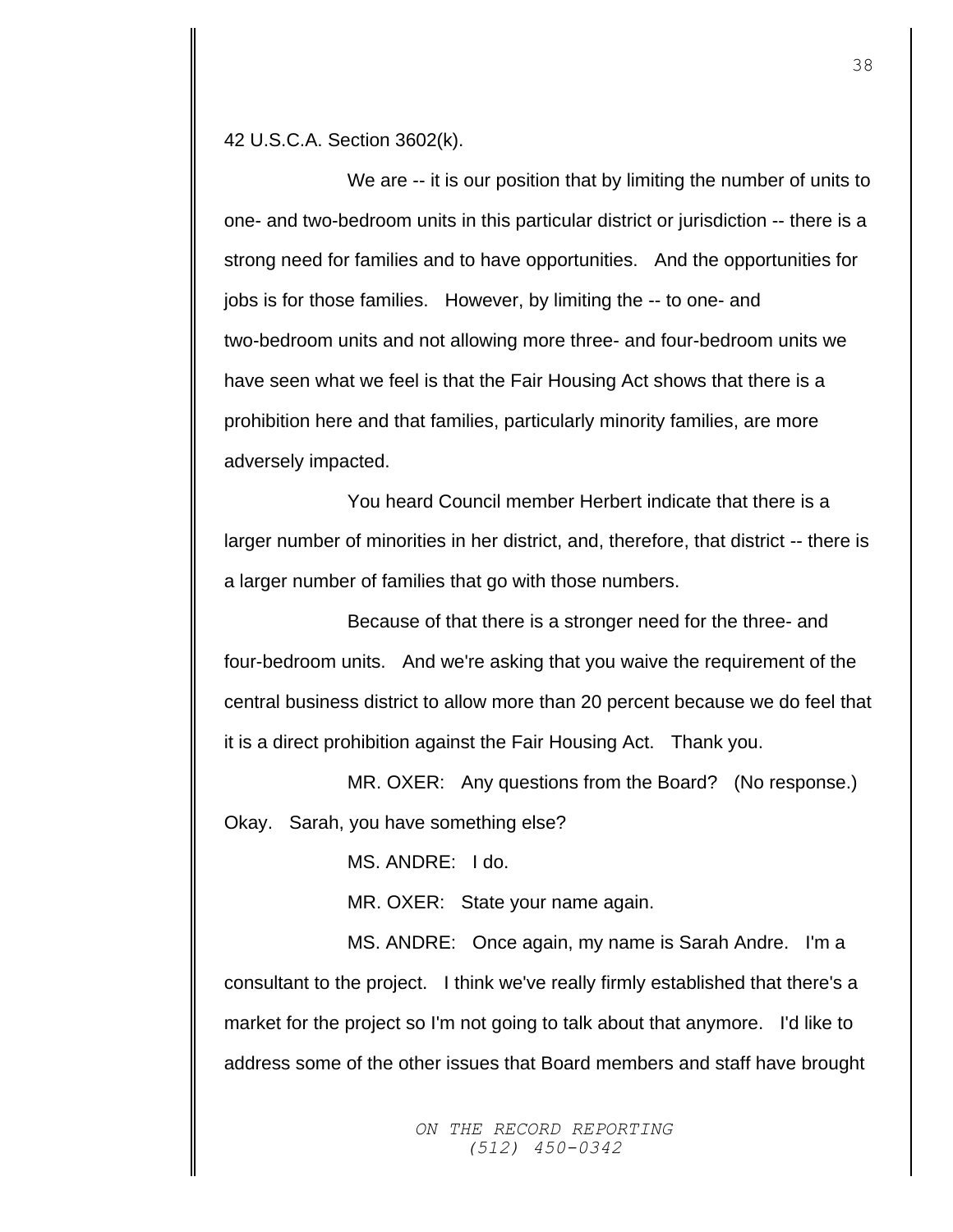42 U.S.C.A. Section 3602(k).

We are -- it is our position that by limiting the number of units to one- and two-bedroom units in this particular district or jurisdiction -- there is a strong need for families and to have opportunities.  And the opportunities for jobs is for those families.  However, by limiting the -- to one- and two-bedroom units and not allowing more three- and four-bedroom units we have seen what we feel is that the Fair Housing Act shows that there is a prohibition here and that families, particularly minority families, are more adversely impacted.

You heard Council member Herbert indicate that there is a larger number of minorities in her district, and, therefore, that district -- there is a larger number of families that go with those numbers.

Because of that there is a stronger need for the three- and four-bedroom units.  And we're asking that you waive the requirement of the central business district to allow more than 20 percent because we do feel that it is a direct prohibition against the Fair Housing Act.  Thank you.

MR. OXER:  Any questions from the Board?  (No response.) Okay.  Sarah, you have something else?

MS. ANDRE:  I do.

MR. OXER:  State your name again.

MS. ANDRE:  Once again, my name is Sarah Andre.  I'm a consultant to the project.  I think we've really firmly established that there's a market for the project so I'm not going to talk about that anymore.  I'd like to address some of the other issues that Board members and staff have brought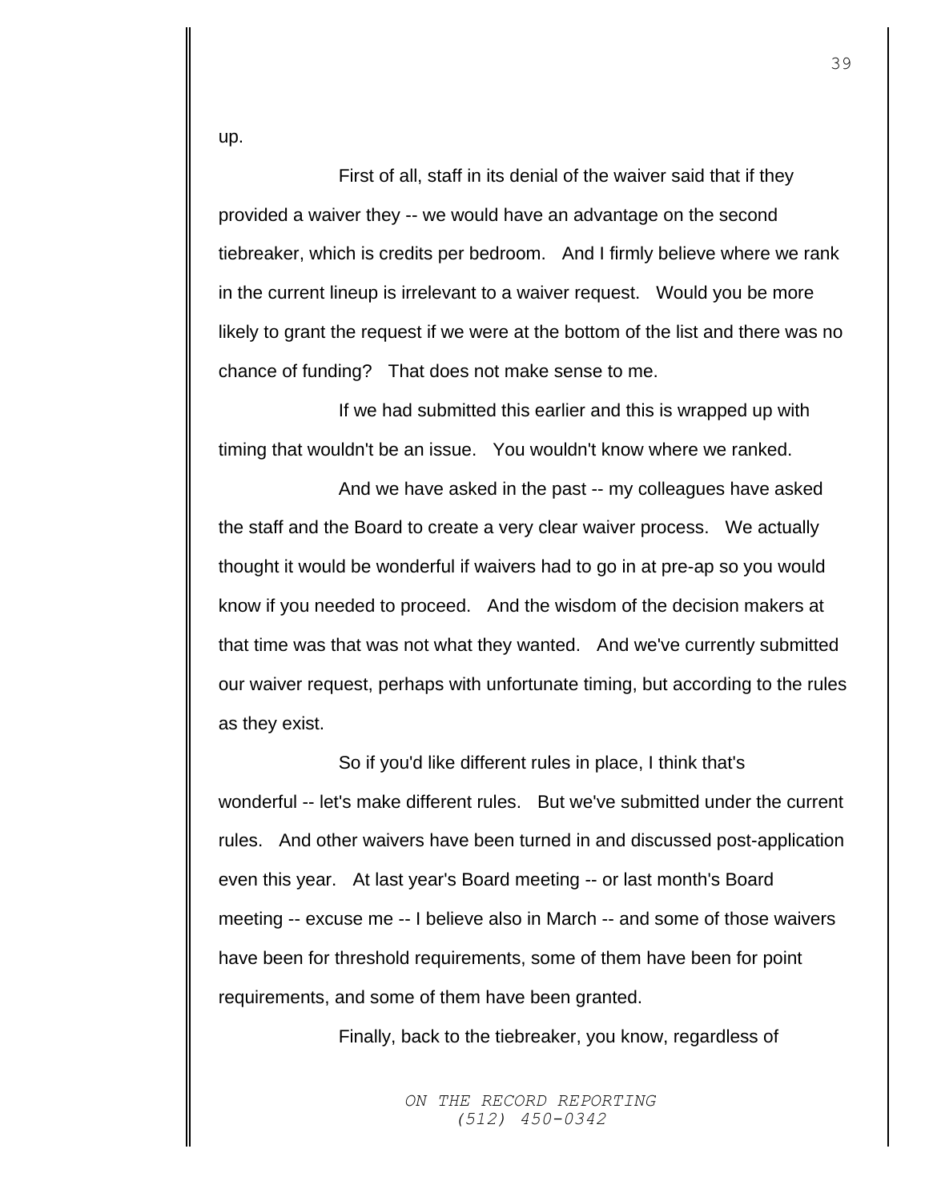up.

First of all, staff in its denial of the waiver said that if they provided a waiver they -- we would have an advantage on the second tiebreaker, which is credits per bedroom. And I firmly believe where we rank in the current lineup is irrelevant to a waiver request. Would you be more likely to grant the request if we were at the bottom of the list and there was no chance of funding? That does not make sense to me.

If we had submitted this earlier and this is wrapped up with timing that wouldn't be an issue. You wouldn't know where we ranked.

And we have asked in the past -- my colleagues have asked the staff and the Board to create a very clear waiver process. We actually thought it would be wonderful if waivers had to go in at pre-ap so you would know if you needed to proceed. And the wisdom of the decision makers at that time was that was not what they wanted. And we've currently submitted our waiver request, perhaps with unfortunate timing, but according to the rules as they exist.

So if you'd like different rules in place, I think that's wonderful -- let's make different rules. But we've submitted under the current rules. And other waivers have been turned in and discussed post-application even this year. At last year's Board meeting -- or last month's Board meeting -- excuse me -- I believe also in March -- and some of those waivers have been for threshold requirements, some of them have been for point requirements, and some of them have been granted.

Finally, back to the tiebreaker, you know, regardless of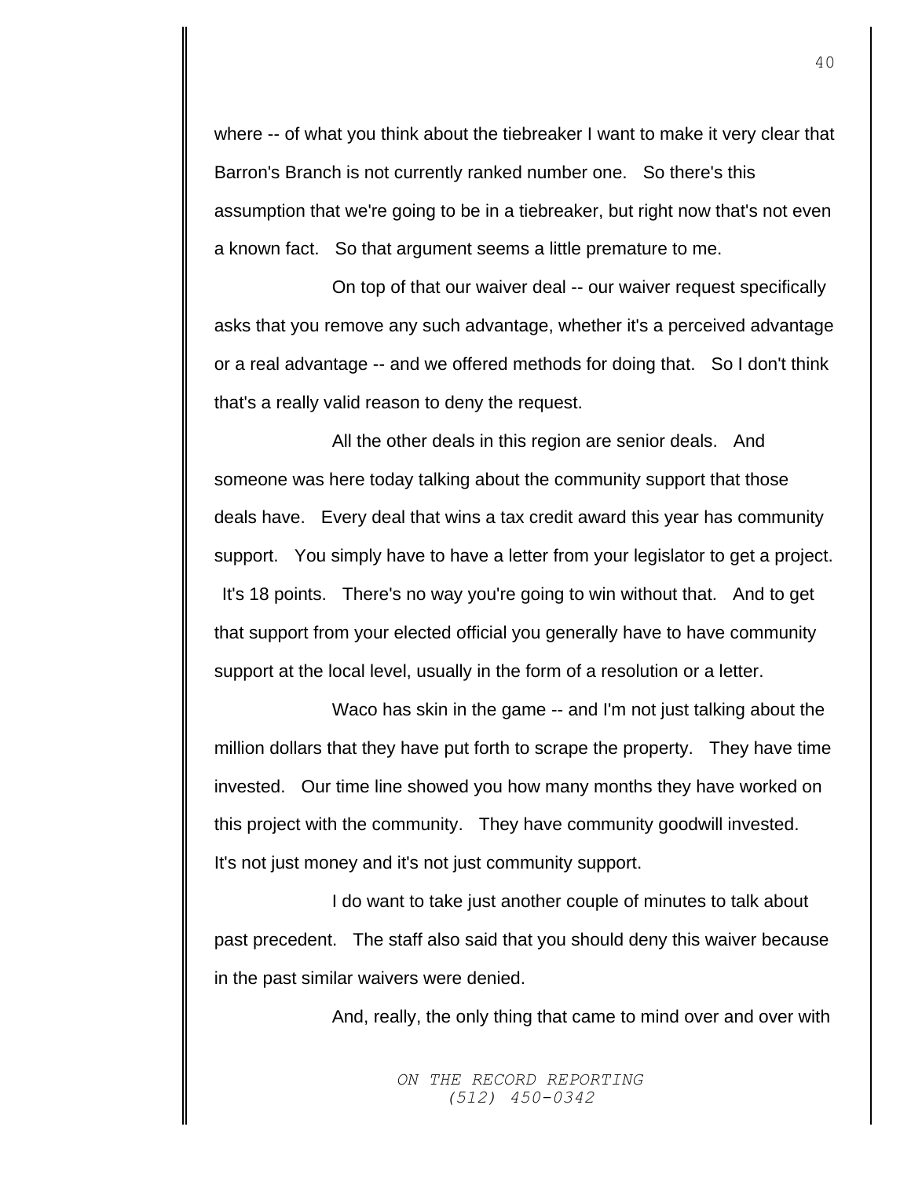where -- of what you think about the tiebreaker I want to make it very clear that Barron's Branch is not currently ranked number one. So there's this assumption that we're going to be in a tiebreaker, but right now that's not even a known fact. So that argument seems a little premature to me.

On top of that our waiver deal -- our waiver request specifically asks that you remove any such advantage, whether it's a perceived advantage or a real advantage -- and we offered methods for doing that. So I don't think that's a really valid reason to deny the request.

All the other deals in this region are senior deals. And someone was here today talking about the community support that those deals have. Every deal that wins a tax credit award this year has community support. You simply have to have a letter from your legislator to get a project. It's 18 points. There's no way you're going to win without that. And to get that support from your elected official you generally have to have community support at the local level, usually in the form of a resolution or a letter.

Waco has skin in the game -- and I'm not just talking about the million dollars that they have put forth to scrape the property. They have time invested. Our time line showed you how many months they have worked on this project with the community. They have community goodwill invested. It's not just money and it's not just community support.

I do want to take just another couple of minutes to talk about past precedent. The staff also said that you should deny this waiver because in the past similar waivers were denied.

And, really, the only thing that came to mind over and over with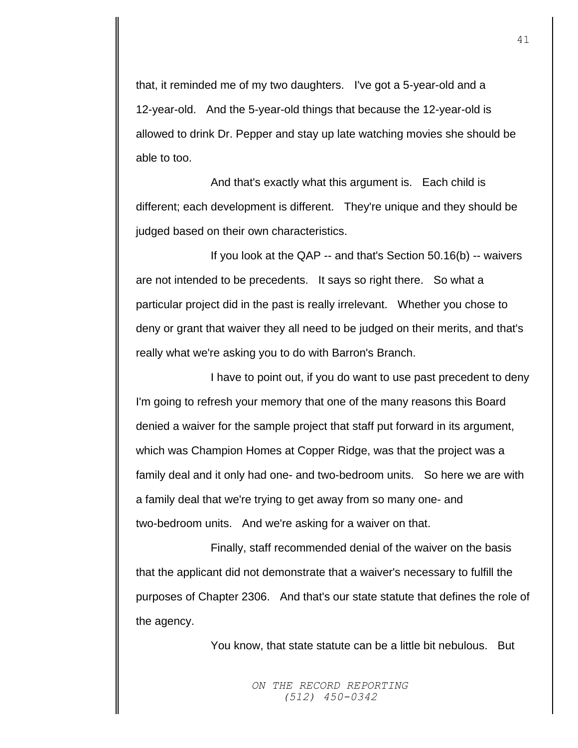that, it reminded me of my two daughters. I've got a 5-year-old and a 12-year-old. And the 5-year-old things that because the 12-year-old is allowed to drink Dr. Pepper and stay up late watching movies she should be able to too.

And that's exactly what this argument is. Each child is different; each development is different. They're unique and they should be judged based on their own characteristics.

If you look at the QAP -- and that's Section 50.16(b) -- waivers are not intended to be precedents. It says so right there. So what a particular project did in the past is really irrelevant. Whether you chose to deny or grant that waiver they all need to be judged on their merits, and that's really what we're asking you to do with Barron's Branch.

I have to point out, if you do want to use past precedent to deny I'm going to refresh your memory that one of the many reasons this Board denied a waiver for the sample project that staff put forward in its argument, which was Champion Homes at Copper Ridge, was that the project was a family deal and it only had one- and two-bedroom units. So here we are with a family deal that we're trying to get away from so many one- and two-bedroom units. And we're asking for a waiver on that.

Finally, staff recommended denial of the waiver on the basis that the applicant did not demonstrate that a waiver's necessary to fulfill the purposes of Chapter 2306. And that's our state statute that defines the role of the agency.

You know, that state statute can be a little bit nebulous. But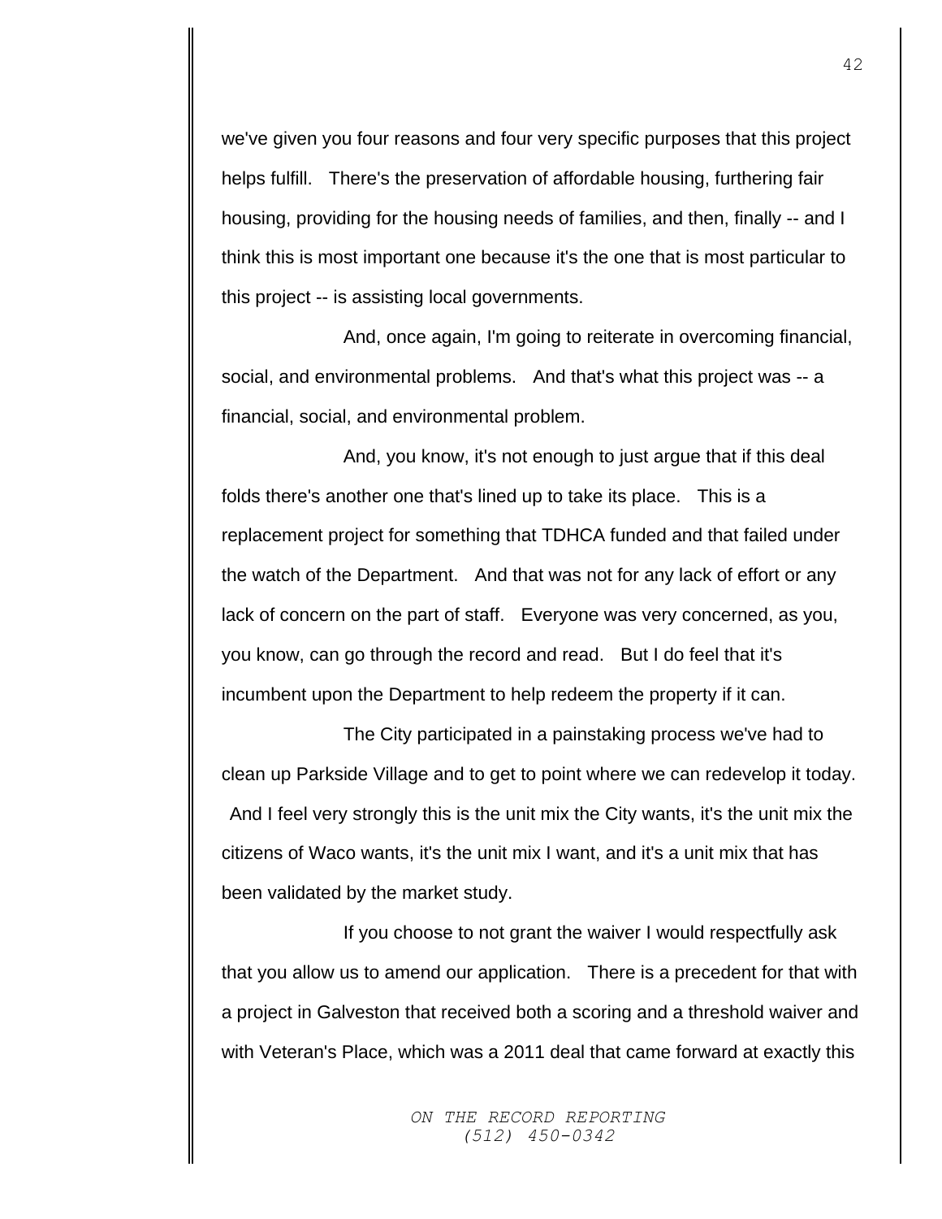we've given you four reasons and four very specific purposes that this project helps fulfill. There's the preservation of affordable housing, furthering fair housing, providing for the housing needs of families, and then, finally -- and I think this is most important one because it's the one that is most particular to this project -- is assisting local governments.

And, once again, I'm going to reiterate in overcoming financial, social, and environmental problems. And that's what this project was -- a financial, social, and environmental problem.

And, you know, it's not enough to just argue that if this deal folds there's another one that's lined up to take its place. This is a replacement project for something that TDHCA funded and that failed under the watch of the Department. And that was not for any lack of effort or any lack of concern on the part of staff. Everyone was very concerned, as you, you know, can go through the record and read. But I do feel that it's incumbent upon the Department to help redeem the property if it can.

The City participated in a painstaking process we've had to clean up Parkside Village and to get to point where we can redevelop it today. And I feel very strongly this is the unit mix the City wants, it's the unit mix the citizens of Waco wants, it's the unit mix I want, and it's a unit mix that has been validated by the market study.

If you choose to not grant the waiver I would respectfully ask that you allow us to amend our application. There is a precedent for that with a project in Galveston that received both a scoring and a threshold waiver and with Veteran's Place, which was a 2011 deal that came forward at exactly this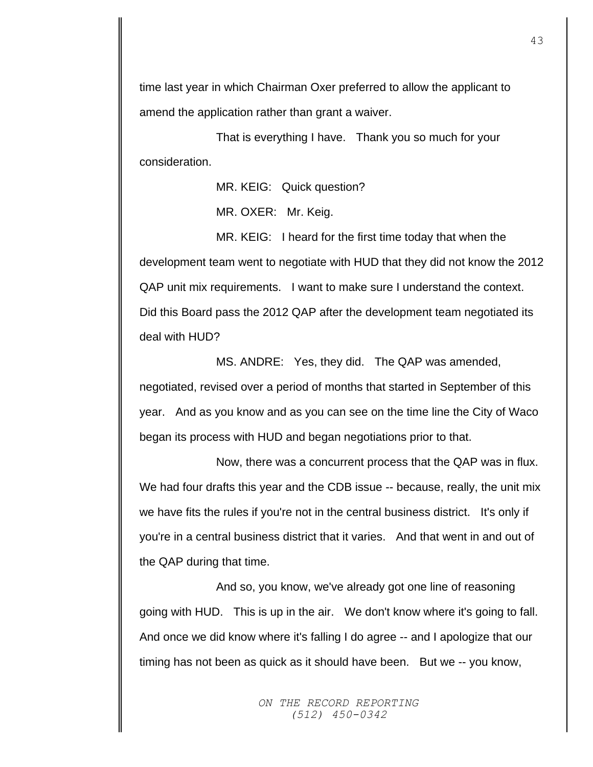time last year in which Chairman Oxer preferred to allow the applicant to amend the application rather than grant a waiver.

That is everything I have. Thank you so much for your consideration.

MR. KEIG: Quick question?

MR. OXER: Mr. Keig.

MR. KEIG: I heard for the first time today that when the development team went to negotiate with HUD that they did not know the 2012 QAP unit mix requirements. I want to make sure I understand the context. Did this Board pass the 2012 QAP after the development team negotiated its deal with HUD?

MS. ANDRE: Yes, they did. The QAP was amended, negotiated, revised over a period of months that started in September of this year. And as you know and as you can see on the time line the City of Waco began its process with HUD and began negotiations prior to that.

Now, there was a concurrent process that the QAP was in flux. We had four drafts this year and the CDB issue -- because, really, the unit mix we have fits the rules if you're not in the central business district. It's only if you're in a central business district that it varies. And that went in and out of the QAP during that time.

And so, you know, we've already got one line of reasoning going with HUD. This is up in the air. We don't know where it's going to fall. And once we did know where it's falling I do agree -- and I apologize that our timing has not been as quick as it should have been. But we -- you know,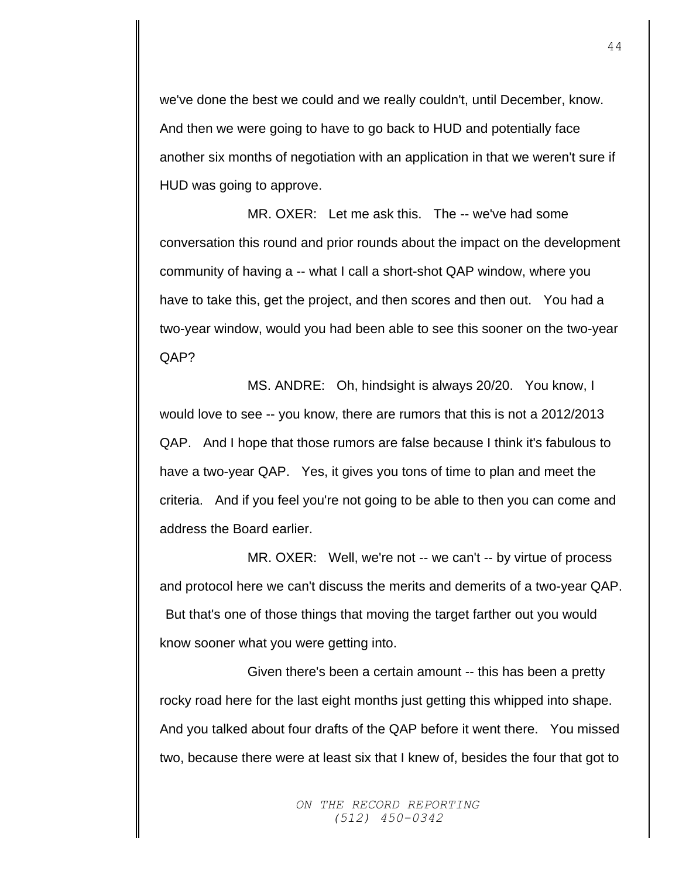we've done the best we could and we really couldn't, until December, know. And then we were going to have to go back to HUD and potentially face another six months of negotiation with an application in that we weren't sure if HUD was going to approve.

MR. OXER: Let me ask this. The -- we've had some conversation this round and prior rounds about the impact on the development community of having a -- what I call a short-shot QAP window, where you have to take this, get the project, and then scores and then out. You had a two-year window, would you had been able to see this sooner on the two-year QAP?

MS. ANDRE: Oh, hindsight is always 20/20. You know, I would love to see -- you know, there are rumors that this is not a 2012/2013 QAP. And I hope that those rumors are false because I think it's fabulous to have a two-year QAP. Yes, it gives you tons of time to plan and meet the criteria. And if you feel you're not going to be able to then you can come and address the Board earlier.

MR. OXER: Well, we're not -- we can't -- by virtue of process and protocol here we can't discuss the merits and demerits of a two-year QAP. But that's one of those things that moving the target farther out you would know sooner what you were getting into.

Given there's been a certain amount -- this has been a pretty rocky road here for the last eight months just getting this whipped into shape. And you talked about four drafts of the QAP before it went there. You missed two, because there were at least six that I knew of, besides the four that got to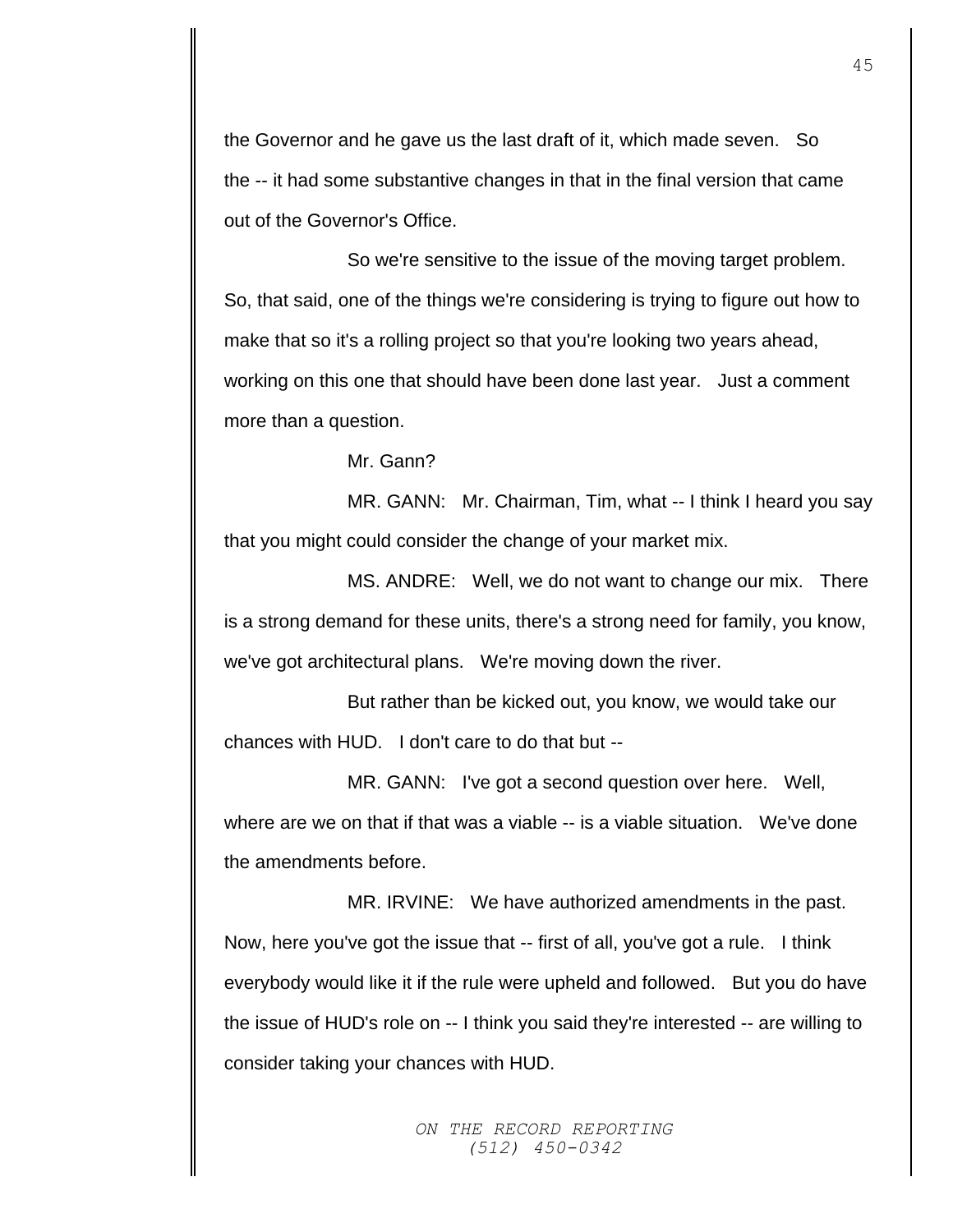the Governor and he gave us the last draft of it, which made seven. So the -- it had some substantive changes in that in the final version that came out of the Governor's Office.

So we're sensitive to the issue of the moving target problem. So, that said, one of the things we're considering is trying to figure out how to make that so it's a rolling project so that you're looking two years ahead, working on this one that should have been done last year. Just a comment more than a question.

Mr. Gann?

MR. GANN: Mr. Chairman, Tim, what -- I think I heard you say that you might could consider the change of your market mix.

MS. ANDRE: Well, we do not want to change our mix. There is a strong demand for these units, there's a strong need for family, you know, we've got architectural plans. We're moving down the river.

But rather than be kicked out, you know, we would take our chances with HUD. I don't care to do that but --

MR. GANN: I've got a second question over here. Well, where are we on that if that was a viable -- is a viable situation. We've done the amendments before.

MR. IRVINE: We have authorized amendments in the past. Now, here you've got the issue that -- first of all, you've got a rule. I think everybody would like it if the rule were upheld and followed. But you do have the issue of HUD's role on -- I think you said they're interested -- are willing to consider taking your chances with HUD.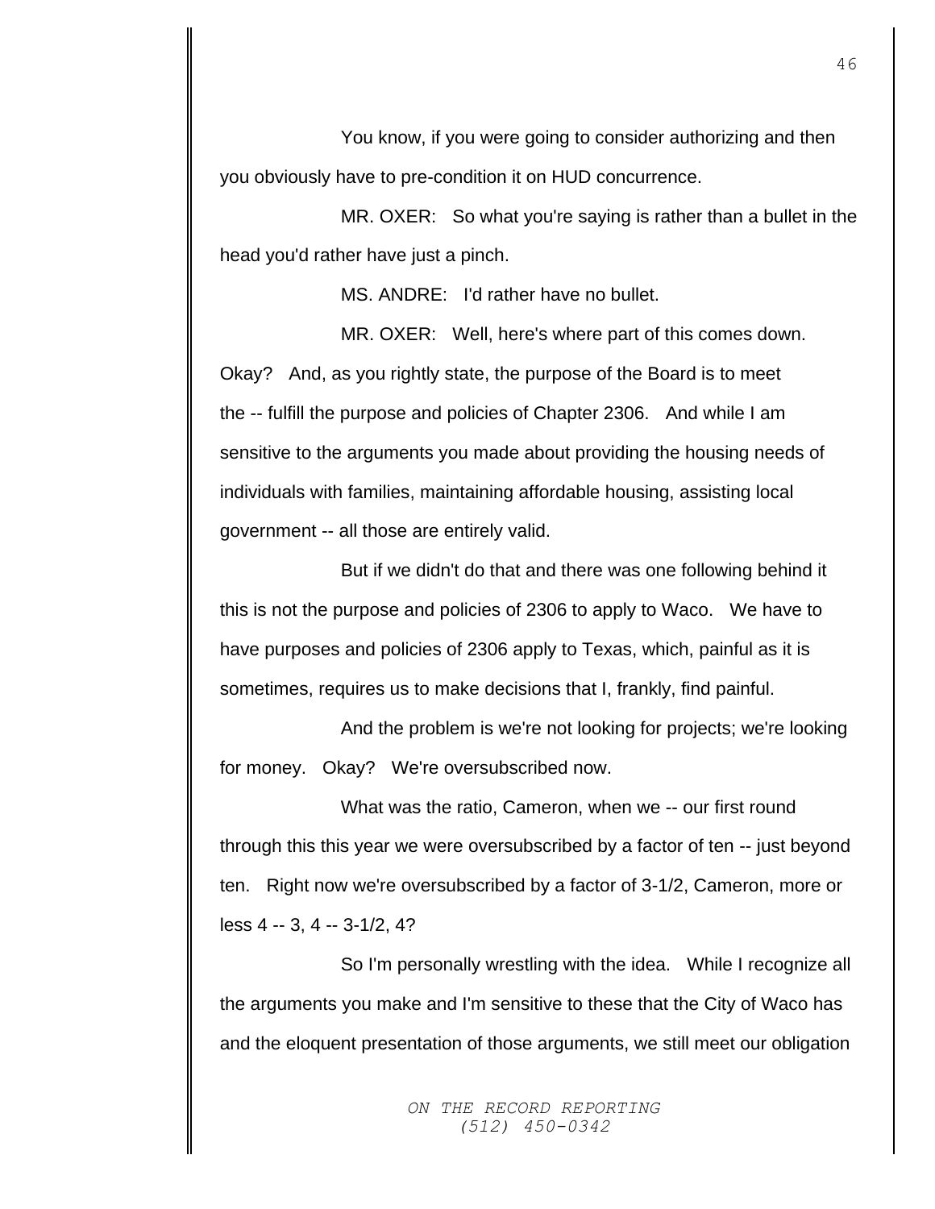You know, if you were going to consider authorizing and then you obviously have to pre-condition it on HUD concurrence.

MR. OXER: So what you're saying is rather than a bullet in the head you'd rather have just a pinch.

MS. ANDRE: I'd rather have no bullet.

MR. OXER: Well, here's where part of this comes down. Okay? And, as you rightly state, the purpose of the Board is to meet the -- fulfill the purpose and policies of Chapter 2306. And while I am sensitive to the arguments you made about providing the housing needs of individuals with families, maintaining affordable housing, assisting local government -- all those are entirely valid.

But if we didn't do that and there was one following behind it this is not the purpose and policies of 2306 to apply to Waco. We have to have purposes and policies of 2306 apply to Texas, which, painful as it is sometimes, requires us to make decisions that I, frankly, find painful.

And the problem is we're not looking for projects; we're looking for money. Okay? We're oversubscribed now.

What was the ratio, Cameron, when we -- our first round through this this year we were oversubscribed by a factor of ten -- just beyond ten. Right now we're oversubscribed by a factor of 3-1/2, Cameron, more or less 4 -- 3, 4 -- 3-1/2, 4?

So I'm personally wrestling with the idea. While I recognize all the arguments you make and I'm sensitive to these that the City of Waco has and the eloquent presentation of those arguments, we still meet our obligation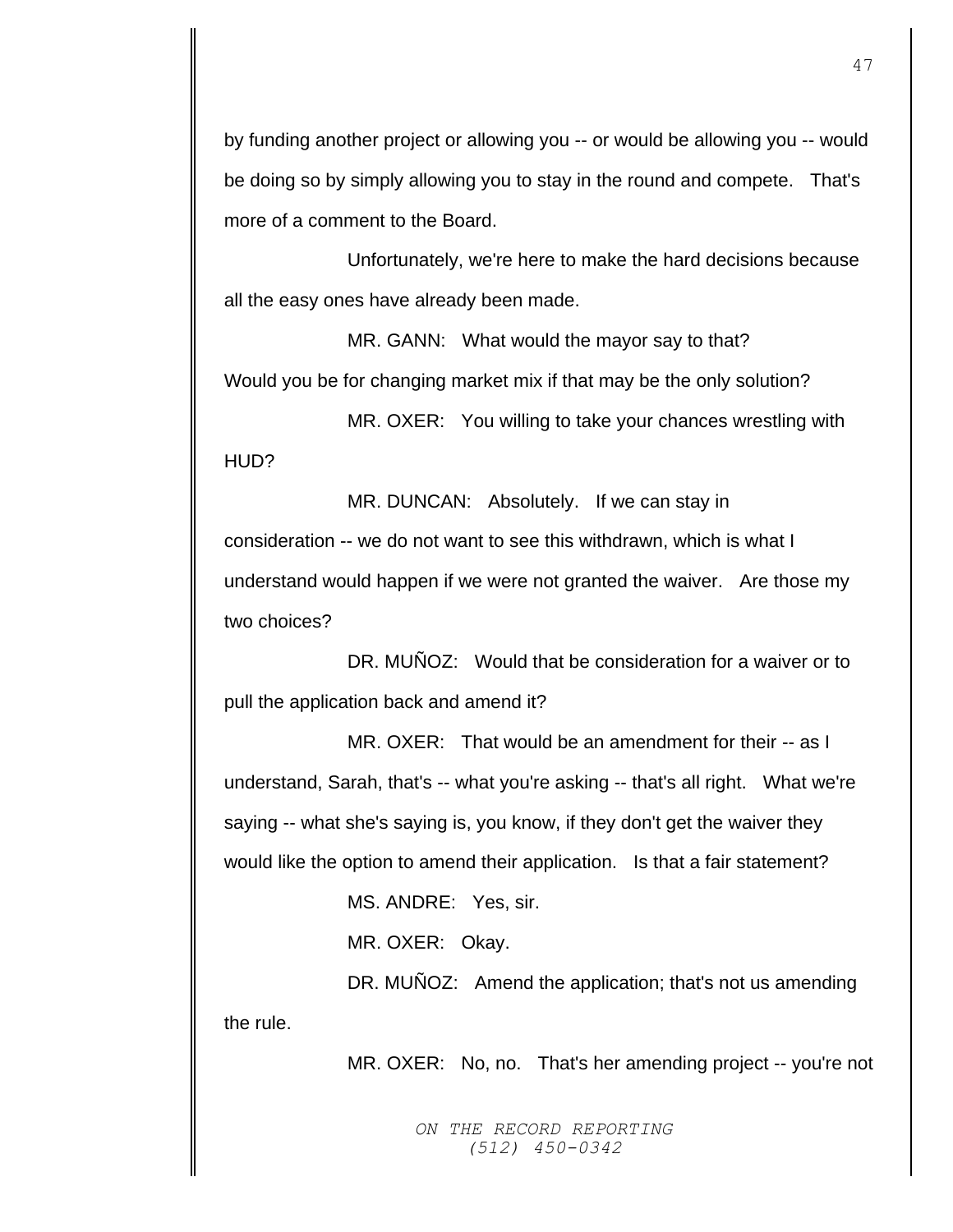by funding another project or allowing you -- or would be allowing you -- would be doing so by simply allowing you to stay in the round and compete. That's more of a comment to the Board.

Unfortunately, we're here to make the hard decisions because all the easy ones have already been made.

MR. GANN: What would the mayor say to that? Would you be for changing market mix if that may be the only solution?

MR. OXER: You willing to take your chances wrestling with HUD?

MR. DUNCAN: Absolutely. If we can stay in consideration -- we do not want to see this withdrawn, which is what I understand would happen if we were not granted the waiver. Are those my two choices?

DR. MUÑOZ: Would that be consideration for a waiver or to pull the application back and amend it?

MR. OXER: That would be an amendment for their -- as I understand, Sarah, that's -- what you're asking -- that's all right. What we're saying -- what she's saying is, you know, if they don't get the waiver they would like the option to amend their application. Is that a fair statement?

MS. ANDRE: Yes, sir.

MR. OXER: Okay.

DR. MUÑOZ: Amend the application; that's not us amending the rule.

MR. OXER: No, no. That's her amending project -- you're not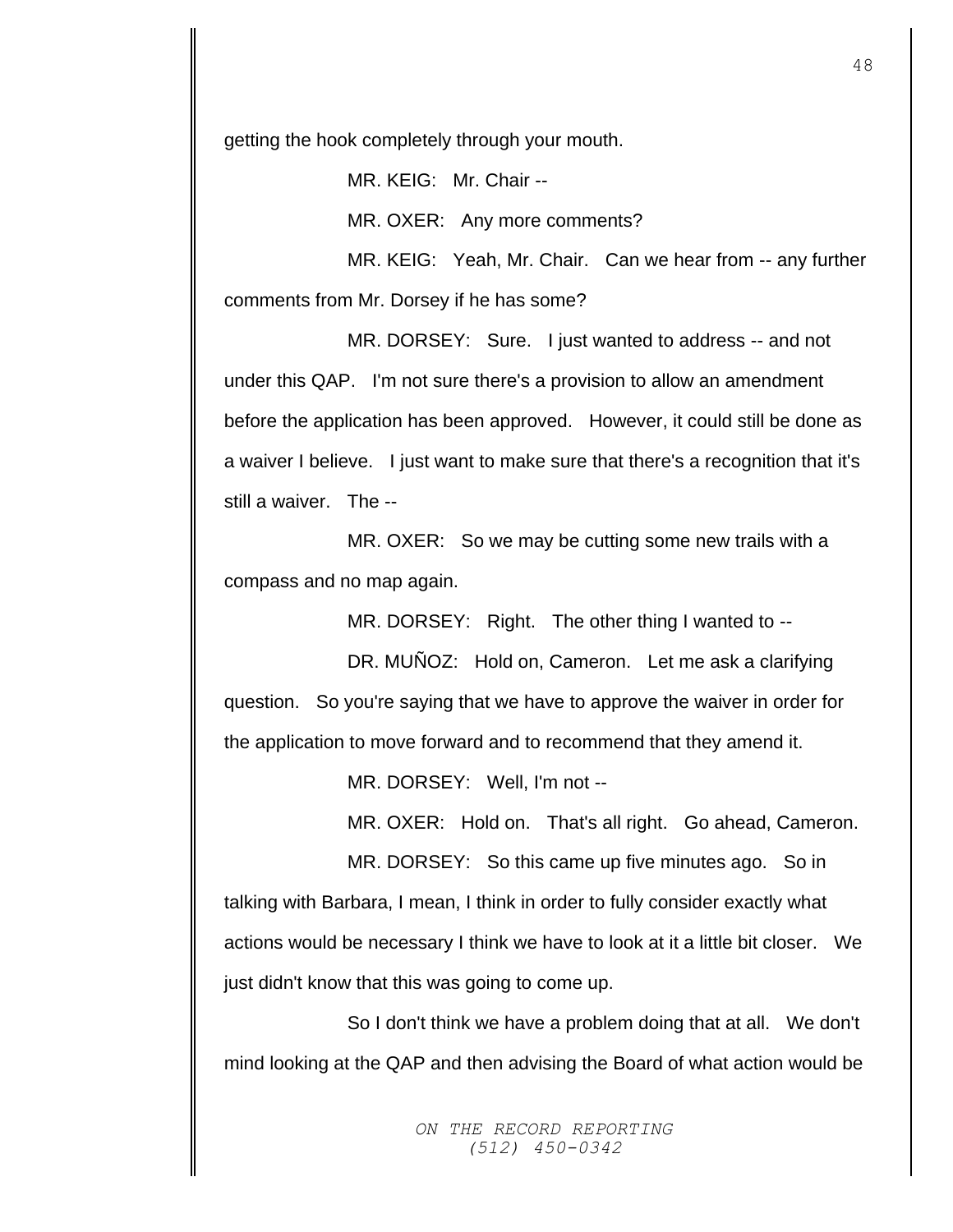getting the hook completely through your mouth.

MR. KEIG: Mr. Chair --

MR. OXER: Any more comments?

MR. KEIG: Yeah, Mr. Chair. Can we hear from -- any further comments from Mr. Dorsey if he has some?

MR. DORSEY: Sure. I just wanted to address -- and not under this QAP. I'm not sure there's a provision to allow an amendment before the application has been approved. However, it could still be done as a waiver I believe. I just want to make sure that there's a recognition that it's still a waiver. The --

MR. OXER: So we may be cutting some new trails with a compass and no map again.

MR. DORSEY: Right. The other thing I wanted to --

DR. MUÑOZ: Hold on, Cameron. Let me ask a clarifying question. So you're saying that we have to approve the waiver in order for the application to move forward and to recommend that they amend it.

MR. DORSEY: Well, I'm not --

MR. OXER: Hold on. That's all right. Go ahead, Cameron.

MR. DORSEY: So this came up five minutes ago. So in talking with Barbara, I mean, I think in order to fully consider exactly what actions would be necessary I think we have to look at it a little bit closer. We just didn't know that this was going to come up.

So I don't think we have a problem doing that at all. We don't mind looking at the QAP and then advising the Board of what action would be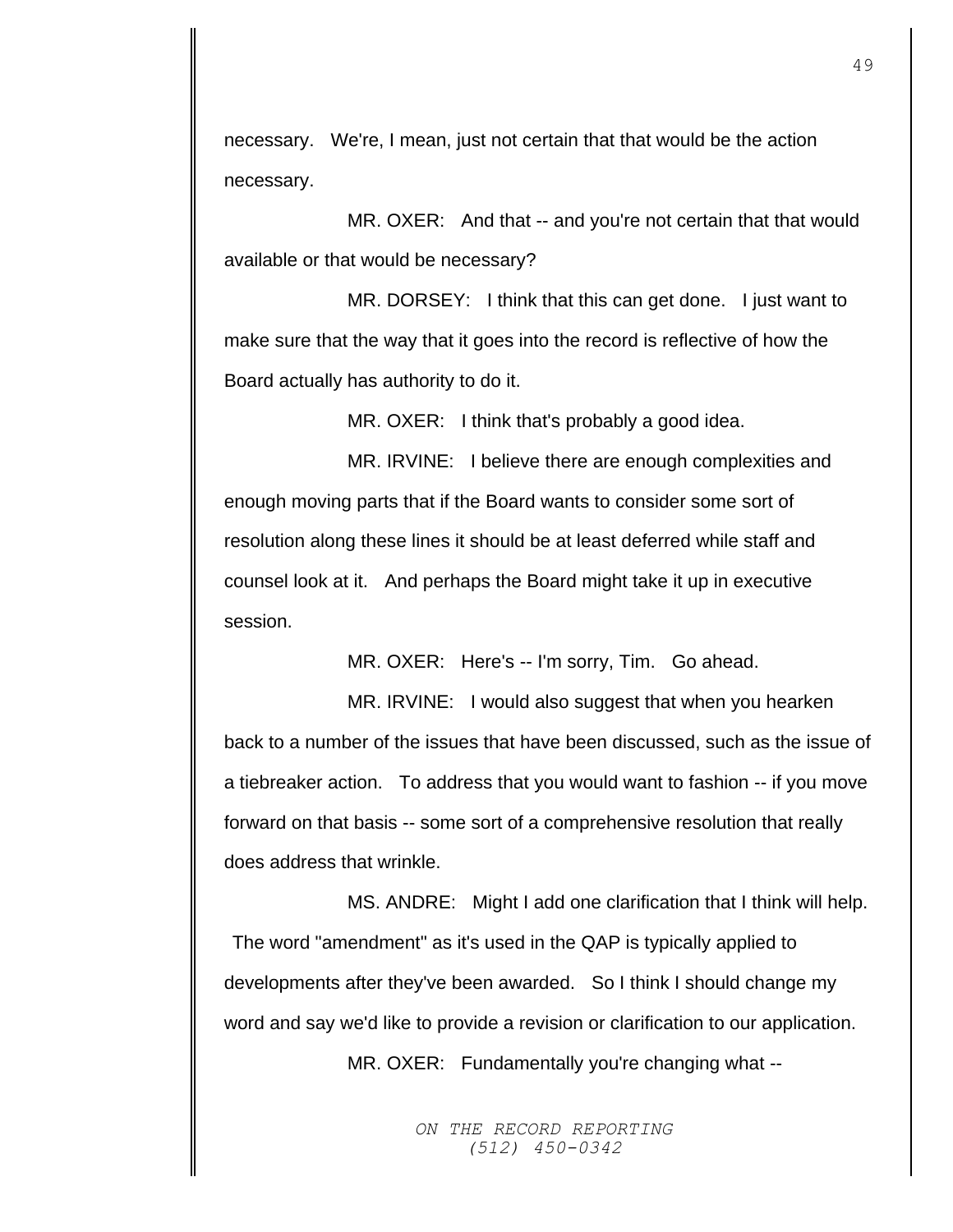necessary. We're, I mean, just not certain that that would be the action necessary.

MR. OXER: And that -- and you're not certain that that would available or that would be necessary?

MR. DORSEY: I think that this can get done. I just want to make sure that the way that it goes into the record is reflective of how the Board actually has authority to do it.

MR. OXER: I think that's probably a good idea.

MR. IRVINE: I believe there are enough complexities and enough moving parts that if the Board wants to consider some sort of resolution along these lines it should be at least deferred while staff and counsel look at it. And perhaps the Board might take it up in executive session.

MR. OXER: Here's -- I'm sorry, Tim. Go ahead.

MR. IRVINE: I would also suggest that when you hearken back to a number of the issues that have been discussed, such as the issue of a tiebreaker action. To address that you would want to fashion -- if you move forward on that basis -- some sort of a comprehensive resolution that really does address that wrinkle.

MS. ANDRE: Might I add one clarification that I think will help. The word "amendment" as it's used in the QAP is typically applied to developments after they've been awarded. So I think I should change my word and say we'd like to provide a revision or clarification to our application.

MR. OXER: Fundamentally you're changing what --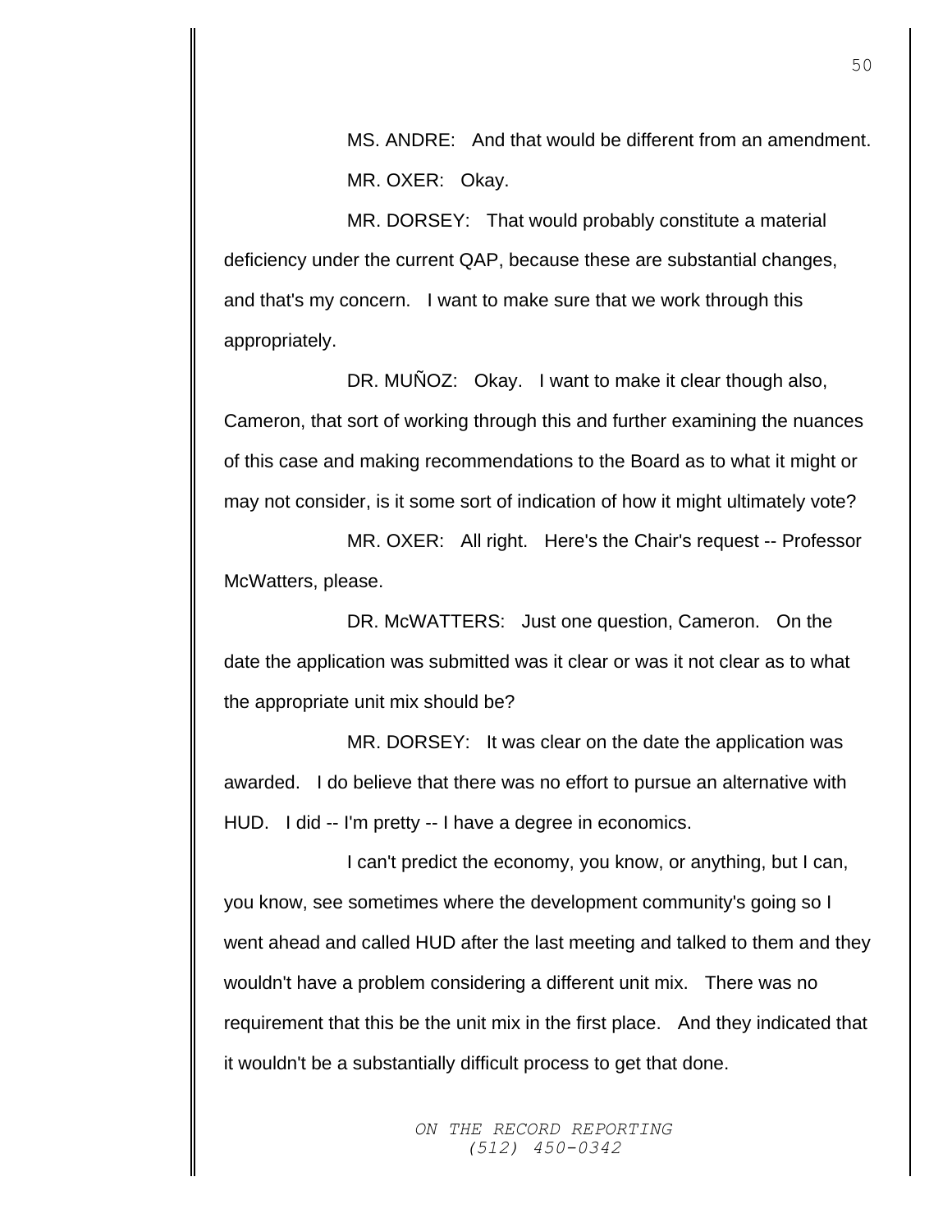MS. ANDRE: And that would be different from an amendment.

MR. OXER: Okay.

MR. DORSEY: That would probably constitute a material deficiency under the current QAP, because these are substantial changes, and that's my concern. I want to make sure that we work through this appropriately.

DR. MUÑOZ: Okay. I want to make it clear though also, Cameron, that sort of working through this and further examining the nuances of this case and making recommendations to the Board as to what it might or may not consider, is it some sort of indication of how it might ultimately vote?

MR. OXER: All right. Here's the Chair's request -- Professor McWatters, please.

DR. McWATTERS: Just one question, Cameron. On the date the application was submitted was it clear or was it not clear as to what the appropriate unit mix should be?

MR. DORSEY: It was clear on the date the application was awarded. I do believe that there was no effort to pursue an alternative with HUD. I did -- I'm pretty -- I have a degree in economics.

I can't predict the economy, you know, or anything, but I can, you know, see sometimes where the development community's going so I went ahead and called HUD after the last meeting and talked to them and they wouldn't have a problem considering a different unit mix. There was no requirement that this be the unit mix in the first place. And they indicated that it wouldn't be a substantially difficult process to get that done.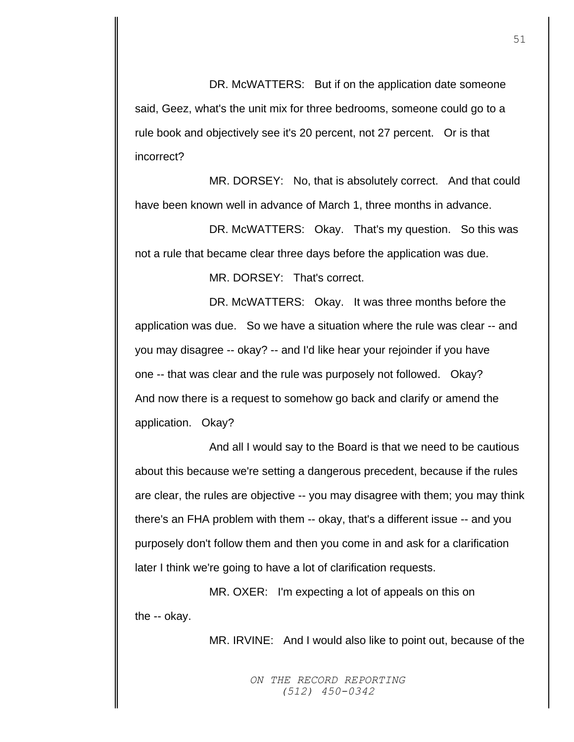DR. McWATTERS: But if on the application date someone said, Geez, what's the unit mix for three bedrooms, someone could go to a rule book and objectively see it's 20 percent, not 27 percent. Or is that incorrect?

MR. DORSEY: No, that is absolutely correct. And that could have been known well in advance of March 1, three months in advance.

DR. McWATTERS: Okay. That's my question. So this was not a rule that became clear three days before the application was due.

MR. DORSEY: That's correct.

DR. McWATTERS: Okay. It was three months before the application was due. So we have a situation where the rule was clear -- and you may disagree -- okay? -- and I'd like hear your rejoinder if you have one -- that was clear and the rule was purposely not followed. Okay? And now there is a request to somehow go back and clarify or amend the application. Okay?

And all I would say to the Board is that we need to be cautious about this because we're setting a dangerous precedent, because if the rules are clear, the rules are objective -- you may disagree with them; you may think there's an FHA problem with them -- okay, that's a different issue -- and you purposely don't follow them and then you come in and ask for a clarification later I think we're going to have a lot of clarification requests.

MR. OXER: I'm expecting a lot of appeals on this on the -- okay.

MR. IRVINE: And I would also like to point out, because of the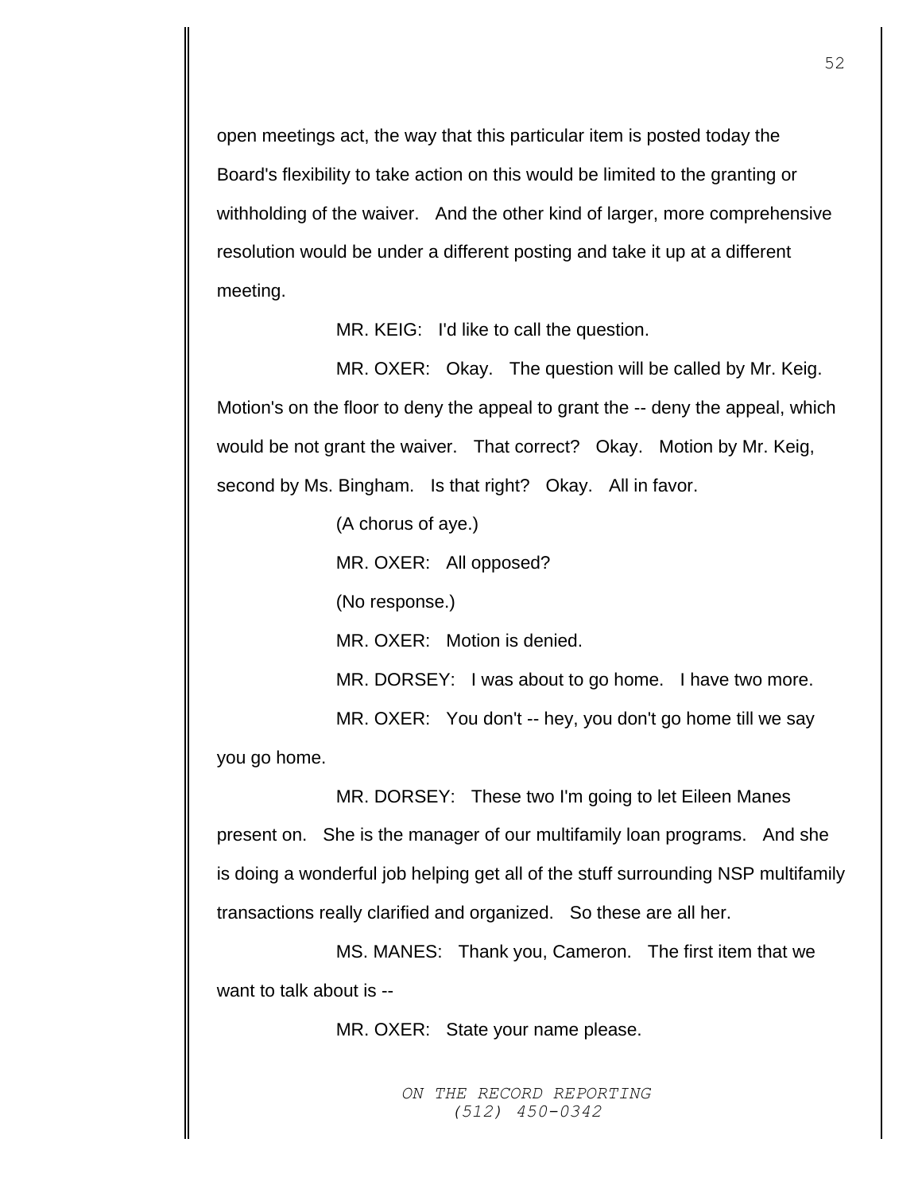open meetings act, the way that this particular item is posted today the Board's flexibility to take action on this would be limited to the granting or withholding of the waiver. And the other kind of larger, more comprehensive resolution would be under a different posting and take it up at a different meeting.

MR. KEIG: I'd like to call the question.

MR. OXER: Okay. The question will be called by Mr. Keig. Motion's on the floor to deny the appeal to grant the -- deny the appeal, which would be not grant the waiver. That correct? Okay. Motion by Mr. Keig, second by Ms. Bingham. Is that right? Okay. All in favor.

(A chorus of aye.)

MR. OXER: All opposed?

(No response.)

MR. OXER: Motion is denied.

MR. DORSEY: I was about to go home. I have two more.

MR. OXER: You don't -- hey, you don't go home till we say you go home.

MR. DORSEY: These two I'm going to let Eileen Manes present on. She is the manager of our multifamily loan programs. And she is doing a wonderful job helping get all of the stuff surrounding NSP multifamily transactions really clarified and organized. So these are all her.

MS. MANES: Thank you, Cameron. The first item that we want to talk about is --

MR. OXER: State your name please.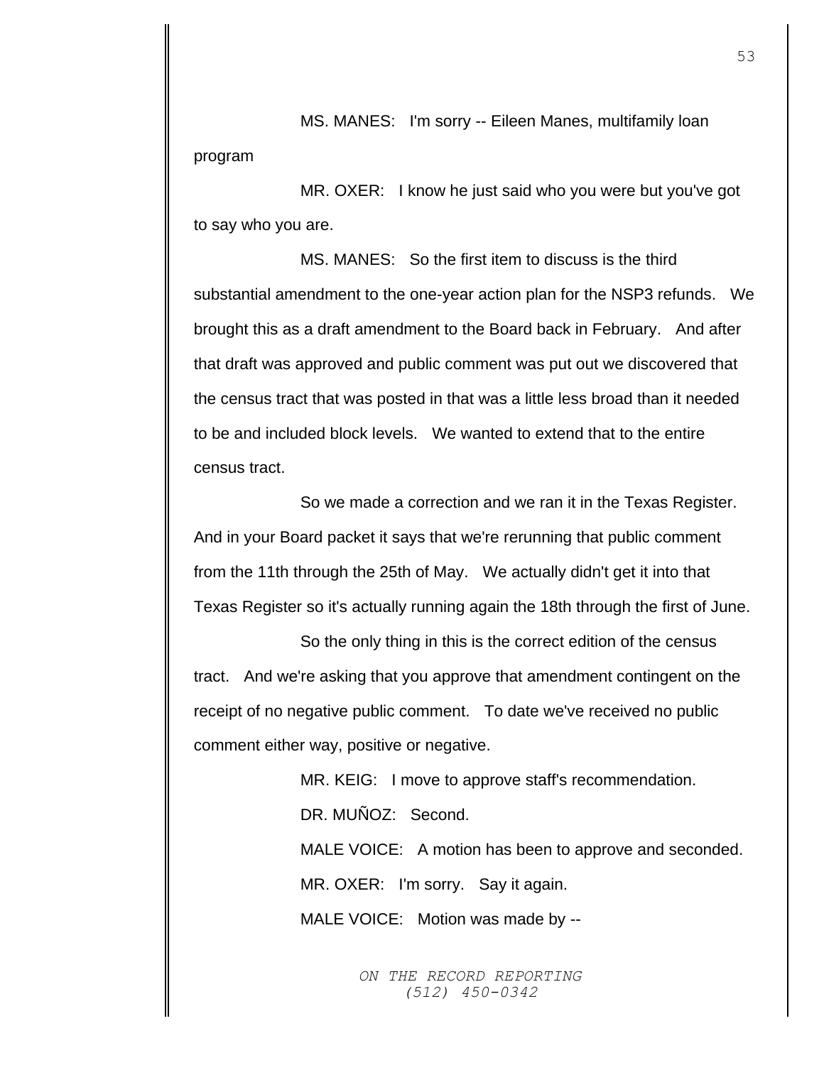MS. MANES: I'm sorry -- Eileen Manes, multifamily loan program

MR. OXER: I know he just said who you were but you've got to say who you are.

MS. MANES: So the first item to discuss is the third substantial amendment to the one-year action plan for the NSP3 refunds. We brought this as a draft amendment to the Board back in February. And after that draft was approved and public comment was put out we discovered that the census tract that was posted in that was a little less broad than it needed to be and included block levels. We wanted to extend that to the entire census tract.

So we made a correction and we ran it in the Texas Register. And in your Board packet it says that we're rerunning that public comment from the 11th through the 25th of May. We actually didn't get it into that Texas Register so it's actually running again the 18th through the first of June.

So the only thing in this is the correct edition of the census tract. And we're asking that you approve that amendment contingent on the receipt of no negative public comment. To date we've received no public comment either way, positive or negative.

MR. KEIG: I move to approve staff's recommendation.

DR. MUÑOZ: Second.

MALE VOICE: A motion has been to approve and seconded.

MR. OXER: I'm sorry. Say it again.

MALE VOICE: Motion was made by --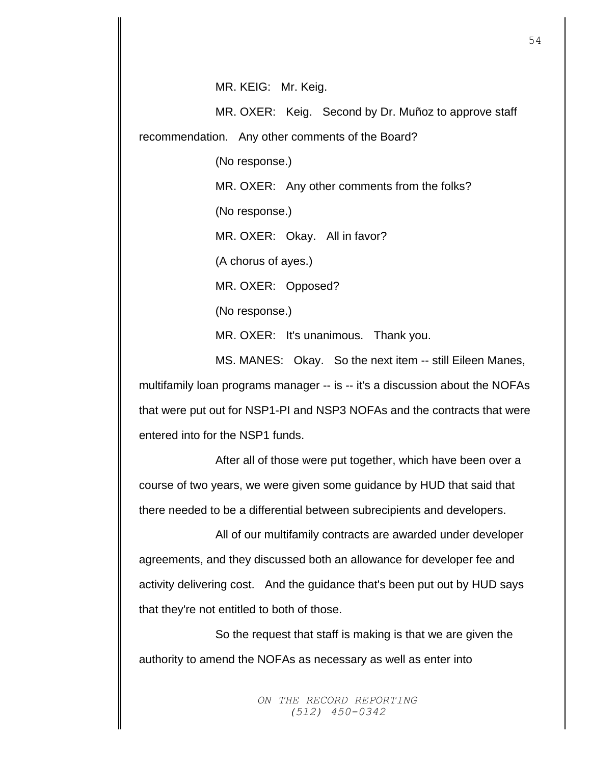MR. KEIG: Mr. Keig.

MR. OXER: Keig. Second by Dr. Muñoz to approve staff recommendation. Any other comments of the Board?

(No response.)

MR. OXER: Any other comments from the folks?

(No response.)

MR. OXER: Okay. All in favor?

(A chorus of ayes.)

MR. OXER: Opposed?

(No response.)

MR. OXER: It's unanimous. Thank you.

MS. MANES: Okay. So the next item -- still Eileen Manes, multifamily loan programs manager -- is -- it's a discussion about the NOFAs that were put out for NSP1-PI and NSP3 NOFAs and the contracts that were entered into for the NSP1 funds.

After all of those were put together, which have been over a course of two years, we were given some guidance by HUD that said that there needed to be a differential between subrecipients and developers.

All of our multifamily contracts are awarded under developer agreements, and they discussed both an allowance for developer fee and activity delivering cost. And the guidance that's been put out by HUD says that they're not entitled to both of those.

So the request that staff is making is that we are given the authority to amend the NOFAs as necessary as well as enter into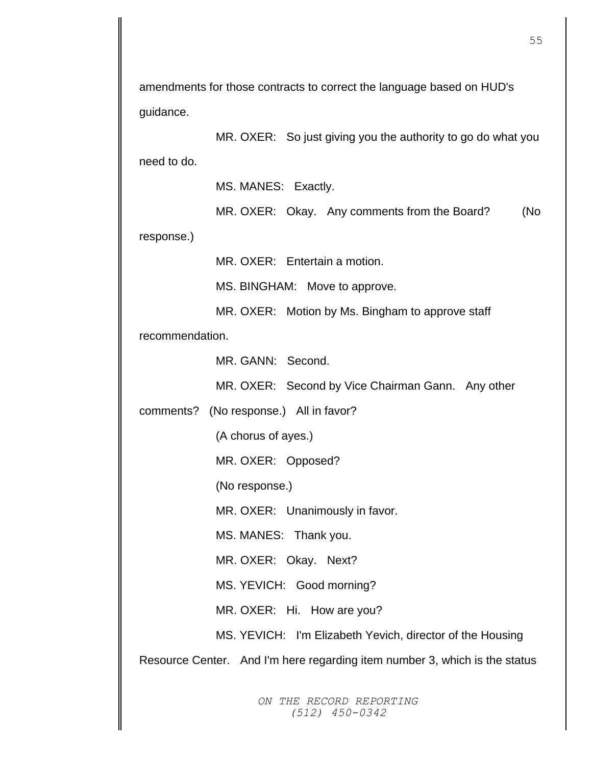amendments for those contracts to correct the language based on HUD's guidance.

MR. OXER: So just giving you the authority to go do what you need to do.

MS. MANES: Exactly.

MR. OXER: Okay. Any comments from the Board? (No response.)

MR. OXER: Entertain a motion.

MS. BINGHAM: Move to approve.

MR. OXER: Motion by Ms. Bingham to approve staff recommendation.

MR. GANN: Second.

MR. OXER: Second by Vice Chairman Gann. Any other comments? (No response.) All in favor?

(A chorus of ayes.)

MR. OXER: Opposed?

(No response.)

MR. OXER: Unanimously in favor.

MS. MANES: Thank you.

MR. OXER: Okay. Next?

MS. YEVICH: Good morning?

MR. OXER: Hi. How are you?

MS. YEVICH: I'm Elizabeth Yevich, director of the Housing Resource Center. And I'm here regarding item number 3, which is the status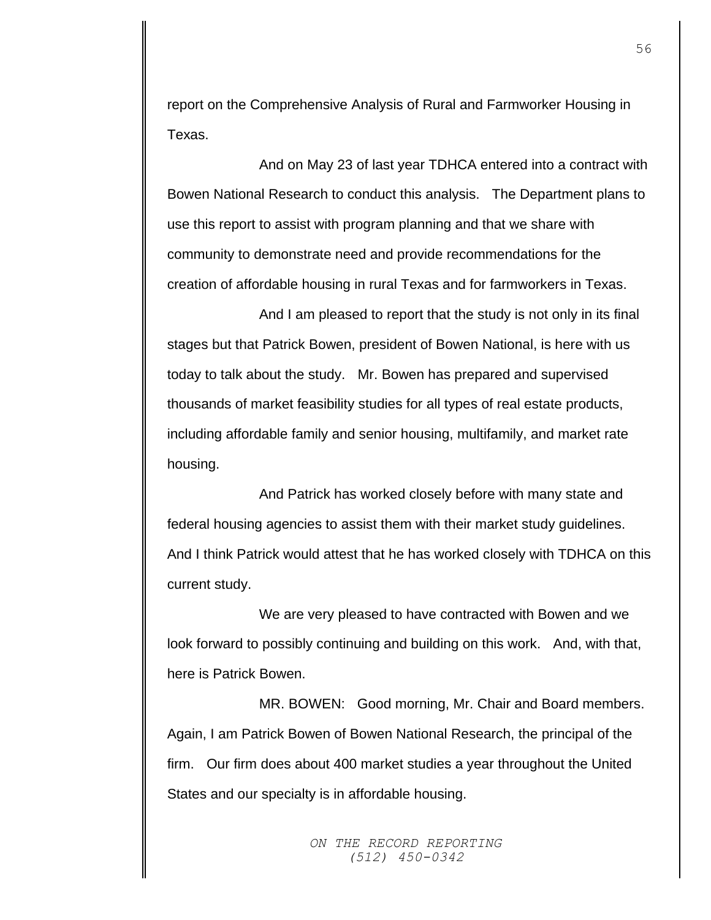report on the Comprehensive Analysis of Rural and Farmworker Housing in Texas.

And on May 23 of last year TDHCA entered into a contract with Bowen National Research to conduct this analysis. The Department plans to use this report to assist with program planning and that we share with community to demonstrate need and provide recommendations for the creation of affordable housing in rural Texas and for farmworkers in Texas.

And I am pleased to report that the study is not only in its final stages but that Patrick Bowen, president of Bowen National, is here with us today to talk about the study. Mr. Bowen has prepared and supervised thousands of market feasibility studies for all types of real estate products, including affordable family and senior housing, multifamily, and market rate housing.

And Patrick has worked closely before with many state and federal housing agencies to assist them with their market study guidelines. And I think Patrick would attest that he has worked closely with TDHCA on this current study.

We are very pleased to have contracted with Bowen and we look forward to possibly continuing and building on this work. And, with that, here is Patrick Bowen.

MR. BOWEN: Good morning, Mr. Chair and Board members. Again, I am Patrick Bowen of Bowen National Research, the principal of the firm. Our firm does about 400 market studies a year throughout the United States and our specialty is in affordable housing.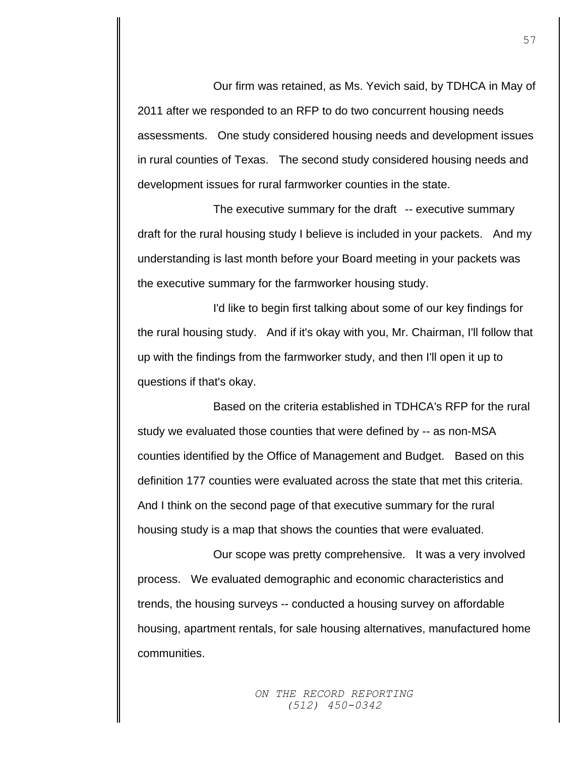Our firm was retained, as Ms. Yevich said, by TDHCA in May of 2011 after we responded to an RFP to do two concurrent housing needs assessments. One study considered housing needs and development issues in rural counties of Texas. The second study considered housing needs and development issues for rural farmworker counties in the state.

The executive summary for the draft -- executive summary draft for the rural housing study I believe is included in your packets. And my understanding is last month before your Board meeting in your packets was the executive summary for the farmworker housing study.

I'd like to begin first talking about some of our key findings for the rural housing study. And if it's okay with you, Mr. Chairman, I'll follow that up with the findings from the farmworker study, and then I'll open it up to questions if that's okay.

Based on the criteria established in TDHCA's RFP for the rural study we evaluated those counties that were defined by -- as non-MSA counties identified by the Office of Management and Budget. Based on this definition 177 counties were evaluated across the state that met this criteria. And I think on the second page of that executive summary for the rural housing study is a map that shows the counties that were evaluated.

Our scope was pretty comprehensive. It was a very involved process. We evaluated demographic and economic characteristics and trends, the housing surveys -- conducted a housing survey on affordable housing, apartment rentals, for sale housing alternatives, manufactured home communities.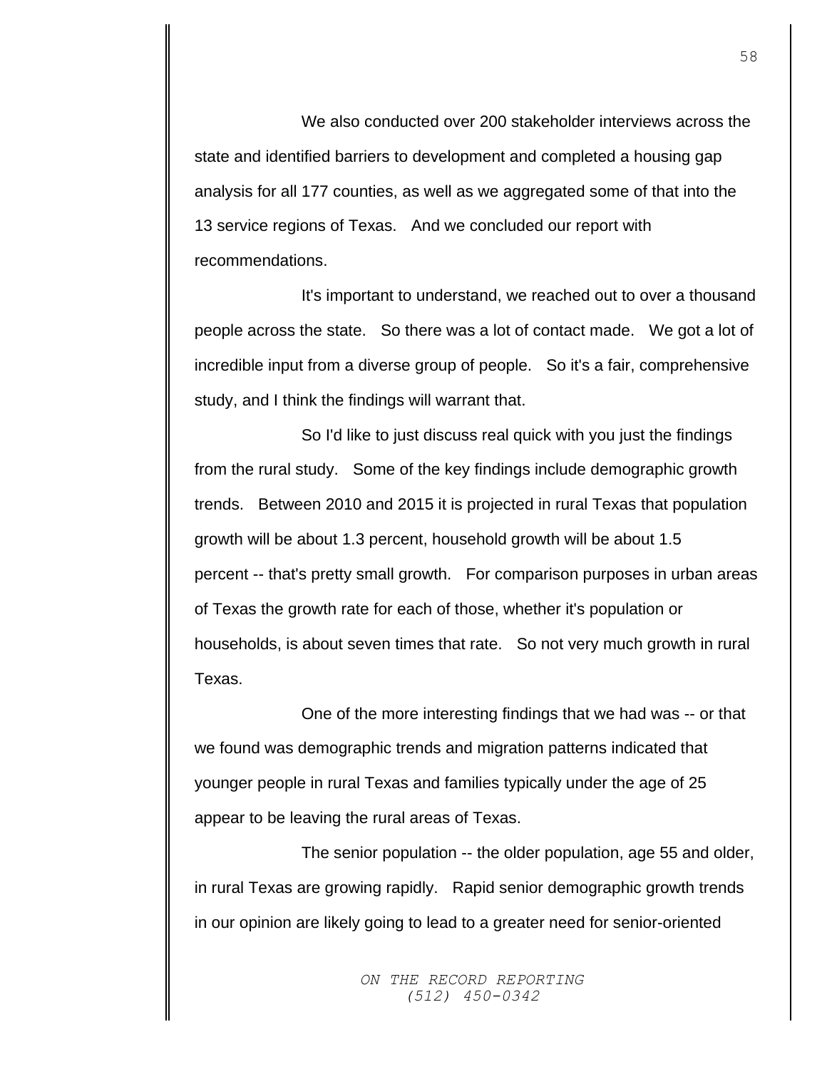We also conducted over 200 stakeholder interviews across the state and identified barriers to development and completed a housing gap analysis for all 177 counties, as well as we aggregated some of that into the 13 service regions of Texas. And we concluded our report with recommendations.

It's important to understand, we reached out to over a thousand people across the state. So there was a lot of contact made. We got a lot of incredible input from a diverse group of people. So it's a fair, comprehensive study, and I think the findings will warrant that.

So I'd like to just discuss real quick with you just the findings from the rural study. Some of the key findings include demographic growth trends. Between 2010 and 2015 it is projected in rural Texas that population growth will be about 1.3 percent, household growth will be about 1.5 percent -- that's pretty small growth. For comparison purposes in urban areas of Texas the growth rate for each of those, whether it's population or households, is about seven times that rate. So not very much growth in rural Texas.

One of the more interesting findings that we had was -- or that we found was demographic trends and migration patterns indicated that younger people in rural Texas and families typically under the age of 25 appear to be leaving the rural areas of Texas.

The senior population -- the older population, age 55 and older, in rural Texas are growing rapidly. Rapid senior demographic growth trends in our opinion are likely going to lead to a greater need for senior-oriented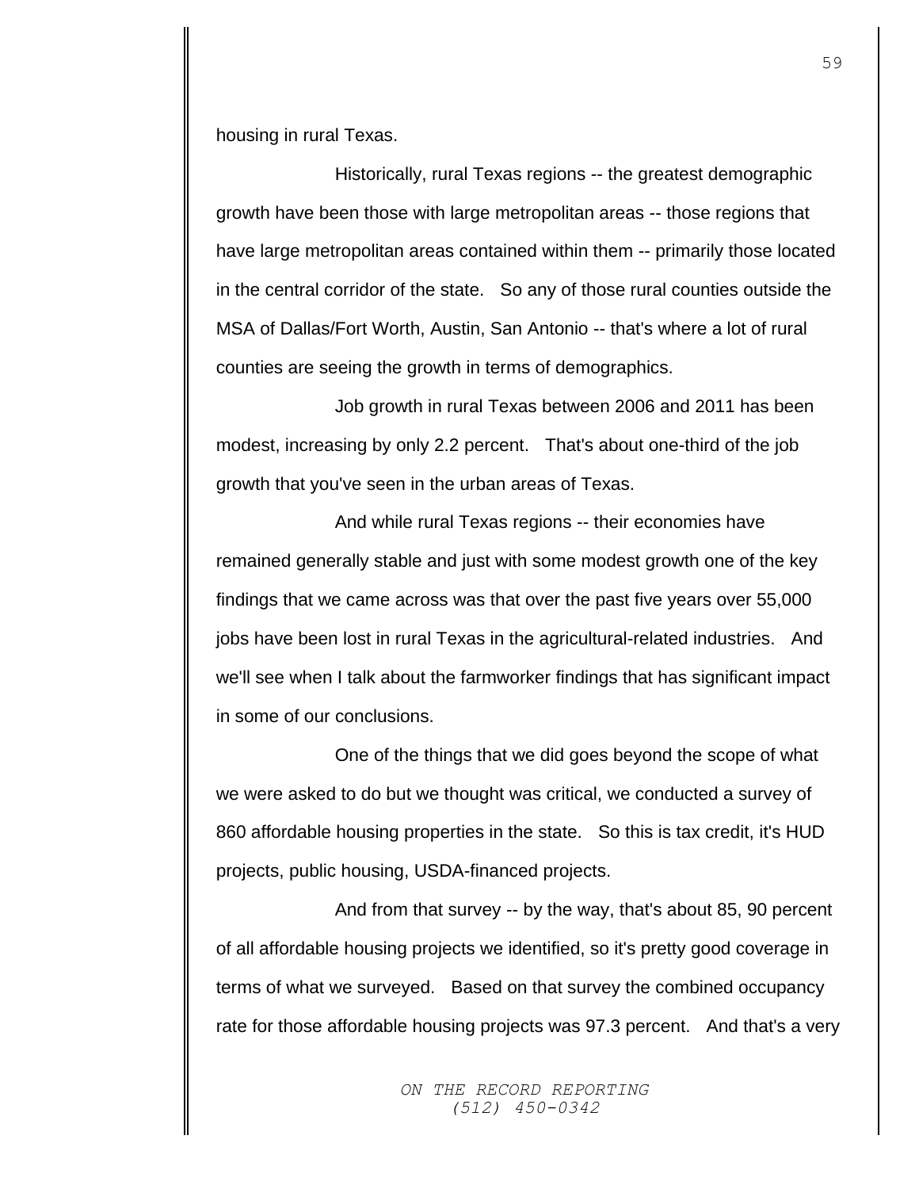housing in rural Texas.

Historically, rural Texas regions -- the greatest demographic growth have been those with large metropolitan areas -- those regions that have large metropolitan areas contained within them -- primarily those located in the central corridor of the state. So any of those rural counties outside the MSA of Dallas/Fort Worth, Austin, San Antonio -- that's where a lot of rural counties are seeing the growth in terms of demographics.

Job growth in rural Texas between 2006 and 2011 has been modest, increasing by only 2.2 percent. That's about one-third of the job growth that you've seen in the urban areas of Texas.

And while rural Texas regions -- their economies have remained generally stable and just with some modest growth one of the key findings that we came across was that over the past five years over 55,000 jobs have been lost in rural Texas in the agricultural-related industries. And we'll see when I talk about the farmworker findings that has significant impact in some of our conclusions.

One of the things that we did goes beyond the scope of what we were asked to do but we thought was critical, we conducted a survey of 860 affordable housing properties in the state. So this is tax credit, it's HUD projects, public housing, USDA-financed projects.

And from that survey -- by the way, that's about 85, 90 percent of all affordable housing projects we identified, so it's pretty good coverage in terms of what we surveyed. Based on that survey the combined occupancy rate for those affordable housing projects was 97.3 percent. And that's a very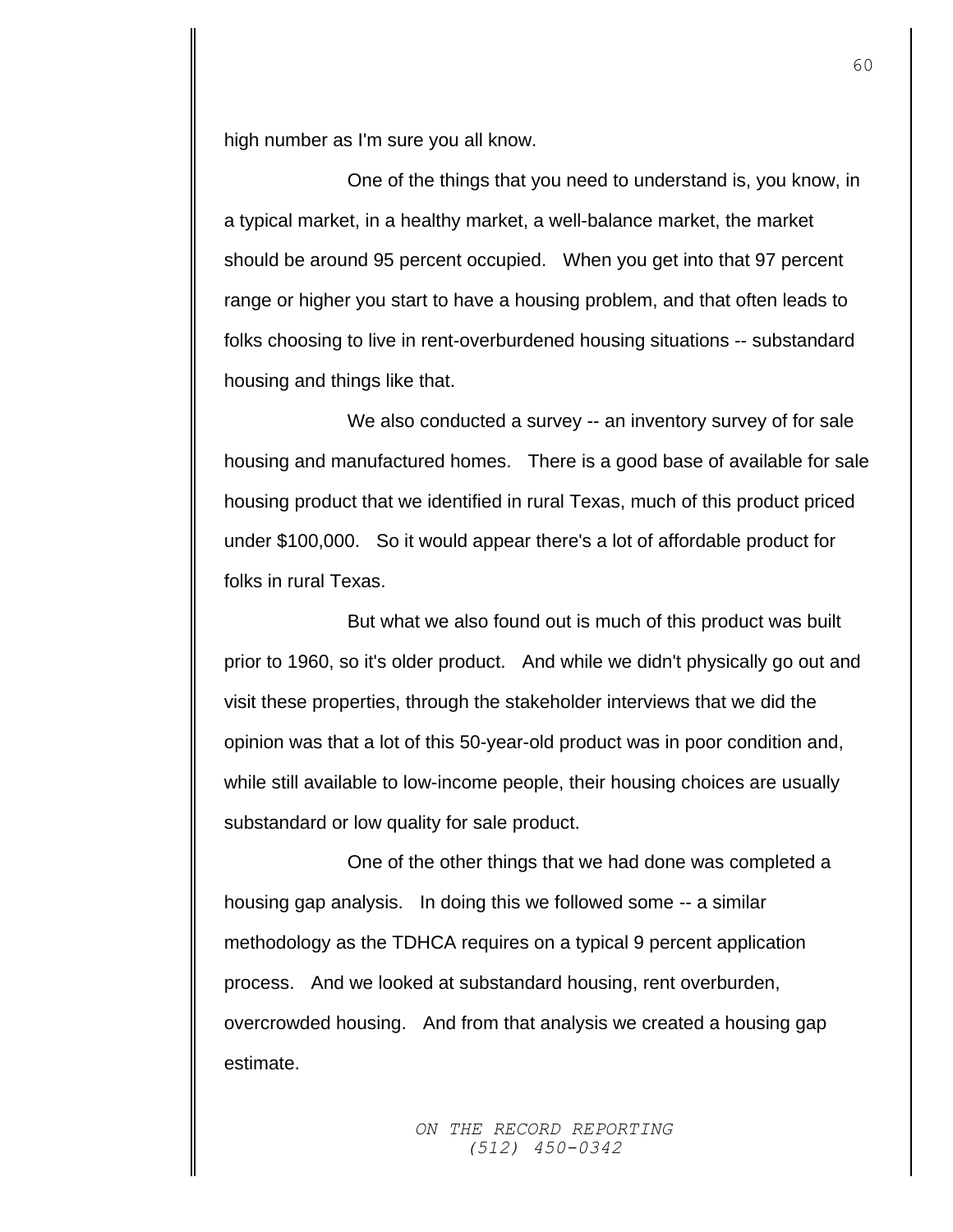high number as I'm sure you all know.

One of the things that you need to understand is, you know, in a typical market, in a healthy market, a well-balance market, the market should be around 95 percent occupied. When you get into that 97 percent range or higher you start to have a housing problem, and that often leads to folks choosing to live in rent-overburdened housing situations -- substandard housing and things like that.

We also conducted a survey -- an inventory survey of for sale housing and manufactured homes. There is a good base of available for sale housing product that we identified in rural Texas, much of this product priced under $100,000. So it would appear there's a lot of affordable product for folks in rural Texas.

But what we also found out is much of this product was built prior to 1960, so it's older product. And while we didn't physically go out and visit these properties, through the stakeholder interviews that we did the opinion was that a lot of this 50-year-old product was in poor condition and, while still available to low-income people, their housing choices are usually substandard or low quality for sale product.

One of the other things that we had done was completed a housing gap analysis. In doing this we followed some -- a similar methodology as the TDHCA requires on a typical 9 percent application process. And we looked at substandard housing, rent overburden, overcrowded housing. And from that analysis we created a housing gap estimate.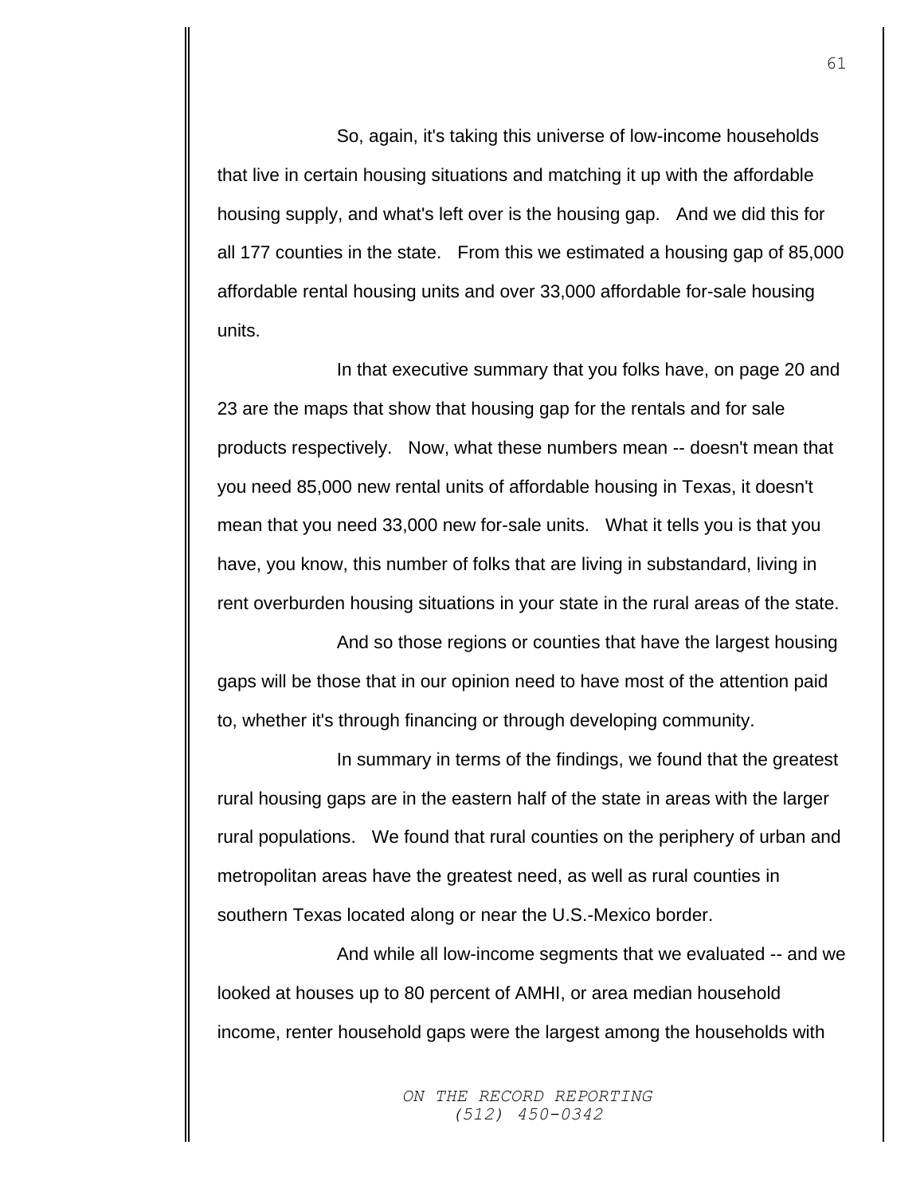So, again, it's taking this universe of low-income households that live in certain housing situations and matching it up with the affordable housing supply, and what's left over is the housing gap. And we did this for all 177 counties in the state. From this we estimated a housing gap of 85,000 affordable rental housing units and over 33,000 affordable for-sale housing units.

In that executive summary that you folks have, on page 20 and 23 are the maps that show that housing gap for the rentals and for sale products respectively. Now, what these numbers mean -- doesn't mean that you need 85,000 new rental units of affordable housing in Texas, it doesn't mean that you need 33,000 new for-sale units. What it tells you is that you have, you know, this number of folks that are living in substandard, living in rent overburden housing situations in your state in the rural areas of the state.

And so those regions or counties that have the largest housing gaps will be those that in our opinion need to have most of the attention paid to, whether it's through financing or through developing community.

In summary in terms of the findings, we found that the greatest rural housing gaps are in the eastern half of the state in areas with the larger rural populations. We found that rural counties on the periphery of urban and metropolitan areas have the greatest need, as well as rural counties in southern Texas located along or near the U.S.-Mexico border.

And while all low-income segments that we evaluated -- and we looked at houses up to 80 percent of AMHI, or area median household income, renter household gaps were the largest among the households with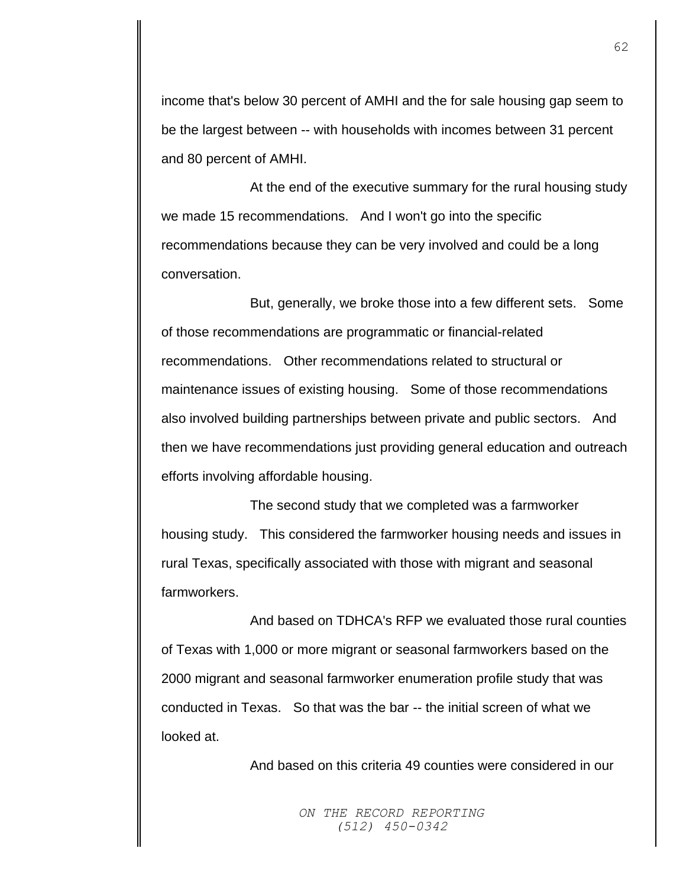income that's below 30 percent of AMHI and the for sale housing gap seem to be the largest between -- with households with incomes between 31 percent and 80 percent of AMHI.

At the end of the executive summary for the rural housing study we made 15 recommendations. And I won't go into the specific recommendations because they can be very involved and could be a long conversation.

But, generally, we broke those into a few different sets. Some of those recommendations are programmatic or financial-related recommendations. Other recommendations related to structural or maintenance issues of existing housing. Some of those recommendations also involved building partnerships between private and public sectors. And then we have recommendations just providing general education and outreach efforts involving affordable housing.

The second study that we completed was a farmworker housing study. This considered the farmworker housing needs and issues in rural Texas, specifically associated with those with migrant and seasonal farmworkers.

And based on TDHCA's RFP we evaluated those rural counties of Texas with 1,000 or more migrant or seasonal farmworkers based on the 2000 migrant and seasonal farmworker enumeration profile study that was conducted in Texas. So that was the bar -- the initial screen of what we looked at.

And based on this criteria 49 counties were considered in our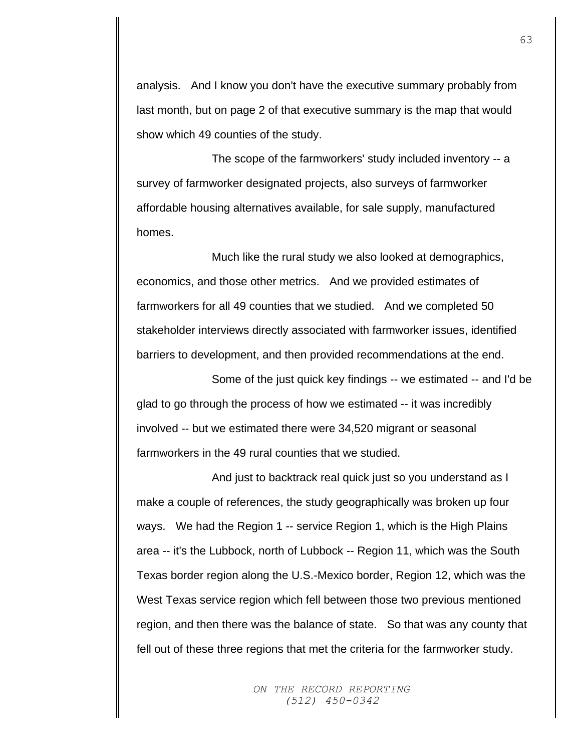analysis. And I know you don't have the executive summary probably from last month, but on page 2 of that executive summary is the map that would show which 49 counties of the study.

The scope of the farmworkers' study included inventory -- a survey of farmworker designated projects, also surveys of farmworker affordable housing alternatives available, for sale supply, manufactured homes.

Much like the rural study we also looked at demographics, economics, and those other metrics. And we provided estimates of farmworkers for all 49 counties that we studied. And we completed 50 stakeholder interviews directly associated with farmworker issues, identified barriers to development, and then provided recommendations at the end.

Some of the just quick key findings -- we estimated -- and I'd be glad to go through the process of how we estimated -- it was incredibly involved -- but we estimated there were 34,520 migrant or seasonal farmworkers in the 49 rural counties that we studied.

And just to backtrack real quick just so you understand as I make a couple of references, the study geographically was broken up four ways. We had the Region 1 -- service Region 1, which is the High Plains area -- it's the Lubbock, north of Lubbock -- Region 11, which was the South Texas border region along the U.S.-Mexico border, Region 12, which was the West Texas service region which fell between those two previous mentioned region, and then there was the balance of state. So that was any county that fell out of these three regions that met the criteria for the farmworker study.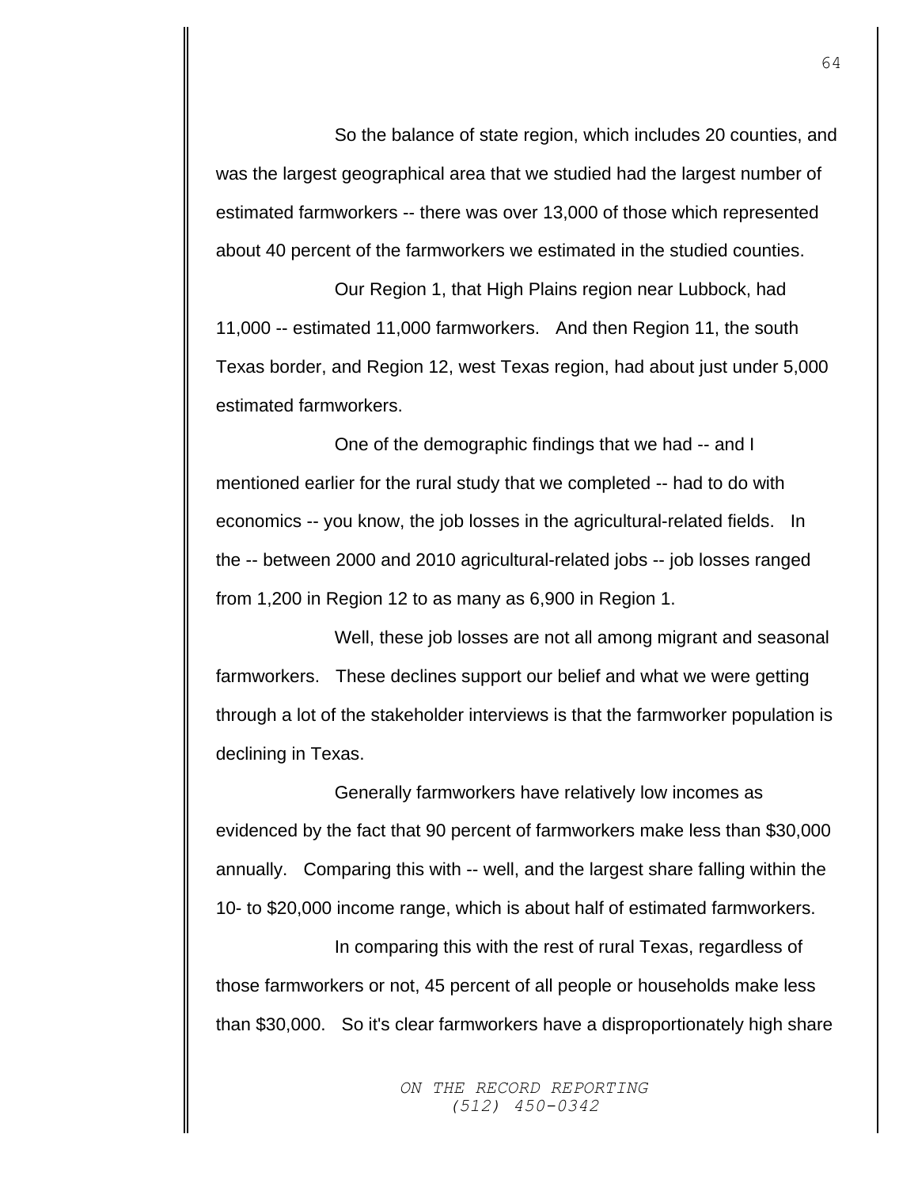So the balance of state region, which includes 20 counties, and was the largest geographical area that we studied had the largest number of estimated farmworkers -- there was over 13,000 of those which represented about 40 percent of the farmworkers we estimated in the studied counties.

Our Region 1, that High Plains region near Lubbock, had 11,000 -- estimated 11,000 farmworkers. And then Region 11, the south Texas border, and Region 12, west Texas region, had about just under 5,000 estimated farmworkers.

One of the demographic findings that we had -- and I mentioned earlier for the rural study that we completed -- had to do with economics -- you know, the job losses in the agricultural-related fields. In the -- between 2000 and 2010 agricultural-related jobs -- job losses ranged from 1,200 in Region 12 to as many as 6,900 in Region 1.

Well, these job losses are not all among migrant and seasonal farmworkers. These declines support our belief and what we were getting through a lot of the stakeholder interviews is that the farmworker population is declining in Texas.

Generally farmworkers have relatively low incomes as evidenced by the fact that 90 percent of farmworkers make less than $30,000 annually. Comparing this with -- well, and the largest share falling within the 10- to $20,000 income range, which is about half of estimated farmworkers.

In comparing this with the rest of rural Texas, regardless of those farmworkers or not, 45 percent of all people or households make less than $30,000. So it's clear farmworkers have a disproportionately high share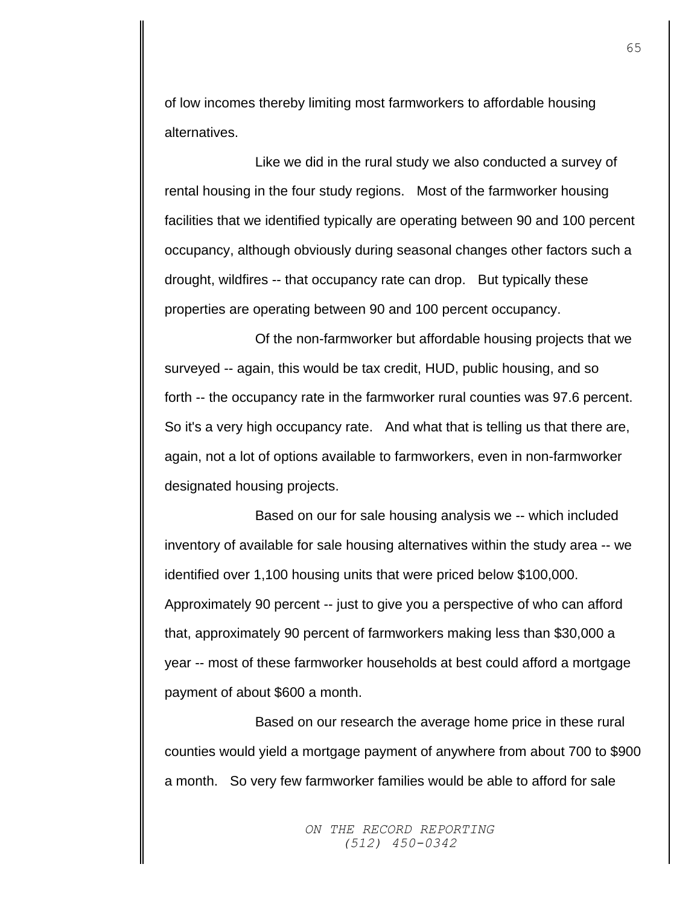of low incomes thereby limiting most farmworkers to affordable housing alternatives.

Like we did in the rural study we also conducted a survey of rental housing in the four study regions. Most of the farmworker housing facilities that we identified typically are operating between 90 and 100 percent occupancy, although obviously during seasonal changes other factors such a drought, wildfires -- that occupancy rate can drop. But typically these properties are operating between 90 and 100 percent occupancy.

Of the non-farmworker but affordable housing projects that we surveyed -- again, this would be tax credit, HUD, public housing, and so forth -- the occupancy rate in the farmworker rural counties was 97.6 percent. So it's a very high occupancy rate. And what that is telling us that there are, again, not a lot of options available to farmworkers, even in non-farmworker designated housing projects.

Based on our for sale housing analysis we -- which included inventory of available for sale housing alternatives within the study area -- we identified over 1,100 housing units that were priced below $100,000. Approximately 90 percent -- just to give you a perspective of who can afford that, approximately 90 percent of farmworkers making less than $30,000 a year -- most of these farmworker households at best could afford a mortgage payment of about $600 a month.

Based on our research the average home price in these rural counties would yield a mortgage payment of anywhere from about 700 to $900 a month. So very few farmworker families would be able to afford for sale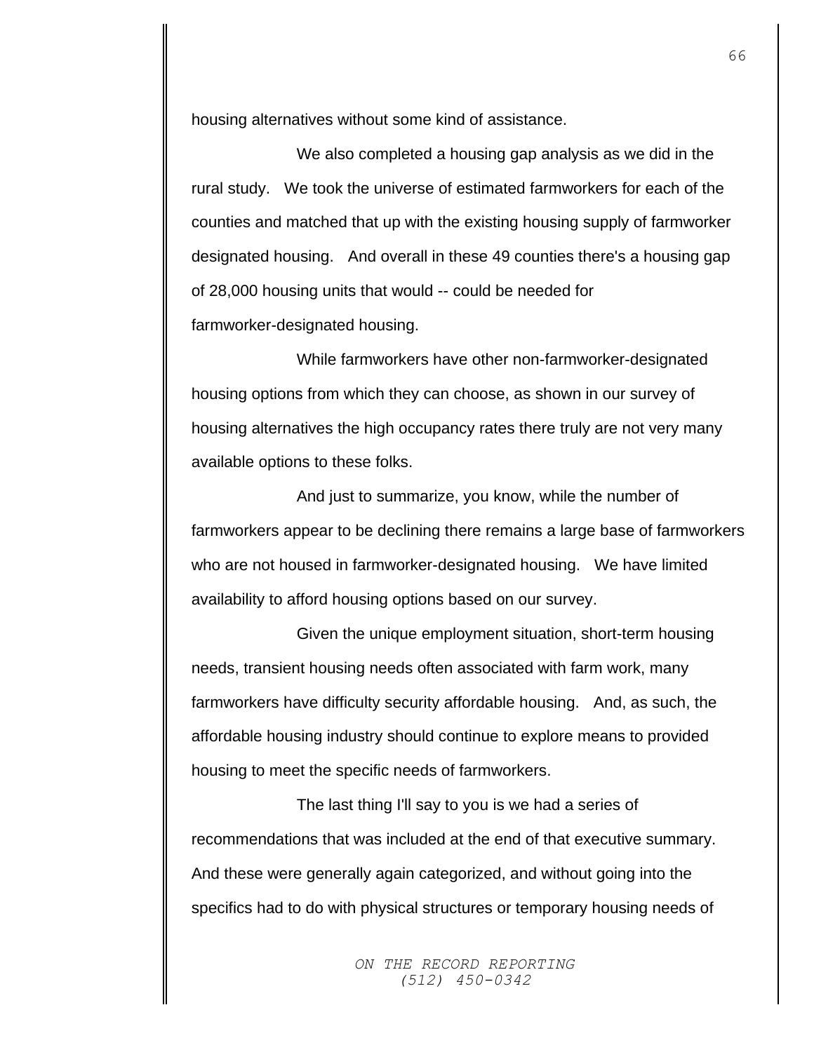housing alternatives without some kind of assistance.

We also completed a housing gap analysis as we did in the rural study. We took the universe of estimated farmworkers for each of the counties and matched that up with the existing housing supply of farmworker designated housing. And overall in these 49 counties there's a housing gap of 28,000 housing units that would -- could be needed for farmworker-designated housing.

While farmworkers have other non-farmworker-designated housing options from which they can choose, as shown in our survey of housing alternatives the high occupancy rates there truly are not very many available options to these folks.

And just to summarize, you know, while the number of farmworkers appear to be declining there remains a large base of farmworkers who are not housed in farmworker-designated housing. We have limited availability to afford housing options based on our survey.

Given the unique employment situation, short-term housing needs, transient housing needs often associated with farm work, many farmworkers have difficulty security affordable housing. And, as such, the affordable housing industry should continue to explore means to provided housing to meet the specific needs of farmworkers.

The last thing I'll say to you is we had a series of recommendations that was included at the end of that executive summary. And these were generally again categorized, and without going into the specifics had to do with physical structures or temporary housing needs of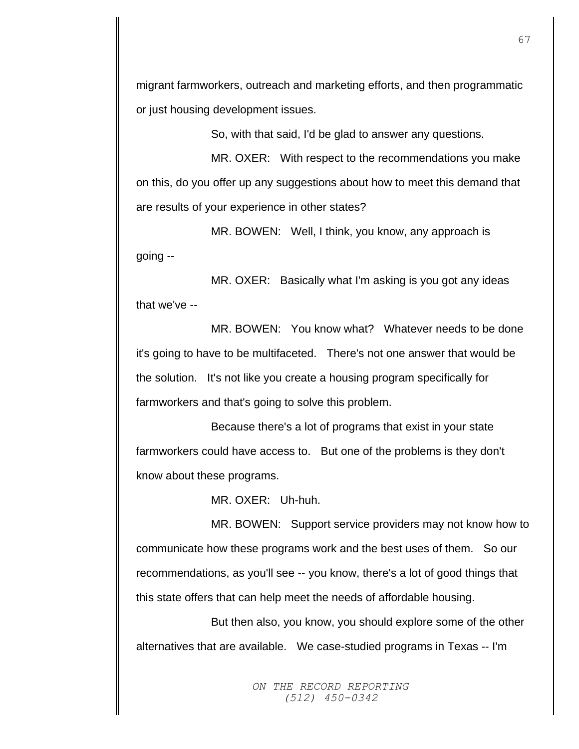migrant farmworkers, outreach and marketing efforts, and then programmatic or just housing development issues.

So, with that said, I'd be glad to answer any questions.

MR. OXER: With respect to the recommendations you make on this, do you offer up any suggestions about how to meet this demand that are results of your experience in other states?

MR. BOWEN: Well, I think, you know, any approach is going --

MR. OXER: Basically what I'm asking is you got any ideas that we've --

MR. BOWEN: You know what? Whatever needs to be done it's going to have to be multifaceted. There's not one answer that would be the solution. It's not like you create a housing program specifically for farmworkers and that's going to solve this problem.

Because there's a lot of programs that exist in your state farmworkers could have access to. But one of the problems is they don't know about these programs.

MR. OXER: Uh-huh.

MR. BOWEN: Support service providers may not know how to communicate how these programs work and the best uses of them. So our recommendations, as you'll see -- you know, there's a lot of good things that this state offers that can help meet the needs of affordable housing.

But then also, you know, you should explore some of the other alternatives that are available. We case-studied programs in Texas -- I'm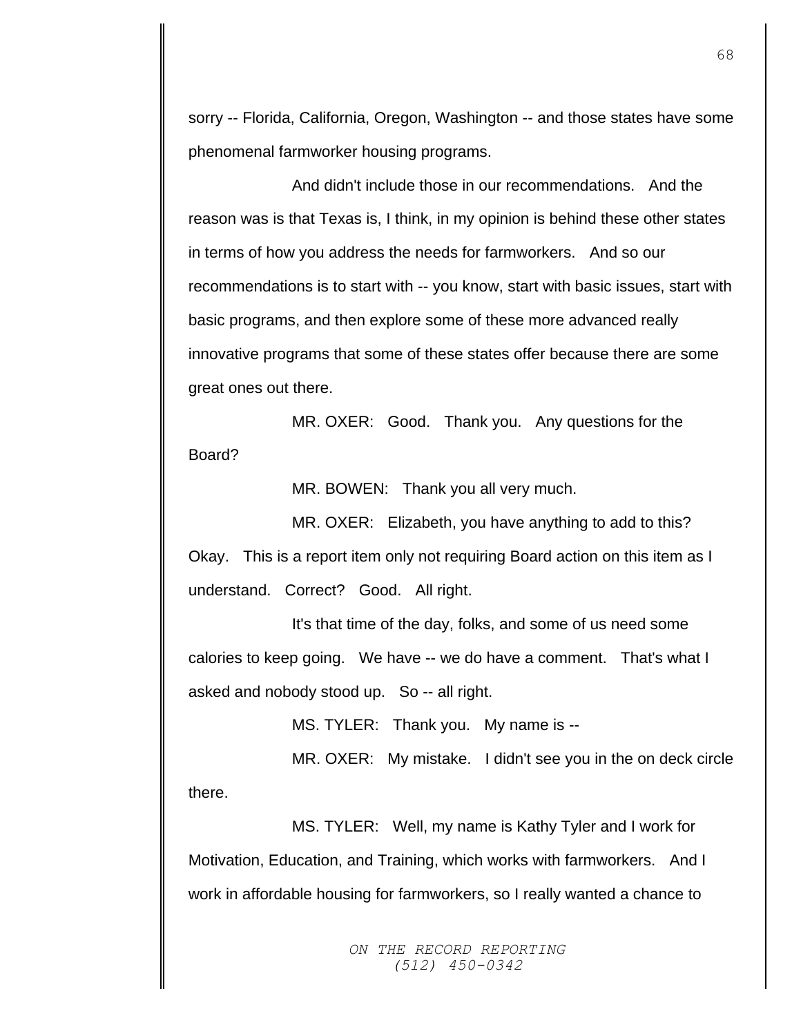sorry -- Florida, California, Oregon, Washington -- and those states have some phenomenal farmworker housing programs.

And didn't include those in our recommendations. And the reason was is that Texas is, I think, in my opinion is behind these other states in terms of how you address the needs for farmworkers. And so our recommendations is to start with -- you know, start with basic issues, start with basic programs, and then explore some of these more advanced really innovative programs that some of these states offer because there are some great ones out there.

MR. OXER: Good. Thank you. Any questions for the Board?

MR. BOWEN: Thank you all very much.

MR. OXER: Elizabeth, you have anything to add to this? Okay. This is a report item only not requiring Board action on this item as I understand. Correct? Good. All right.

It's that time of the day, folks, and some of us need some calories to keep going. We have -- we do have a comment. That's what I asked and nobody stood up. So -- all right.

MS. TYLER: Thank you. My name is --

MR. OXER: My mistake. I didn't see you in the on deck circle there.

MS. TYLER: Well, my name is Kathy Tyler and I work for Motivation, Education, and Training, which works with farmworkers. And I work in affordable housing for farmworkers, so I really wanted a chance to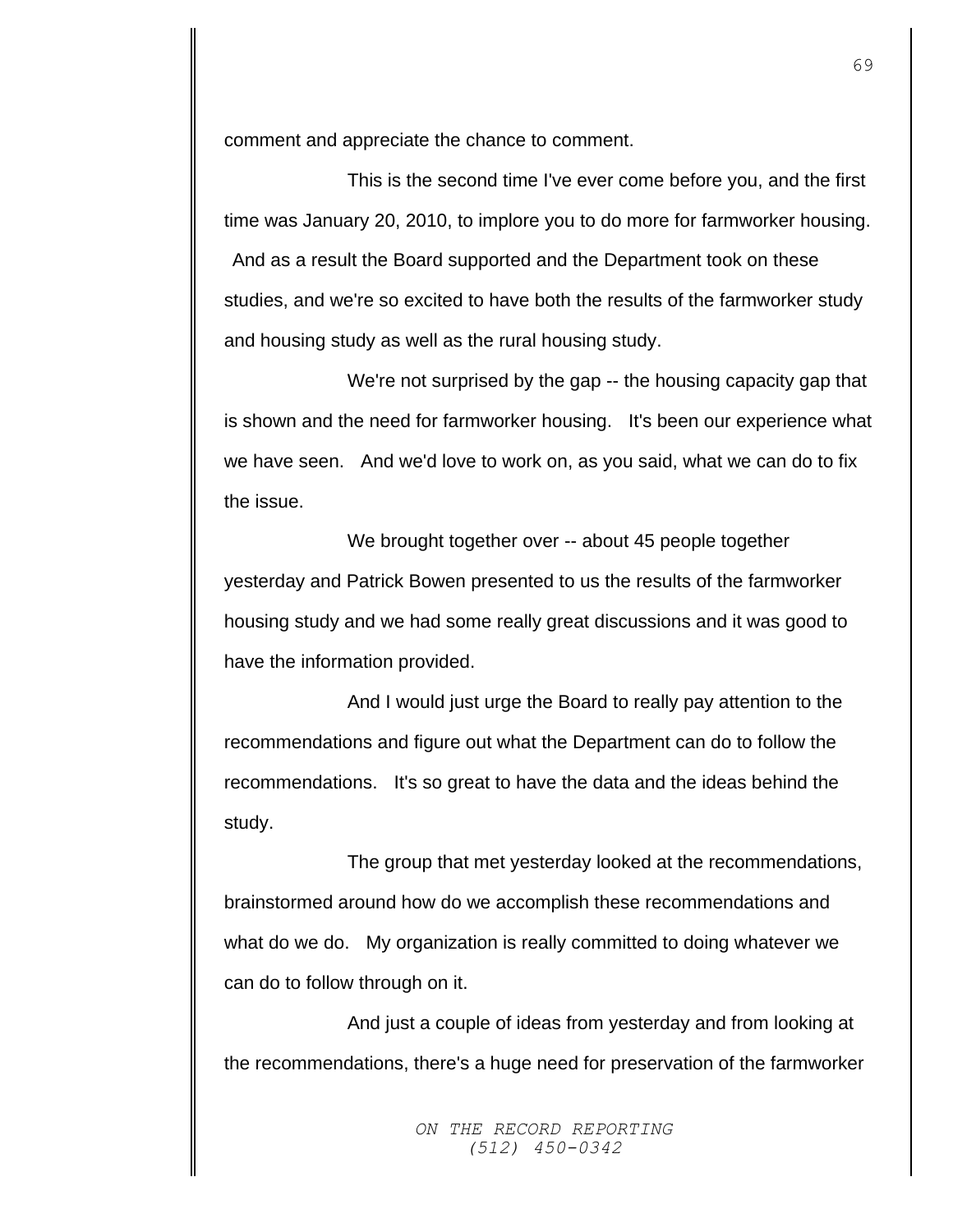comment and appreciate the chance to comment.

This is the second time I've ever come before you, and the first time was January 20, 2010, to implore you to do more for farmworker housing. And as a result the Board supported and the Department took on these studies, and we're so excited to have both the results of the farmworker study and housing study as well as the rural housing study.

We're not surprised by the gap -- the housing capacity gap that is shown and the need for farmworker housing. It's been our experience what we have seen. And we'd love to work on, as you said, what we can do to fix the issue.

We brought together over -- about 45 people together yesterday and Patrick Bowen presented to us the results of the farmworker housing study and we had some really great discussions and it was good to have the information provided.

And I would just urge the Board to really pay attention to the recommendations and figure out what the Department can do to follow the recommendations. It's so great to have the data and the ideas behind the study.

The group that met yesterday looked at the recommendations, brainstormed around how do we accomplish these recommendations and what do we do. My organization is really committed to doing whatever we can do to follow through on it.

And just a couple of ideas from yesterday and from looking at the recommendations, there's a huge need for preservation of the farmworker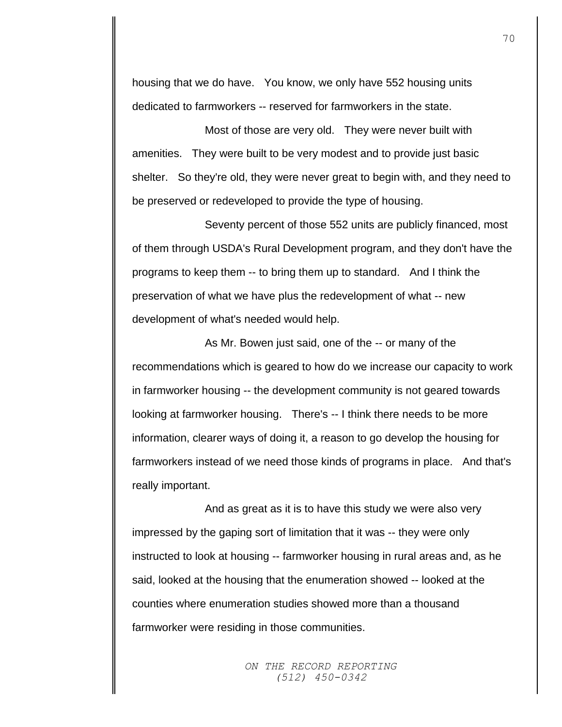housing that we do have. You know, we only have 552 housing units dedicated to farmworkers -- reserved for farmworkers in the state.

Most of those are very old. They were never built with amenities. They were built to be very modest and to provide just basic shelter. So they're old, they were never great to begin with, and they need to be preserved or redeveloped to provide the type of housing.

Seventy percent of those 552 units are publicly financed, most of them through USDA's Rural Development program, and they don't have the programs to keep them -- to bring them up to standard. And I think the preservation of what we have plus the redevelopment of what -- new development of what's needed would help.

As Mr. Bowen just said, one of the -- or many of the recommendations which is geared to how do we increase our capacity to work in farmworker housing -- the development community is not geared towards looking at farmworker housing. There's -- I think there needs to be more information, clearer ways of doing it, a reason to go develop the housing for farmworkers instead of we need those kinds of programs in place. And that's really important.

And as great as it is to have this study we were also very impressed by the gaping sort of limitation that it was -- they were only instructed to look at housing -- farmworker housing in rural areas and, as he said, looked at the housing that the enumeration showed -- looked at the counties where enumeration studies showed more than a thousand farmworker were residing in those communities.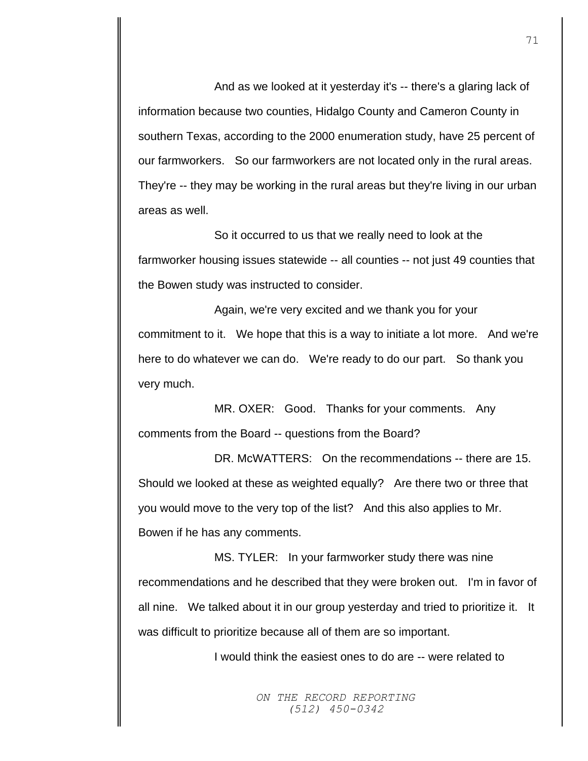And as we looked at it yesterday it's -- there's a glaring lack of information because two counties, Hidalgo County and Cameron County in southern Texas, according to the 2000 enumeration study, have 25 percent of our farmworkers. So our farmworkers are not located only in the rural areas. They're -- they may be working in the rural areas but they're living in our urban areas as well.

So it occurred to us that we really need to look at the farmworker housing issues statewide -- all counties -- not just 49 counties that the Bowen study was instructed to consider.

Again, we're very excited and we thank you for your commitment to it. We hope that this is a way to initiate a lot more. And we're here to do whatever we can do. We're ready to do our part. So thank you very much.

MR. OXER: Good. Thanks for your comments. Any comments from the Board -- questions from the Board?

DR. McWATTERS: On the recommendations -- there are 15. Should we looked at these as weighted equally? Are there two or three that you would move to the very top of the list? And this also applies to Mr. Bowen if he has any comments.

MS. TYLER: In your farmworker study there was nine recommendations and he described that they were broken out. I'm in favor of all nine. We talked about it in our group yesterday and tried to prioritize it. It was difficult to prioritize because all of them are so important.

I would think the easiest ones to do are -- were related to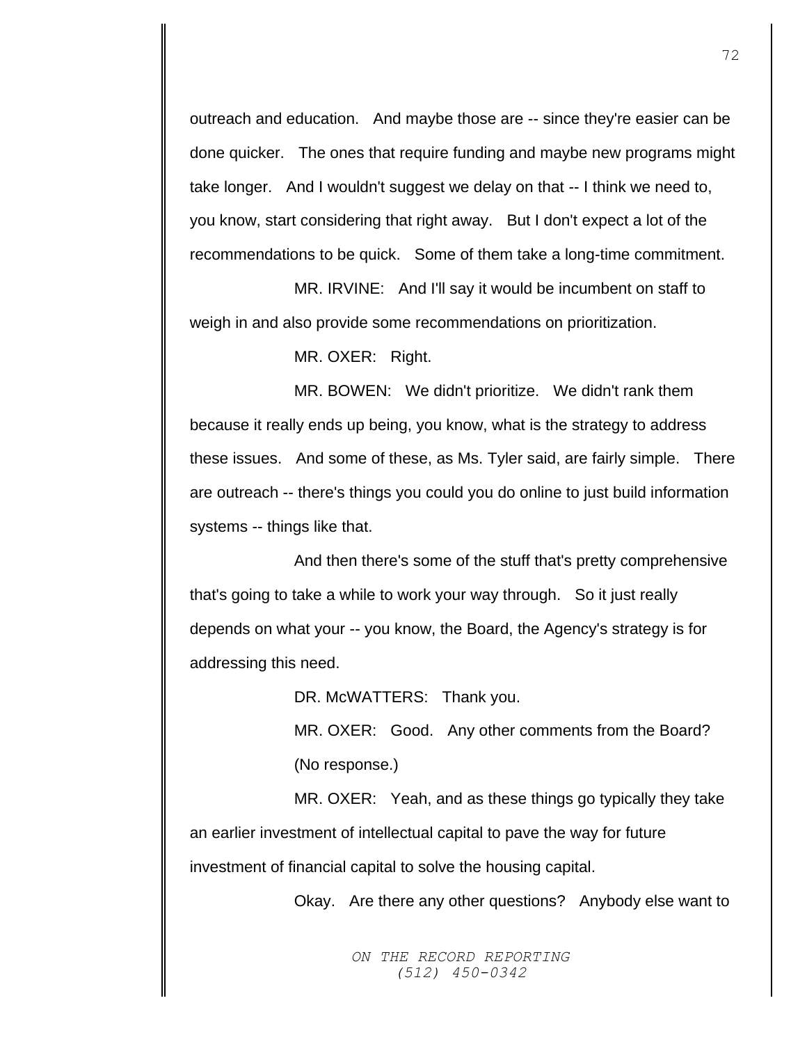outreach and education. And maybe those are -- since they're easier can be done quicker. The ones that require funding and maybe new programs might take longer. And I wouldn't suggest we delay on that -- I think we need to, you know, start considering that right away. But I don't expect a lot of the recommendations to be quick. Some of them take a long-time commitment.

MR. IRVINE: And I'll say it would be incumbent on staff to weigh in and also provide some recommendations on prioritization.

MR. OXER: Right.

MR. BOWEN: We didn't prioritize. We didn't rank them because it really ends up being, you know, what is the strategy to address these issues. And some of these, as Ms. Tyler said, are fairly simple. There are outreach -- there's things you could you do online to just build information systems -- things like that.

And then there's some of the stuff that's pretty comprehensive that's going to take a while to work your way through. So it just really depends on what your -- you know, the Board, the Agency's strategy is for addressing this need.

DR. McWATTERS: Thank you.

MR. OXER: Good. Any other comments from the Board?

(No response.)

MR. OXER: Yeah, and as these things go typically they take an earlier investment of intellectual capital to pave the way for future investment of financial capital to solve the housing capital.

Okay. Are there any other questions? Anybody else want to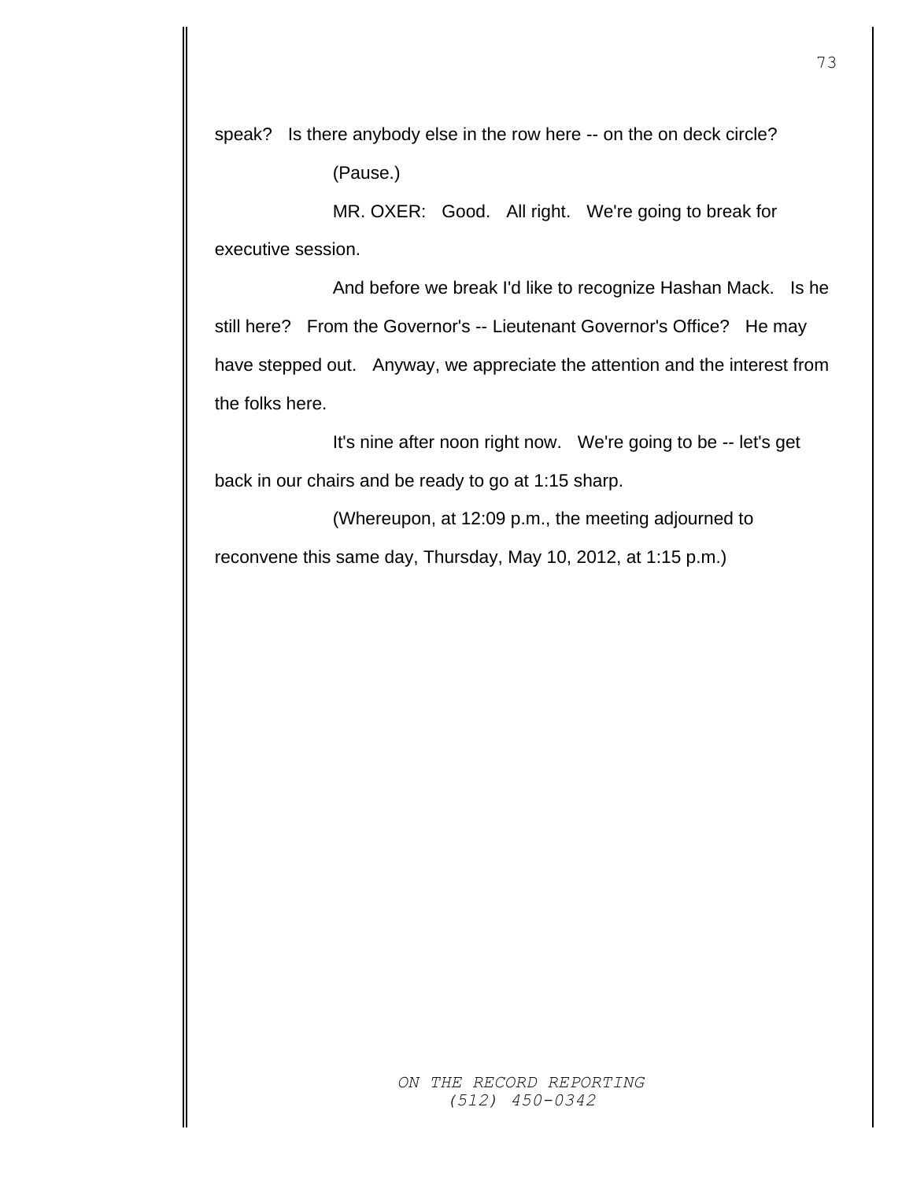speak? Is there anybody else in the row here -- on the on deck circle?

(Pause.)

MR. OXER: Good. All right. We're going to break for executive session.

And before we break I'd like to recognize Hashan Mack. Is he still here? From the Governor's -- Lieutenant Governor's Office? He may have stepped out. Anyway, we appreciate the attention and the interest from the folks here.

It's nine after noon right now. We're going to be -- let's get back in our chairs and be ready to go at 1:15 sharp.

(Whereupon, at 12:09 p.m., the meeting adjourned to reconvene this same day, Thursday, May 10, 2012, at 1:15 p.m.)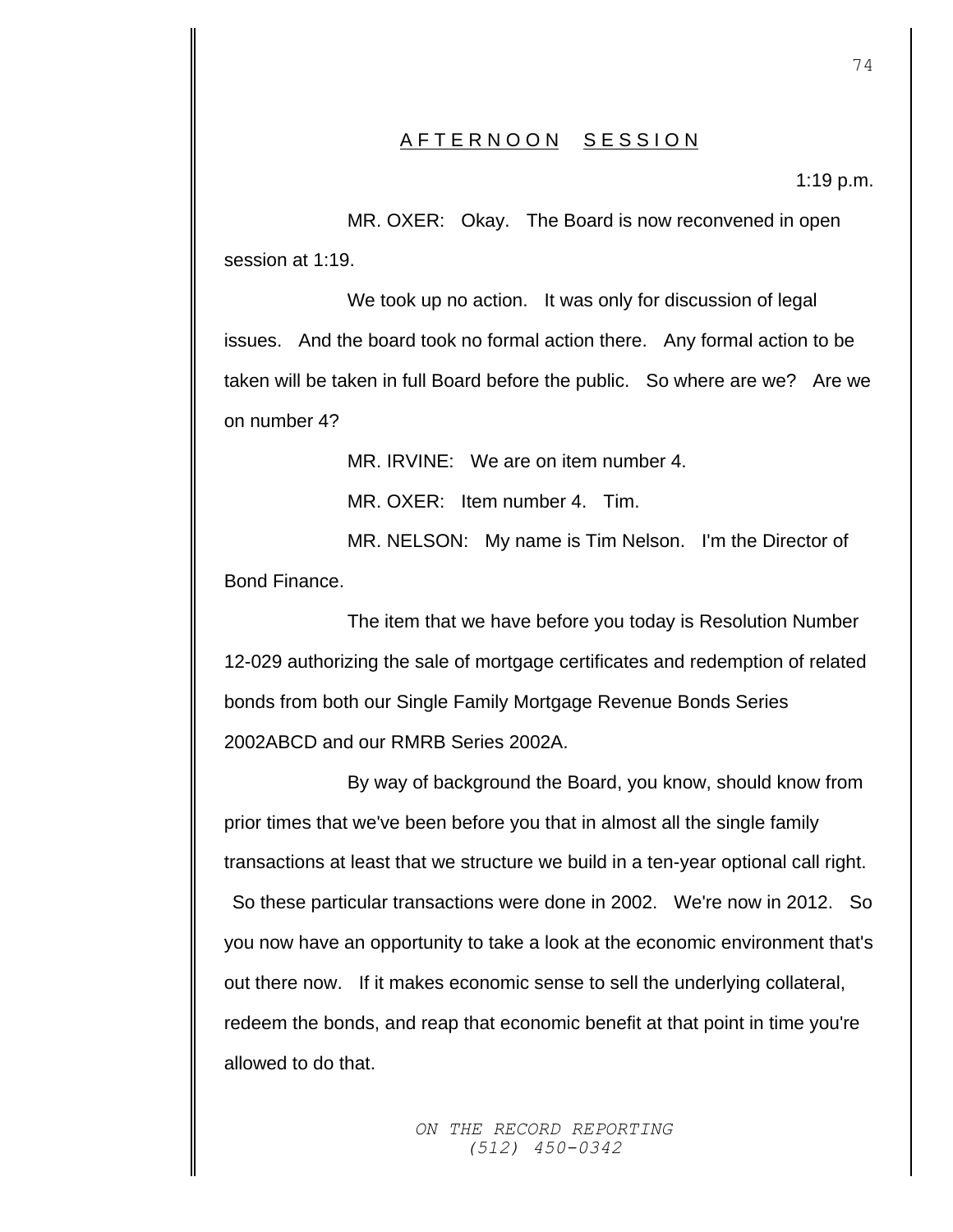## A F T E R N O O N   S E S S I O N

1:19 p.m.

MR. OXER: Okay. The Board is now reconvened in open session at 1:19.

We took up no action. It was only for discussion of legal issues. And the board took no formal action there. Any formal action to be taken will be taken in full Board before the public. So where are we? Are we on number 4?

MR. IRVINE: We are on item number 4.

MR. OXER: Item number 4. Tim.

MR. NELSON: My name is Tim Nelson. I'm the Director of Bond Finance.

The item that we have before you today is Resolution Number 12-029 authorizing the sale of mortgage certificates and redemption of related bonds from both our Single Family Mortgage Revenue Bonds Series 2002ABCD and our RMRB Series 2002A.

By way of background the Board, you know, should know from prior times that we've been before you that in almost all the single family transactions at least that we structure we build in a ten-year optional call right. So these particular transactions were done in 2002. We're now in 2012. So you now have an opportunity to take a look at the economic environment that's out there now. If it makes economic sense to sell the underlying collateral, redeem the bonds, and reap that economic benefit at that point in time you're allowed to do that.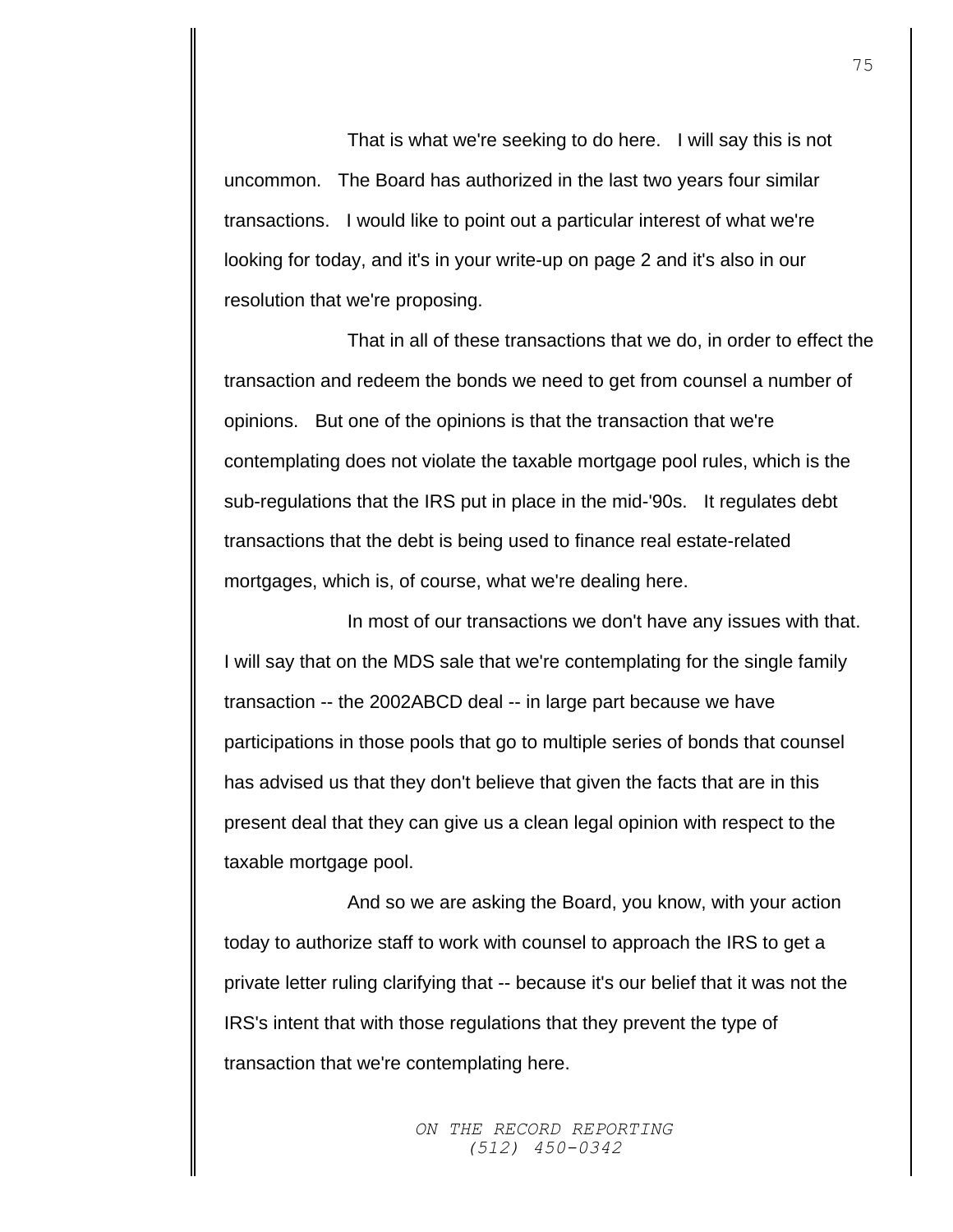That is what we're seeking to do here. I will say this is not uncommon. The Board has authorized in the last two years four similar transactions. I would like to point out a particular interest of what we're looking for today, and it's in your write-up on page 2 and it's also in our resolution that we're proposing.

That in all of these transactions that we do, in order to effect the transaction and redeem the bonds we need to get from counsel a number of opinions. But one of the opinions is that the transaction that we're contemplating does not violate the taxable mortgage pool rules, which is the sub-regulations that the IRS put in place in the mid-'90s. It regulates debt transactions that the debt is being used to finance real estate-related mortgages, which is, of course, what we're dealing here.

In most of our transactions we don't have any issues with that. I will say that on the MDS sale that we're contemplating for the single family transaction -- the 2002ABCD deal -- in large part because we have participations in those pools that go to multiple series of bonds that counsel has advised us that they don't believe that given the facts that are in this present deal that they can give us a clean legal opinion with respect to the taxable mortgage pool.

And so we are asking the Board, you know, with your action today to authorize staff to work with counsel to approach the IRS to get a private letter ruling clarifying that -- because it's our belief that it was not the IRS's intent that with those regulations that they prevent the type of transaction that we're contemplating here.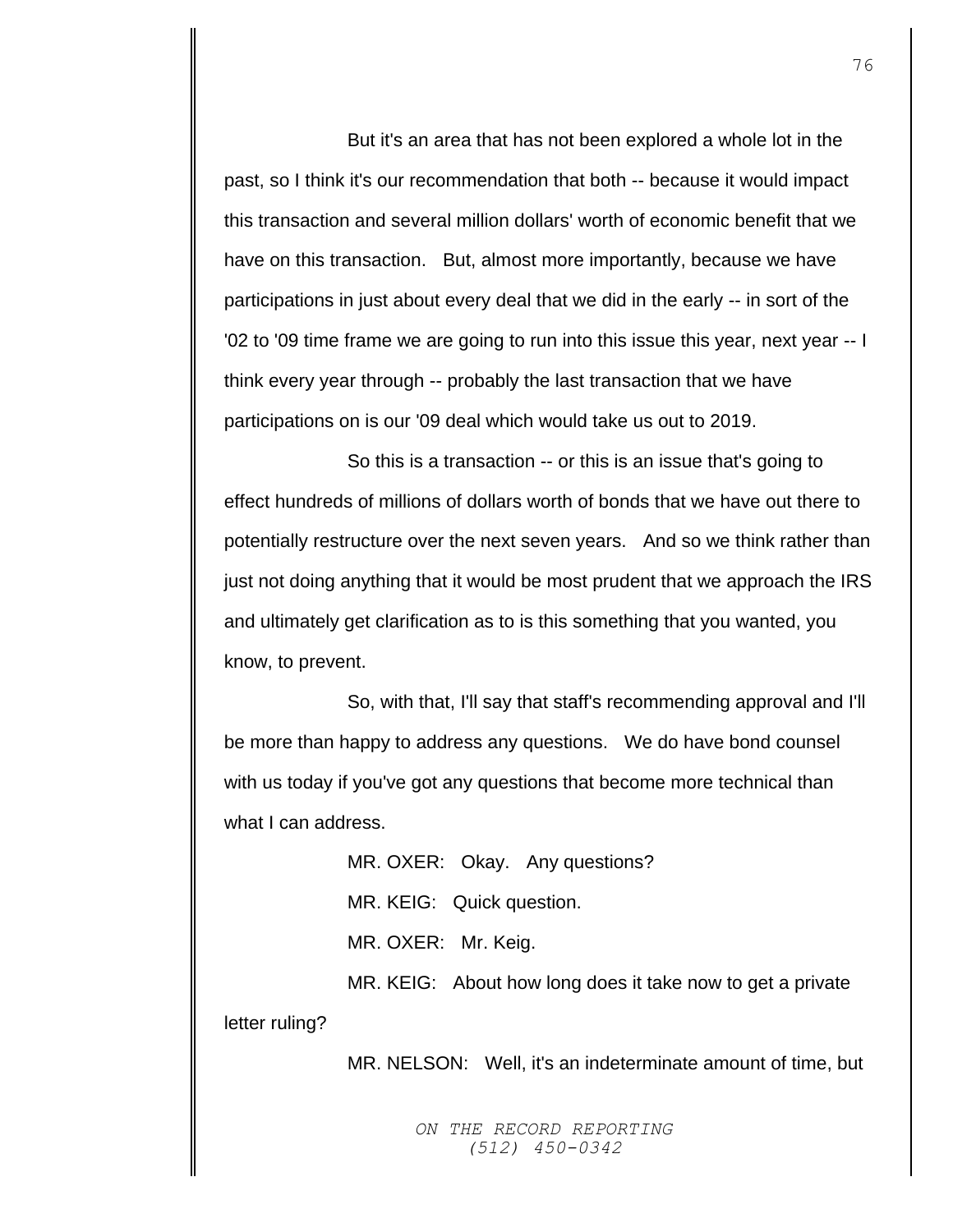But it's an area that has not been explored a whole lot in the past, so I think it's our recommendation that both -- because it would impact this transaction and several million dollars' worth of economic benefit that we have on this transaction. But, almost more importantly, because we have participations in just about every deal that we did in the early -- in sort of the '02 to '09 time frame we are going to run into this issue this year, next year -- I think every year through -- probably the last transaction that we have participations on is our '09 deal which would take us out to 2019.

So this is a transaction -- or this is an issue that's going to effect hundreds of millions of dollars worth of bonds that we have out there to potentially restructure over the next seven years. And so we think rather than just not doing anything that it would be most prudent that we approach the IRS and ultimately get clarification as to is this something that you wanted, you know, to prevent.

So, with that, I'll say that staff's recommending approval and I'll be more than happy to address any questions. We do have bond counsel with us today if you've got any questions that become more technical than what I can address.

MR. OXER: Okay. Any questions?

MR. KEIG: Quick question.

MR. OXER: Mr. Keig.

MR. KEIG: About how long does it take now to get a private letter ruling?

MR. NELSON: Well, it's an indeterminate amount of time, but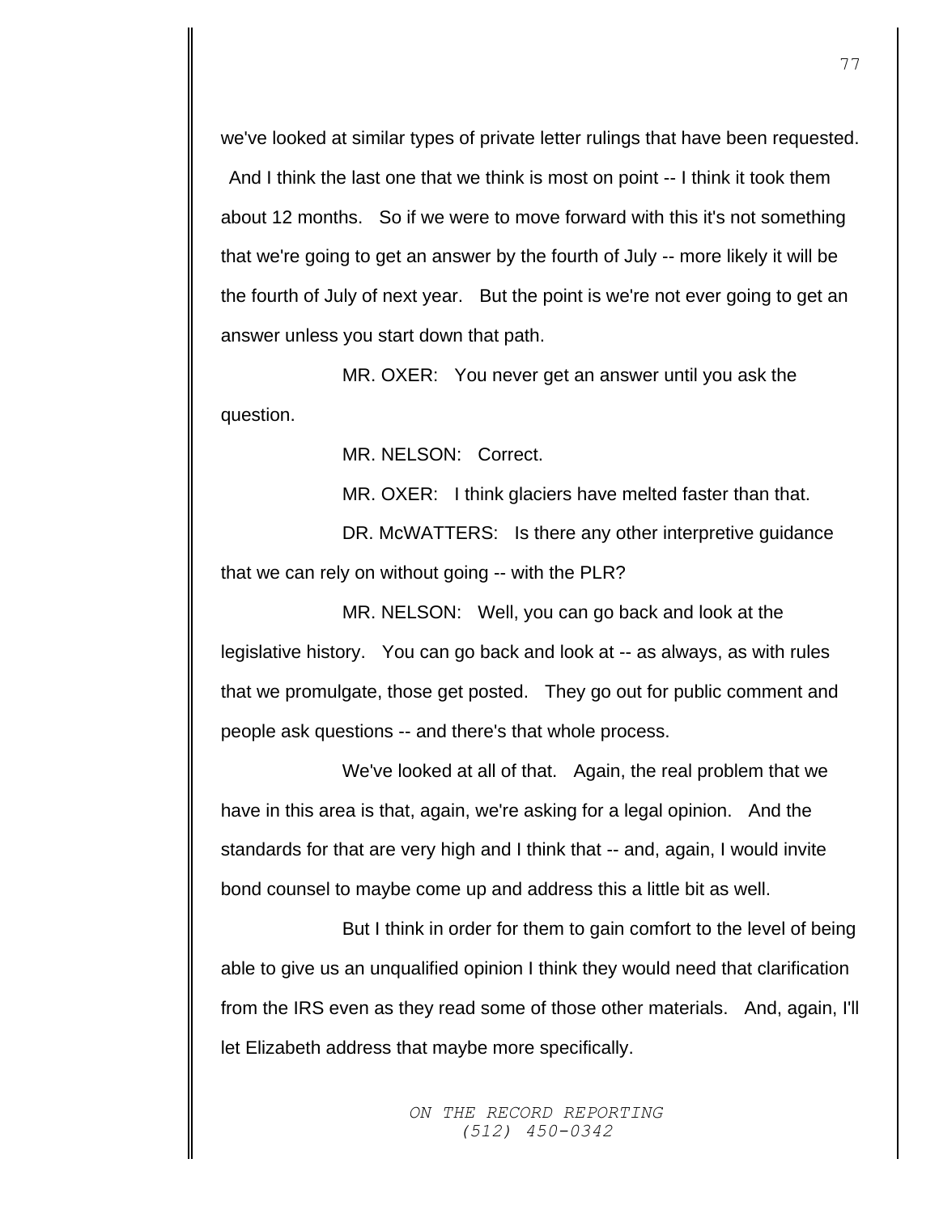we've looked at similar types of private letter rulings that have been requested. And I think the last one that we think is most on point -- I think it took them about 12 months. So if we were to move forward with this it's not something that we're going to get an answer by the fourth of July -- more likely it will be the fourth of July of next year. But the point is we're not ever going to get an answer unless you start down that path.

MR. OXER: You never get an answer until you ask the question.

MR. NELSON: Correct.

MR. OXER: I think glaciers have melted faster than that.

DR. McWATTERS: Is there any other interpretive guidance that we can rely on without going -- with the PLR?

MR. NELSON: Well, you can go back and look at the legislative history. You can go back and look at -- as always, as with rules that we promulgate, those get posted. They go out for public comment and people ask questions -- and there's that whole process.

We've looked at all of that. Again, the real problem that we have in this area is that, again, we're asking for a legal opinion. And the standards for that are very high and I think that -- and, again, I would invite bond counsel to maybe come up and address this a little bit as well.

But I think in order for them to gain comfort to the level of being able to give us an unqualified opinion I think they would need that clarification from the IRS even as they read some of those other materials. And, again, I'll let Elizabeth address that maybe more specifically.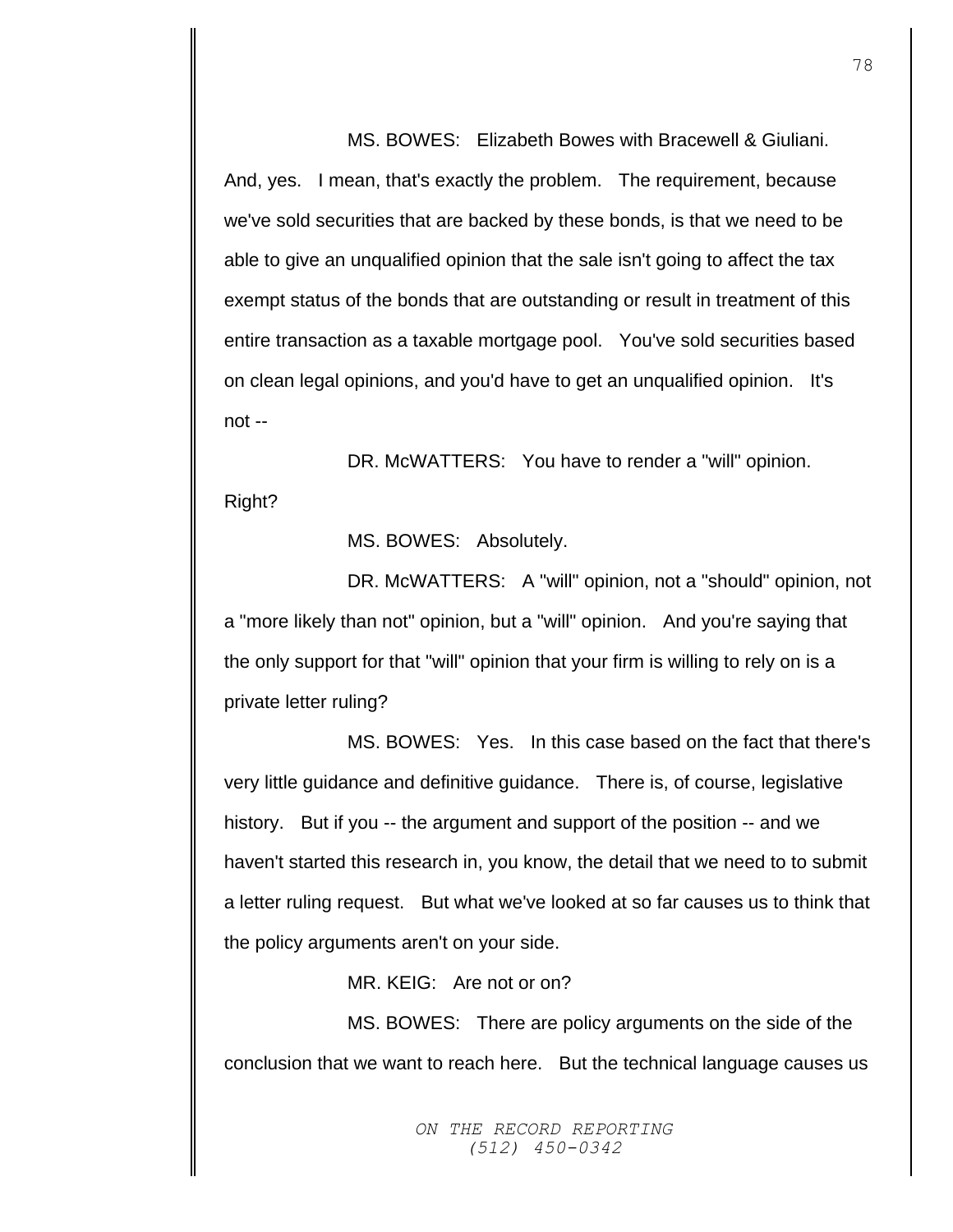MS. BOWES: Elizabeth Bowes with Bracewell & Giuliani. And, yes. I mean, that's exactly the problem. The requirement, because we've sold securities that are backed by these bonds, is that we need to be able to give an unqualified opinion that the sale isn't going to affect the tax exempt status of the bonds that are outstanding or result in treatment of this entire transaction as a taxable mortgage pool. You've sold securities based on clean legal opinions, and you'd have to get an unqualified opinion. It's not --

DR. McWATTERS: You have to render a "will" opinion. Right?

MS. BOWES: Absolutely.

DR. McWATTERS: A "will" opinion, not a "should" opinion, not a "more likely than not" opinion, but a "will" opinion. And you're saying that the only support for that "will" opinion that your firm is willing to rely on is a private letter ruling?

MS. BOWES: Yes. In this case based on the fact that there's very little guidance and definitive guidance. There is, of course, legislative history. But if you -- the argument and support of the position -- and we haven't started this research in, you know, the detail that we need to to submit a letter ruling request. But what we've looked at so far causes us to think that the policy arguments aren't on your side.

MR. KEIG: Are not or on?

MS. BOWES: There are policy arguments on the side of the conclusion that we want to reach here. But the technical language causes us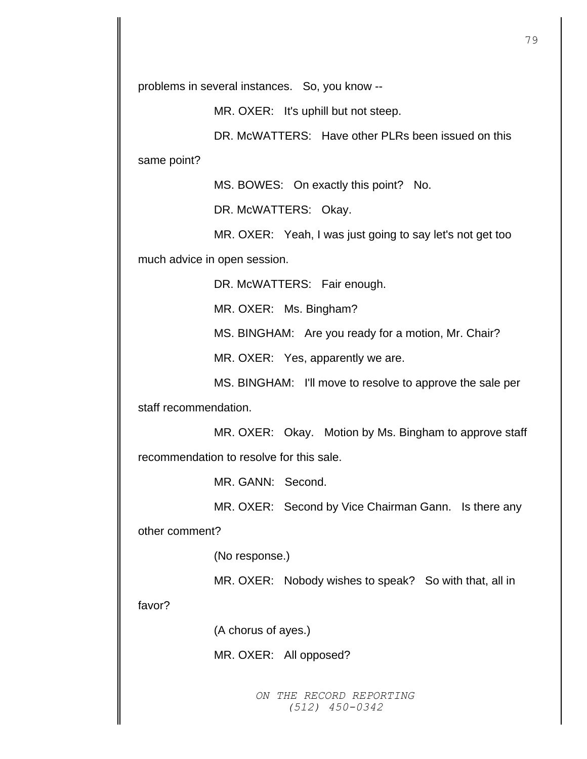problems in several instances. So, you know --

MR. OXER: It's uphill but not steep.

DR. McWATTERS: Have other PLRs been issued on this same point?

MS. BOWES: On exactly this point? No.

DR. McWATTERS: Okay.

MR. OXER: Yeah, I was just going to say let's not get too much advice in open session.

DR. McWATTERS: Fair enough.

MR. OXER: Ms. Bingham?

MS. BINGHAM: Are you ready for a motion, Mr. Chair?

MR. OXER: Yes, apparently we are.

MS. BINGHAM: I'll move to resolve to approve the sale per staff recommendation.

MR. OXER: Okay. Motion by Ms. Bingham to approve staff recommendation to resolve for this sale.

MR. GANN: Second.

MR. OXER: Second by Vice Chairman Gann. Is there any other comment?

(No response.)

MR. OXER: Nobody wishes to speak? So with that, all in favor?

(A chorus of ayes.)

MR. OXER: All opposed?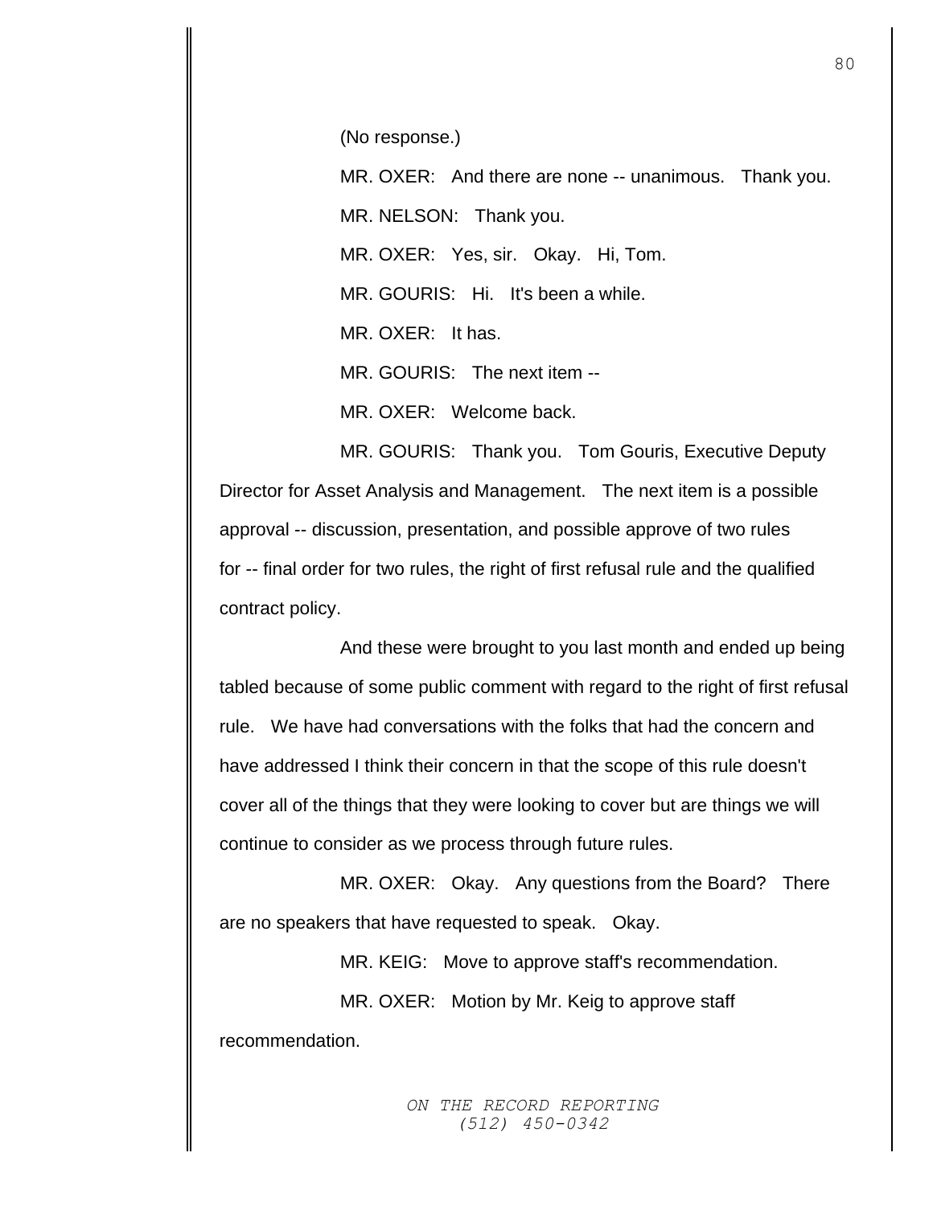(No response.)

MR. OXER: And there are none -- unanimous. Thank you.

MR. NELSON: Thank you.

MR. OXER: Yes, sir. Okay. Hi, Tom.

MR. GOURIS: Hi. It's been a while.

MR. OXER: It has.

MR. GOURIS: The next item --

MR. OXER: Welcome back.

MR. GOURIS: Thank you. Tom Gouris, Executive Deputy Director for Asset Analysis and Management. The next item is a possible approval -- discussion, presentation, and possible approve of two rules for -- final order for two rules, the right of first refusal rule and the qualified contract policy.

And these were brought to you last month and ended up being tabled because of some public comment with regard to the right of first refusal rule. We have had conversations with the folks that had the concern and have addressed I think their concern in that the scope of this rule doesn't cover all of the things that they were looking to cover but are things we will continue to consider as we process through future rules.

MR. OXER: Okay. Any questions from the Board? There are no speakers that have requested to speak. Okay.

MR. KEIG: Move to approve staff's recommendation.

MR. OXER: Motion by Mr. Keig to approve staff recommendation.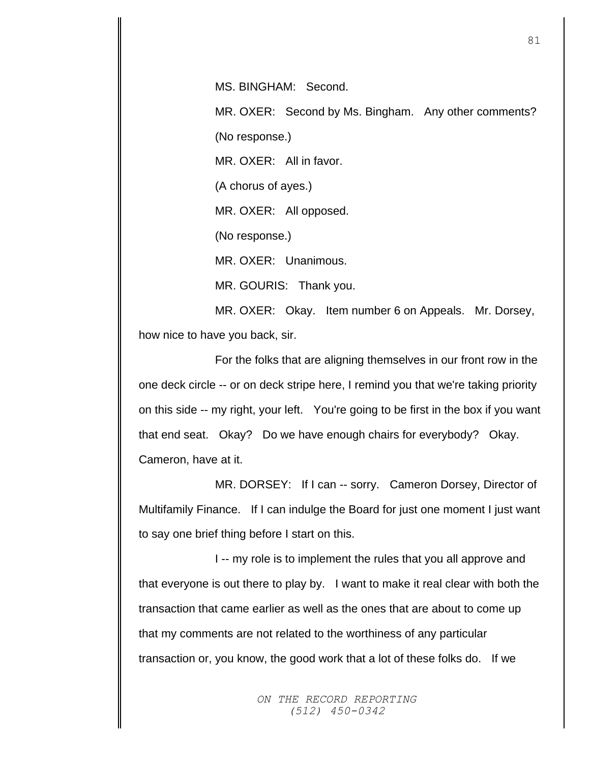MS. BINGHAM: Second.

MR. OXER: Second by Ms. Bingham. Any other comments?

(No response.)

MR. OXER: All in favor.

(A chorus of ayes.)

MR. OXER: All opposed.

(No response.)

MR. OXER: Unanimous.

MR. GOURIS: Thank you.

MR. OXER: Okay. Item number 6 on Appeals. Mr. Dorsey, how nice to have you back, sir.

For the folks that are aligning themselves in our front row in the one deck circle -- or on deck stripe here, I remind you that we're taking priority on this side -- my right, your left. You're going to be first in the box if you want that end seat. Okay? Do we have enough chairs for everybody? Okay. Cameron, have at it.

MR. DORSEY: If I can -- sorry. Cameron Dorsey, Director of Multifamily Finance. If I can indulge the Board for just one moment I just want to say one brief thing before I start on this.

I -- my role is to implement the rules that you all approve and that everyone is out there to play by. I want to make it real clear with both the transaction that came earlier as well as the ones that are about to come up that my comments are not related to the worthiness of any particular transaction or, you know, the good work that a lot of these folks do. If we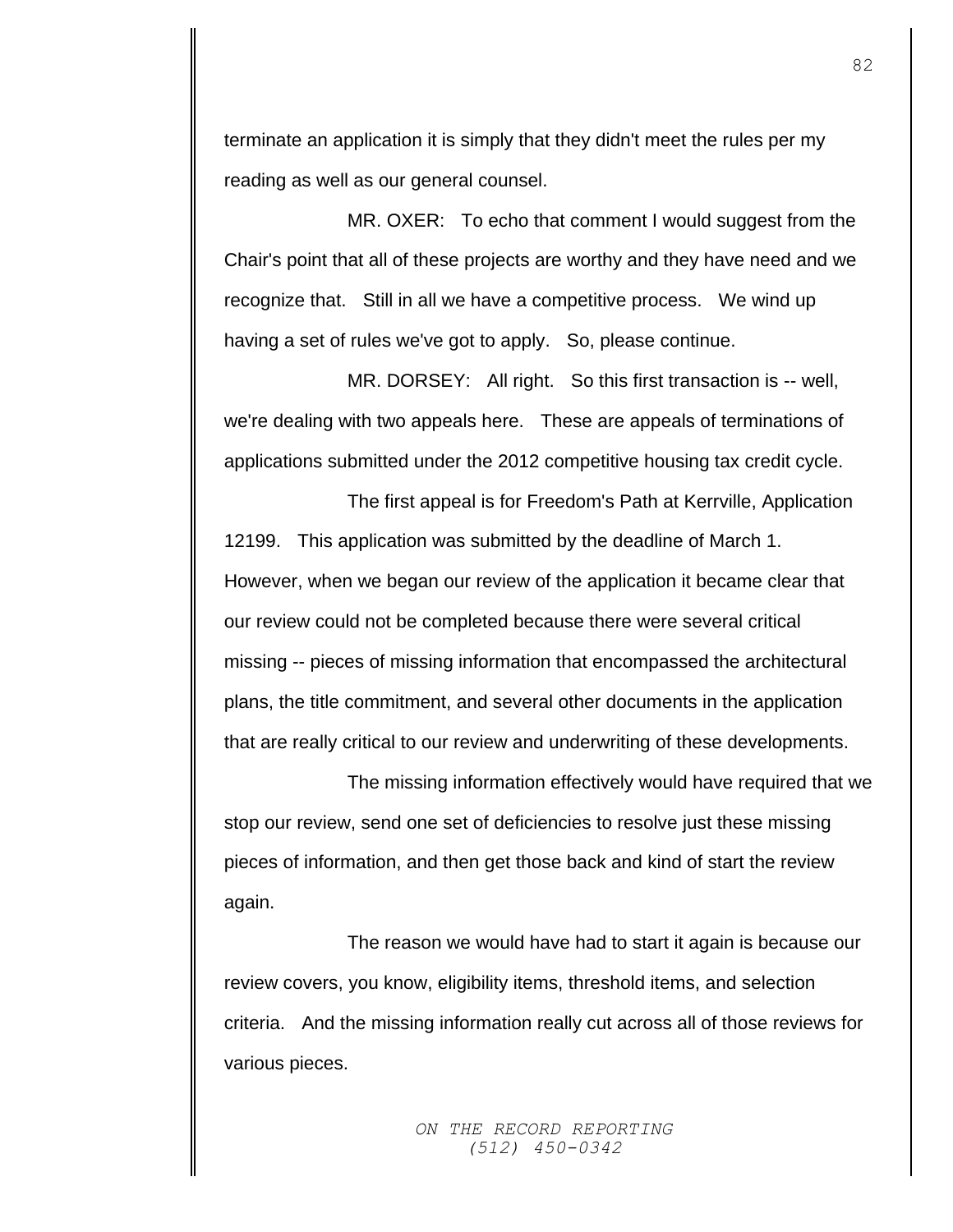terminate an application it is simply that they didn't meet the rules per my reading as well as our general counsel.

MR. OXER: To echo that comment I would suggest from the Chair's point that all of these projects are worthy and they have need and we recognize that. Still in all we have a competitive process. We wind up having a set of rules we've got to apply. So, please continue.

MR. DORSEY: All right. So this first transaction is -- well, we're dealing with two appeals here. These are appeals of terminations of applications submitted under the 2012 competitive housing tax credit cycle.

The first appeal is for Freedom's Path at Kerrville, Application 12199. This application was submitted by the deadline of March 1. However, when we began our review of the application it became clear that our review could not be completed because there were several critical missing -- pieces of missing information that encompassed the architectural plans, the title commitment, and several other documents in the application that are really critical to our review and underwriting of these developments.

The missing information effectively would have required that we stop our review, send one set of deficiencies to resolve just these missing pieces of information, and then get those back and kind of start the review again.

The reason we would have had to start it again is because our review covers, you know, eligibility items, threshold items, and selection criteria. And the missing information really cut across all of those reviews for various pieces.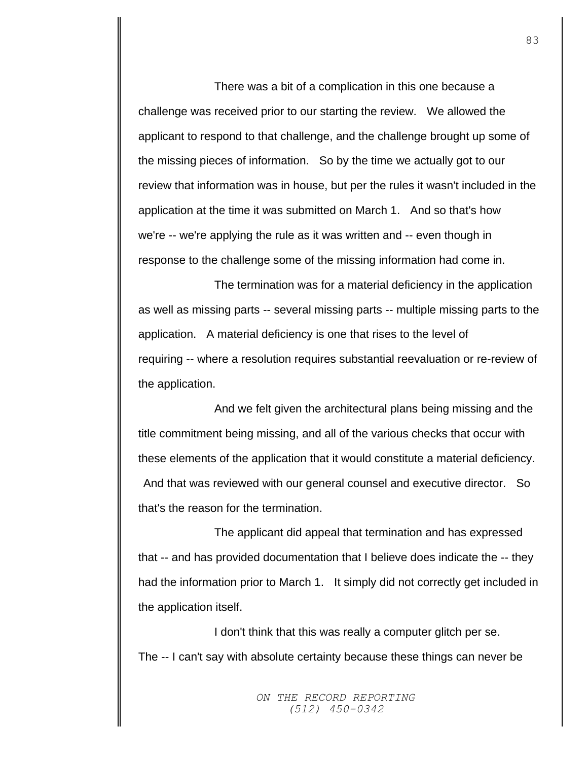There was a bit of a complication in this one because a challenge was received prior to our starting the review. We allowed the applicant to respond to that challenge, and the challenge brought up some of the missing pieces of information. So by the time we actually got to our review that information was in house, but per the rules it wasn't included in the application at the time it was submitted on March 1. And so that's how we're -- we're applying the rule as it was written and -- even though in response to the challenge some of the missing information had come in.

The termination was for a material deficiency in the application as well as missing parts -- several missing parts -- multiple missing parts to the application. A material deficiency is one that rises to the level of requiring -- where a resolution requires substantial reevaluation or re-review of the application.

And we felt given the architectural plans being missing and the title commitment being missing, and all of the various checks that occur with these elements of the application that it would constitute a material deficiency. And that was reviewed with our general counsel and executive director. So that's the reason for the termination.

The applicant did appeal that termination and has expressed that -- and has provided documentation that I believe does indicate the -- they had the information prior to March 1. It simply did not correctly get included in the application itself.

I don't think that this was really a computer glitch per se. The -- I can't say with absolute certainty because these things can never be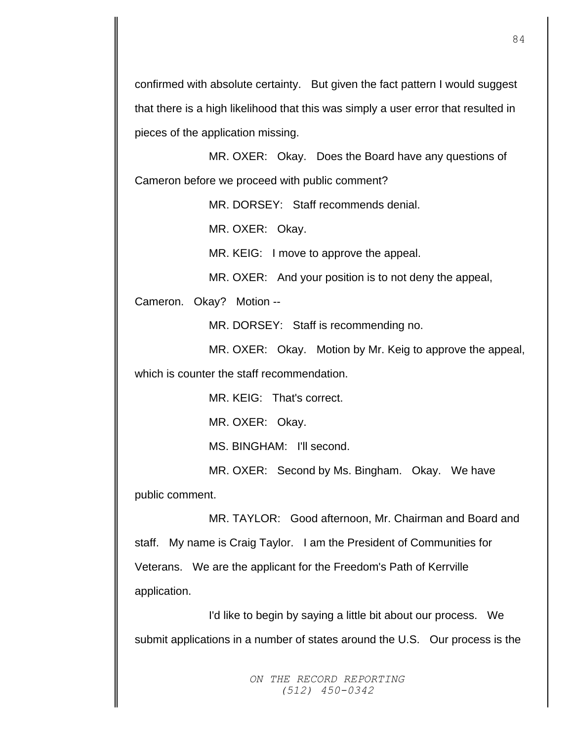confirmed with absolute certainty. But given the fact pattern I would suggest that there is a high likelihood that this was simply a user error that resulted in pieces of the application missing.

MR. OXER: Okay. Does the Board have any questions of Cameron before we proceed with public comment?

MR. DORSEY: Staff recommends denial.

MR. OXER: Okay.

MR. KEIG: I move to approve the appeal.

MR. OXER: And your position is to not deny the appeal, Cameron. Okay? Motion --

MR. DORSEY: Staff is recommending no.

MR. OXER: Okay. Motion by Mr. Keig to approve the appeal, which is counter the staff recommendation.

MR. KEIG: That's correct.

MR. OXER: Okay.

MS. BINGHAM: I'll second.

MR. OXER: Second by Ms. Bingham. Okay. We have public comment.

MR. TAYLOR: Good afternoon, Mr. Chairman and Board and staff. My name is Craig Taylor. I am the President of Communities for Veterans. We are the applicant for the Freedom's Path of Kerrville application.

I'd like to begin by saying a little bit about our process. We submit applications in a number of states around the U.S. Our process is the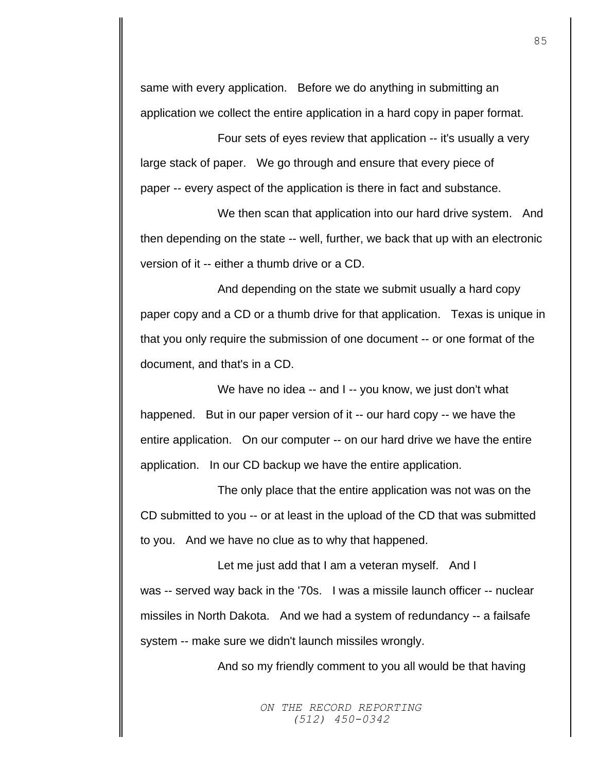same with every application. Before we do anything in submitting an application we collect the entire application in a hard copy in paper format.

Four sets of eyes review that application -- it's usually a very large stack of paper. We go through and ensure that every piece of paper -- every aspect of the application is there in fact and substance.

We then scan that application into our hard drive system. And then depending on the state -- well, further, we back that up with an electronic version of it -- either a thumb drive or a CD.

And depending on the state we submit usually a hard copy paper copy and a CD or a thumb drive for that application. Texas is unique in that you only require the submission of one document -- or one format of the document, and that's in a CD.

We have no idea -- and I -- you know, we just don't what happened. But in our paper version of it -- our hard copy -- we have the entire application. On our computer -- on our hard drive we have the entire application. In our CD backup we have the entire application.

The only place that the entire application was not was on the CD submitted to you -- or at least in the upload of the CD that was submitted to you. And we have no clue as to why that happened.

Let me just add that I am a veteran myself. And I was -- served way back in the '70s. I was a missile launch officer -- nuclear missiles in North Dakota. And we had a system of redundancy -- a failsafe system -- make sure we didn't launch missiles wrongly.

And so my friendly comment to you all would be that having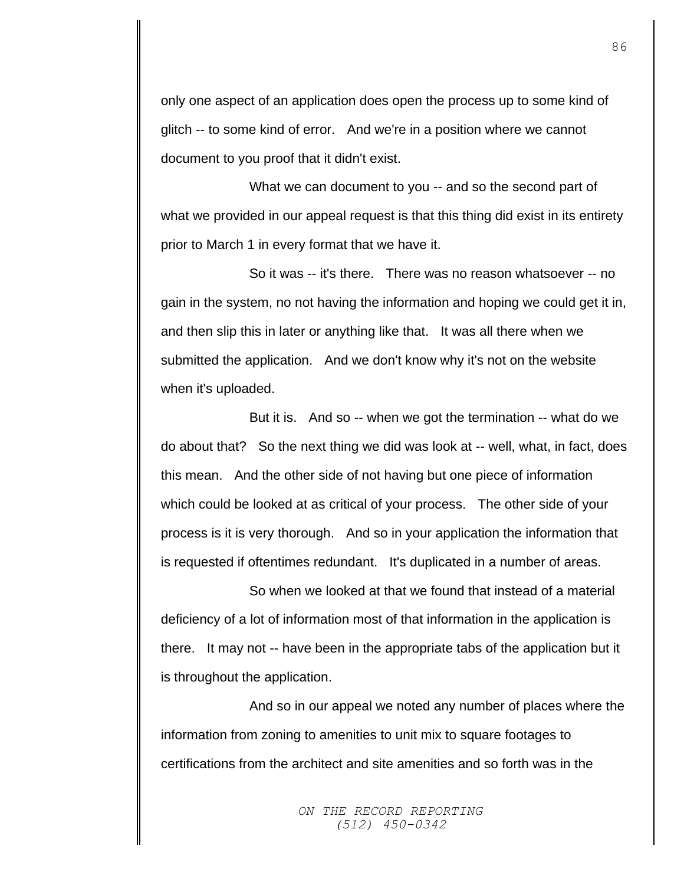only one aspect of an application does open the process up to some kind of glitch -- to some kind of error. And we're in a position where we cannot document to you proof that it didn't exist.

What we can document to you -- and so the second part of what we provided in our appeal request is that this thing did exist in its entirety prior to March 1 in every format that we have it.

So it was -- it's there. There was no reason whatsoever -- no gain in the system, no not having the information and hoping we could get it in, and then slip this in later or anything like that. It was all there when we submitted the application. And we don't know why it's not on the website when it's uploaded.

But it is. And so -- when we got the termination -- what do we do about that? So the next thing we did was look at -- well, what, in fact, does this mean. And the other side of not having but one piece of information which could be looked at as critical of your process. The other side of your process is it is very thorough. And so in your application the information that is requested if oftentimes redundant. It's duplicated in a number of areas.

So when we looked at that we found that instead of a material deficiency of a lot of information most of that information in the application is there. It may not -- have been in the appropriate tabs of the application but it is throughout the application.

And so in our appeal we noted any number of places where the information from zoning to amenities to unit mix to square footages to certifications from the architect and site amenities and so forth was in the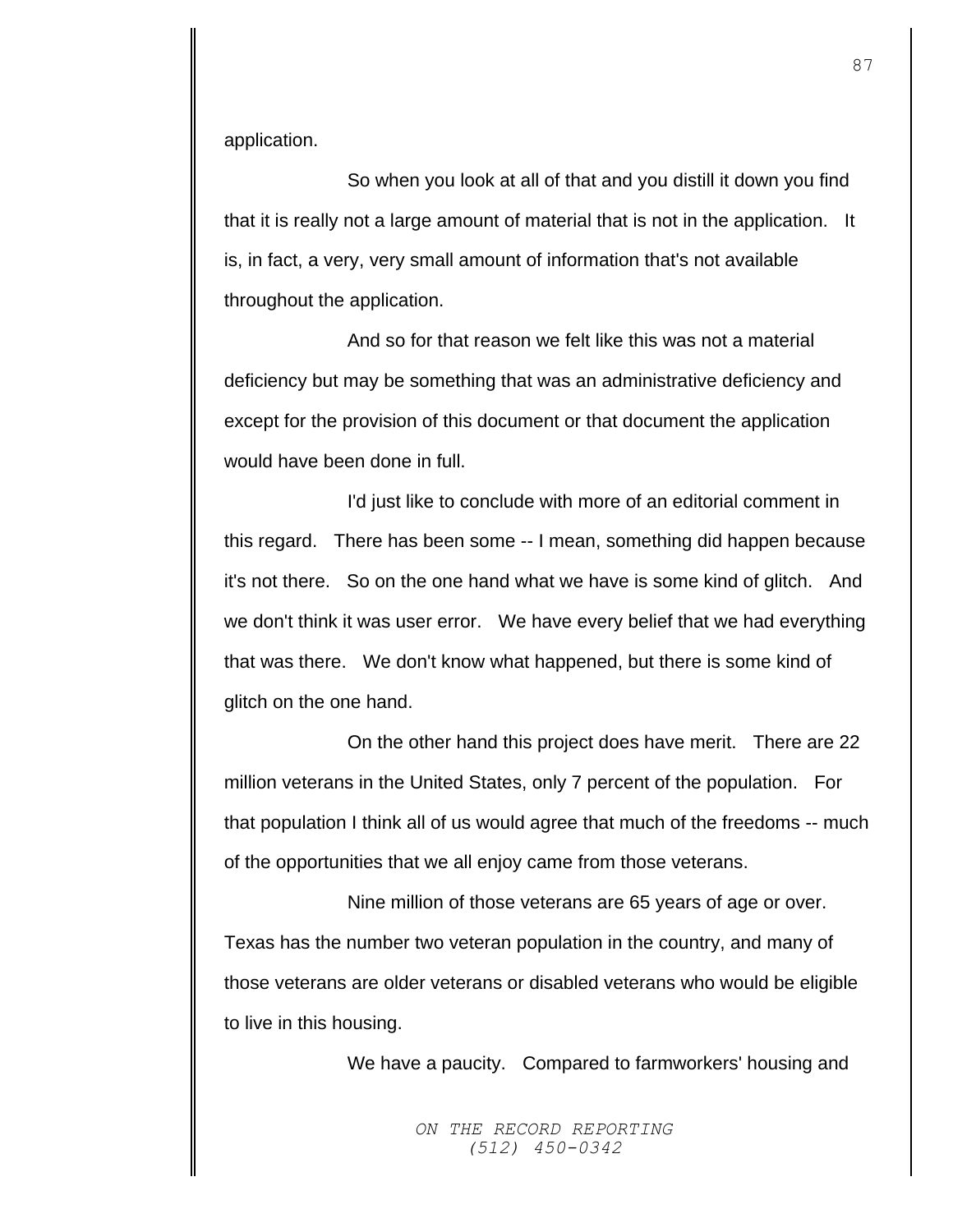application.

So when you look at all of that and you distill it down you find that it is really not a large amount of material that is not in the application. It is, in fact, a very, very small amount of information that's not available throughout the application.

And so for that reason we felt like this was not a material deficiency but may be something that was an administrative deficiency and except for the provision of this document or that document the application would have been done in full.

I'd just like to conclude with more of an editorial comment in this regard. There has been some -- I mean, something did happen because it's not there. So on the one hand what we have is some kind of glitch. And we don't think it was user error. We have every belief that we had everything that was there. We don't know what happened, but there is some kind of glitch on the one hand.

On the other hand this project does have merit. There are 22 million veterans in the United States, only 7 percent of the population. For that population I think all of us would agree that much of the freedoms -- much of the opportunities that we all enjoy came from those veterans.

Nine million of those veterans are 65 years of age or over. Texas has the number two veteran population in the country, and many of those veterans are older veterans or disabled veterans who would be eligible to live in this housing.

We have a paucity. Compared to farmworkers' housing and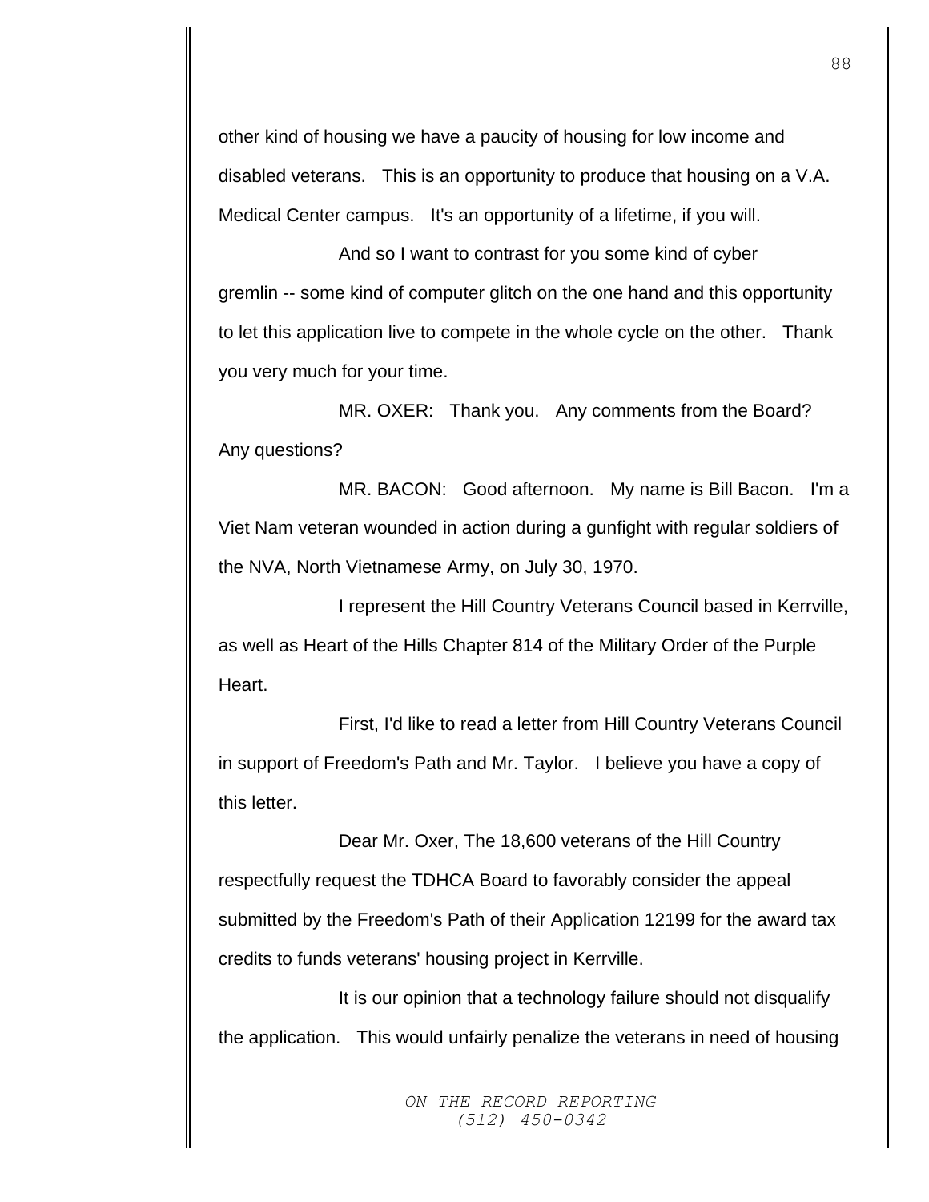other kind of housing we have a paucity of housing for low income and disabled veterans. This is an opportunity to produce that housing on a V.A. Medical Center campus. It's an opportunity of a lifetime, if you will.

And so I want to contrast for you some kind of cyber gremlin -- some kind of computer glitch on the one hand and this opportunity to let this application live to compete in the whole cycle on the other. Thank you very much for your time.

MR. OXER: Thank you. Any comments from the Board? Any questions?

MR. BACON: Good afternoon. My name is Bill Bacon. I'm a Viet Nam veteran wounded in action during a gunfight with regular soldiers of the NVA, North Vietnamese Army, on July 30, 1970.

I represent the Hill Country Veterans Council based in Kerrville, as well as Heart of the Hills Chapter 814 of the Military Order of the Purple Heart.

First, I'd like to read a letter from Hill Country Veterans Council in support of Freedom's Path and Mr. Taylor. I believe you have a copy of this letter.

Dear Mr. Oxer, The 18,600 veterans of the Hill Country respectfully request the TDHCA Board to favorably consider the appeal submitted by the Freedom's Path of their Application 12199 for the award tax credits to funds veterans' housing project in Kerrville.

It is our opinion that a technology failure should not disqualify the application. This would unfairly penalize the veterans in need of housing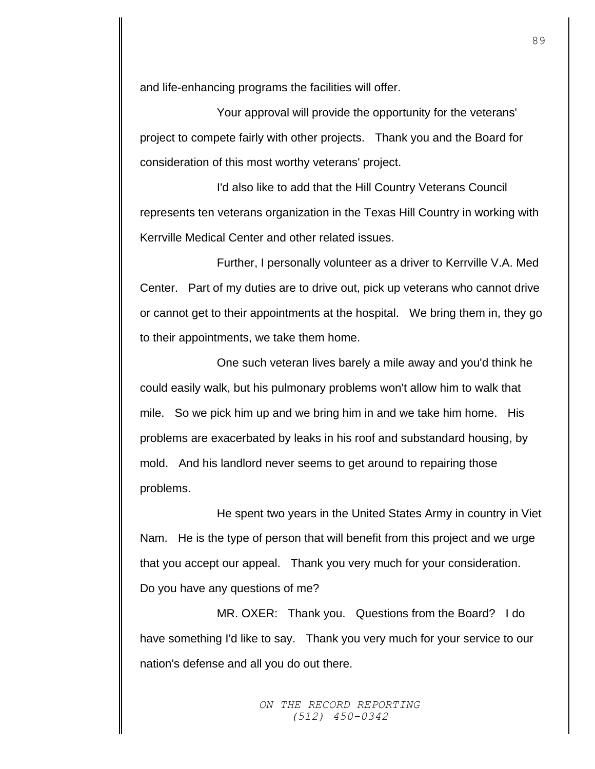and life-enhancing programs the facilities will offer.

Your approval will provide the opportunity for the veterans' project to compete fairly with other projects. Thank you and the Board for consideration of this most worthy veterans' project.

I'd also like to add that the Hill Country Veterans Council represents ten veterans organization in the Texas Hill Country in working with Kerrville Medical Center and other related issues.

Further, I personally volunteer as a driver to Kerrville V.A. Med Center. Part of my duties are to drive out, pick up veterans who cannot drive or cannot get to their appointments at the hospital. We bring them in, they go to their appointments, we take them home.

One such veteran lives barely a mile away and you'd think he could easily walk, but his pulmonary problems won't allow him to walk that mile. So we pick him up and we bring him in and we take him home. His problems are exacerbated by leaks in his roof and substandard housing, by mold. And his landlord never seems to get around to repairing those problems.

He spent two years in the United States Army in country in Viet Nam. He is the type of person that will benefit from this project and we urge that you accept our appeal. Thank you very much for your consideration. Do you have any questions of me?

MR. OXER: Thank you. Questions from the Board? I do have something I'd like to say. Thank you very much for your service to our nation's defense and all you do out there.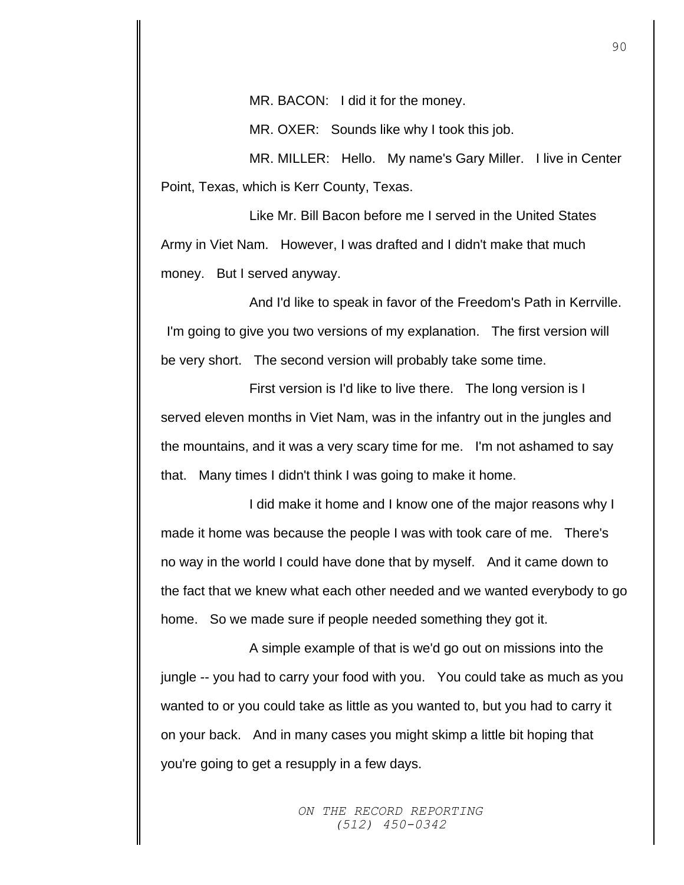MR. BACON: I did it for the money.

MR. OXER: Sounds like why I took this job.

MR. MILLER: Hello. My name's Gary Miller. I live in Center Point, Texas, which is Kerr County, Texas.

Like Mr. Bill Bacon before me I served in the United States Army in Viet Nam. However, I was drafted and I didn't make that much money. But I served anyway.

And I'd like to speak in favor of the Freedom's Path in Kerrville. I'm going to give you two versions of my explanation. The first version will be very short. The second version will probably take some time.

First version is I'd like to live there. The long version is I served eleven months in Viet Nam, was in the infantry out in the jungles and the mountains, and it was a very scary time for me. I'm not ashamed to say that. Many times I didn't think I was going to make it home.

I did make it home and I know one of the major reasons why I made it home was because the people I was with took care of me. There's no way in the world I could have done that by myself. And it came down to the fact that we knew what each other needed and we wanted everybody to go home. So we made sure if people needed something they got it.

A simple example of that is we'd go out on missions into the jungle -- you had to carry your food with you. You could take as much as you wanted to or you could take as little as you wanted to, but you had to carry it on your back. And in many cases you might skimp a little bit hoping that you're going to get a resupply in a few days.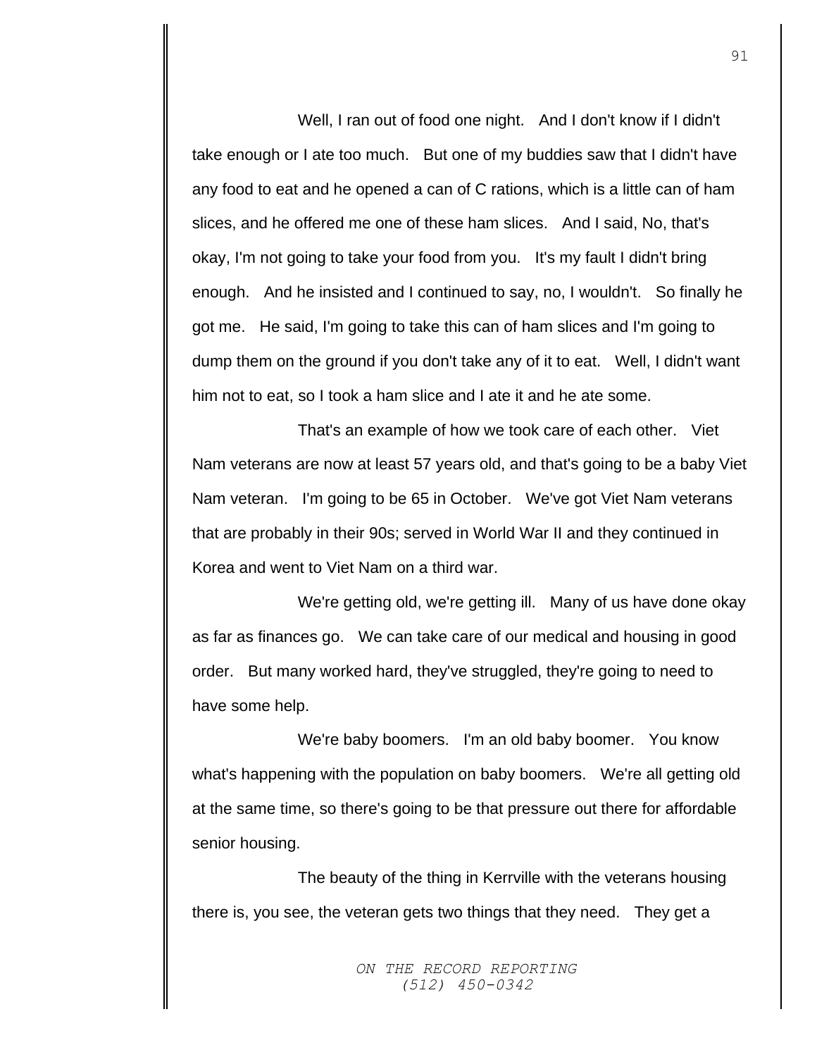Well, I ran out of food one night. And I don't know if I didn't take enough or I ate too much. But one of my buddies saw that I didn't have any food to eat and he opened a can of C rations, which is a little can of ham slices, and he offered me one of these ham slices. And I said, No, that's okay, I'm not going to take your food from you. It's my fault I didn't bring enough. And he insisted and I continued to say, no, I wouldn't. So finally he got me. He said, I'm going to take this can of ham slices and I'm going to dump them on the ground if you don't take any of it to eat. Well, I didn't want him not to eat, so I took a ham slice and I ate it and he ate some.

That's an example of how we took care of each other. Viet Nam veterans are now at least 57 years old, and that's going to be a baby Viet Nam veteran. I'm going to be 65 in October. We've got Viet Nam veterans that are probably in their 90s; served in World War II and they continued in Korea and went to Viet Nam on a third war.

We're getting old, we're getting ill. Many of us have done okay as far as finances go. We can take care of our medical and housing in good order. But many worked hard, they've struggled, they're going to need to have some help.

We're baby boomers. I'm an old baby boomer. You know what's happening with the population on baby boomers. We're all getting old at the same time, so there's going to be that pressure out there for affordable senior housing.

The beauty of the thing in Kerrville with the veterans housing there is, you see, the veteran gets two things that they need. They get a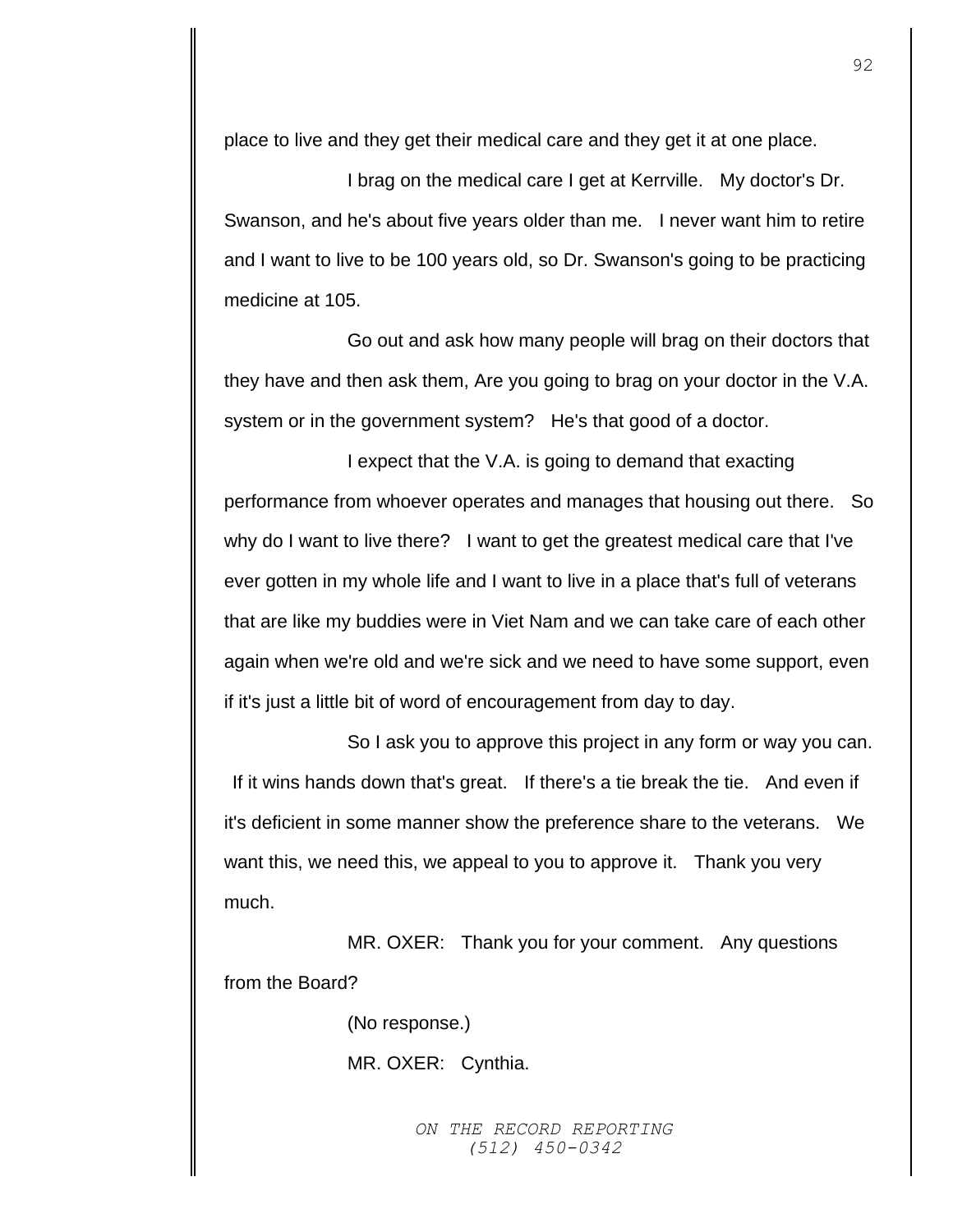place to live and they get their medical care and they get it at one place.

I brag on the medical care I get at Kerrville. My doctor's Dr. Swanson, and he's about five years older than me. I never want him to retire and I want to live to be 100 years old, so Dr. Swanson's going to be practicing medicine at 105.

Go out and ask how many people will brag on their doctors that they have and then ask them, Are you going to brag on your doctor in the V.A. system or in the government system? He's that good of a doctor.

I expect that the V.A. is going to demand that exacting performance from whoever operates and manages that housing out there. So why do I want to live there? I want to get the greatest medical care that I've ever gotten in my whole life and I want to live in a place that's full of veterans that are like my buddies were in Viet Nam and we can take care of each other again when we're old and we're sick and we need to have some support, even if it's just a little bit of word of encouragement from day to day.

So I ask you to approve this project in any form or way you can. If it wins hands down that's great. If there's a tie break the tie. And even if it's deficient in some manner show the preference share to the veterans. We want this, we need this, we appeal to you to approve it. Thank you very much.

MR. OXER: Thank you for your comment. Any questions from the Board?

(No response.)

MR. OXER: Cynthia.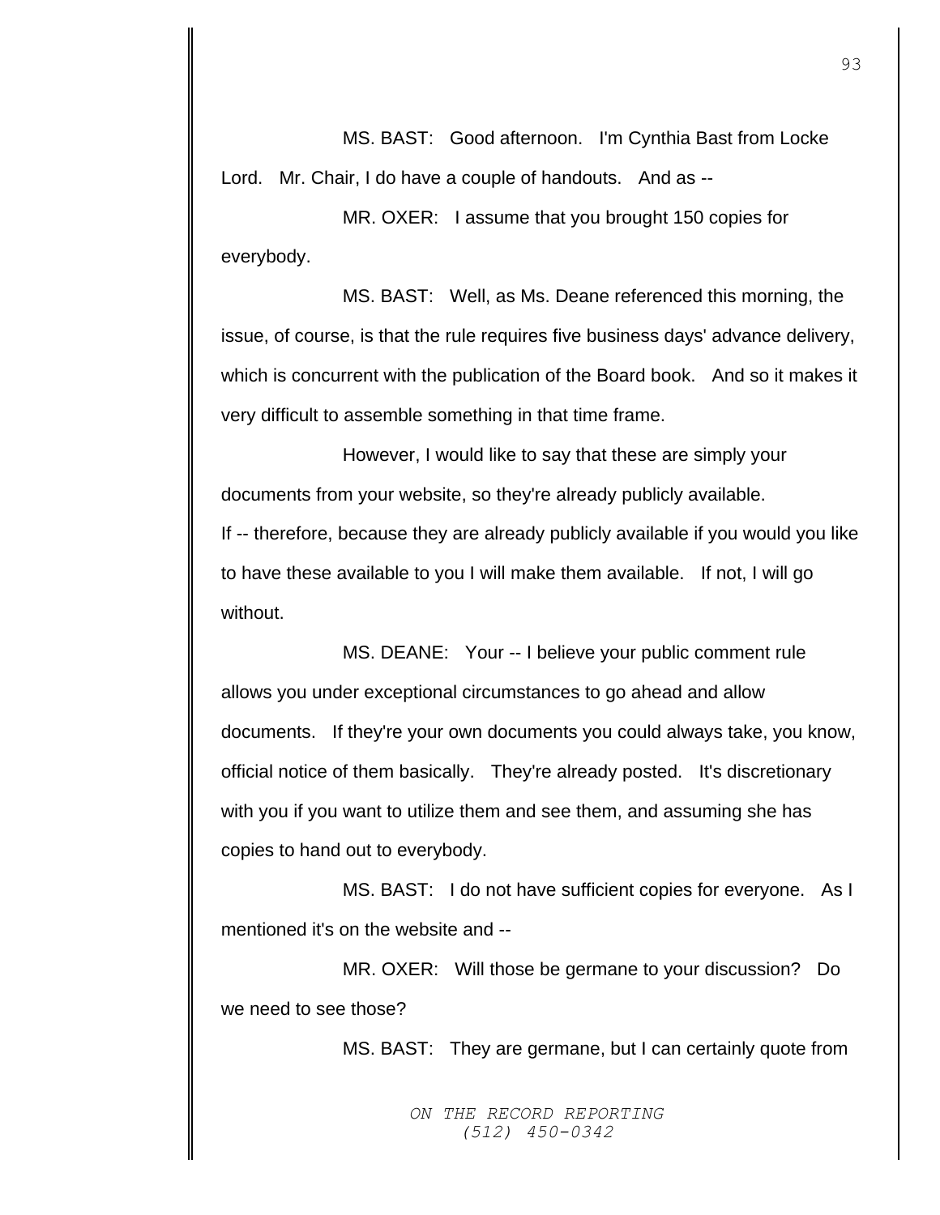MS. BAST: Good afternoon. I'm Cynthia Bast from Locke Lord. Mr. Chair, I do have a couple of handouts. And as --

MR. OXER: I assume that you brought 150 copies for everybody.

MS. BAST: Well, as Ms. Deane referenced this morning, the issue, of course, is that the rule requires five business days' advance delivery, which is concurrent with the publication of the Board book. And so it makes it very difficult to assemble something in that time frame.

However, I would like to say that these are simply your documents from your website, so they're already publicly available. If -- therefore, because they are already publicly available if you would you like to have these available to you I will make them available. If not, I will go without.

MS. DEANE: Your -- I believe your public comment rule allows you under exceptional circumstances to go ahead and allow documents. If they're your own documents you could always take, you know, official notice of them basically. They're already posted. It's discretionary with you if you want to utilize them and see them, and assuming she has copies to hand out to everybody.

MS. BAST: I do not have sufficient copies for everyone. As I mentioned it's on the website and --

MR. OXER: Will those be germane to your discussion? Do we need to see those?

MS. BAST: They are germane, but I can certainly quote from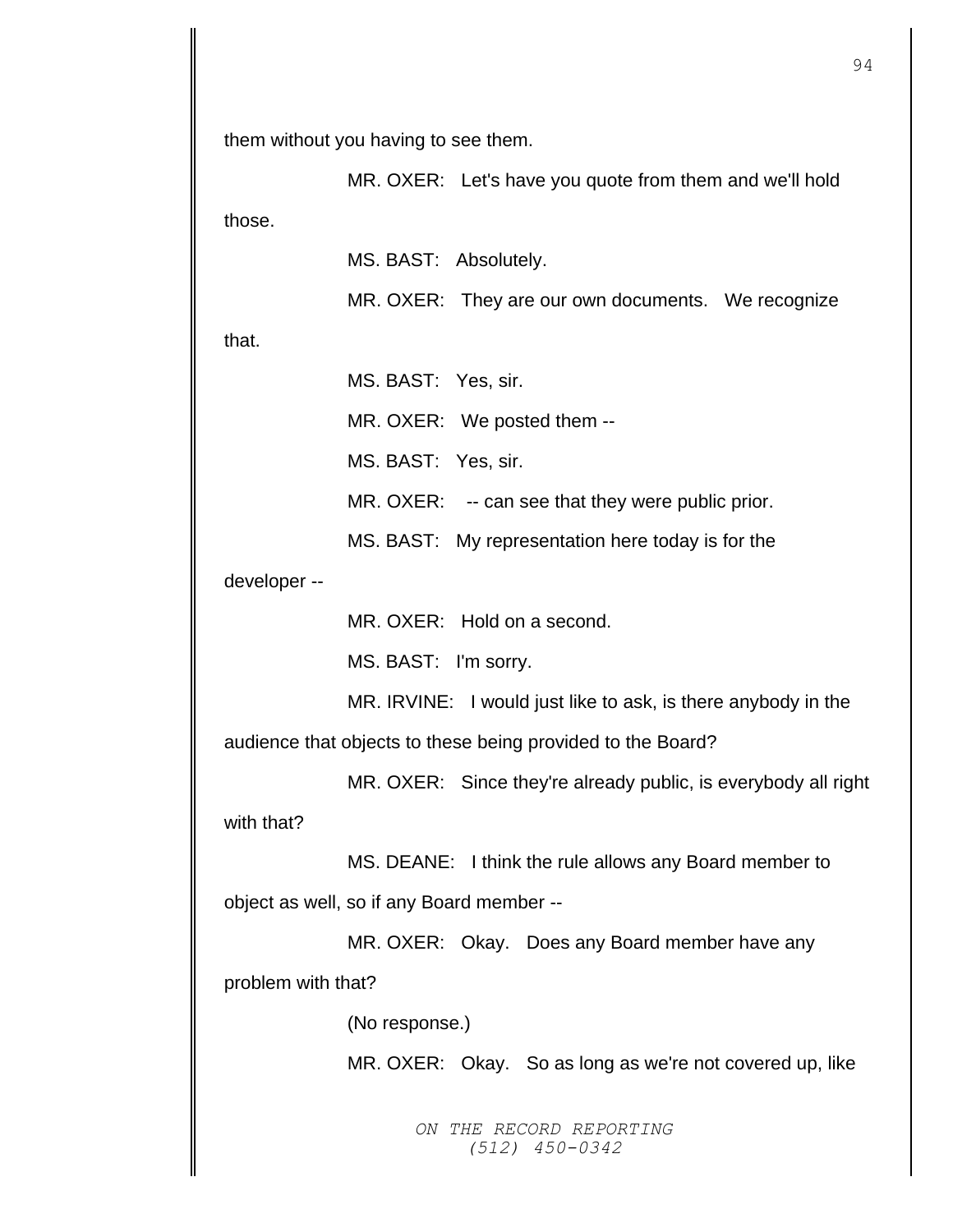them without you having to see them.

MR. OXER: Let's have you quote from them and we'll hold those.

MS. BAST: Absolutely.

MR. OXER: They are our own documents. We recognize that.

MS. BAST: Yes, sir.

MR. OXER: We posted them --

MS. BAST: Yes, sir.

MR. OXER: -- can see that they were public prior.

MS. BAST: My representation here today is for the developer --

MR. OXER: Hold on a second.

MS. BAST: I'm sorry.

MR. IRVINE: I would just like to ask, is there anybody in the audience that objects to these being provided to the Board?

MR. OXER: Since they're already public, is everybody all right with that?

MS. DEANE: I think the rule allows any Board member to object as well, so if any Board member --

MR. OXER: Okay. Does any Board member have any problem with that?

(No response.)

MR. OXER: Okay. So as long as we're not covered up, like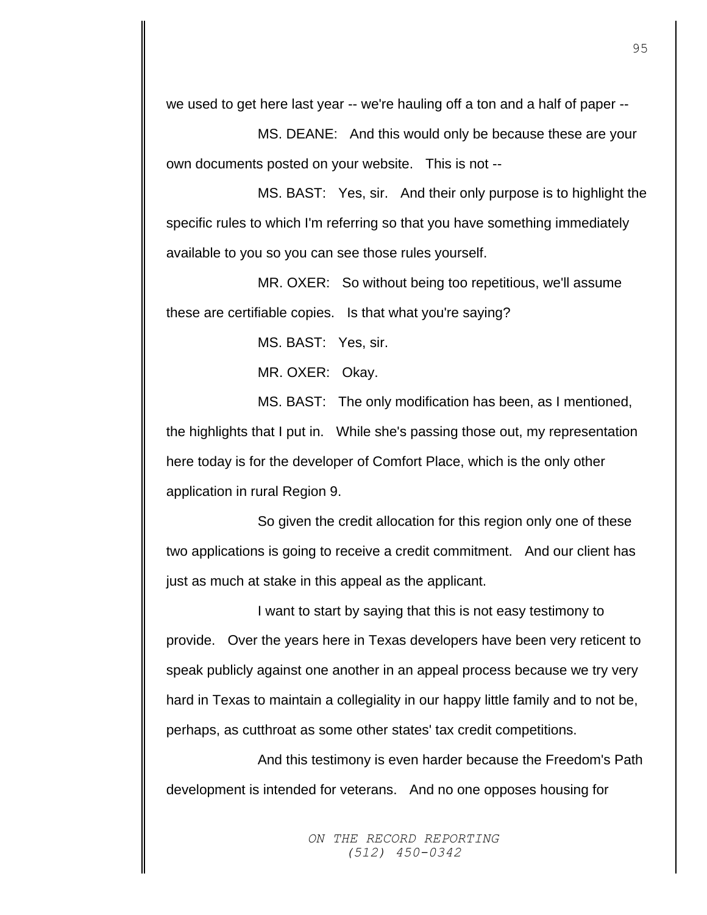we used to get here last year -- we're hauling off a ton and a half of paper --

MS. DEANE: And this would only be because these are your own documents posted on your website. This is not --

MS. BAST: Yes, sir. And their only purpose is to highlight the specific rules to which I'm referring so that you have something immediately available to you so you can see those rules yourself.

MR. OXER: So without being too repetitious, we'll assume these are certifiable copies. Is that what you're saying?

MS. BAST: Yes, sir.

MR. OXER: Okay.

MS. BAST: The only modification has been, as I mentioned, the highlights that I put in. While she's passing those out, my representation here today is for the developer of Comfort Place, which is the only other application in rural Region 9.

So given the credit allocation for this region only one of these two applications is going to receive a credit commitment. And our client has just as much at stake in this appeal as the applicant.

I want to start by saying that this is not easy testimony to provide. Over the years here in Texas developers have been very reticent to speak publicly against one another in an appeal process because we try very hard in Texas to maintain a collegiality in our happy little family and to not be, perhaps, as cutthroat as some other states' tax credit competitions.

And this testimony is even harder because the Freedom's Path development is intended for veterans. And no one opposes housing for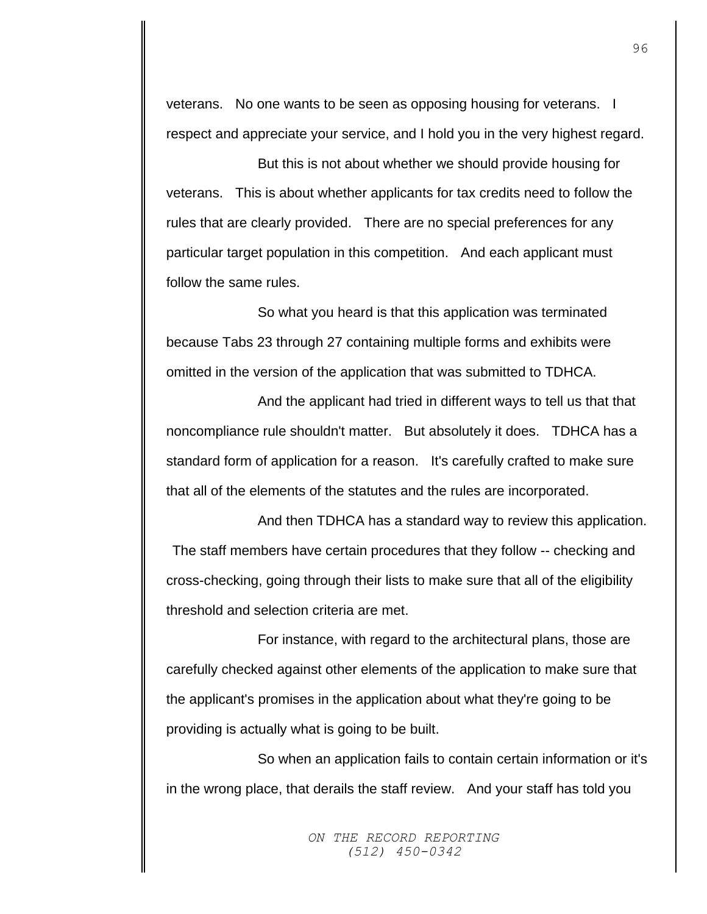veterans. No one wants to be seen as opposing housing for veterans. I respect and appreciate your service, and I hold you in the very highest regard.

But this is not about whether we should provide housing for veterans. This is about whether applicants for tax credits need to follow the rules that are clearly provided. There are no special preferences for any particular target population in this competition. And each applicant must follow the same rules.

So what you heard is that this application was terminated because Tabs 23 through 27 containing multiple forms and exhibits were omitted in the version of the application that was submitted to TDHCA.

And the applicant had tried in different ways to tell us that that noncompliance rule shouldn't matter. But absolutely it does. TDHCA has a standard form of application for a reason. It's carefully crafted to make sure that all of the elements of the statutes and the rules are incorporated.

And then TDHCA has a standard way to review this application. The staff members have certain procedures that they follow -- checking and cross-checking, going through their lists to make sure that all of the eligibility threshold and selection criteria are met.

For instance, with regard to the architectural plans, those are carefully checked against other elements of the application to make sure that the applicant's promises in the application about what they're going to be providing is actually what is going to be built.

So when an application fails to contain certain information or it's in the wrong place, that derails the staff review. And your staff has told you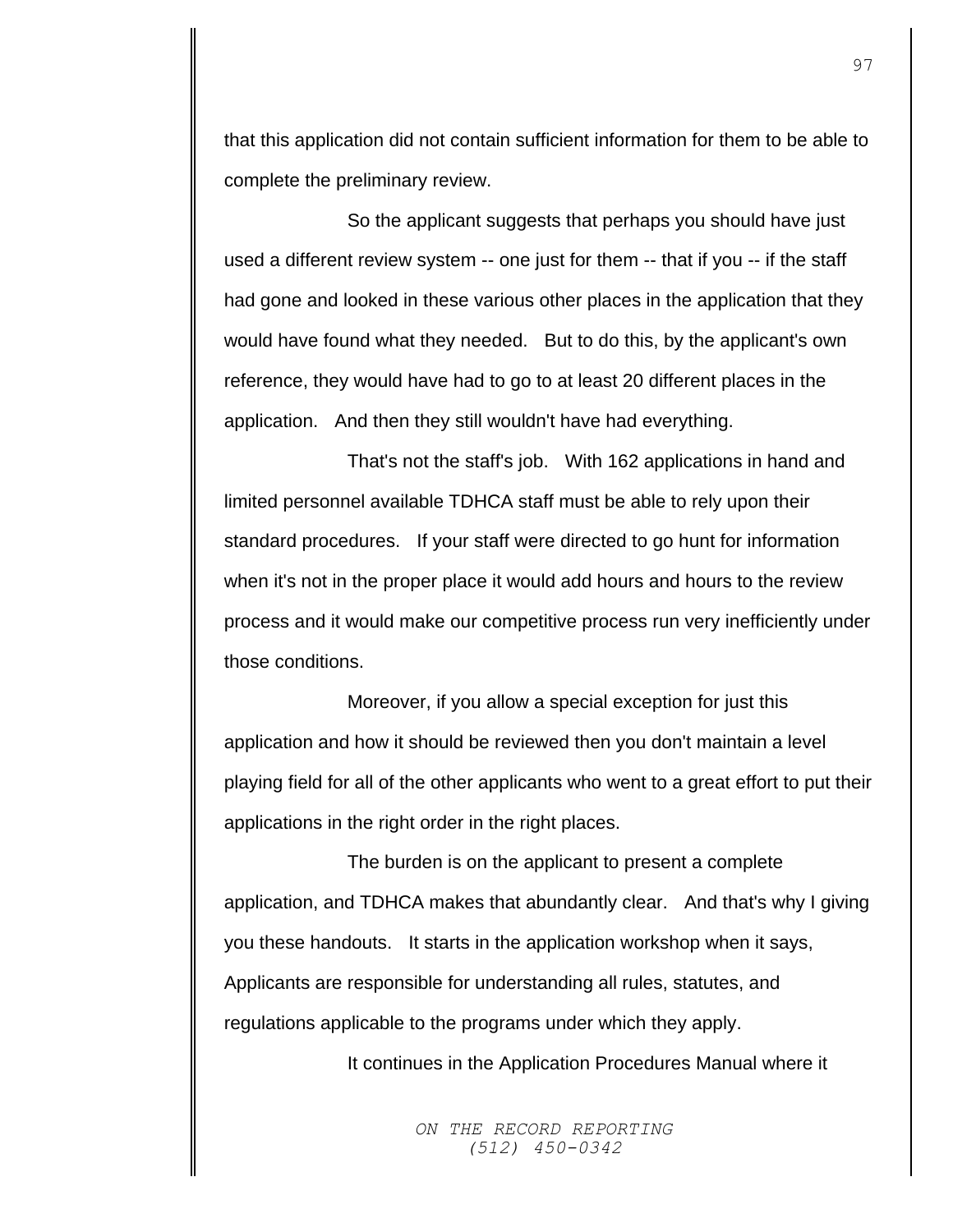that this application did not contain sufficient information for them to be able to complete the preliminary review.

So the applicant suggests that perhaps you should have just used a different review system -- one just for them -- that if you -- if the staff had gone and looked in these various other places in the application that they would have found what they needed.  But to do this, by the applicant's own reference, they would have had to go to at least 20 different places in the application.  And then they still wouldn't have had everything.

That's not the staff's job.  With 162 applications in hand and limited personnel available TDHCA staff must be able to rely upon their standard procedures.  If your staff were directed to go hunt for information when it's not in the proper place it would add hours and hours to the review process and it would make our competitive process run very inefficiently under those conditions.

Moreover, if you allow a special exception for just this application and how it should be reviewed then you don't maintain a level playing field for all of the other applicants who went to a great effort to put their applications in the right order in the right places.

The burden is on the applicant to present a complete application, and TDHCA makes that abundantly clear.  And that's why I giving you these handouts.  It starts in the application workshop when it says, Applicants are responsible for understanding all rules, statutes, and regulations applicable to the programs under which they apply.

It continues in the Application Procedures Manual where it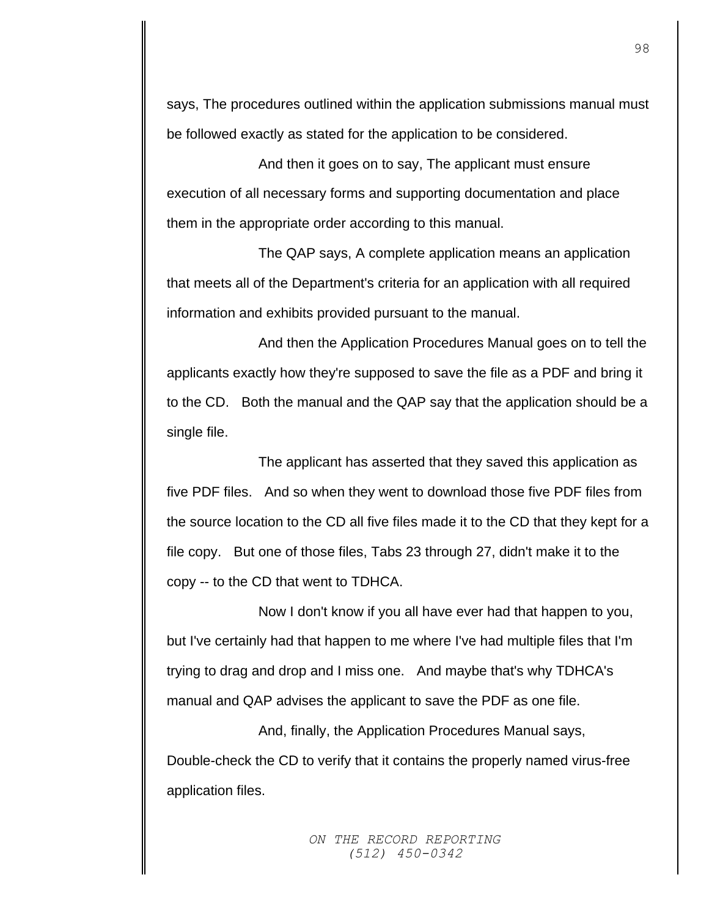says, The procedures outlined within the application submissions manual must be followed exactly as stated for the application to be considered.

And then it goes on to say, The applicant must ensure execution of all necessary forms and supporting documentation and place them in the appropriate order according to this manual.

The QAP says, A complete application means an application that meets all of the Department's criteria for an application with all required information and exhibits provided pursuant to the manual.

And then the Application Procedures Manual goes on to tell the applicants exactly how they're supposed to save the file as a PDF and bring it to the CD. Both the manual and the QAP say that the application should be a single file.

The applicant has asserted that they saved this application as five PDF files. And so when they went to download those five PDF files from the source location to the CD all five files made it to the CD that they kept for a file copy. But one of those files, Tabs 23 through 27, didn't make it to the copy -- to the CD that went to TDHCA.

Now I don't know if you all have ever had that happen to you, but I've certainly had that happen to me where I've had multiple files that I'm trying to drag and drop and I miss one. And maybe that's why TDHCA's manual and QAP advises the applicant to save the PDF as one file.

And, finally, the Application Procedures Manual says, Double-check the CD to verify that it contains the properly named virus-free application files.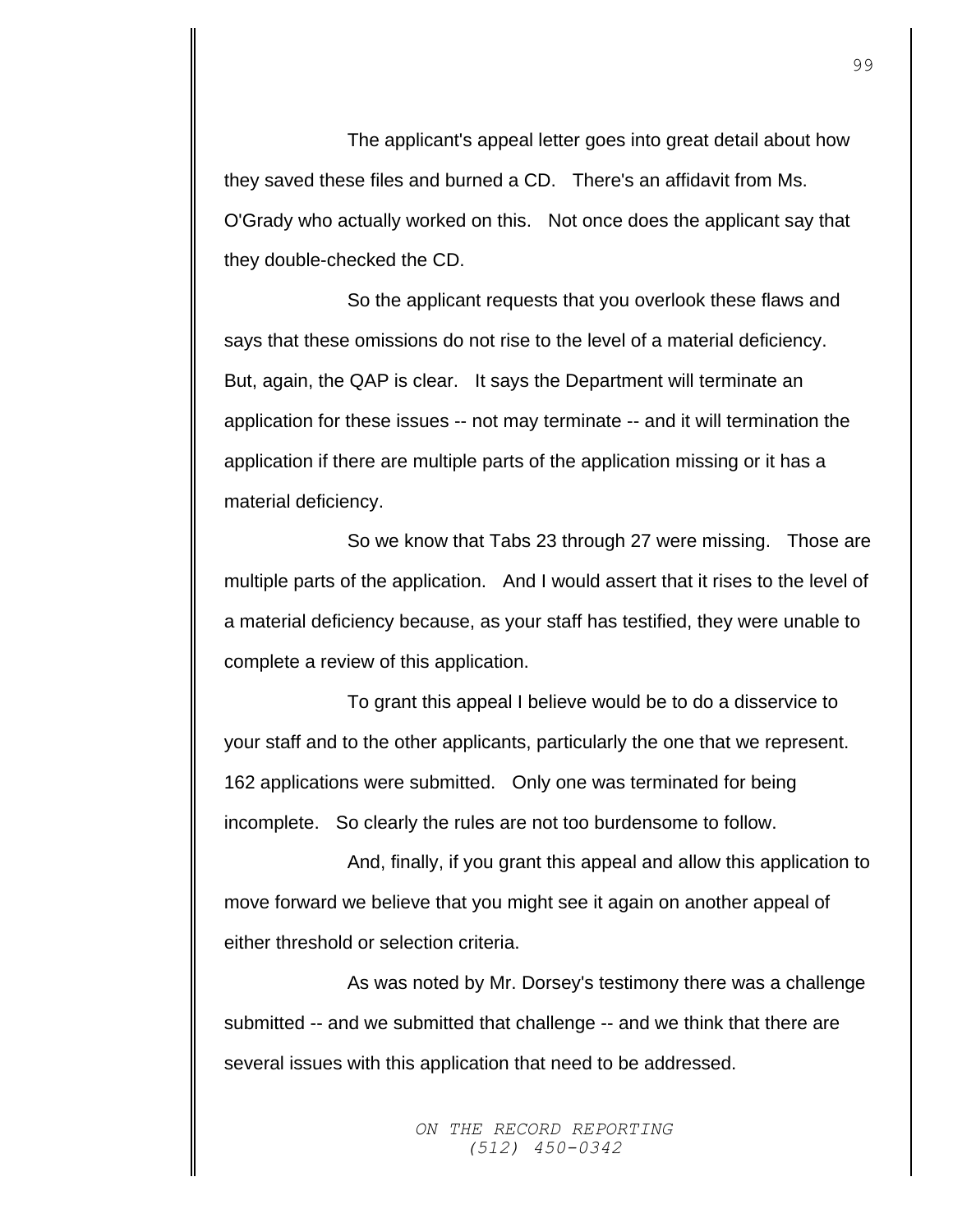The applicant's appeal letter goes into great detail about how they saved these files and burned a CD. There's an affidavit from Ms. O'Grady who actually worked on this. Not once does the applicant say that they double-checked the CD.

So the applicant requests that you overlook these flaws and says that these omissions do not rise to the level of a material deficiency. But, again, the QAP is clear. It says the Department will terminate an application for these issues -- not may terminate -- and it will termination the application if there are multiple parts of the application missing or it has a material deficiency.

So we know that Tabs 23 through 27 were missing. Those are multiple parts of the application. And I would assert that it rises to the level of a material deficiency because, as your staff has testified, they were unable to complete a review of this application.

To grant this appeal I believe would be to do a disservice to your staff and to the other applicants, particularly the one that we represent. 162 applications were submitted. Only one was terminated for being incomplete. So clearly the rules are not too burdensome to follow.

And, finally, if you grant this appeal and allow this application to move forward we believe that you might see it again on another appeal of either threshold or selection criteria.

As was noted by Mr. Dorsey's testimony there was a challenge submitted -- and we submitted that challenge -- and we think that there are several issues with this application that need to be addressed.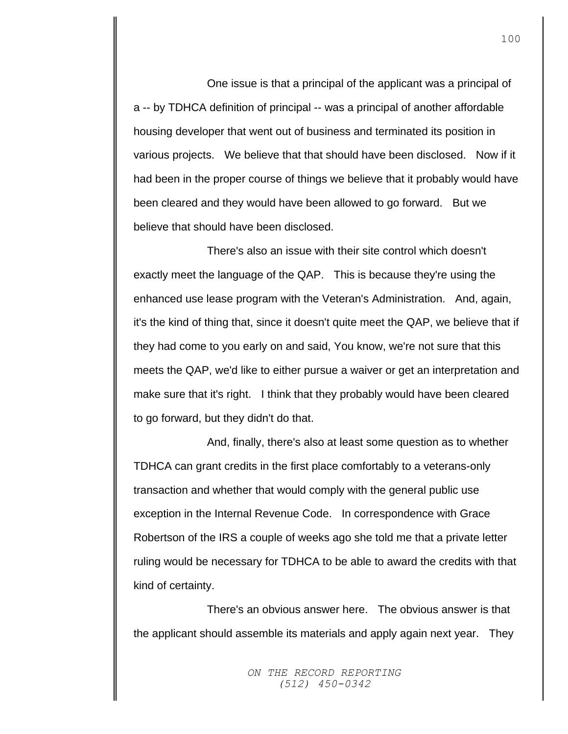One issue is that a principal of the applicant was a principal of a -- by TDHCA definition of principal -- was a principal of another affordable housing developer that went out of business and terminated its position in various projects. We believe that that should have been disclosed. Now if it had been in the proper course of things we believe that it probably would have been cleared and they would have been allowed to go forward. But we believe that should have been disclosed.

There's also an issue with their site control which doesn't exactly meet the language of the QAP. This is because they're using the enhanced use lease program with the Veteran's Administration. And, again, it's the kind of thing that, since it doesn't quite meet the QAP, we believe that if they had come to you early on and said, You know, we're not sure that this meets the QAP, we'd like to either pursue a waiver or get an interpretation and make sure that it's right. I think that they probably would have been cleared to go forward, but they didn't do that.

And, finally, there's also at least some question as to whether TDHCA can grant credits in the first place comfortably to a veterans-only transaction and whether that would comply with the general public use exception in the Internal Revenue Code. In correspondence with Grace Robertson of the IRS a couple of weeks ago she told me that a private letter ruling would be necessary for TDHCA to be able to award the credits with that kind of certainty.

There's an obvious answer here. The obvious answer is that the applicant should assemble its materials and apply again next year. They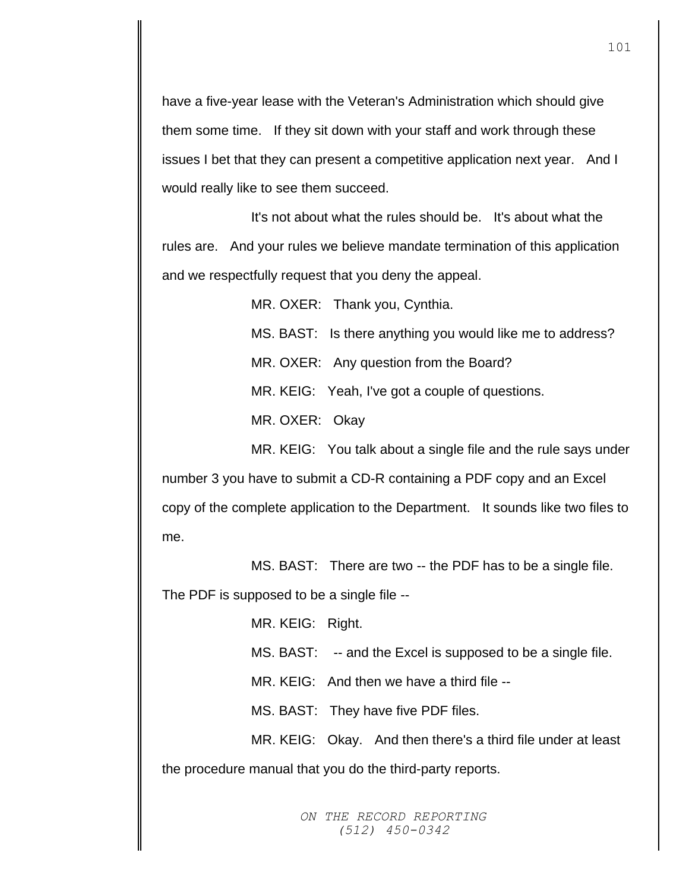have a five-year lease with the Veteran's Administration which should give them some time. If they sit down with your staff and work through these issues I bet that they can present a competitive application next year. And I would really like to see them succeed.

It's not about what the rules should be. It's about what the rules are. And your rules we believe mandate termination of this application and we respectfully request that you deny the appeal.

MR. OXER: Thank you, Cynthia.

MS. BAST: Is there anything you would like me to address?

MR. OXER: Any question from the Board?

MR. KEIG: Yeah, I've got a couple of questions.

MR. OXER: Okay

MR. KEIG: You talk about a single file and the rule says under number 3 you have to submit a CD-R containing a PDF copy and an Excel copy of the complete application to the Department. It sounds like two files to me.

MS. BAST: There are two -- the PDF has to be a single file. The PDF is supposed to be a single file --

MR. KEIG: Right.

MS. BAST: -- and the Excel is supposed to be a single file.

MR. KEIG: And then we have a third file --

MS. BAST: They have five PDF files.

MR. KEIG: Okay. And then there's a third file under at least the procedure manual that you do the third-party reports.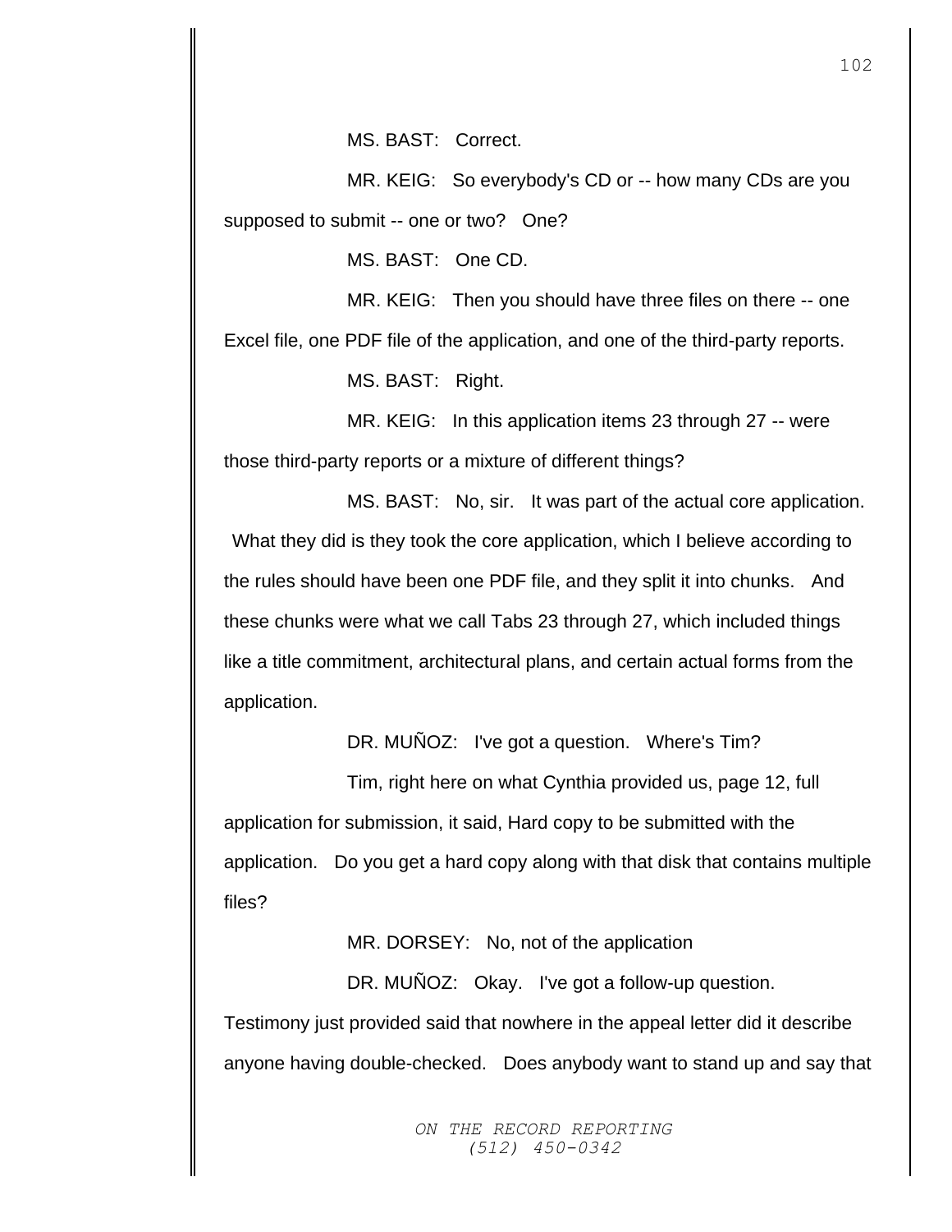MS. BAST: Correct.

MR. KEIG: So everybody's CD or -- how many CDs are you supposed to submit -- one or two? One?

MS. BAST: One CD.

MR. KEIG: Then you should have three files on there -- one Excel file, one PDF file of the application, and one of the third-party reports.

MS. BAST: Right.

MR. KEIG: In this application items 23 through 27 -- were those third-party reports or a mixture of different things?

MS. BAST: No, sir. It was part of the actual core application. What they did is they took the core application, which I believe according to the rules should have been one PDF file, and they split it into chunks. And these chunks were what we call Tabs 23 through 27, which included things like a title commitment, architectural plans, and certain actual forms from the application.

DR. MUÑOZ: I've got a question. Where's Tim?

Tim, right here on what Cynthia provided us, page 12, full application for submission, it said, Hard copy to be submitted with the application. Do you get a hard copy along with that disk that contains multiple files?

MR. DORSEY: No, not of the application

DR. MUÑOZ: Okay. I've got a follow-up question. Testimony just provided said that nowhere in the appeal letter did it describe anyone having double-checked. Does anybody want to stand up and say that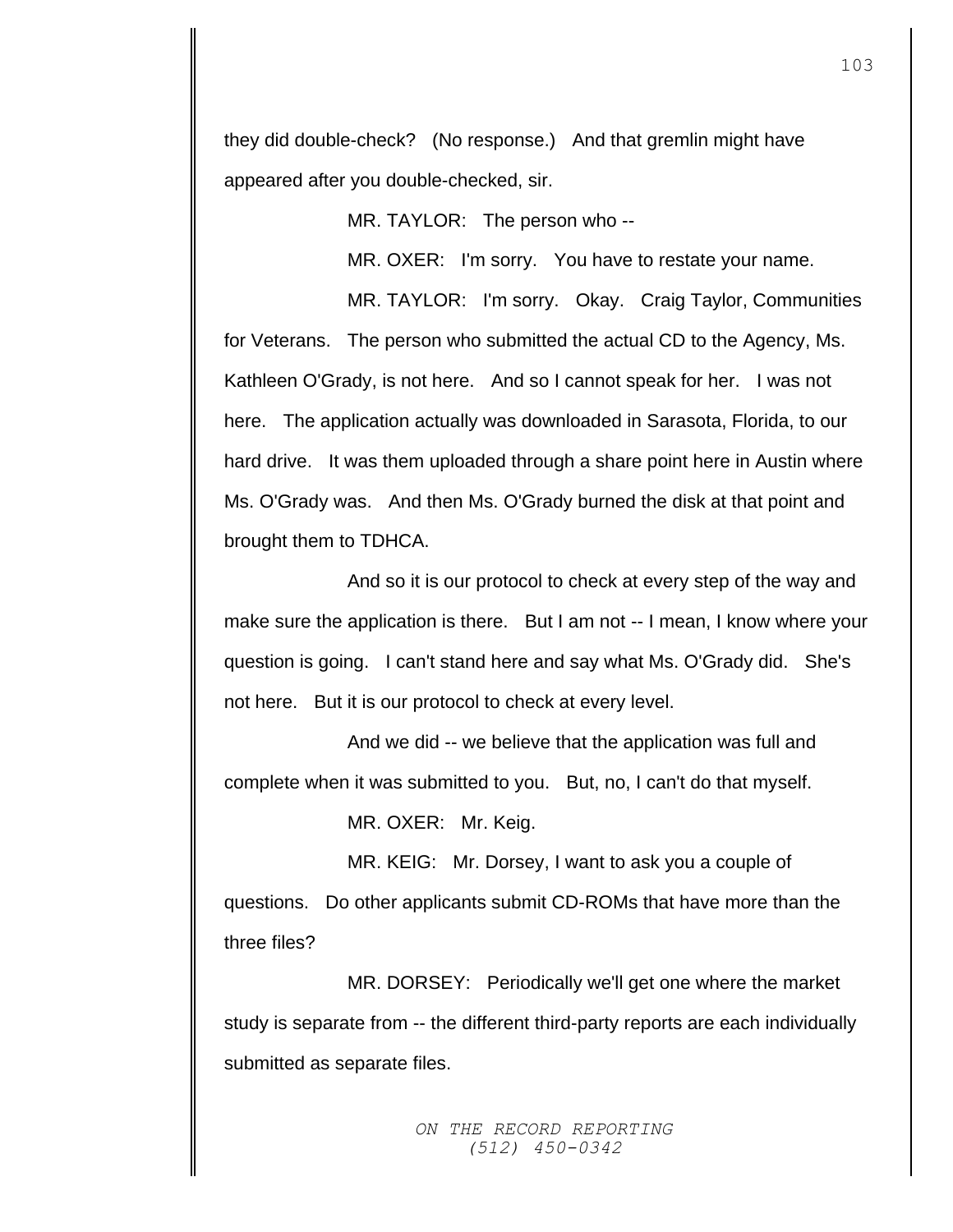they did double-check? (No response.) And that gremlin might have appeared after you double-checked, sir.

MR. TAYLOR: The person who --

MR. OXER: I'm sorry. You have to restate your name.

MR. TAYLOR: I'm sorry. Okay. Craig Taylor, Communities for Veterans. The person who submitted the actual CD to the Agency, Ms. Kathleen O'Grady, is not here. And so I cannot speak for her. I was not here. The application actually was downloaded in Sarasota, Florida, to our hard drive. It was them uploaded through a share point here in Austin where Ms. O'Grady was. And then Ms. O'Grady burned the disk at that point and brought them to TDHCA.

And so it is our protocol to check at every step of the way and make sure the application is there. But I am not -- I mean, I know where your question is going. I can't stand here and say what Ms. O'Grady did. She's not here. But it is our protocol to check at every level.

And we did -- we believe that the application was full and complete when it was submitted to you. But, no, I can't do that myself.

MR. OXER: Mr. Keig.

MR. KEIG: Mr. Dorsey, I want to ask you a couple of questions. Do other applicants submit CD-ROMs that have more than the three files?

MR. DORSEY: Periodically we'll get one where the market study is separate from -- the different third-party reports are each individually submitted as separate files.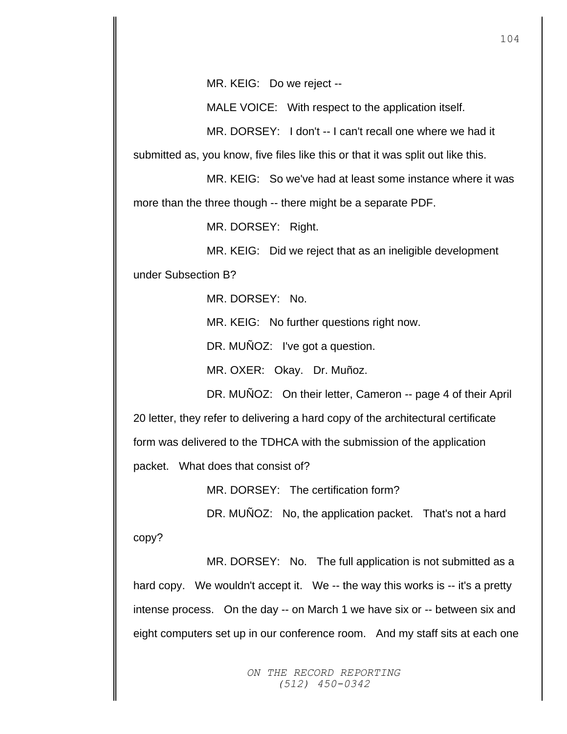MR. KEIG: Do we reject --

MALE VOICE: With respect to the application itself.

MR. DORSEY: I don't -- I can't recall one where we had it submitted as, you know, five files like this or that it was split out like this.

MR. KEIG: So we've had at least some instance where it was more than the three though -- there might be a separate PDF.

MR. DORSEY: Right.

MR. KEIG: Did we reject that as an ineligible development under Subsection B?

MR. DORSEY: No.

MR. KEIG: No further questions right now.

DR. MUÑOZ: I've got a question.

MR. OXER: Okay. Dr. Muñoz.

DR. MUÑOZ: On their letter, Cameron -- page 4 of their April 20 letter, they refer to delivering a hard copy of the architectural certificate form was delivered to the TDHCA with the submission of the application packet. What does that consist of?

MR. DORSEY: The certification form?

DR. MUÑOZ: No, the application packet. That's not a hard copy?

MR. DORSEY: No. The full application is not submitted as a hard copy. We wouldn't accept it. We -- the way this works is -- it's a pretty intense process. On the day -- on March 1 we have six or -- between six and eight computers set up in our conference room. And my staff sits at each one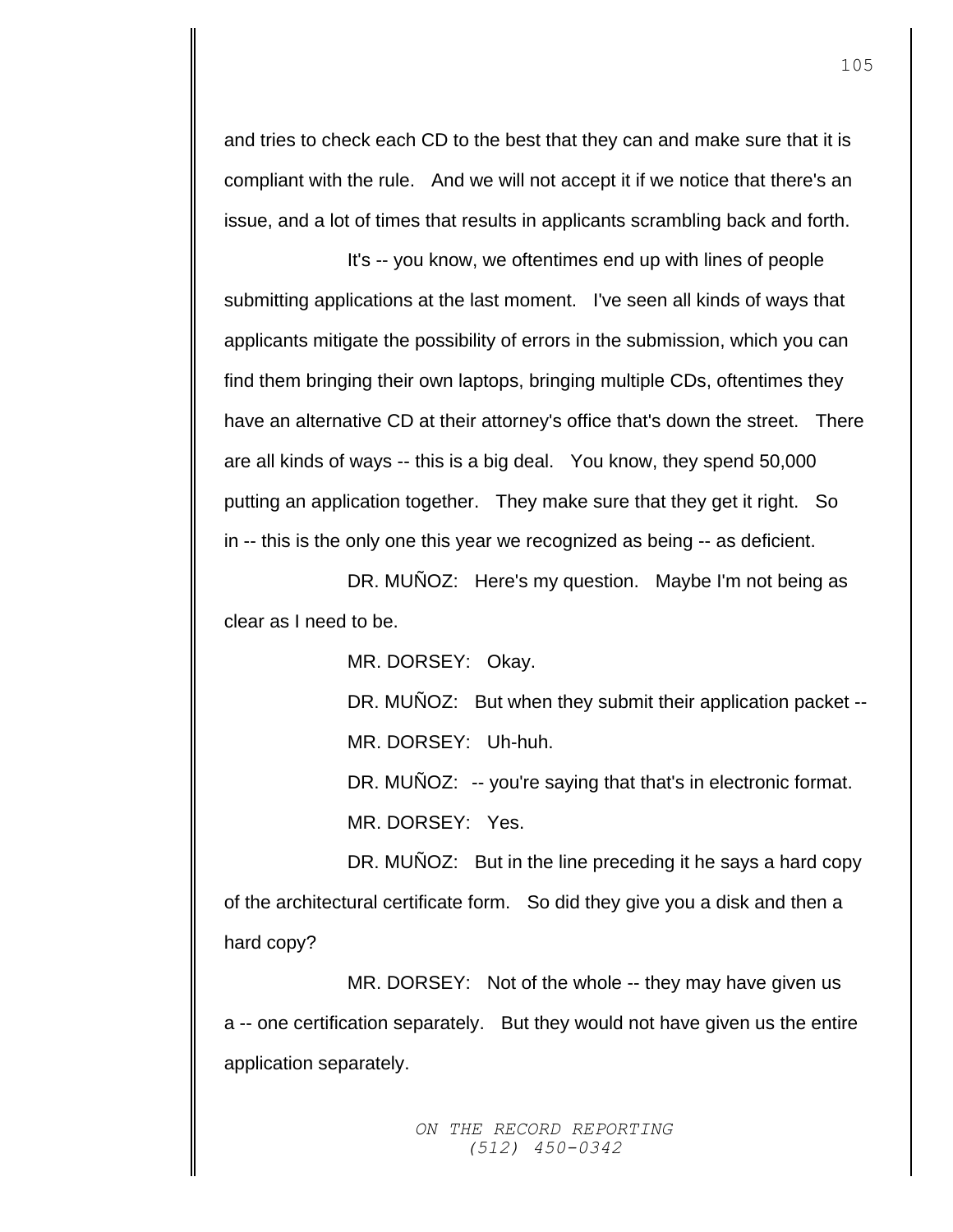and tries to check each CD to the best that they can and make sure that it is compliant with the rule. And we will not accept it if we notice that there's an issue, and a lot of times that results in applicants scrambling back and forth.

It's -- you know, we oftentimes end up with lines of people submitting applications at the last moment. I've seen all kinds of ways that applicants mitigate the possibility of errors in the submission, which you can find them bringing their own laptops, bringing multiple CDs, oftentimes they have an alternative CD at their attorney's office that's down the street. There are all kinds of ways -- this is a big deal. You know, they spend 50,000 putting an application together. They make sure that they get it right. So in -- this is the only one this year we recognized as being -- as deficient.

DR. MUÑOZ: Here's my question. Maybe I'm not being as clear as I need to be.

MR. DORSEY: Okay.

DR. MUÑOZ: But when they submit their application packet --

MR. DORSEY: Uh-huh.

DR. MUÑOZ: -- you're saying that that's in electronic format.

MR. DORSEY: Yes.

DR. MUÑOZ: But in the line preceding it he says a hard copy of the architectural certificate form. So did they give you a disk and then a hard copy?

MR. DORSEY: Not of the whole -- they may have given us a -- one certification separately. But they would not have given us the entire application separately.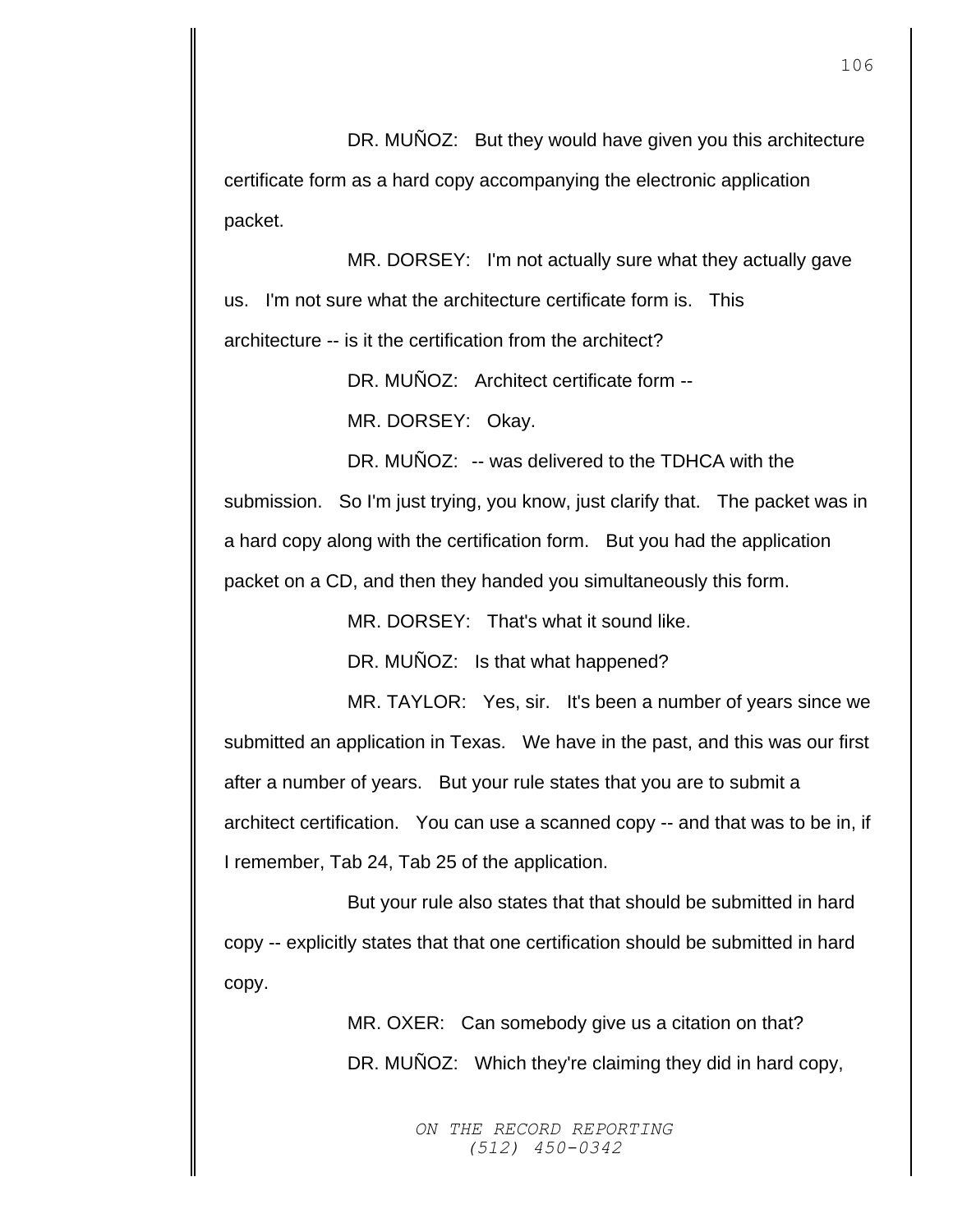DR. MUÑOZ: But they would have given you this architecture certificate form as a hard copy accompanying the electronic application packet.

MR. DORSEY: I'm not actually sure what they actually gave us. I'm not sure what the architecture certificate form is. This architecture -- is it the certification from the architect?

DR. MUÑOZ: Architect certificate form --

MR. DORSEY: Okay.

DR. MUÑOZ: -- was delivered to the TDHCA with the submission. So I'm just trying, you know, just clarify that. The packet was in a hard copy along with the certification form. But you had the application packet on a CD, and then they handed you simultaneously this form.

MR. DORSEY: That's what it sound like.

DR. MUÑOZ: Is that what happened?

MR. TAYLOR: Yes, sir. It's been a number of years since we submitted an application in Texas. We have in the past, and this was our first after a number of years. But your rule states that you are to submit a architect certification. You can use a scanned copy -- and that was to be in, if I remember, Tab 24, Tab 25 of the application.

But your rule also states that that should be submitted in hard copy -- explicitly states that that one certification should be submitted in hard copy.

MR. OXER: Can somebody give us a citation on that?

DR. MUÑOZ: Which they're claiming they did in hard copy,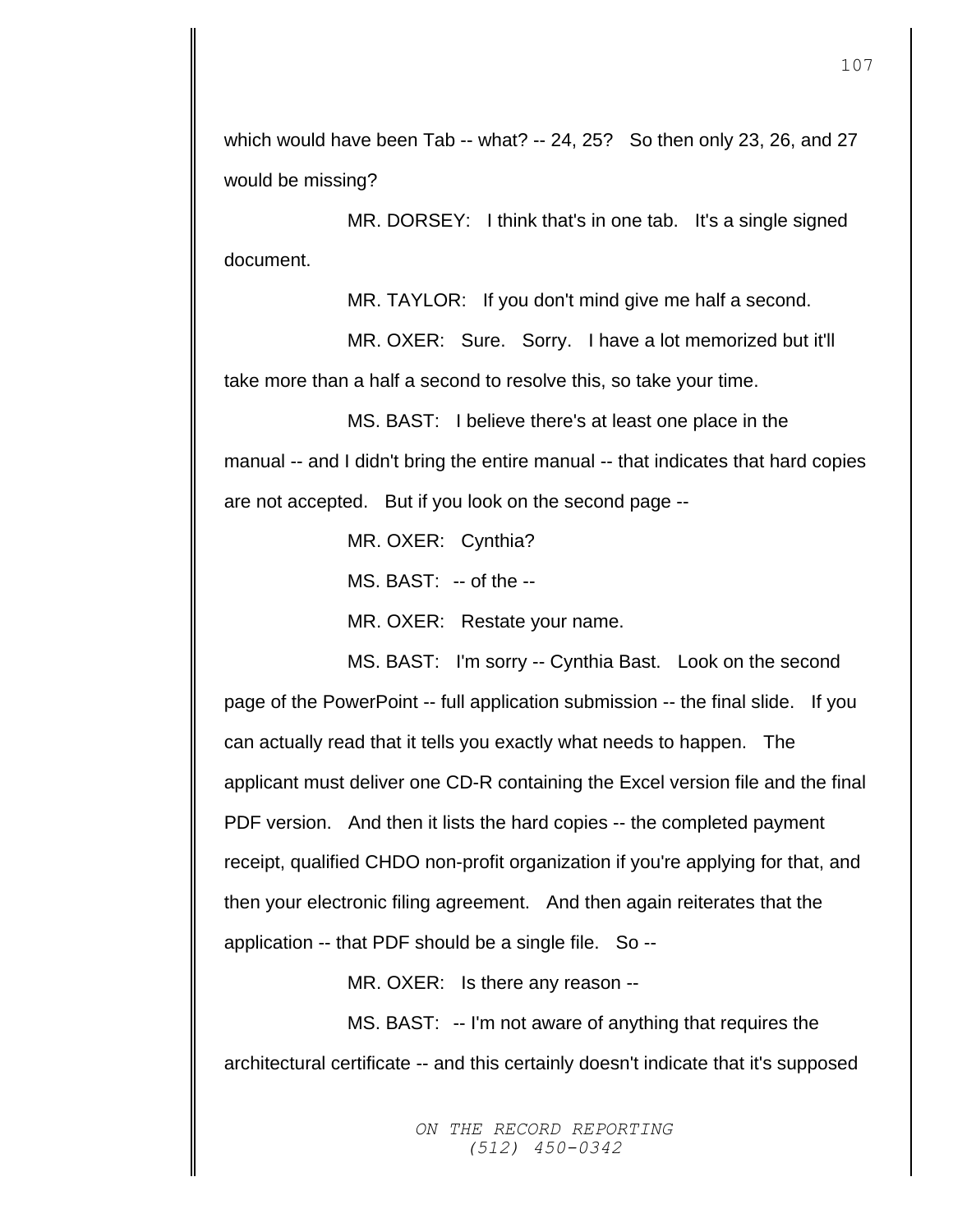which would have been Tab -- what? -- 24, 25? So then only 23, 26, and 27 would be missing?

MR. DORSEY: I think that's in one tab. It's a single signed document.

MR. TAYLOR: If you don't mind give me half a second.

MR. OXER: Sure. Sorry. I have a lot memorized but it'll take more than a half a second to resolve this, so take your time.

MS. BAST: I believe there's at least one place in the manual -- and I didn't bring the entire manual -- that indicates that hard copies are not accepted. But if you look on the second page --

MR. OXER: Cynthia?

MS. BAST: -- of the --

MR. OXER: Restate your name.

MS. BAST: I'm sorry -- Cynthia Bast. Look on the second page of the PowerPoint -- full application submission -- the final slide. If you can actually read that it tells you exactly what needs to happen. The applicant must deliver one CD-R containing the Excel version file and the final PDF version. And then it lists the hard copies -- the completed payment receipt, qualified CHDO non-profit organization if you're applying for that, and then your electronic filing agreement. And then again reiterates that the application -- that PDF should be a single file. So --

MR. OXER: Is there any reason --

MS. BAST: -- I'm not aware of anything that requires the architectural certificate -- and this certainly doesn't indicate that it's supposed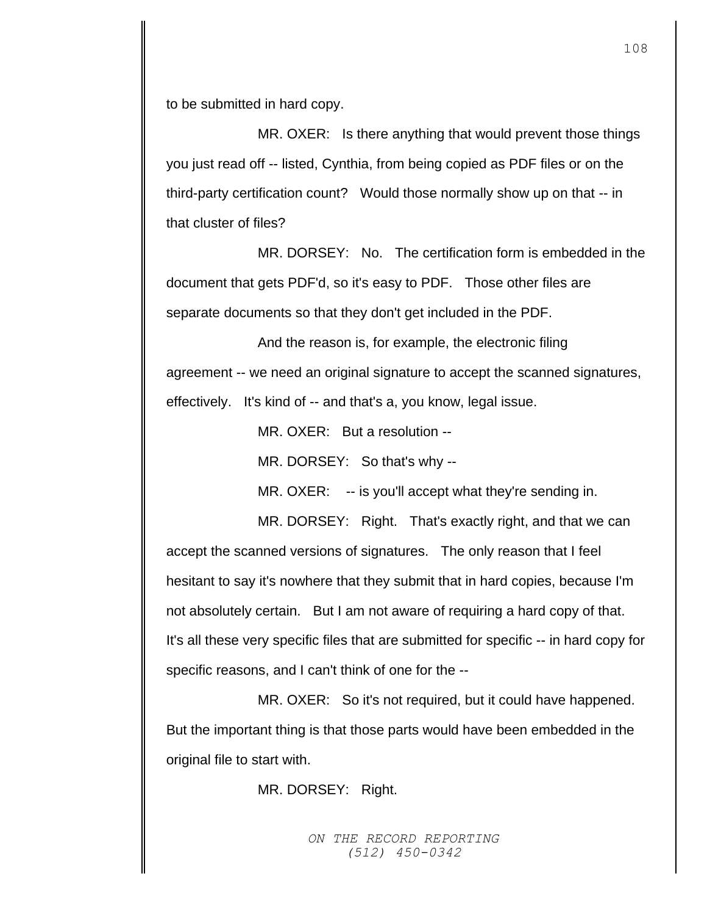to be submitted in hard copy.

MR. OXER: Is there anything that would prevent those things you just read off -- listed, Cynthia, from being copied as PDF files or on the third-party certification count? Would those normally show up on that -- in that cluster of files?

MR. DORSEY: No. The certification form is embedded in the document that gets PDF'd, so it's easy to PDF. Those other files are separate documents so that they don't get included in the PDF.

And the reason is, for example, the electronic filing agreement -- we need an original signature to accept the scanned signatures, effectively. It's kind of -- and that's a, you know, legal issue.

MR. OXER: But a resolution --

MR. DORSEY: So that's why --

MR. OXER: -- is you'll accept what they're sending in.

MR. DORSEY: Right. That's exactly right, and that we can accept the scanned versions of signatures. The only reason that I feel hesitant to say it's nowhere that they submit that in hard copies, because I'm not absolutely certain. But I am not aware of requiring a hard copy of that. It's all these very specific files that are submitted for specific -- in hard copy for specific reasons, and I can't think of one for the --

MR. OXER: So it's not required, but it could have happened. But the important thing is that those parts would have been embedded in the original file to start with.

MR. DORSEY: Right.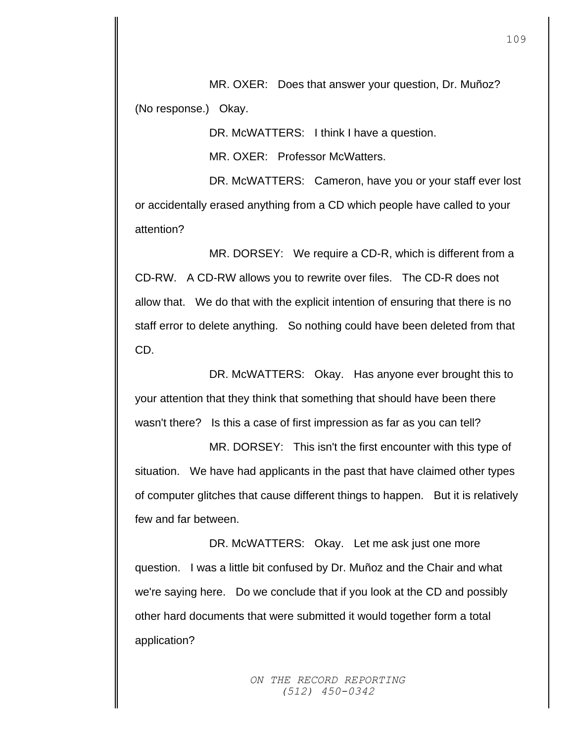MR. OXER: Does that answer your question, Dr. Muñoz? (No response.) Okay.

DR. McWATTERS: I think I have a question.

MR. OXER: Professor McWatters.

DR. McWATTERS: Cameron, have you or your staff ever lost or accidentally erased anything from a CD which people have called to your attention?

MR. DORSEY: We require a CD-R, which is different from a CD-RW. A CD-RW allows you to rewrite over files. The CD-R does not allow that. We do that with the explicit intention of ensuring that there is no staff error to delete anything. So nothing could have been deleted from that CD.

DR. McWATTERS: Okay. Has anyone ever brought this to your attention that they think that something that should have been there wasn't there? Is this a case of first impression as far as you can tell?

MR. DORSEY: This isn't the first encounter with this type of situation. We have had applicants in the past that have claimed other types of computer glitches that cause different things to happen. But it is relatively few and far between.

DR. McWATTERS: Okay. Let me ask just one more question. I was a little bit confused by Dr. Muñoz and the Chair and what we're saying here. Do we conclude that if you look at the CD and possibly other hard documents that were submitted it would together form a total application?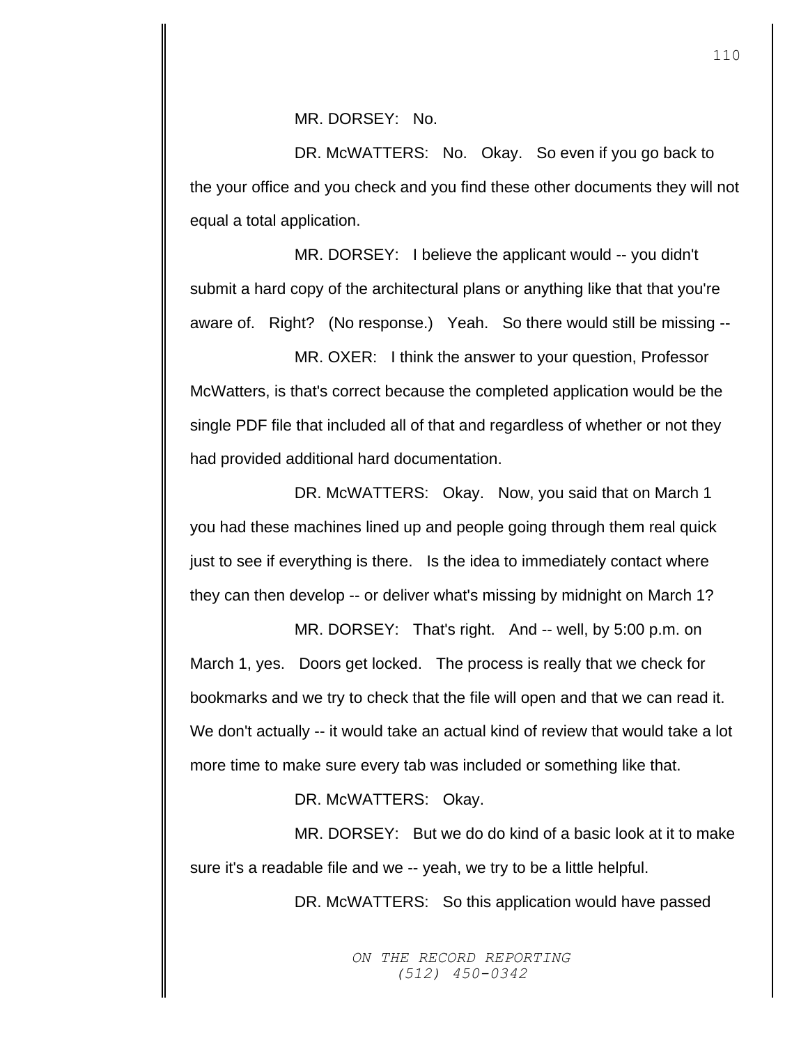MR. DORSEY: No.

DR. McWATTERS: No. Okay. So even if you go back to the your office and you check and you find these other documents they will not equal a total application.

MR. DORSEY: I believe the applicant would -- you didn't submit a hard copy of the architectural plans or anything like that that you're aware of. Right? (No response.) Yeah. So there would still be missing --

MR. OXER: I think the answer to your question, Professor McWatters, is that's correct because the completed application would be the single PDF file that included all of that and regardless of whether or not they had provided additional hard documentation.

DR. McWATTERS: Okay. Now, you said that on March 1 you had these machines lined up and people going through them real quick just to see if everything is there. Is the idea to immediately contact where they can then develop -- or deliver what's missing by midnight on March 1?

MR. DORSEY: That's right. And -- well, by 5:00 p.m. on March 1, yes. Doors get locked. The process is really that we check for bookmarks and we try to check that the file will open and that we can read it. We don't actually -- it would take an actual kind of review that would take a lot more time to make sure every tab was included or something like that.

DR. McWATTERS: Okay.

MR. DORSEY: But we do do kind of a basic look at it to make sure it's a readable file and we -- yeah, we try to be a little helpful.

DR. McWATTERS: So this application would have passed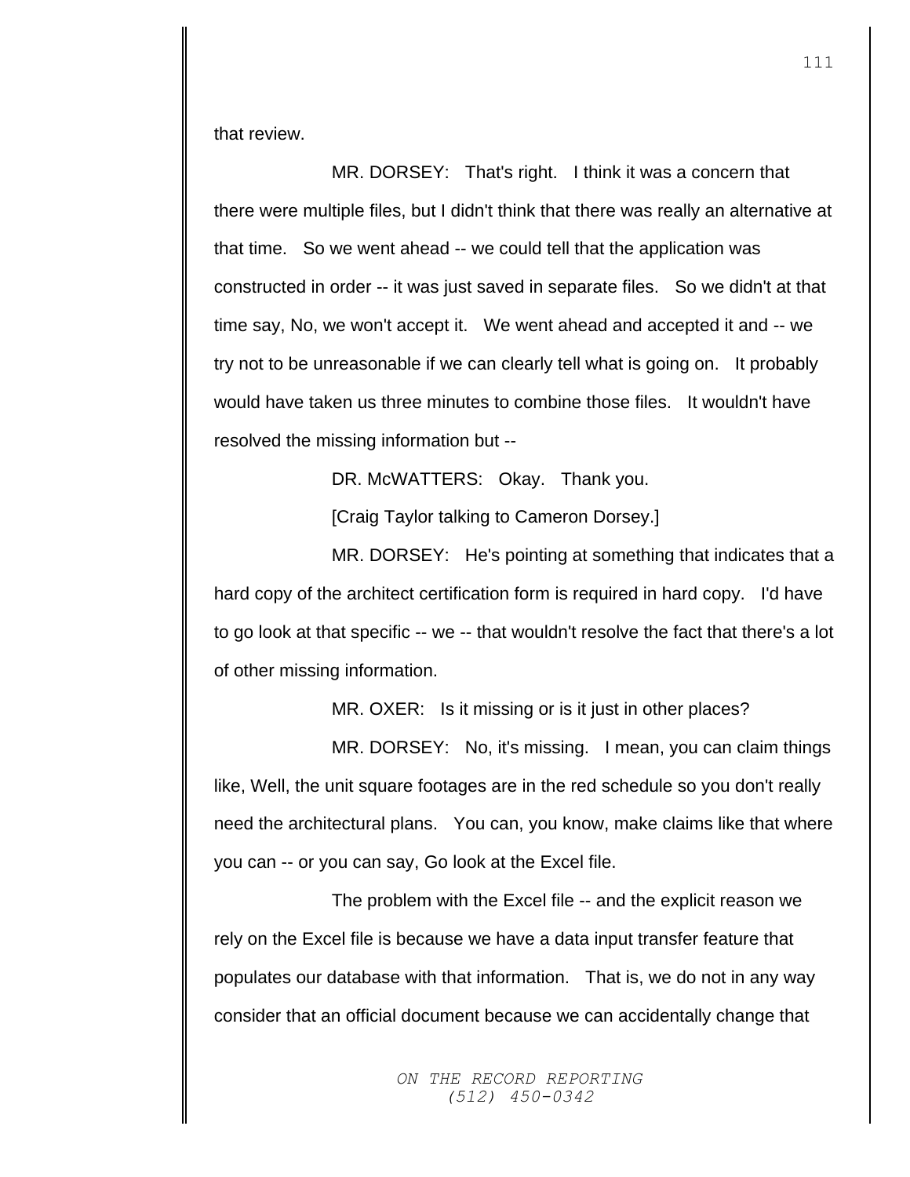that review.

MR. DORSEY: That's right. I think it was a concern that there were multiple files, but I didn't think that there was really an alternative at that time. So we went ahead -- we could tell that the application was constructed in order -- it was just saved in separate files. So we didn't at that time say, No, we won't accept it. We went ahead and accepted it and -- we try not to be unreasonable if we can clearly tell what is going on. It probably would have taken us three minutes to combine those files. It wouldn't have resolved the missing information but --

DR. McWATTERS: Okay. Thank you.

[Craig Taylor talking to Cameron Dorsey.]

MR. DORSEY: He's pointing at something that indicates that a hard copy of the architect certification form is required in hard copy. I'd have to go look at that specific -- we -- that wouldn't resolve the fact that there's a lot of other missing information.

MR. OXER: Is it missing or is it just in other places?

MR. DORSEY: No, it's missing. I mean, you can claim things like, Well, the unit square footages are in the red schedule so you don't really need the architectural plans. You can, you know, make claims like that where you can -- or you can say, Go look at the Excel file.

The problem with the Excel file -- and the explicit reason we rely on the Excel file is because we have a data input transfer feature that populates our database with that information. That is, we do not in any way consider that an official document because we can accidentally change that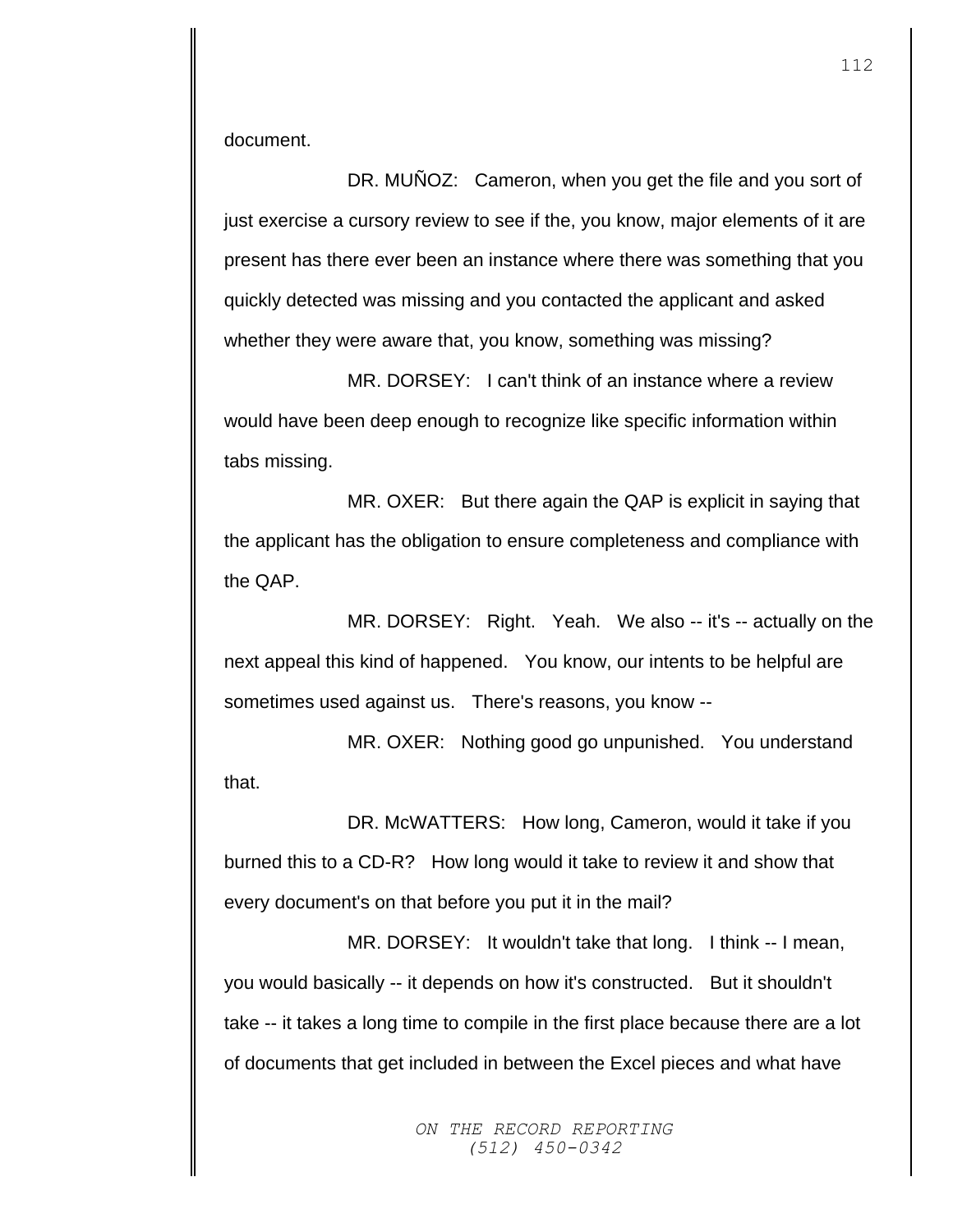document.

DR. MUÑOZ: Cameron, when you get the file and you sort of just exercise a cursory review to see if the, you know, major elements of it are present has there ever been an instance where there was something that you quickly detected was missing and you contacted the applicant and asked whether they were aware that, you know, something was missing?

MR. DORSEY: I can't think of an instance where a review would have been deep enough to recognize like specific information within tabs missing.

MR. OXER: But there again the QAP is explicit in saying that the applicant has the obligation to ensure completeness and compliance with the QAP.

MR. DORSEY: Right. Yeah. We also -- it's -- actually on the next appeal this kind of happened. You know, our intents to be helpful are sometimes used against us. There's reasons, you know --

MR. OXER: Nothing good go unpunished. You understand that.

DR. McWATTERS: How long, Cameron, would it take if you burned this to a CD-R? How long would it take to review it and show that every document's on that before you put it in the mail?

MR. DORSEY: It wouldn't take that long. I think -- I mean, you would basically -- it depends on how it's constructed. But it shouldn't take -- it takes a long time to compile in the first place because there are a lot of documents that get included in between the Excel pieces and what have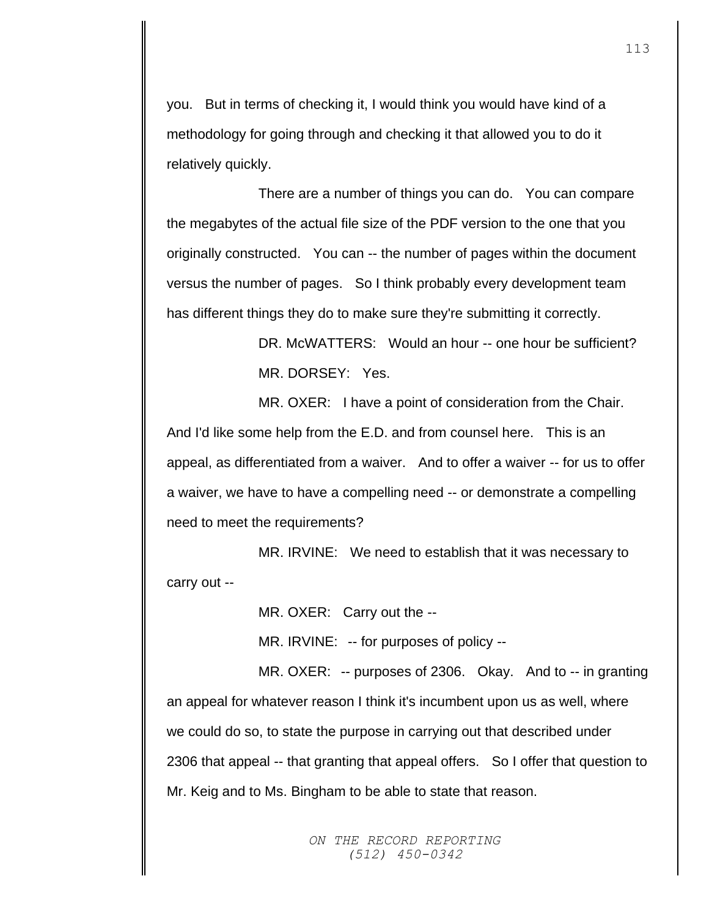you. But in terms of checking it, I would think you would have kind of a methodology for going through and checking it that allowed you to do it relatively quickly.

There are a number of things you can do. You can compare the megabytes of the actual file size of the PDF version to the one that you originally constructed. You can -- the number of pages within the document versus the number of pages. So I think probably every development team has different things they do to make sure they're submitting it correctly.

DR. McWATTERS: Would an hour -- one hour be sufficient?

MR. DORSEY: Yes.

MR. OXER: I have a point of consideration from the Chair. And I'd like some help from the E.D. and from counsel here. This is an appeal, as differentiated from a waiver. And to offer a waiver -- for us to offer a waiver, we have to have a compelling need -- or demonstrate a compelling need to meet the requirements?

MR. IRVINE: We need to establish that it was necessary to carry out --

MR. OXER: Carry out the --

MR. IRVINE: -- for purposes of policy --

MR. OXER: -- purposes of 2306. Okay. And to -- in granting an appeal for whatever reason I think it's incumbent upon us as well, where we could do so, to state the purpose in carrying out that described under 2306 that appeal -- that granting that appeal offers. So I offer that question to Mr. Keig and to Ms. Bingham to be able to state that reason.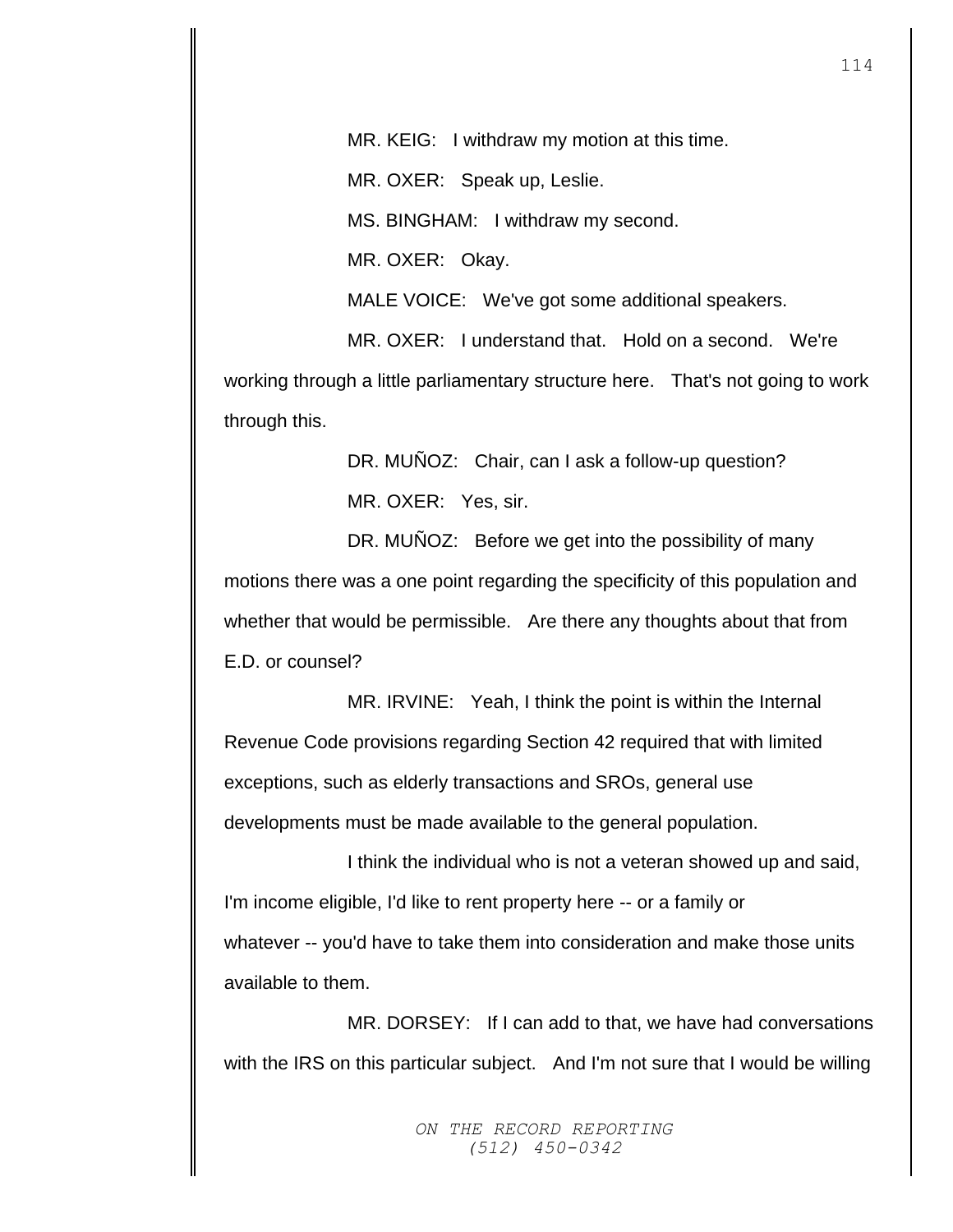MR. KEIG: I withdraw my motion at this time.

MR. OXER: Speak up, Leslie.

MS. BINGHAM: I withdraw my second.

MR. OXER: Okay.

MALE VOICE: We've got some additional speakers.

MR. OXER: I understand that. Hold on a second. We're working through a little parliamentary structure here. That's not going to work through this.

DR. MUÑOZ: Chair, can I ask a follow-up question?

MR. OXER: Yes, sir.

DR. MUÑOZ: Before we get into the possibility of many motions there was a one point regarding the specificity of this population and whether that would be permissible. Are there any thoughts about that from E.D. or counsel?

MR. IRVINE: Yeah, I think the point is within the Internal Revenue Code provisions regarding Section 42 required that with limited exceptions, such as elderly transactions and SROs, general use developments must be made available to the general population.

I think the individual who is not a veteran showed up and said, I'm income eligible, I'd like to rent property here -- or a family or whatever -- you'd have to take them into consideration and make those units available to them.

MR. DORSEY: If I can add to that, we have had conversations with the IRS on this particular subject. And I'm not sure that I would be willing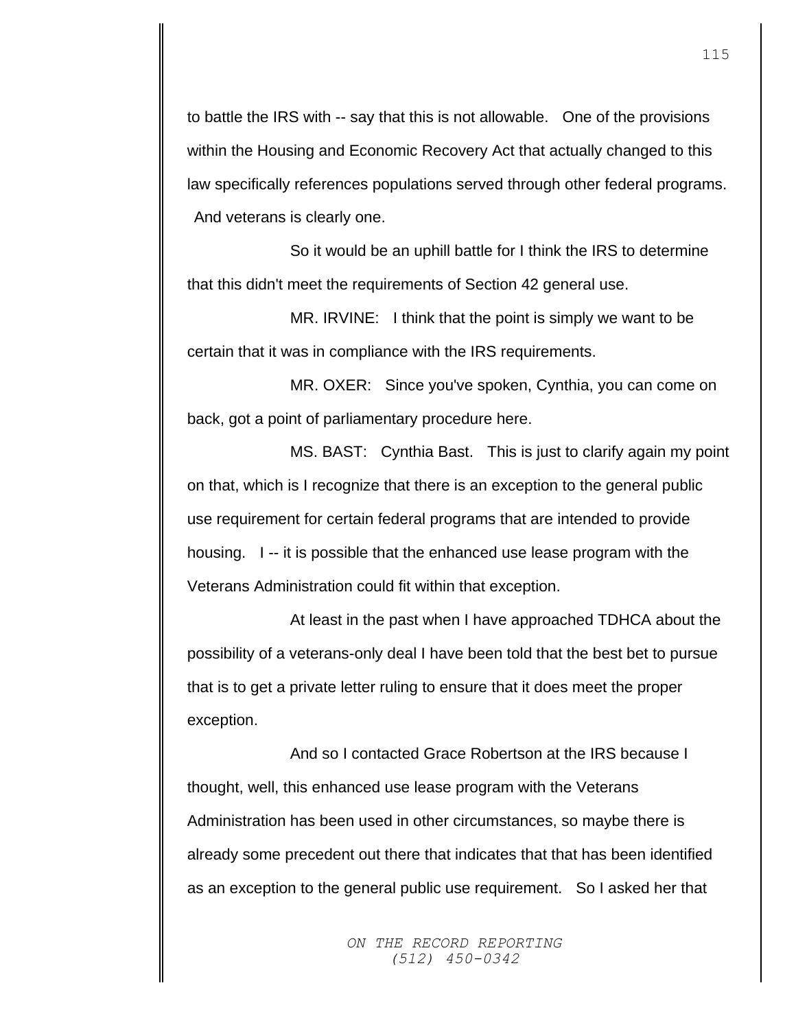to battle the IRS with -- say that this is not allowable. One of the provisions within the Housing and Economic Recovery Act that actually changed to this law specifically references populations served through other federal programs. And veterans is clearly one.

So it would be an uphill battle for I think the IRS to determine that this didn't meet the requirements of Section 42 general use.

MR. IRVINE: I think that the point is simply we want to be certain that it was in compliance with the IRS requirements.

MR. OXER: Since you've spoken, Cynthia, you can come on back, got a point of parliamentary procedure here.

MS. BAST: Cynthia Bast. This is just to clarify again my point on that, which is I recognize that there is an exception to the general public use requirement for certain federal programs that are intended to provide housing. I -- it is possible that the enhanced use lease program with the Veterans Administration could fit within that exception.

At least in the past when I have approached TDHCA about the possibility of a veterans-only deal I have been told that the best bet to pursue that is to get a private letter ruling to ensure that it does meet the proper exception.

And so I contacted Grace Robertson at the IRS because I thought, well, this enhanced use lease program with the Veterans Administration has been used in other circumstances, so maybe there is already some precedent out there that indicates that that has been identified as an exception to the general public use requirement. So I asked her that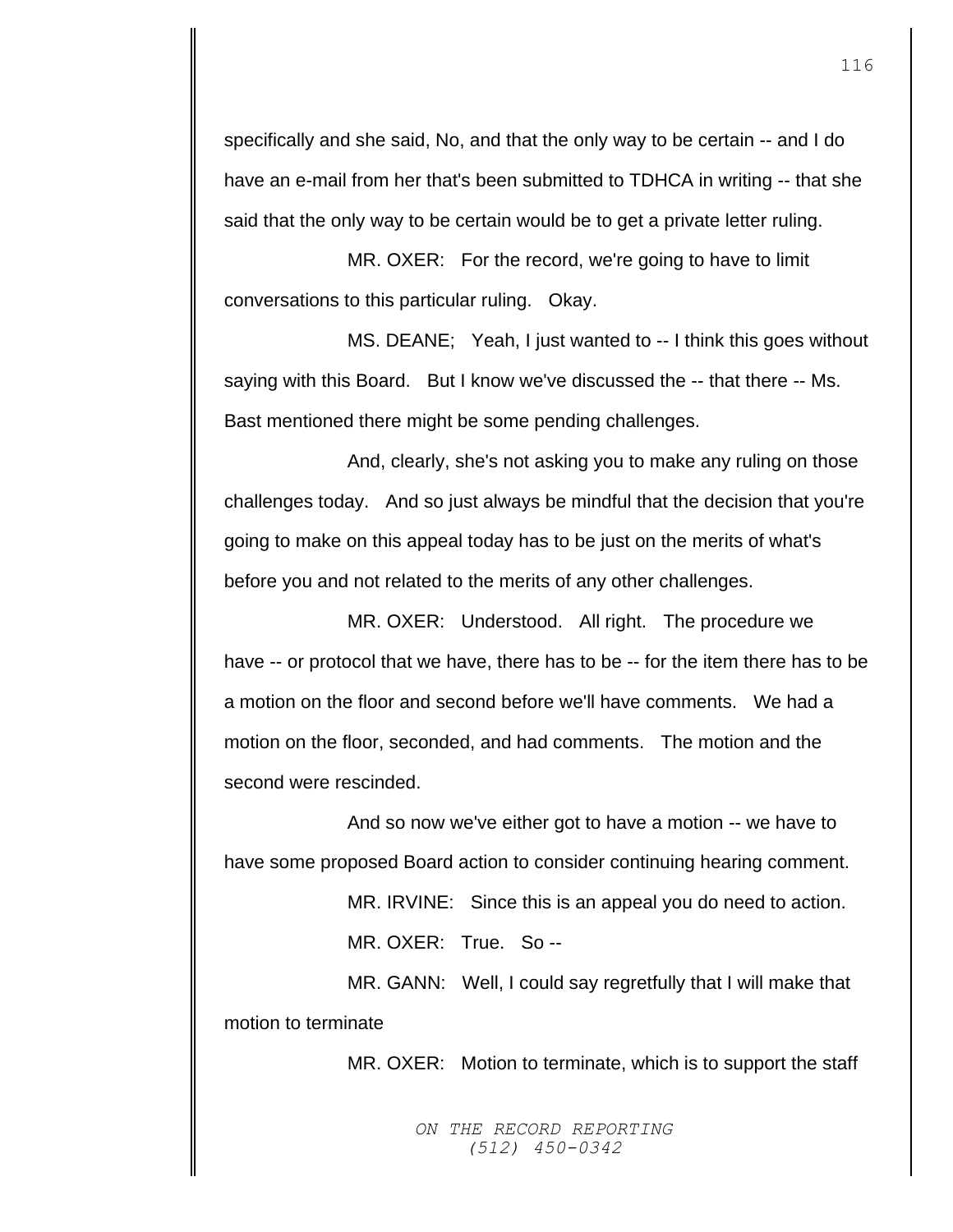specifically and she said, No, and that the only way to be certain -- and I do have an e-mail from her that's been submitted to TDHCA in writing -- that she said that the only way to be certain would be to get a private letter ruling.

MR. OXER: For the record, we're going to have to limit conversations to this particular ruling. Okay.

MS. DEANE; Yeah, I just wanted to -- I think this goes without saying with this Board. But I know we've discussed the -- that there -- Ms. Bast mentioned there might be some pending challenges.

And, clearly, she's not asking you to make any ruling on those challenges today. And so just always be mindful that the decision that you're going to make on this appeal today has to be just on the merits of what's before you and not related to the merits of any other challenges.

MR. OXER: Understood. All right. The procedure we have -- or protocol that we have, there has to be -- for the item there has to be a motion on the floor and second before we'll have comments. We had a motion on the floor, seconded, and had comments. The motion and the second were rescinded.

And so now we've either got to have a motion -- we have to have some proposed Board action to consider continuing hearing comment.

MR. IRVINE: Since this is an appeal you do need to action.

MR. OXER: True. So --

MR. GANN: Well, I could say regretfully that I will make that motion to terminate

MR. OXER: Motion to terminate, which is to support the staff

ON THE RECORD REPORTING
(512) 450-0342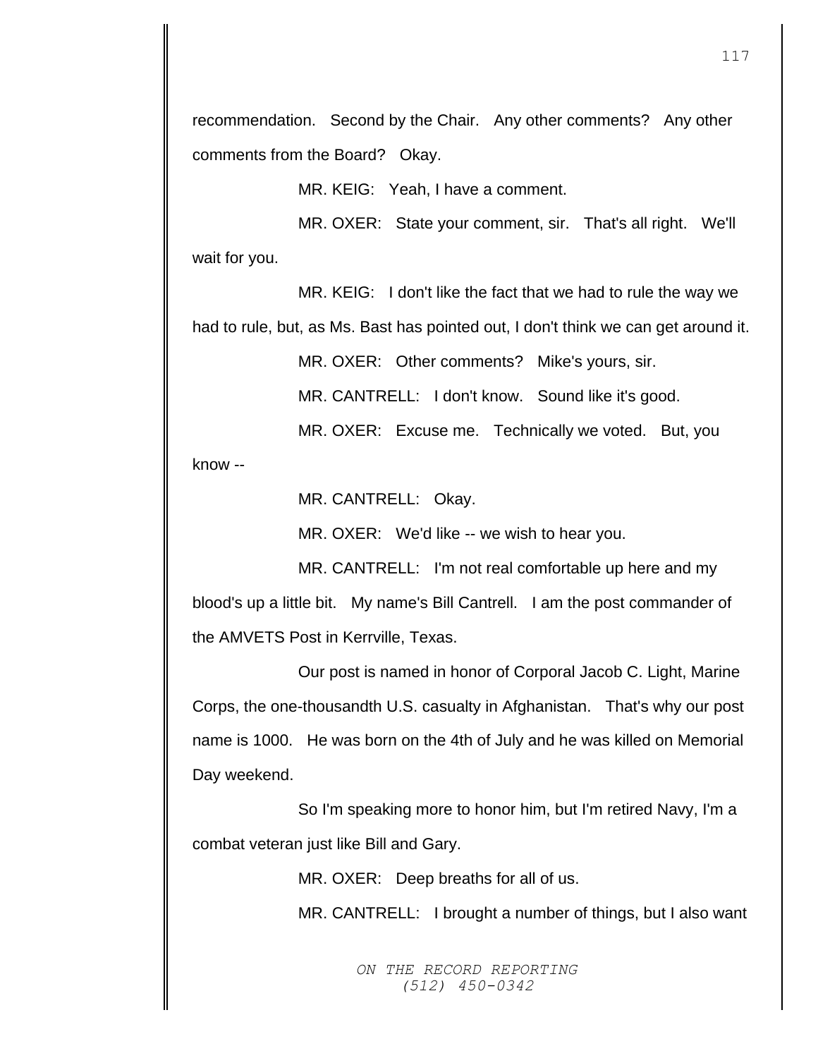recommendation. Second by the Chair. Any other comments? Any other comments from the Board? Okay.

MR. KEIG: Yeah, I have a comment.

MR. OXER: State your comment, sir. That's all right. We'll wait for you.

MR. KEIG: I don't like the fact that we had to rule the way we had to rule, but, as Ms. Bast has pointed out, I don't think we can get around it.

MR. OXER: Other comments? Mike's yours, sir.

MR. CANTRELL: I don't know. Sound like it's good.

MR. OXER: Excuse me. Technically we voted. But, you know --

MR. CANTRELL: Okay.

MR. OXER: We'd like -- we wish to hear you.

MR. CANTRELL: I'm not real comfortable up here and my blood's up a little bit. My name's Bill Cantrell. I am the post commander of the AMVETS Post in Kerrville, Texas.

Our post is named in honor of Corporal Jacob C. Light, Marine Corps, the one-thousandth U.S. casualty in Afghanistan. That's why our post name is 1000. He was born on the 4th of July and he was killed on Memorial Day weekend.

So I'm speaking more to honor him, but I'm retired Navy, I'm a combat veteran just like Bill and Gary.

MR. OXER: Deep breaths for all of us.

MR. CANTRELL: I brought a number of things, but I also want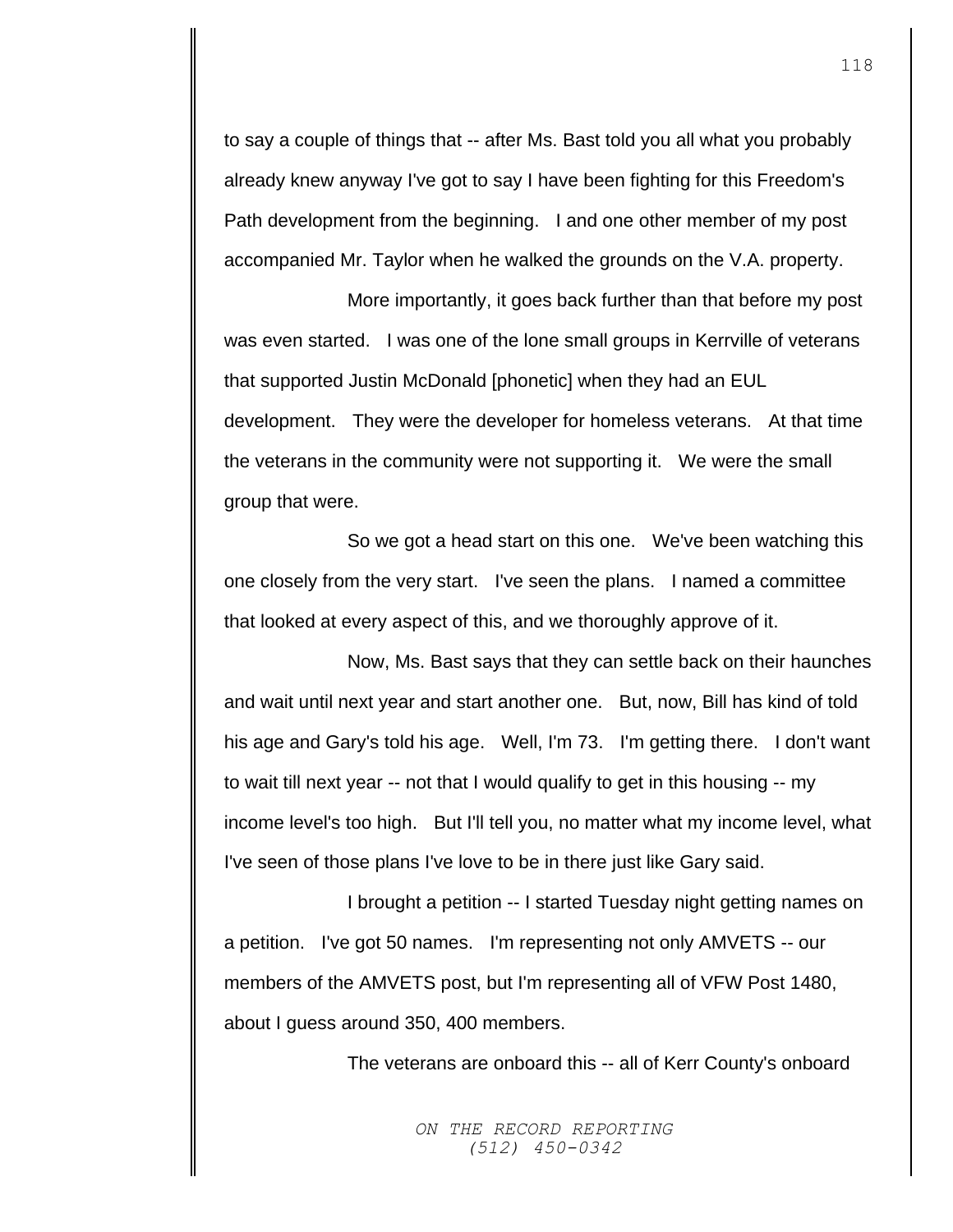to say a couple of things that -- after Ms. Bast told you all what you probably already knew anyway I've got to say I have been fighting for this Freedom's Path development from the beginning. I and one other member of my post accompanied Mr. Taylor when he walked the grounds on the V.A. property.

More importantly, it goes back further than that before my post was even started. I was one of the lone small groups in Kerrville of veterans that supported Justin McDonald [phonetic] when they had an EUL development. They were the developer for homeless veterans. At that time the veterans in the community were not supporting it. We were the small group that were.

So we got a head start on this one. We've been watching this one closely from the very start. I've seen the plans. I named a committee that looked at every aspect of this, and we thoroughly approve of it.

Now, Ms. Bast says that they can settle back on their haunches and wait until next year and start another one. But, now, Bill has kind of told his age and Gary's told his age. Well, I'm 73. I'm getting there. I don't want to wait till next year -- not that I would qualify to get in this housing -- my income level's too high. But I'll tell you, no matter what my income level, what I've seen of those plans I've love to be in there just like Gary said.

I brought a petition -- I started Tuesday night getting names on a petition. I've got 50 names. I'm representing not only AMVETS -- our members of the AMVETS post, but I'm representing all of VFW Post 1480, about I guess around 350, 400 members.

The veterans are onboard this -- all of Kerr County's onboard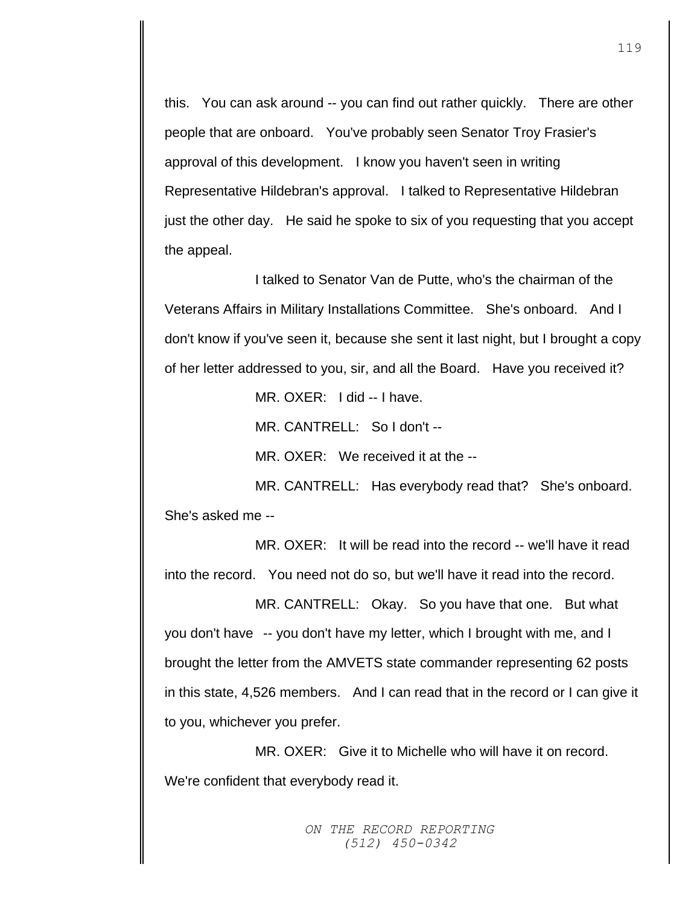this. You can ask around -- you can find out rather quickly. There are other people that are onboard. You've probably seen Senator Troy Frasier's approval of this development. I know you haven't seen in writing Representative Hildebran's approval. I talked to Representative Hildebran just the other day. He said he spoke to six of you requesting that you accept the appeal.

I talked to Senator Van de Putte, who's the chairman of the Veterans Affairs in Military Installations Committee. She's onboard. And I don't know if you've seen it, because she sent it last night, but I brought a copy of her letter addressed to you, sir, and all the Board. Have you received it?

MR. OXER: I did -- I have.

MR. CANTRELL: So I don't --

MR. OXER: We received it at the --

MR. CANTRELL: Has everybody read that? She's onboard. She's asked me --

MR. OXER: It will be read into the record -- we'll have it read into the record. You need not do so, but we'll have it read into the record.

MR. CANTRELL: Okay. So you have that one. But what you don't have -- you don't have my letter, which I brought with me, and I brought the letter from the AMVETS state commander representing 62 posts in this state, 4,526 members. And I can read that in the record or I can give it to you, whichever you prefer.

MR. OXER: Give it to Michelle who will have it on record. We're confident that everybody read it.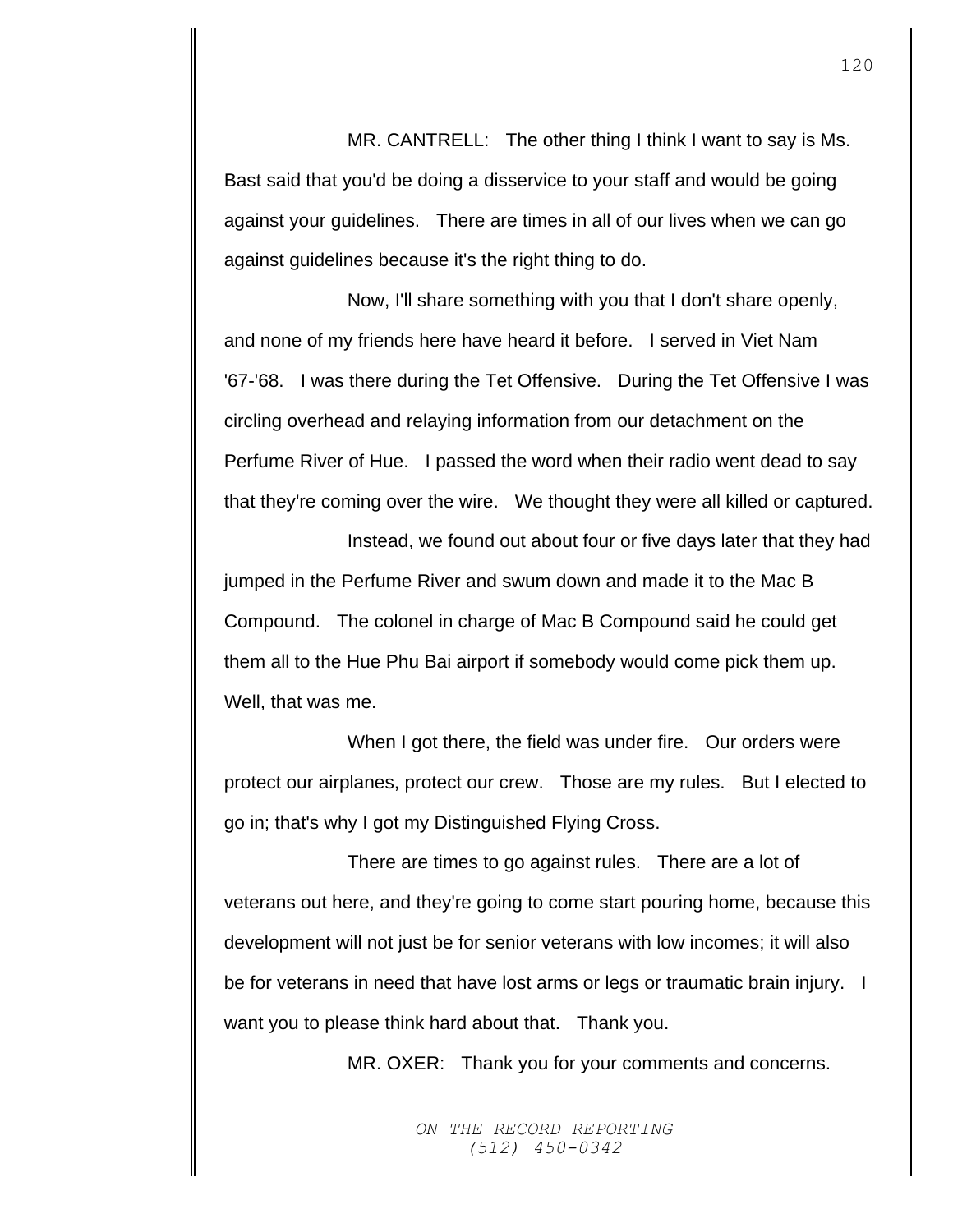MR. CANTRELL: The other thing I think I want to say is Ms. Bast said that you'd be doing a disservice to your staff and would be going against your guidelines. There are times in all of our lives when we can go against guidelines because it's the right thing to do.

Now, I'll share something with you that I don't share openly, and none of my friends here have heard it before. I served in Viet Nam '67-'68. I was there during the Tet Offensive. During the Tet Offensive I was circling overhead and relaying information from our detachment on the Perfume River of Hue. I passed the word when their radio went dead to say that they're coming over the wire. We thought they were all killed or captured.

Instead, we found out about four or five days later that they had jumped in the Perfume River and swum down and made it to the Mac B Compound. The colonel in charge of Mac B Compound said he could get them all to the Hue Phu Bai airport if somebody would come pick them up. Well, that was me.

When I got there, the field was under fire. Our orders were protect our airplanes, protect our crew. Those are my rules. But I elected to go in; that's why I got my Distinguished Flying Cross.

There are times to go against rules. There are a lot of veterans out here, and they're going to come start pouring home, because this development will not just be for senior veterans with low incomes; it will also be for veterans in need that have lost arms or legs or traumatic brain injury. I want you to please think hard about that. Thank you.

MR. OXER: Thank you for your comments and concerns.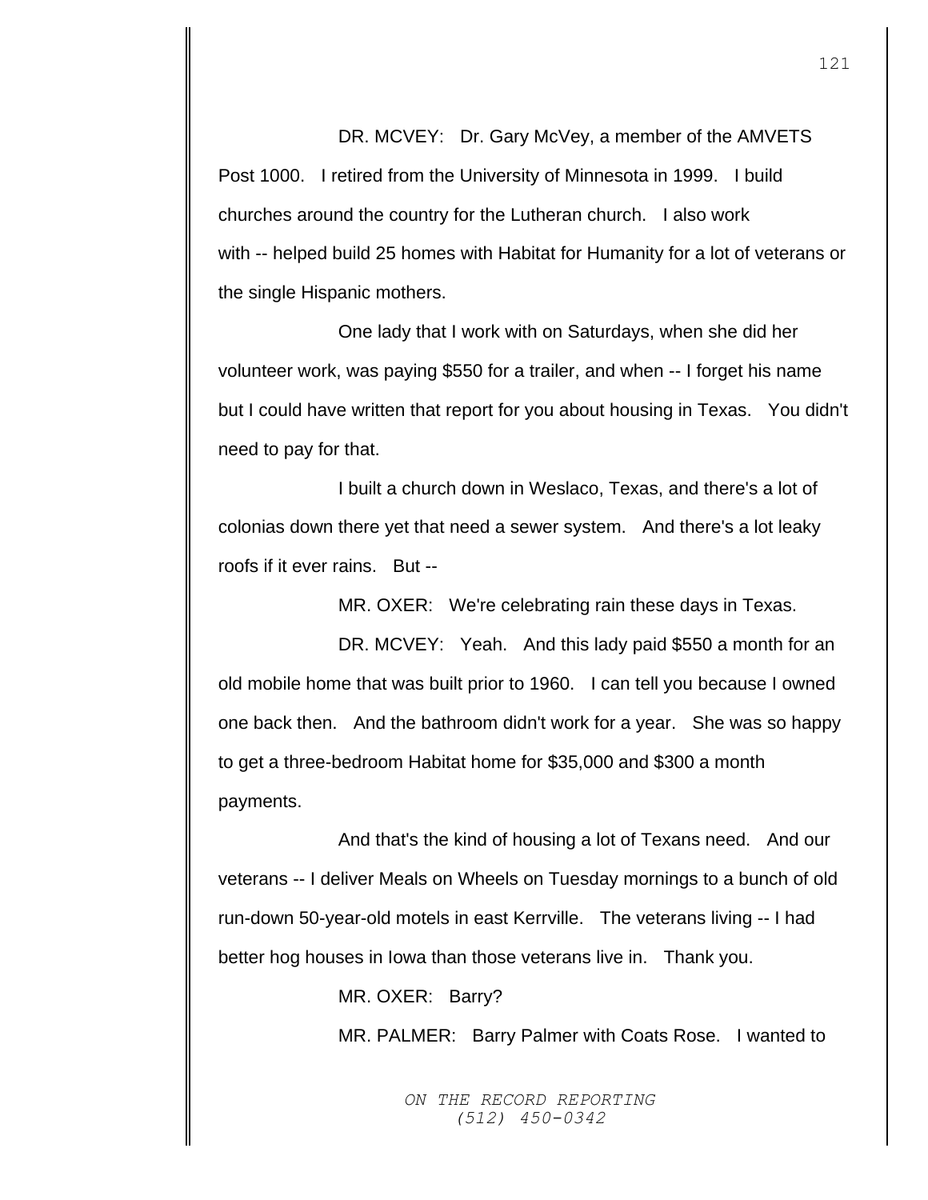DR. MCVEY: Dr. Gary McVey, a member of the AMVETS Post 1000. I retired from the University of Minnesota in 1999. I build churches around the country for the Lutheran church. I also work with -- helped build 25 homes with Habitat for Humanity for a lot of veterans or the single Hispanic mothers.

One lady that I work with on Saturdays, when she did her volunteer work, was paying $550 for a trailer, and when -- I forget his name but I could have written that report for you about housing in Texas. You didn't need to pay for that.

I built a church down in Weslaco, Texas, and there's a lot of colonias down there yet that need a sewer system. And there's a lot leaky roofs if it ever rains. But --

MR. OXER: We're celebrating rain these days in Texas.

DR. MCVEY: Yeah. And this lady paid $550 a month for an old mobile home that was built prior to 1960. I can tell you because I owned one back then. And the bathroom didn't work for a year. She was so happy to get a three-bedroom Habitat home for $35,000 and $300 a month payments.

And that's the kind of housing a lot of Texans need. And our veterans -- I deliver Meals on Wheels on Tuesday mornings to a bunch of old run-down 50-year-old motels in east Kerrville. The veterans living -- I had better hog houses in Iowa than those veterans live in. Thank you.

MR. OXER: Barry?

MR. PALMER: Barry Palmer with Coats Rose. I wanted to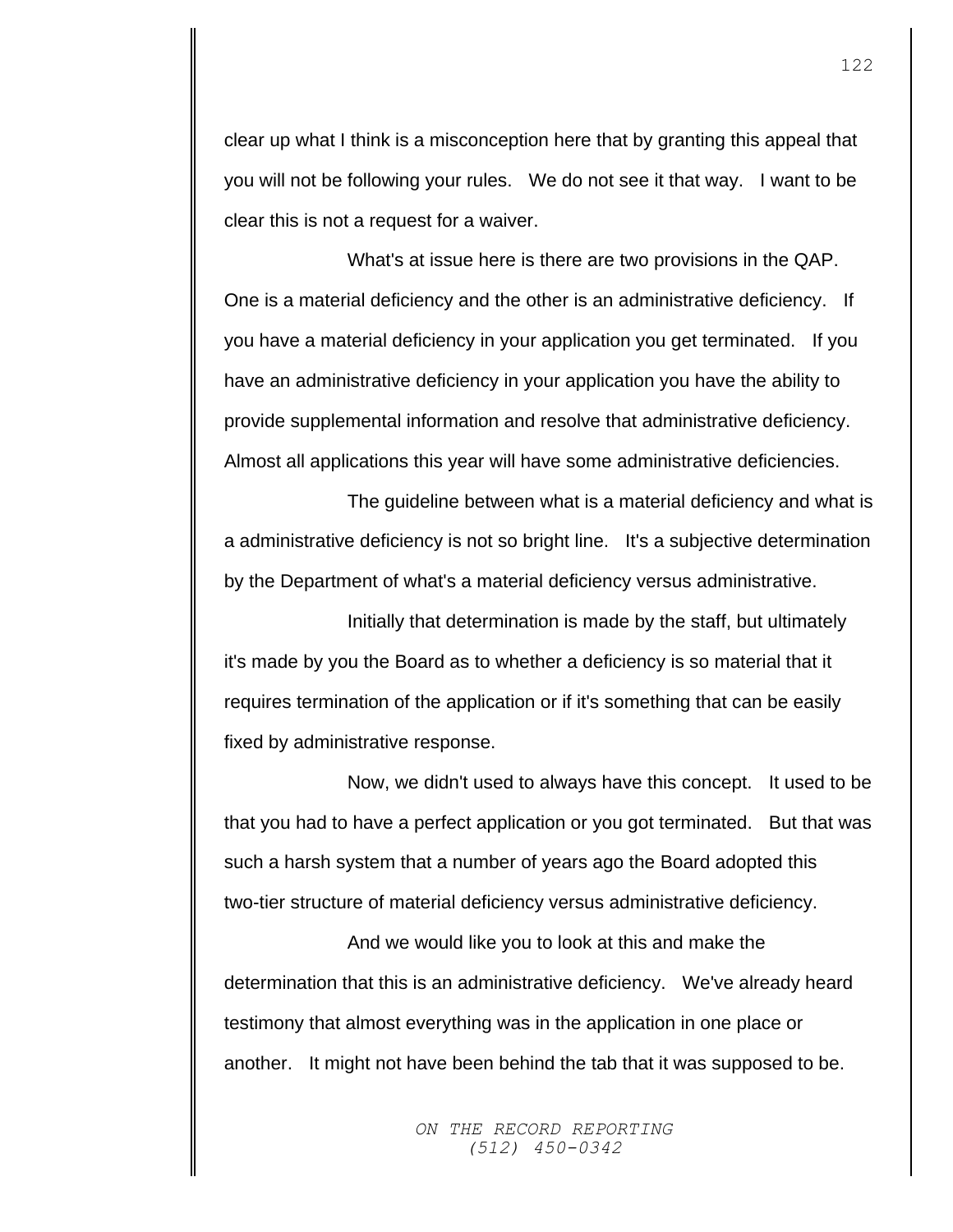clear up what I think is a misconception here that by granting this appeal that you will not be following your rules. We do not see it that way. I want to be clear this is not a request for a waiver.

What's at issue here is there are two provisions in the QAP. One is a material deficiency and the other is an administrative deficiency. If you have a material deficiency in your application you get terminated. If you have an administrative deficiency in your application you have the ability to provide supplemental information and resolve that administrative deficiency. Almost all applications this year will have some administrative deficiencies.

The guideline between what is a material deficiency and what is a administrative deficiency is not so bright line. It's a subjective determination by the Department of what's a material deficiency versus administrative.

Initially that determination is made by the staff, but ultimately it's made by you the Board as to whether a deficiency is so material that it requires termination of the application or if it's something that can be easily fixed by administrative response.

Now, we didn't used to always have this concept. It used to be that you had to have a perfect application or you got terminated. But that was such a harsh system that a number of years ago the Board adopted this two-tier structure of material deficiency versus administrative deficiency.

And we would like you to look at this and make the determination that this is an administrative deficiency. We've already heard testimony that almost everything was in the application in one place or another. It might not have been behind the tab that it was supposed to be.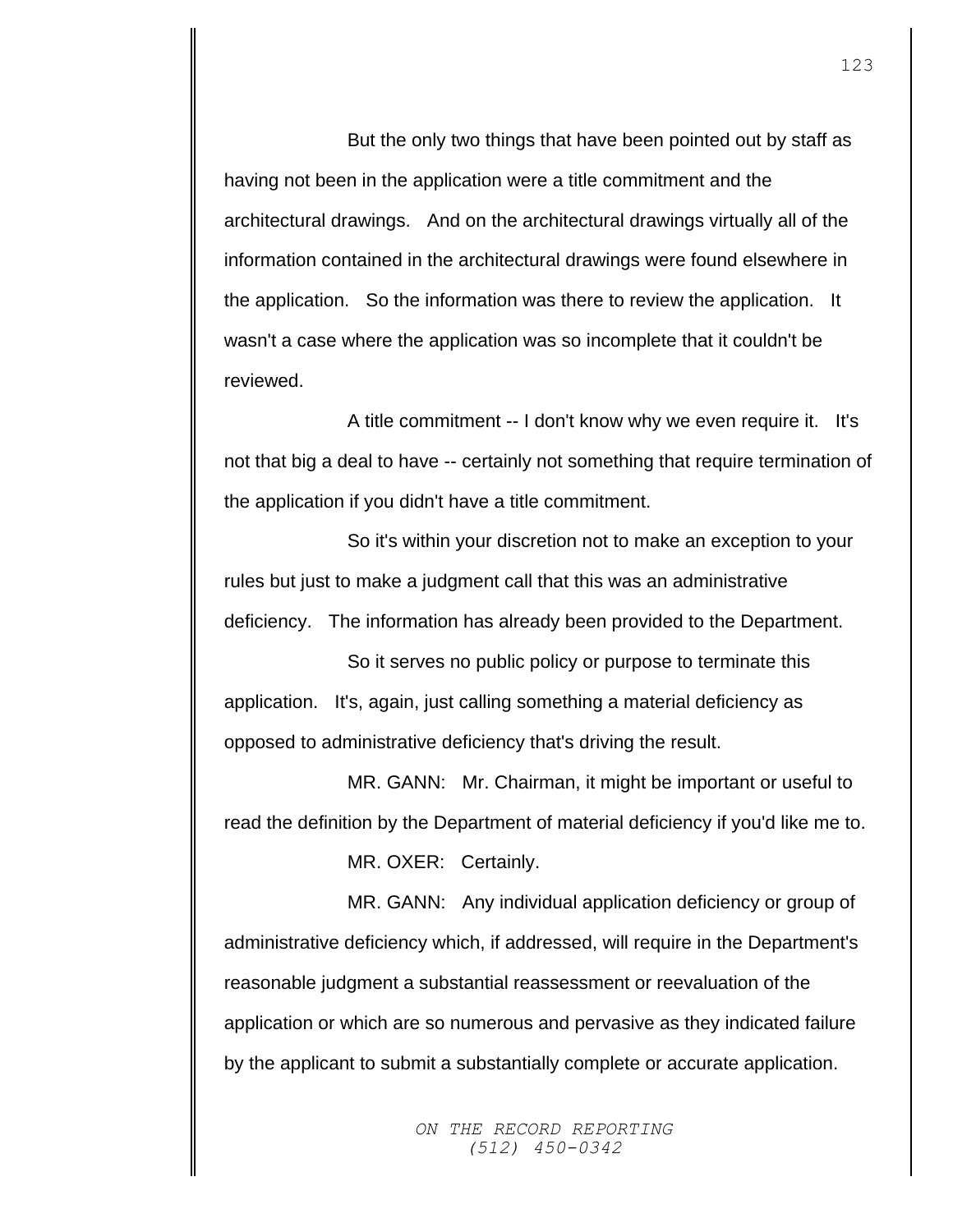But the only two things that have been pointed out by staff as having not been in the application were a title commitment and the architectural drawings. And on the architectural drawings virtually all of the information contained in the architectural drawings were found elsewhere in the application. So the information was there to review the application. It wasn't a case where the application was so incomplete that it couldn't be reviewed.

A title commitment -- I don't know why we even require it. It's not that big a deal to have -- certainly not something that require termination of the application if you didn't have a title commitment.

So it's within your discretion not to make an exception to your rules but just to make a judgment call that this was an administrative deficiency. The information has already been provided to the Department.

So it serves no public policy or purpose to terminate this application. It's, again, just calling something a material deficiency as opposed to administrative deficiency that's driving the result.

MR. GANN: Mr. Chairman, it might be important or useful to read the definition by the Department of material deficiency if you'd like me to.

MR. OXER: Certainly.

MR. GANN: Any individual application deficiency or group of administrative deficiency which, if addressed, will require in the Department's reasonable judgment a substantial reassessment or reevaluation of the application or which are so numerous and pervasive as they indicated failure by the applicant to submit a substantially complete or accurate application.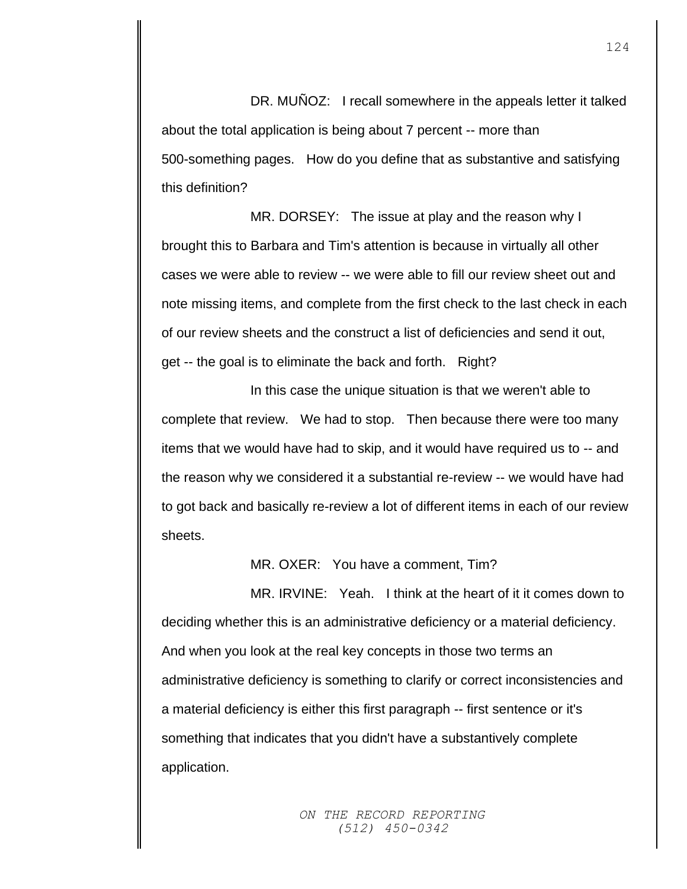DR. MUÑOZ: I recall somewhere in the appeals letter it talked about the total application is being about 7 percent -- more than 500-something pages. How do you define that as substantive and satisfying this definition?

MR. DORSEY: The issue at play and the reason why I brought this to Barbara and Tim's attention is because in virtually all other cases we were able to review -- we were able to fill our review sheet out and note missing items, and complete from the first check to the last check in each of our review sheets and the construct a list of deficiencies and send it out, get -- the goal is to eliminate the back and forth. Right?

In this case the unique situation is that we weren't able to complete that review. We had to stop. Then because there were too many items that we would have had to skip, and it would have required us to -- and the reason why we considered it a substantial re-review -- we would have had to got back and basically re-review a lot of different items in each of our review sheets.

MR. OXER: You have a comment, Tim?

MR. IRVINE: Yeah. I think at the heart of it it comes down to deciding whether this is an administrative deficiency or a material deficiency. And when you look at the real key concepts in those two terms an administrative deficiency is something to clarify or correct inconsistencies and a material deficiency is either this first paragraph -- first sentence or it's something that indicates that you didn't have a substantively complete application.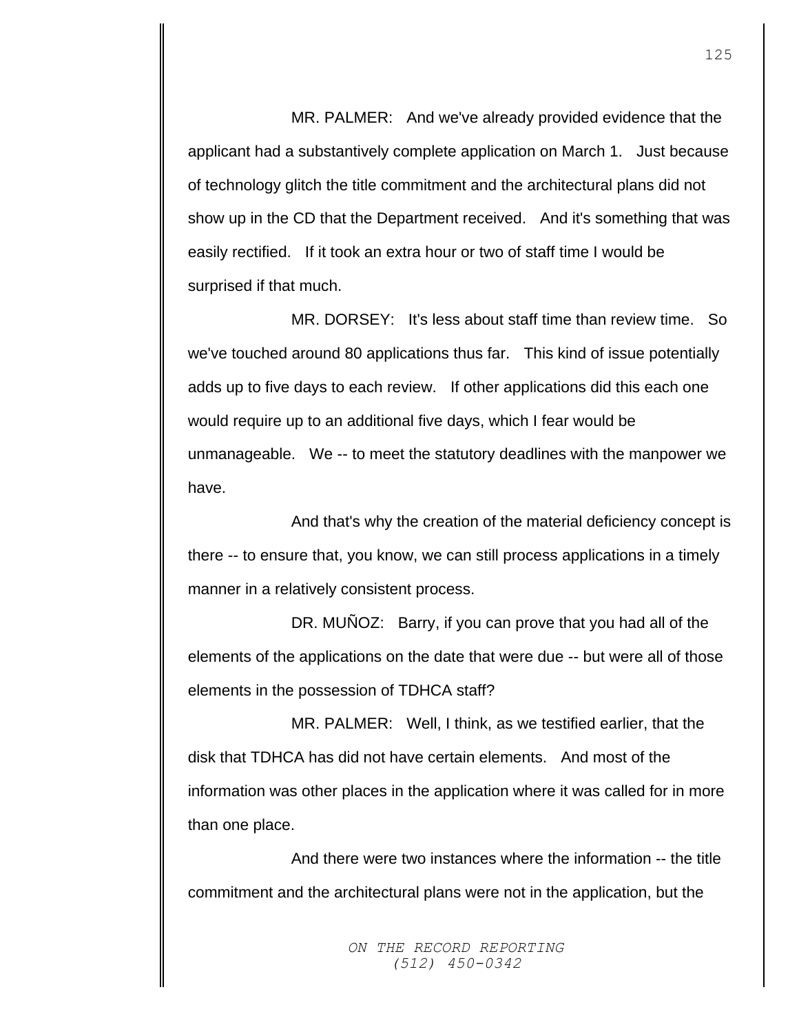MR. PALMER: And we've already provided evidence that the applicant had a substantively complete application on March 1. Just because of technology glitch the title commitment and the architectural plans did not show up in the CD that the Department received. And it's something that was easily rectified. If it took an extra hour or two of staff time I would be surprised if that much.

MR. DORSEY: It's less about staff time than review time. So we've touched around 80 applications thus far. This kind of issue potentially adds up to five days to each review. If other applications did this each one would require up to an additional five days, which I fear would be unmanageable. We -- to meet the statutory deadlines with the manpower we have.

And that's why the creation of the material deficiency concept is there -- to ensure that, you know, we can still process applications in a timely manner in a relatively consistent process.

DR. MUÑOZ: Barry, if you can prove that you had all of the elements of the applications on the date that were due -- but were all of those elements in the possession of TDHCA staff?

MR. PALMER: Well, I think, as we testified earlier, that the disk that TDHCA has did not have certain elements. And most of the information was other places in the application where it was called for in more than one place.

And there were two instances where the information -- the title commitment and the architectural plans were not in the application, but the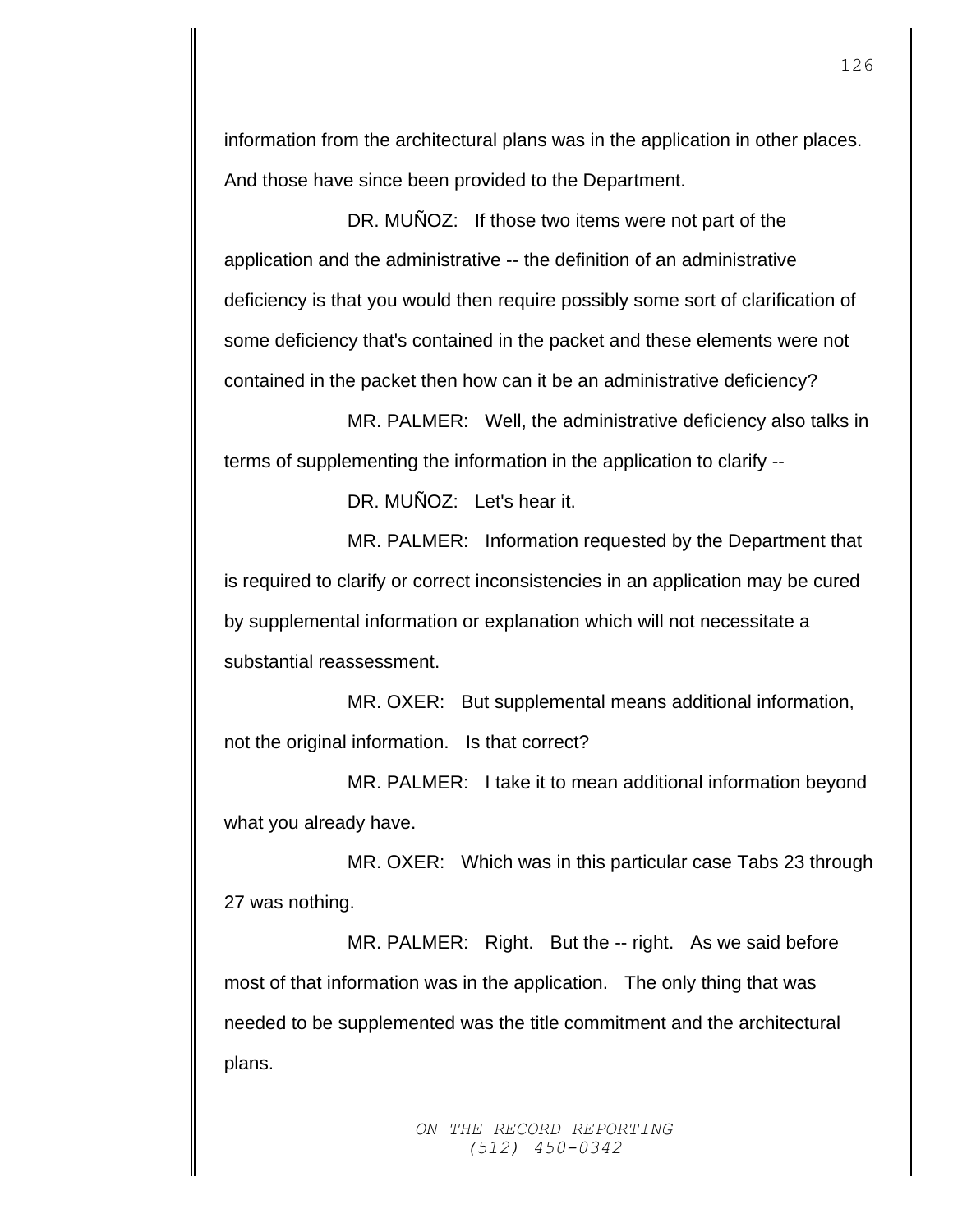information from the architectural plans was in the application in other places. And those have since been provided to the Department.

DR. MUÑOZ: If those two items were not part of the application and the administrative -- the definition of an administrative deficiency is that you would then require possibly some sort of clarification of some deficiency that's contained in the packet and these elements were not contained in the packet then how can it be an administrative deficiency?

MR. PALMER: Well, the administrative deficiency also talks in terms of supplementing the information in the application to clarify --

DR. MUÑOZ: Let's hear it.

MR. PALMER: Information requested by the Department that is required to clarify or correct inconsistencies in an application may be cured by supplemental information or explanation which will not necessitate a substantial reassessment.

MR. OXER: But supplemental means additional information, not the original information. Is that correct?

MR. PALMER: I take it to mean additional information beyond what you already have.

MR. OXER: Which was in this particular case Tabs 23 through 27 was nothing.

MR. PALMER: Right. But the -- right. As we said before most of that information was in the application. The only thing that was needed to be supplemented was the title commitment and the architectural plans.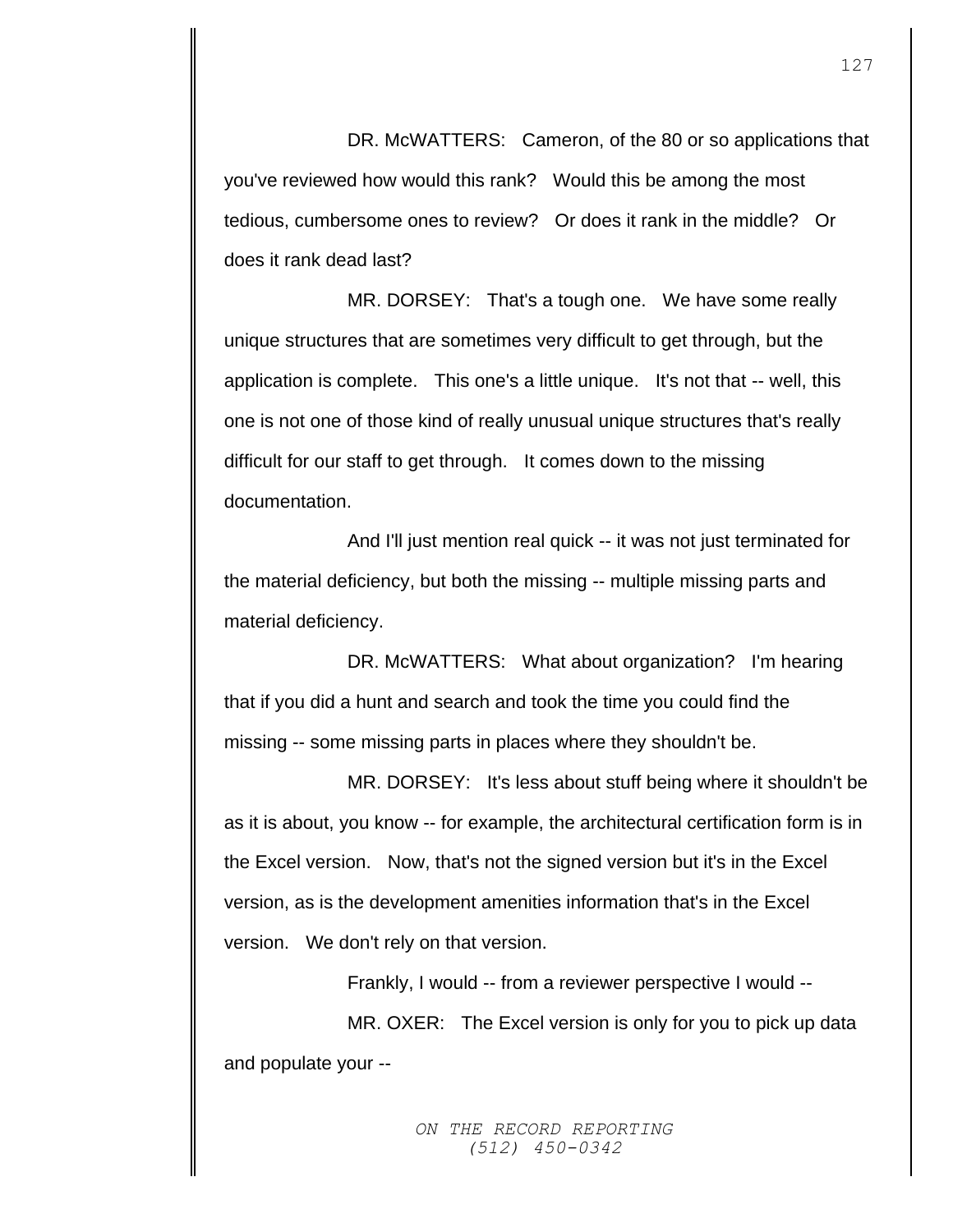DR. McWATTERS: Cameron, of the 80 or so applications that you've reviewed how would this rank? Would this be among the most tedious, cumbersome ones to review? Or does it rank in the middle? Or does it rank dead last?

MR. DORSEY: That's a tough one. We have some really unique structures that are sometimes very difficult to get through, but the application is complete. This one's a little unique. It's not that -- well, this one is not one of those kind of really unusual unique structures that's really difficult for our staff to get through. It comes down to the missing documentation.

And I'll just mention real quick -- it was not just terminated for the material deficiency, but both the missing -- multiple missing parts and material deficiency.

DR. McWATTERS: What about organization? I'm hearing that if you did a hunt and search and took the time you could find the missing -- some missing parts in places where they shouldn't be.

MR. DORSEY: It's less about stuff being where it shouldn't be as it is about, you know -- for example, the architectural certification form is in the Excel version. Now, that's not the signed version but it's in the Excel version, as is the development amenities information that's in the Excel version. We don't rely on that version.

Frankly, I would -- from a reviewer perspective I would --

MR. OXER: The Excel version is only for you to pick up data and populate your --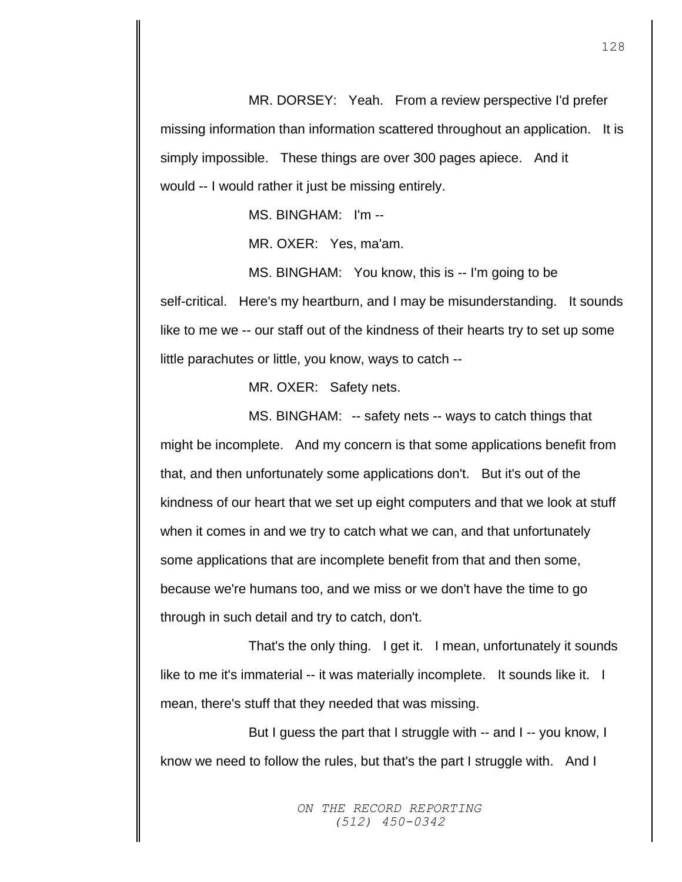MR. DORSEY: Yeah. From a review perspective I'd prefer missing information than information scattered throughout an application. It is simply impossible. These things are over 300 pages apiece. And it would -- I would rather it just be missing entirely.

MS. BINGHAM: I'm --

MR. OXER: Yes, ma'am.

MS. BINGHAM: You know, this is -- I'm going to be self-critical. Here's my heartburn, and I may be misunderstanding. It sounds like to me we -- our staff out of the kindness of their hearts try to set up some little parachutes or little, you know, ways to catch --

MR. OXER: Safety nets.

MS. BINGHAM: -- safety nets -- ways to catch things that might be incomplete. And my concern is that some applications benefit from that, and then unfortunately some applications don't. But it's out of the kindness of our heart that we set up eight computers and that we look at stuff when it comes in and we try to catch what we can, and that unfortunately some applications that are incomplete benefit from that and then some, because we're humans too, and we miss or we don't have the time to go through in such detail and try to catch, don't.

That's the only thing. I get it. I mean, unfortunately it sounds like to me it's immaterial -- it was materially incomplete. It sounds like it. I mean, there's stuff that they needed that was missing.

But I guess the part that I struggle with -- and I -- you know, I know we need to follow the rules, but that's the part I struggle with. And I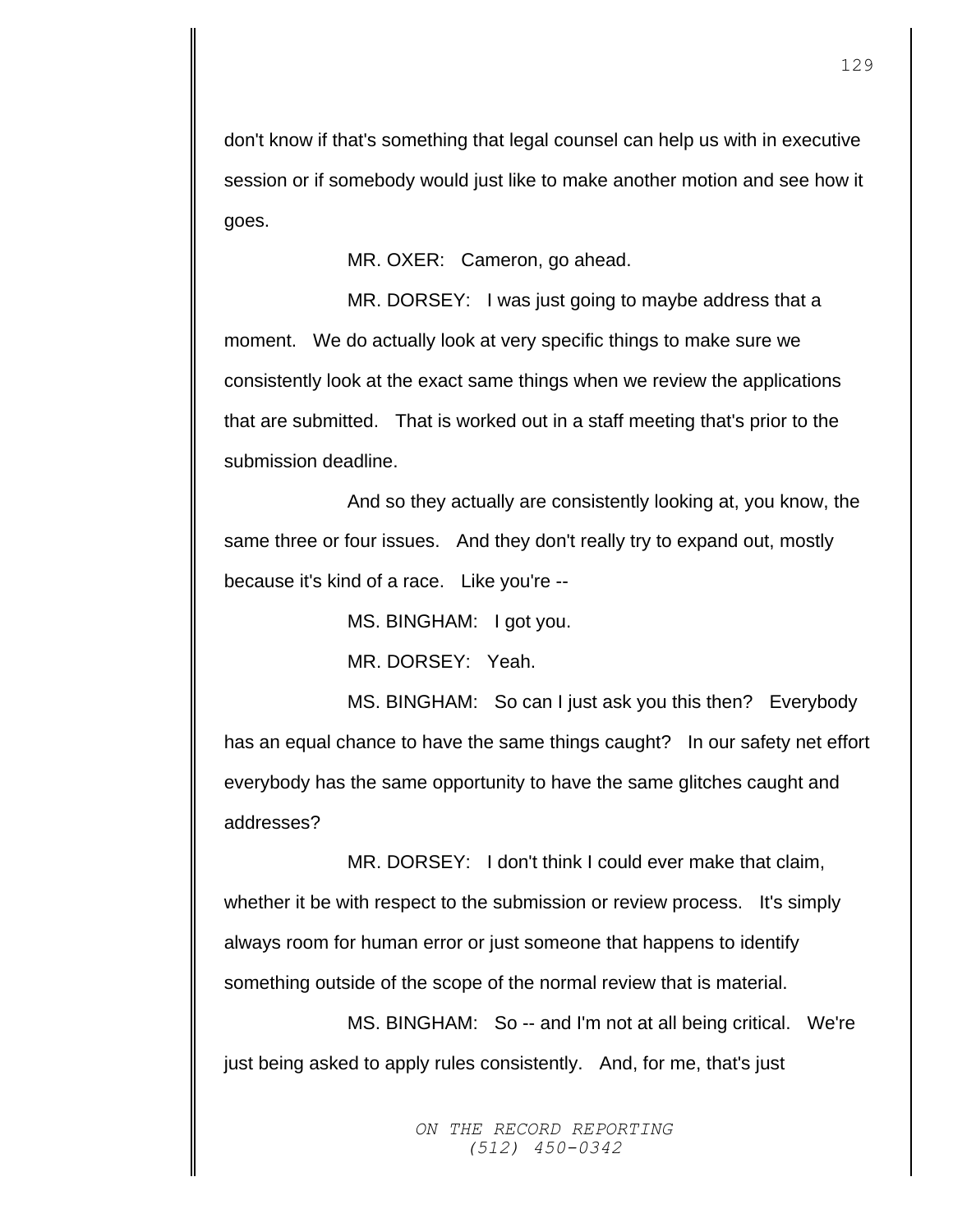don't know if that's something that legal counsel can help us with in executive session or if somebody would just like to make another motion and see how it goes.

MR. OXER: Cameron, go ahead.

MR. DORSEY: I was just going to maybe address that a moment. We do actually look at very specific things to make sure we consistently look at the exact same things when we review the applications that are submitted. That is worked out in a staff meeting that's prior to the submission deadline.

And so they actually are consistently looking at, you know, the same three or four issues. And they don't really try to expand out, mostly because it's kind of a race. Like you're --

MS. BINGHAM: I got you.

MR. DORSEY: Yeah.

MS. BINGHAM: So can I just ask you this then? Everybody has an equal chance to have the same things caught? In our safety net effort everybody has the same opportunity to have the same glitches caught and addresses?

MR. DORSEY: I don't think I could ever make that claim, whether it be with respect to the submission or review process. It's simply always room for human error or just someone that happens to identify something outside of the scope of the normal review that is material.

MS. BINGHAM: So -- and I'm not at all being critical. We're just being asked to apply rules consistently. And, for me, that's just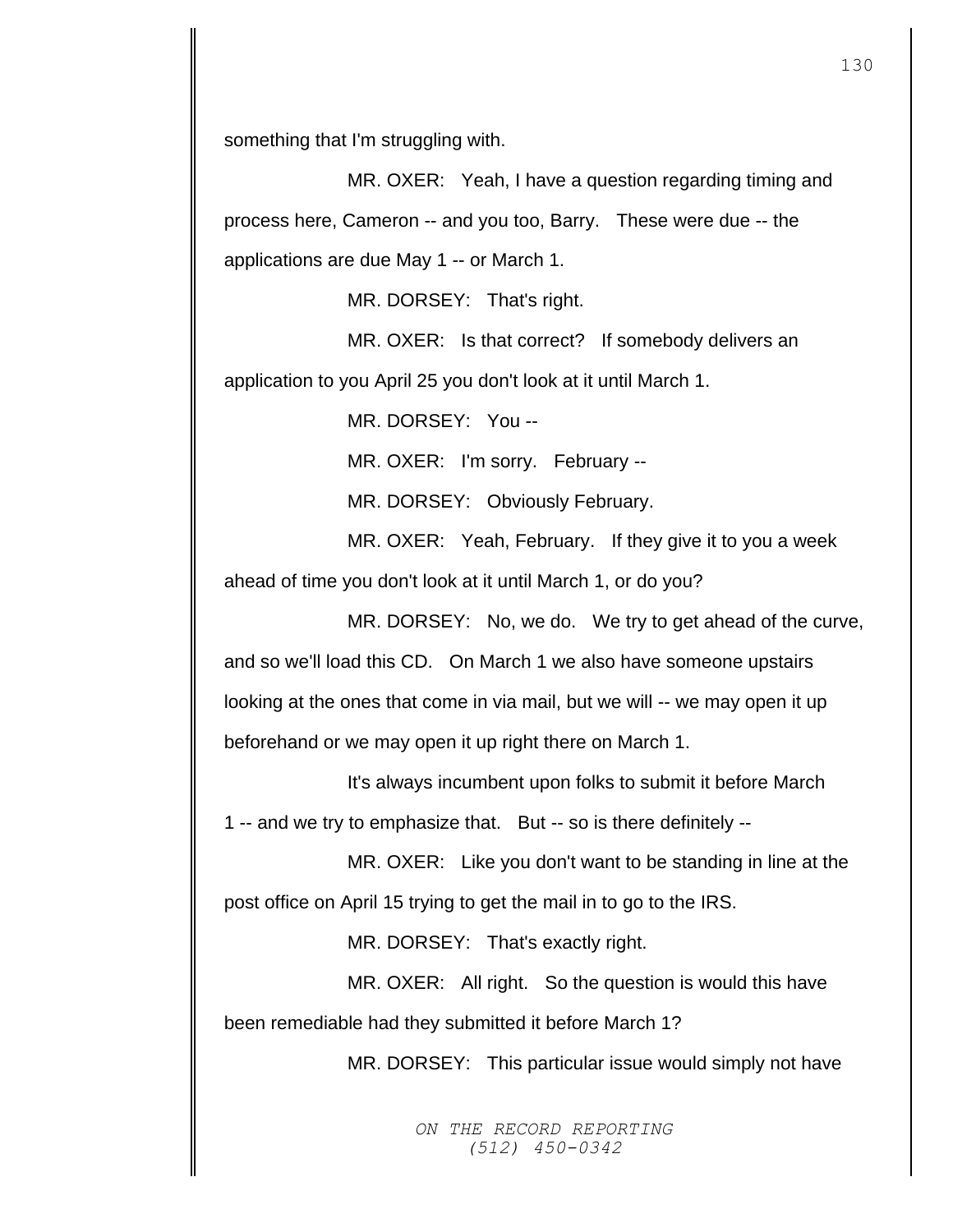something that I'm struggling with.

MR. OXER: Yeah, I have a question regarding timing and process here, Cameron -- and you too, Barry. These were due -- the applications are due May 1 -- or March 1.

MR. DORSEY: That's right.

MR. OXER: Is that correct? If somebody delivers an application to you April 25 you don't look at it until March 1.

MR. DORSEY: You --

MR. OXER: I'm sorry. February --

MR. DORSEY: Obviously February.

MR. OXER: Yeah, February. If they give it to you a week ahead of time you don't look at it until March 1, or do you?

MR. DORSEY: No, we do. We try to get ahead of the curve, and so we'll load this CD. On March 1 we also have someone upstairs looking at the ones that come in via mail, but we will -- we may open it up beforehand or we may open it up right there on March 1.

It's always incumbent upon folks to submit it before March 1 -- and we try to emphasize that. But -- so is there definitely --

MR. OXER: Like you don't want to be standing in line at the post office on April 15 trying to get the mail in to go to the IRS.

MR. DORSEY: That's exactly right.

MR. OXER: All right. So the question is would this have been remediable had they submitted it before March 1?

MR. DORSEY: This particular issue would simply not have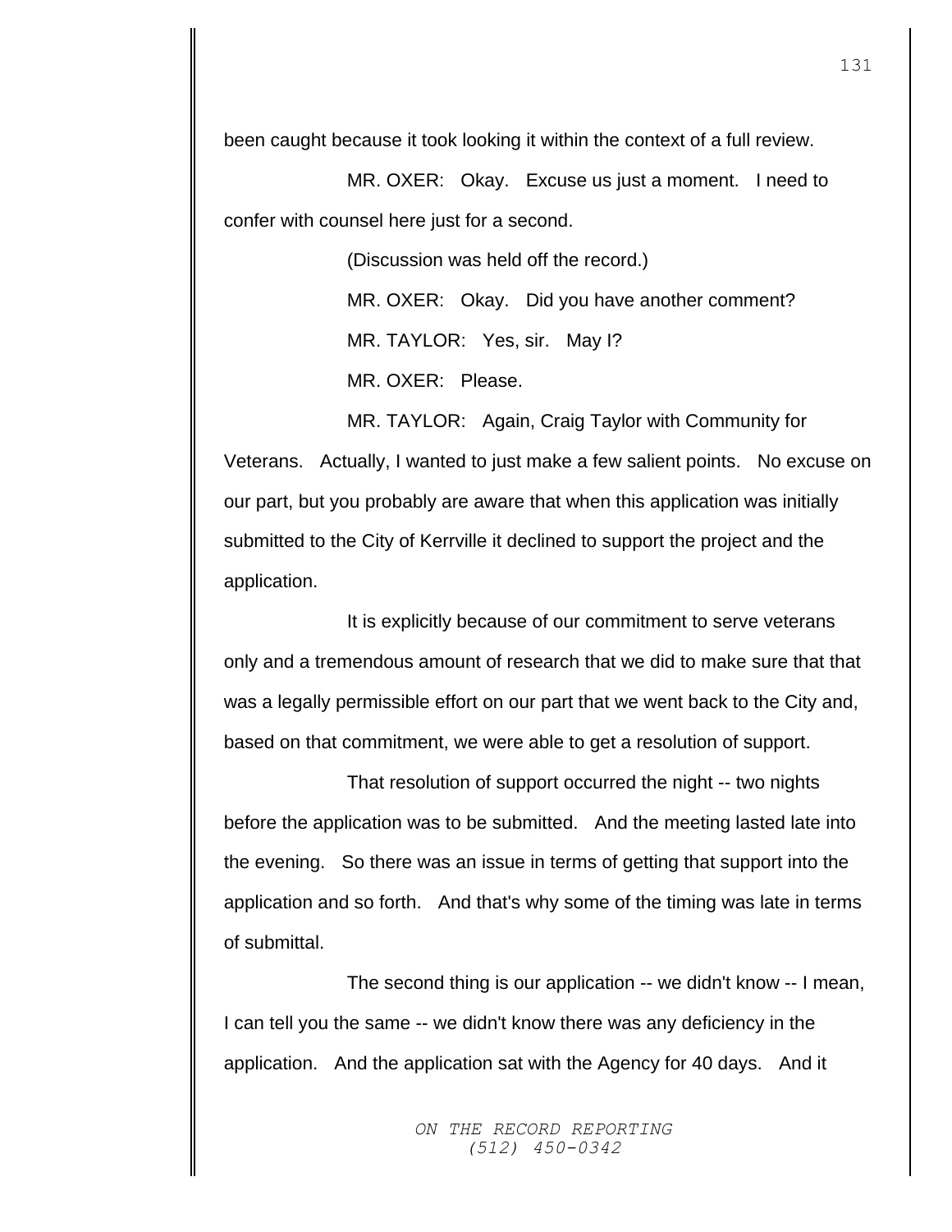been caught because it took looking it within the context of a full review.

MR. OXER: Okay. Excuse us just a moment. I need to confer with counsel here just for a second.

(Discussion was held off the record.)

MR. OXER: Okay. Did you have another comment?

MR. TAYLOR: Yes, sir. May I?

MR. OXER: Please.

MR. TAYLOR: Again, Craig Taylor with Community for Veterans. Actually, I wanted to just make a few salient points. No excuse on our part, but you probably are aware that when this application was initially submitted to the City of Kerrville it declined to support the project and the application.

It is explicitly because of our commitment to serve veterans only and a tremendous amount of research that we did to make sure that that was a legally permissible effort on our part that we went back to the City and, based on that commitment, we were able to get a resolution of support.

That resolution of support occurred the night -- two nights before the application was to be submitted. And the meeting lasted late into the evening. So there was an issue in terms of getting that support into the application and so forth. And that's why some of the timing was late in terms of submittal.

The second thing is our application -- we didn't know -- I mean, I can tell you the same -- we didn't know there was any deficiency in the application. And the application sat with the Agency for 40 days. And it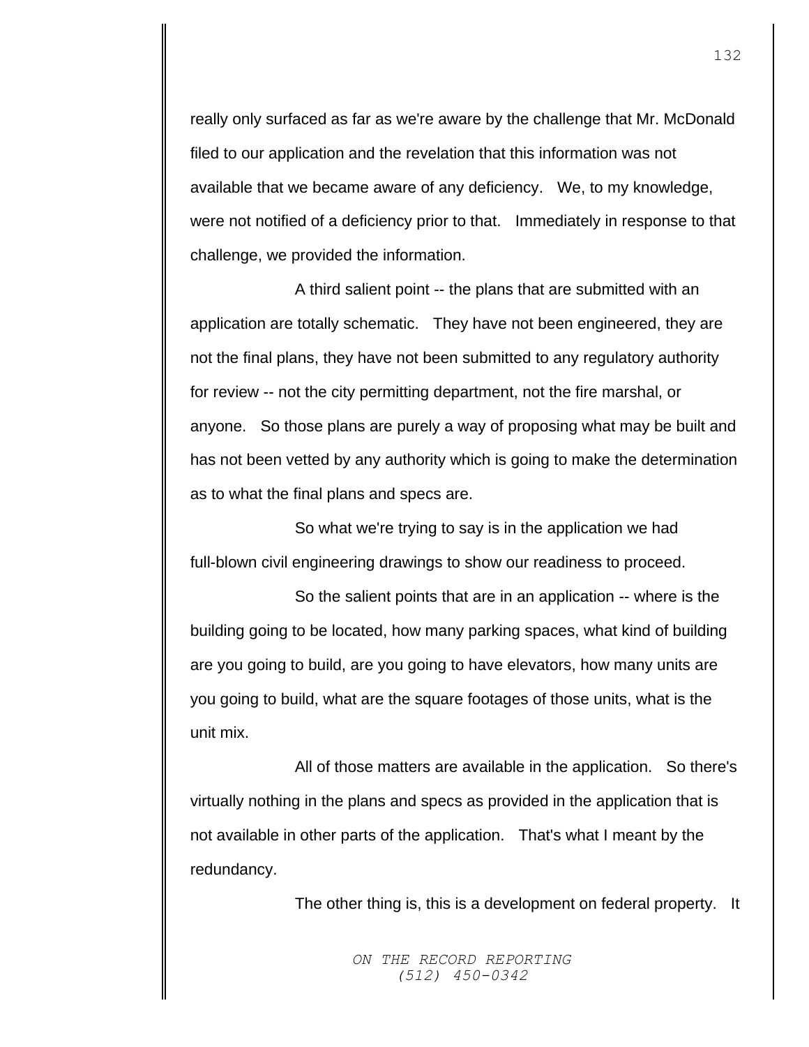really only surfaced as far as we're aware by the challenge that Mr. McDonald filed to our application and the revelation that this information was not available that we became aware of any deficiency. We, to my knowledge, were not notified of a deficiency prior to that. Immediately in response to that challenge, we provided the information.

A third salient point -- the plans that are submitted with an application are totally schematic. They have not been engineered, they are not the final plans, they have not been submitted to any regulatory authority for review -- not the city permitting department, not the fire marshal, or anyone. So those plans are purely a way of proposing what may be built and has not been vetted by any authority which is going to make the determination as to what the final plans and specs are.

So what we're trying to say is in the application we had full-blown civil engineering drawings to show our readiness to proceed.

So the salient points that are in an application -- where is the building going to be located, how many parking spaces, what kind of building are you going to build, are you going to have elevators, how many units are you going to build, what are the square footages of those units, what is the unit mix.

All of those matters are available in the application. So there's virtually nothing in the plans and specs as provided in the application that is not available in other parts of the application. That's what I meant by the redundancy.

The other thing is, this is a development on federal property. It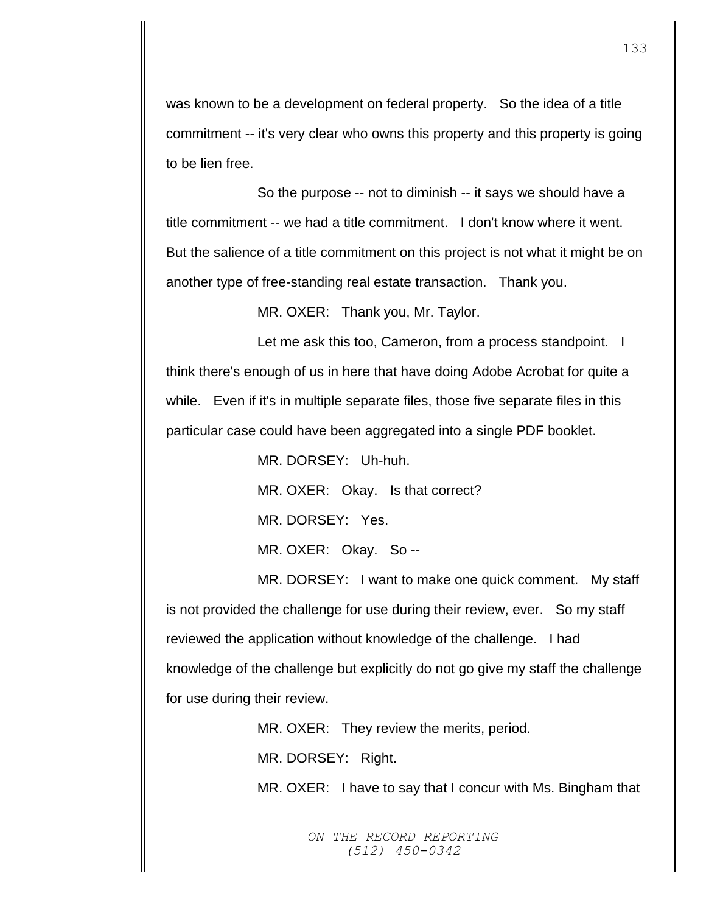was known to be a development on federal property. So the idea of a title commitment -- it's very clear who owns this property and this property is going to be lien free.

So the purpose -- not to diminish -- it says we should have a title commitment -- we had a title commitment. I don't know where it went. But the salience of a title commitment on this project is not what it might be on another type of free-standing real estate transaction. Thank you.

MR. OXER: Thank you, Mr. Taylor.

Let me ask this too, Cameron, from a process standpoint. I think there's enough of us in here that have doing Adobe Acrobat for quite a while. Even if it's in multiple separate files, those five separate files in this particular case could have been aggregated into a single PDF booklet.

MR. DORSEY: Uh-huh.

MR. OXER: Okay. Is that correct?

MR. DORSEY: Yes.

MR. OXER: Okay. So --

MR. DORSEY: I want to make one quick comment. My staff is not provided the challenge for use during their review, ever. So my staff reviewed the application without knowledge of the challenge. I had knowledge of the challenge but explicitly do not go give my staff the challenge for use during their review.

MR. OXER: They review the merits, period.

MR. DORSEY: Right.

MR. OXER: I have to say that I concur with Ms. Bingham that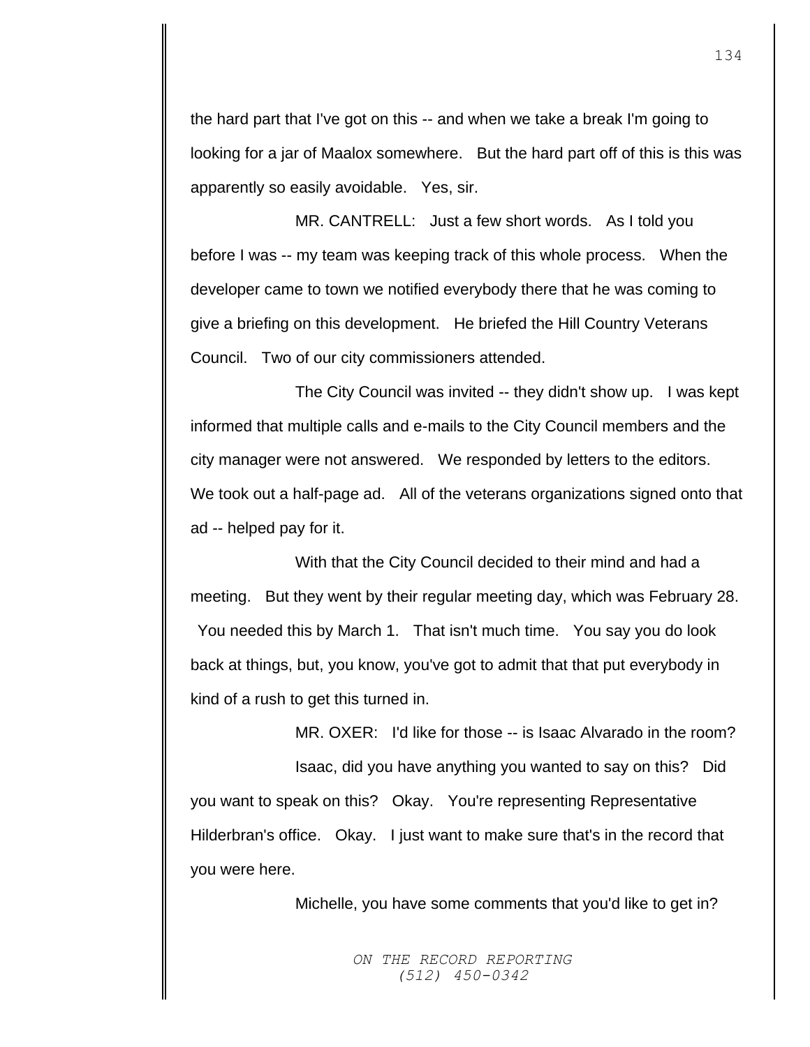the hard part that I've got on this -- and when we take a break I'm going to looking for a jar of Maalox somewhere. But the hard part off of this is this was apparently so easily avoidable. Yes, sir.

MR. CANTRELL: Just a few short words. As I told you before I was -- my team was keeping track of this whole process. When the developer came to town we notified everybody there that he was coming to give a briefing on this development. He briefed the Hill Country Veterans Council. Two of our city commissioners attended.

The City Council was invited -- they didn't show up. I was kept informed that multiple calls and e-mails to the City Council members and the city manager were not answered. We responded by letters to the editors. We took out a half-page ad. All of the veterans organizations signed onto that ad -- helped pay for it.

With that the City Council decided to their mind and had a meeting. But they went by their regular meeting day, which was February 28. You needed this by March 1. That isn't much time. You say you do look back at things, but, you know, you've got to admit that that put everybody in kind of a rush to get this turned in.

MR. OXER: I'd like for those -- is Isaac Alvarado in the room?

Isaac, did you have anything you wanted to say on this? Did you want to speak on this? Okay. You're representing Representative Hilderbran's office. Okay. I just want to make sure that's in the record that you were here.

Michelle, you have some comments that you'd like to get in?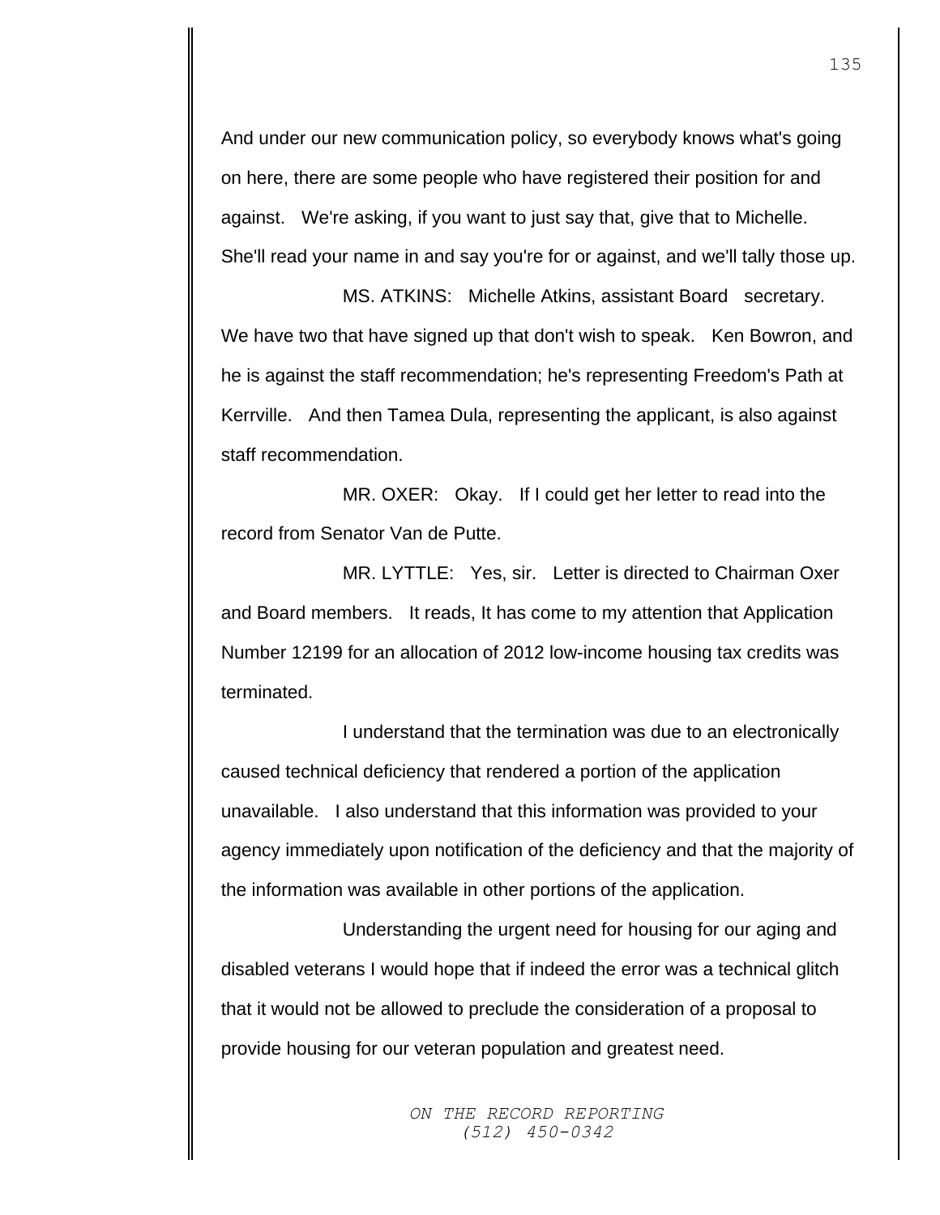And under our new communication policy, so everybody knows what's going on here, there are some people who have registered their position for and against. We're asking, if you want to just say that, give that to Michelle. She'll read your name in and say you're for or against, and we'll tally those up.

MS. ATKINS: Michelle Atkins, assistant Board secretary. We have two that have signed up that don't wish to speak. Ken Bowron, and he is against the staff recommendation; he's representing Freedom's Path at Kerrville. And then Tamea Dula, representing the applicant, is also against staff recommendation.

MR. OXER: Okay. If I could get her letter to read into the record from Senator Van de Putte.

MR. LYTTLE: Yes, sir. Letter is directed to Chairman Oxer and Board members. It reads, It has come to my attention that Application Number 12199 for an allocation of 2012 low-income housing tax credits was terminated.

I understand that the termination was due to an electronically caused technical deficiency that rendered a portion of the application unavailable. I also understand that this information was provided to your agency immediately upon notification of the deficiency and that the majority of the information was available in other portions of the application.

Understanding the urgent need for housing for our aging and disabled veterans I would hope that if indeed the error was a technical glitch that it would not be allowed to preclude the consideration of a proposal to provide housing for our veteran population and greatest need.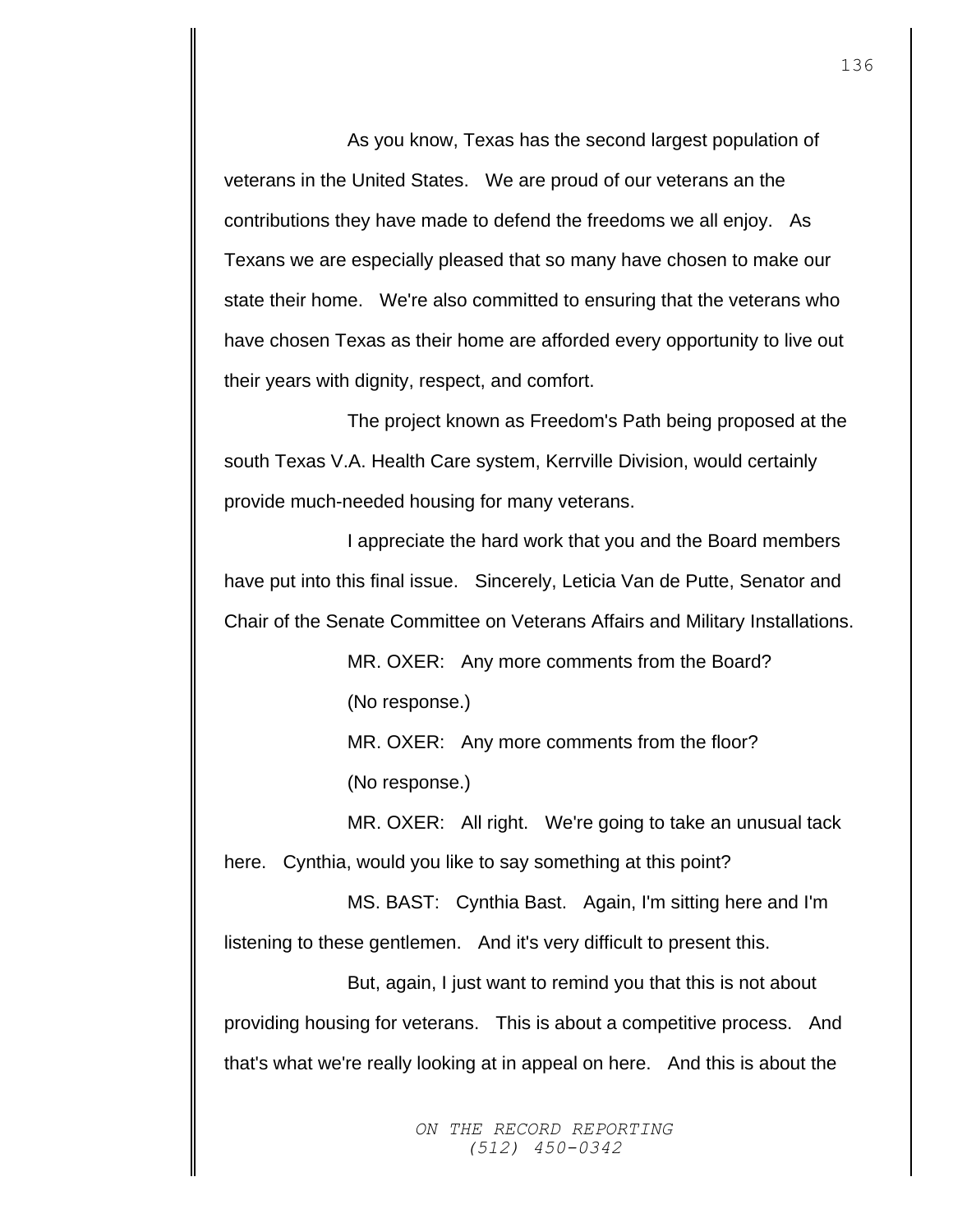As you know, Texas has the second largest population of veterans in the United States. We are proud of our veterans an the contributions they have made to defend the freedoms we all enjoy. As Texans we are especially pleased that so many have chosen to make our state their home. We're also committed to ensuring that the veterans who have chosen Texas as their home are afforded every opportunity to live out their years with dignity, respect, and comfort.

The project known as Freedom's Path being proposed at the south Texas V.A. Health Care system, Kerrville Division, would certainly provide much-needed housing for many veterans.

I appreciate the hard work that you and the Board members have put into this final issue. Sincerely, Leticia Van de Putte, Senator and Chair of the Senate Committee on Veterans Affairs and Military Installations.

MR. OXER: Any more comments from the Board?

(No response.)

MR. OXER: Any more comments from the floor?

(No response.)

MR. OXER: All right. We're going to take an unusual tack here. Cynthia, would you like to say something at this point?

MS. BAST: Cynthia Bast. Again, I'm sitting here and I'm listening to these gentlemen. And it's very difficult to present this.

But, again, I just want to remind you that this is not about providing housing for veterans. This is about a competitive process. And that's what we're really looking at in appeal on here. And this is about the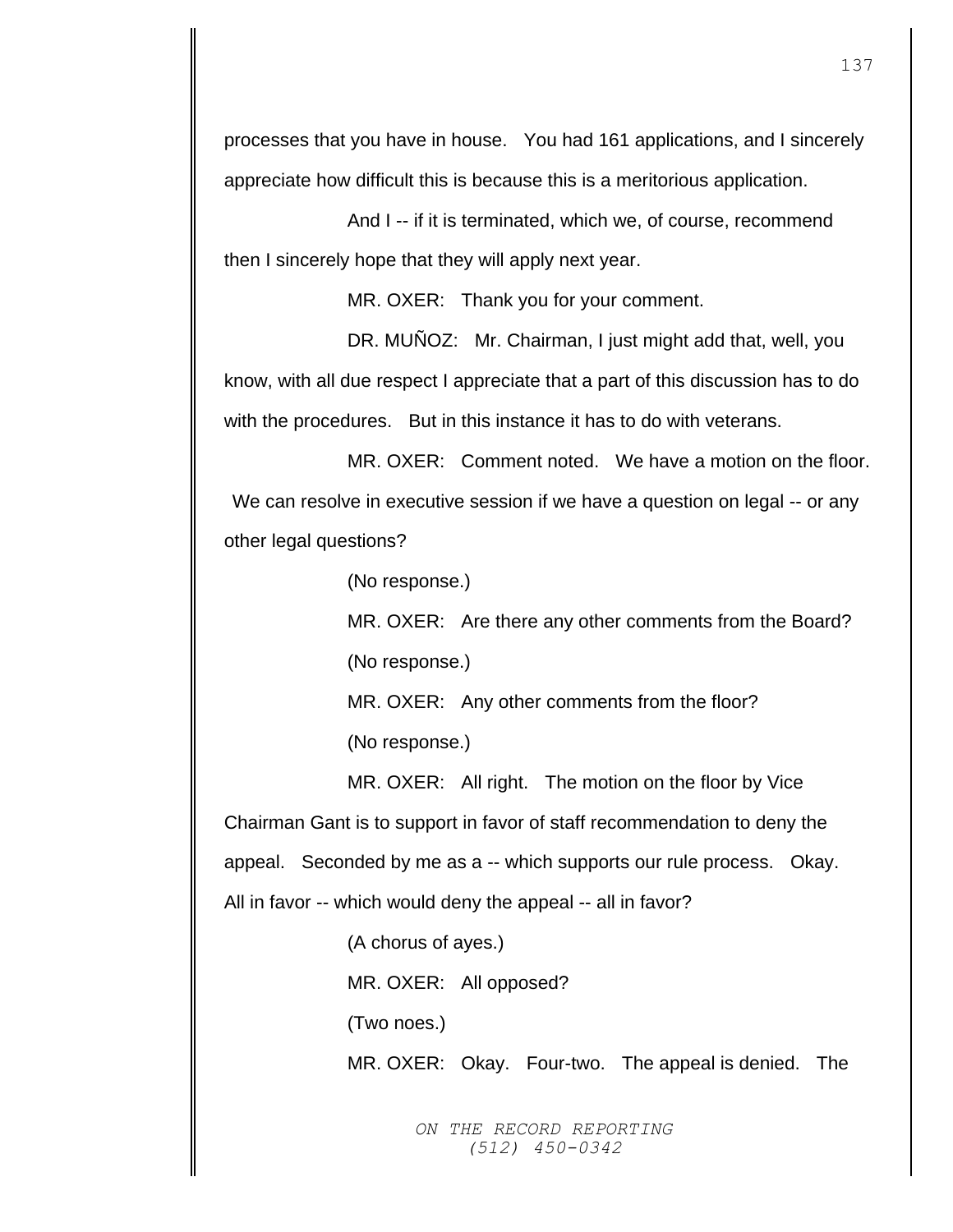processes that you have in house. You had 161 applications, and I sincerely appreciate how difficult this is because this is a meritorious application.

And I -- if it is terminated, which we, of course, recommend then I sincerely hope that they will apply next year.

MR. OXER: Thank you for your comment.

DR. MUÑOZ: Mr. Chairman, I just might add that, well, you know, with all due respect I appreciate that a part of this discussion has to do with the procedures. But in this instance it has to do with veterans.

MR. OXER: Comment noted. We have a motion on the floor. We can resolve in executive session if we have a question on legal -- or any other legal questions?

(No response.)

MR. OXER: Are there any other comments from the Board?

(No response.)

MR. OXER: Any other comments from the floor?

(No response.)

MR. OXER: All right. The motion on the floor by Vice Chairman Gant is to support in favor of staff recommendation to deny the appeal. Seconded by me as a -- which supports our rule process. Okay. All in favor -- which would deny the appeal -- all in favor?

(A chorus of ayes.)

MR. OXER: All opposed?

(Two noes.)

MR. OXER: Okay. Four-two. The appeal is denied. The

ON THE RECORD REPORTING
(512) 450-0342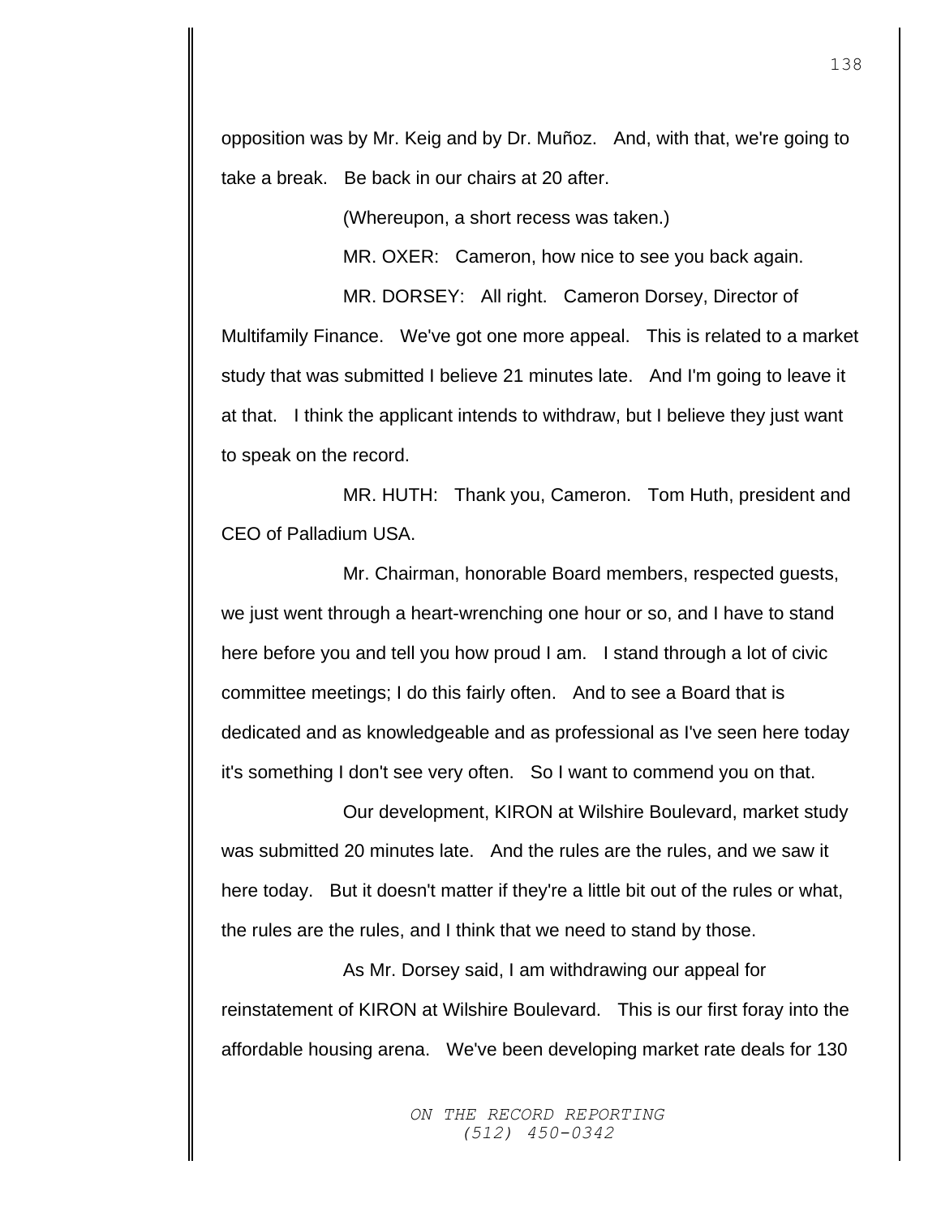opposition was by Mr. Keig and by Dr. Muñoz. And, with that, we're going to take a break. Be back in our chairs at 20 after.

(Whereupon, a short recess was taken.)

MR. OXER: Cameron, how nice to see you back again.

MR. DORSEY: All right. Cameron Dorsey, Director of Multifamily Finance. We've got one more appeal. This is related to a market study that was submitted I believe 21 minutes late. And I'm going to leave it at that. I think the applicant intends to withdraw, but I believe they just want to speak on the record.

MR. HUTH: Thank you, Cameron. Tom Huth, president and CEO of Palladium USA.

Mr. Chairman, honorable Board members, respected guests, we just went through a heart-wrenching one hour or so, and I have to stand here before you and tell you how proud I am. I stand through a lot of civic committee meetings; I do this fairly often. And to see a Board that is dedicated and as knowledgeable and as professional as I've seen here today it's something I don't see very often. So I want to commend you on that.

Our development, KIRON at Wilshire Boulevard, market study was submitted 20 minutes late. And the rules are the rules, and we saw it here today. But it doesn't matter if they're a little bit out of the rules or what, the rules are the rules, and I think that we need to stand by those.

As Mr. Dorsey said, I am withdrawing our appeal for reinstatement of KIRON at Wilshire Boulevard. This is our first foray into the affordable housing arena. We've been developing market rate deals for 130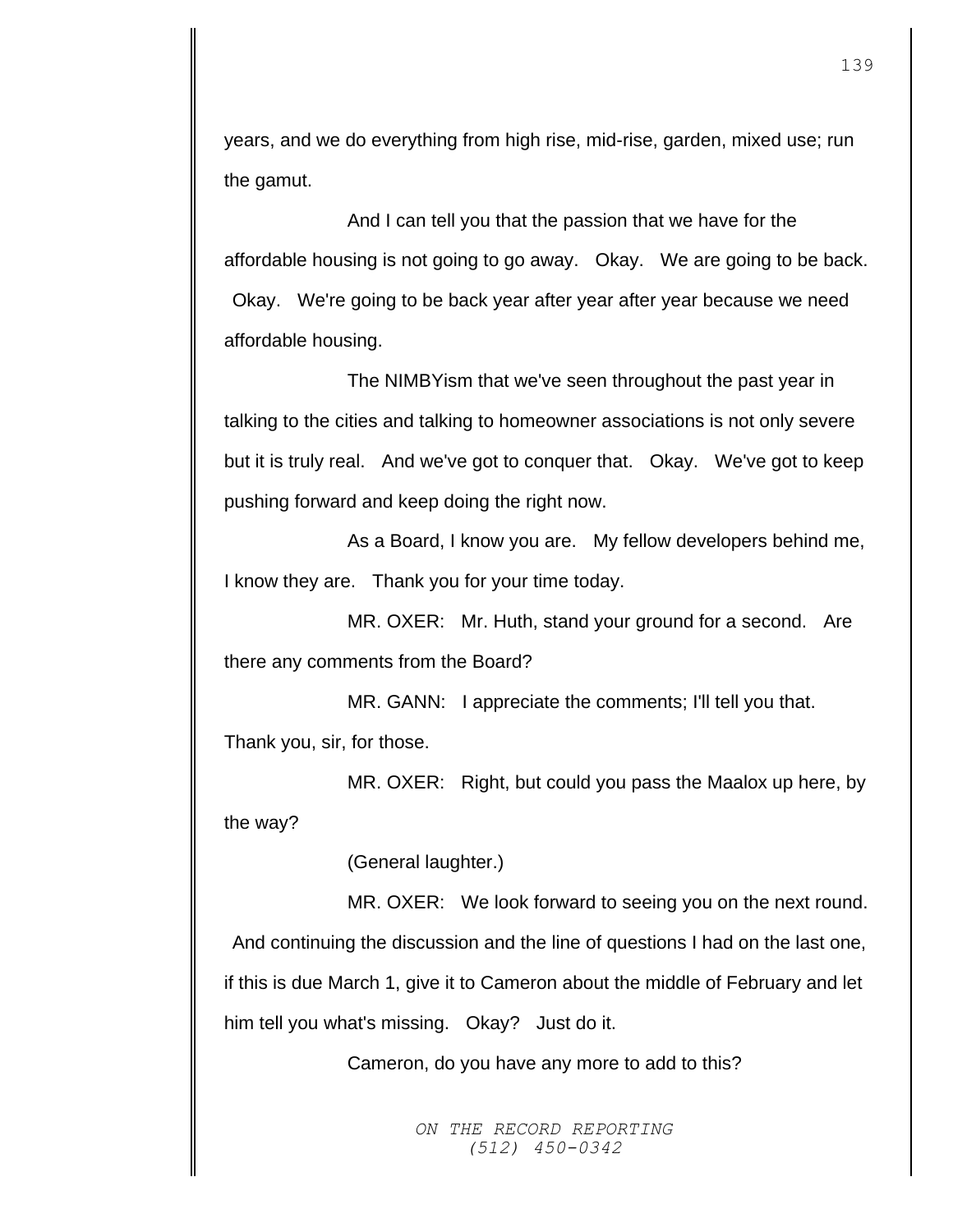years, and we do everything from high rise, mid-rise, garden, mixed use; run the gamut.

And I can tell you that the passion that we have for the affordable housing is not going to go away. Okay. We are going to be back. Okay. We're going to be back year after year after year because we need affordable housing.

The NIMBYism that we've seen throughout the past year in talking to the cities and talking to homeowner associations is not only severe but it is truly real. And we've got to conquer that. Okay. We've got to keep pushing forward and keep doing the right now.

As a Board, I know you are. My fellow developers behind me, I know they are. Thank you for your time today.

MR. OXER: Mr. Huth, stand your ground for a second. Are there any comments from the Board?

MR. GANN: I appreciate the comments; I'll tell you that. Thank you, sir, for those.

MR. OXER: Right, but could you pass the Maalox up here, by the way?

(General laughter.)

MR. OXER: We look forward to seeing you on the next round. And continuing the discussion and the line of questions I had on the last one, if this is due March 1, give it to Cameron about the middle of February and let him tell you what's missing. Okay? Just do it.

Cameron, do you have any more to add to this?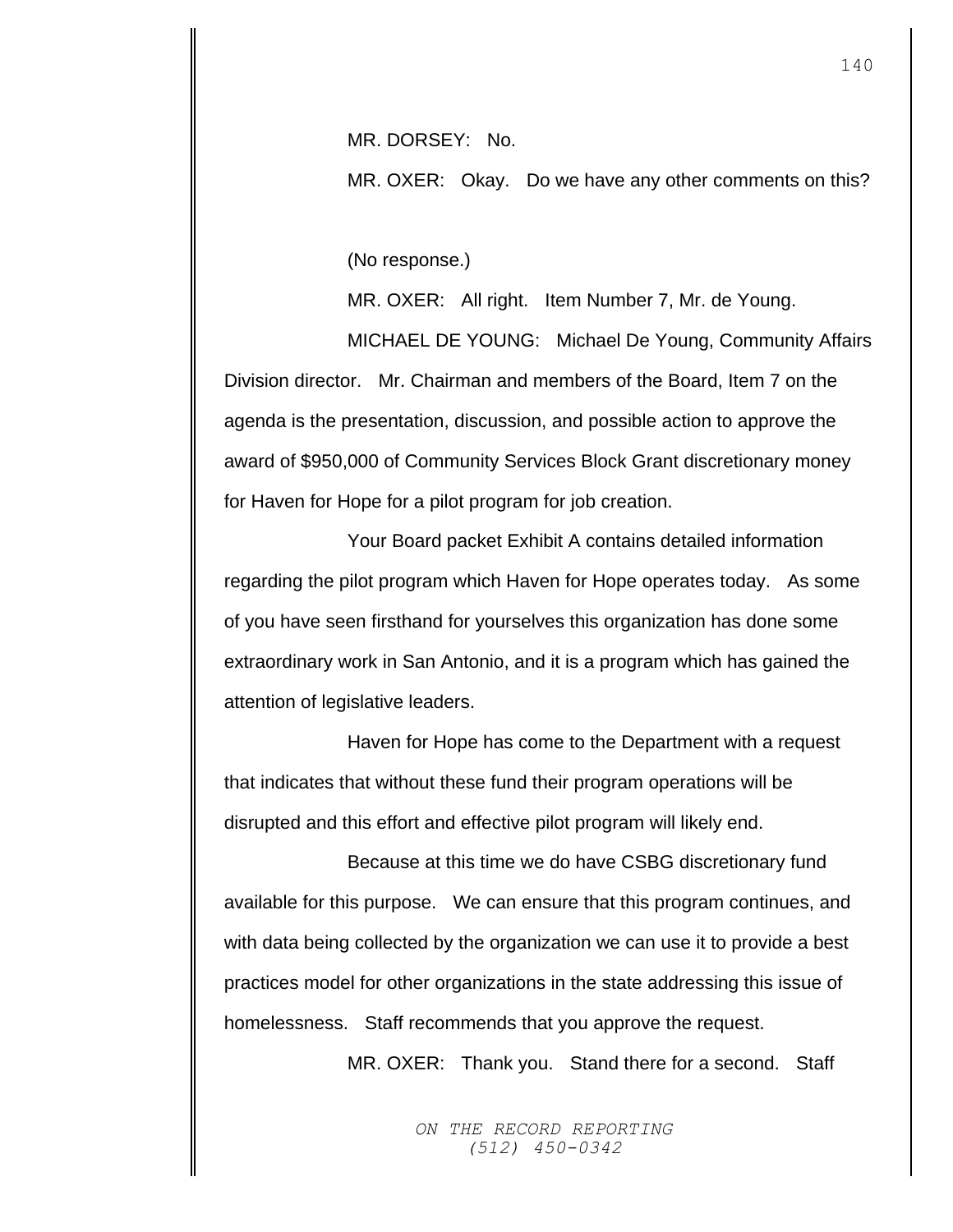MR. DORSEY: No.

MR. OXER: Okay. Do we have any other comments on this?

(No response.)

MR. OXER: All right. Item Number 7, Mr. de Young.

MICHAEL DE YOUNG: Michael De Young, Community Affairs Division director. Mr. Chairman and members of the Board, Item 7 on the agenda is the presentation, discussion, and possible action to approve the award of $950,000 of Community Services Block Grant discretionary money for Haven for Hope for a pilot program for job creation.

Your Board packet Exhibit A contains detailed information regarding the pilot program which Haven for Hope operates today. As some of you have seen firsthand for yourselves this organization has done some extraordinary work in San Antonio, and it is a program which has gained the attention of legislative leaders.

Haven for Hope has come to the Department with a request that indicates that without these fund their program operations will be disrupted and this effort and effective pilot program will likely end.

Because at this time we do have CSBG discretionary fund available for this purpose. We can ensure that this program continues, and with data being collected by the organization we can use it to provide a best practices model for other organizations in the state addressing this issue of homelessness. Staff recommends that you approve the request.

MR. OXER: Thank you. Stand there for a second. Staff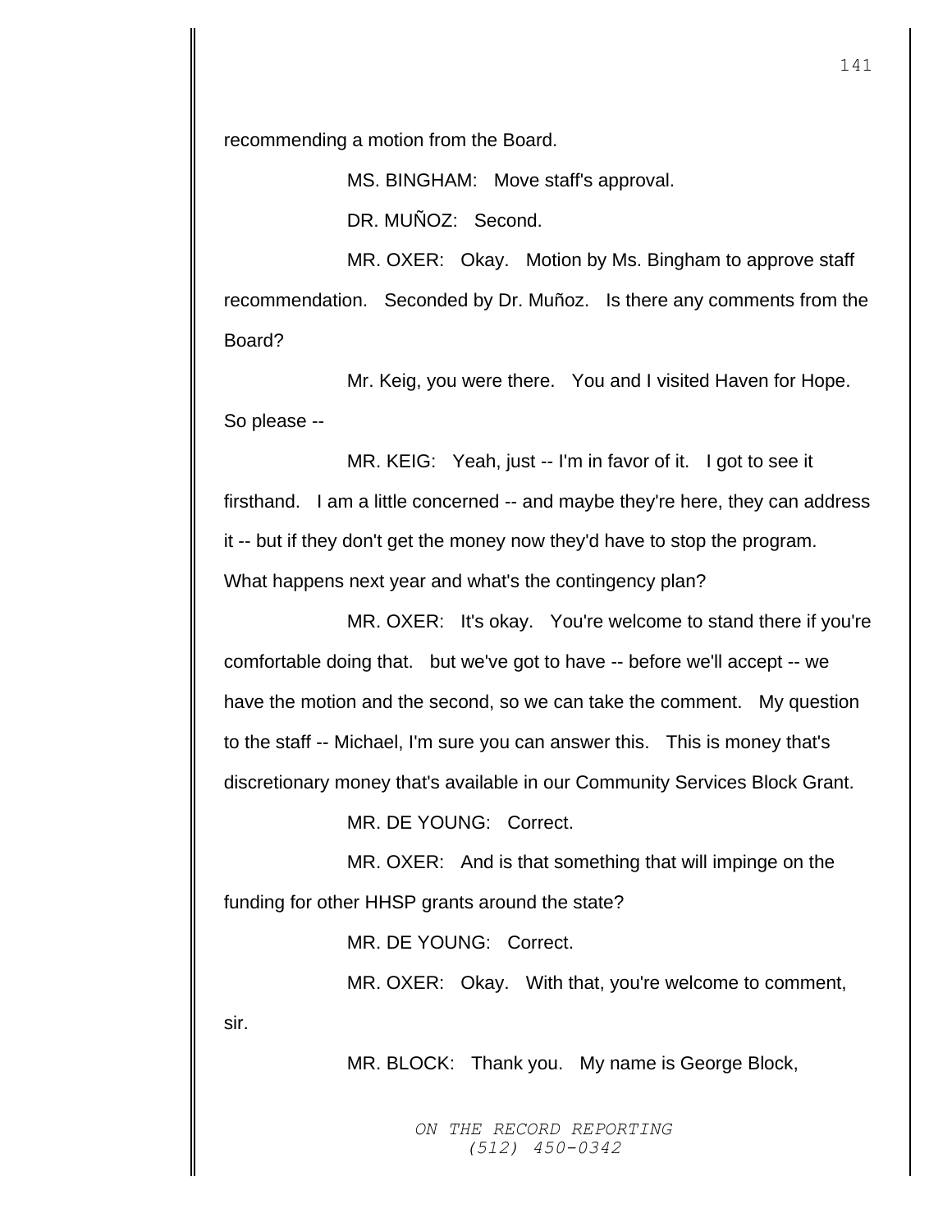recommending a motion from the Board.

MS. BINGHAM: Move staff's approval.

DR. MUÑOZ: Second.

MR. OXER: Okay. Motion by Ms. Bingham to approve staff recommendation. Seconded by Dr. Muñoz. Is there any comments from the Board?

Mr. Keig, you were there. You and I visited Haven for Hope. So please --

MR. KEIG: Yeah, just -- I'm in favor of it. I got to see it firsthand. I am a little concerned -- and maybe they're here, they can address it -- but if they don't get the money now they'd have to stop the program. What happens next year and what's the contingency plan?

MR. OXER: It's okay. You're welcome to stand there if you're comfortable doing that. but we've got to have -- before we'll accept -- we have the motion and the second, so we can take the comment. My question to the staff -- Michael, I'm sure you can answer this. This is money that's discretionary money that's available in our Community Services Block Grant.

MR. DE YOUNG: Correct.

MR. OXER: And is that something that will impinge on the funding for other HHSP grants around the state?

MR. DE YOUNG: Correct.

MR. OXER: Okay. With that, you're welcome to comment, sir.

MR. BLOCK: Thank you. My name is George Block,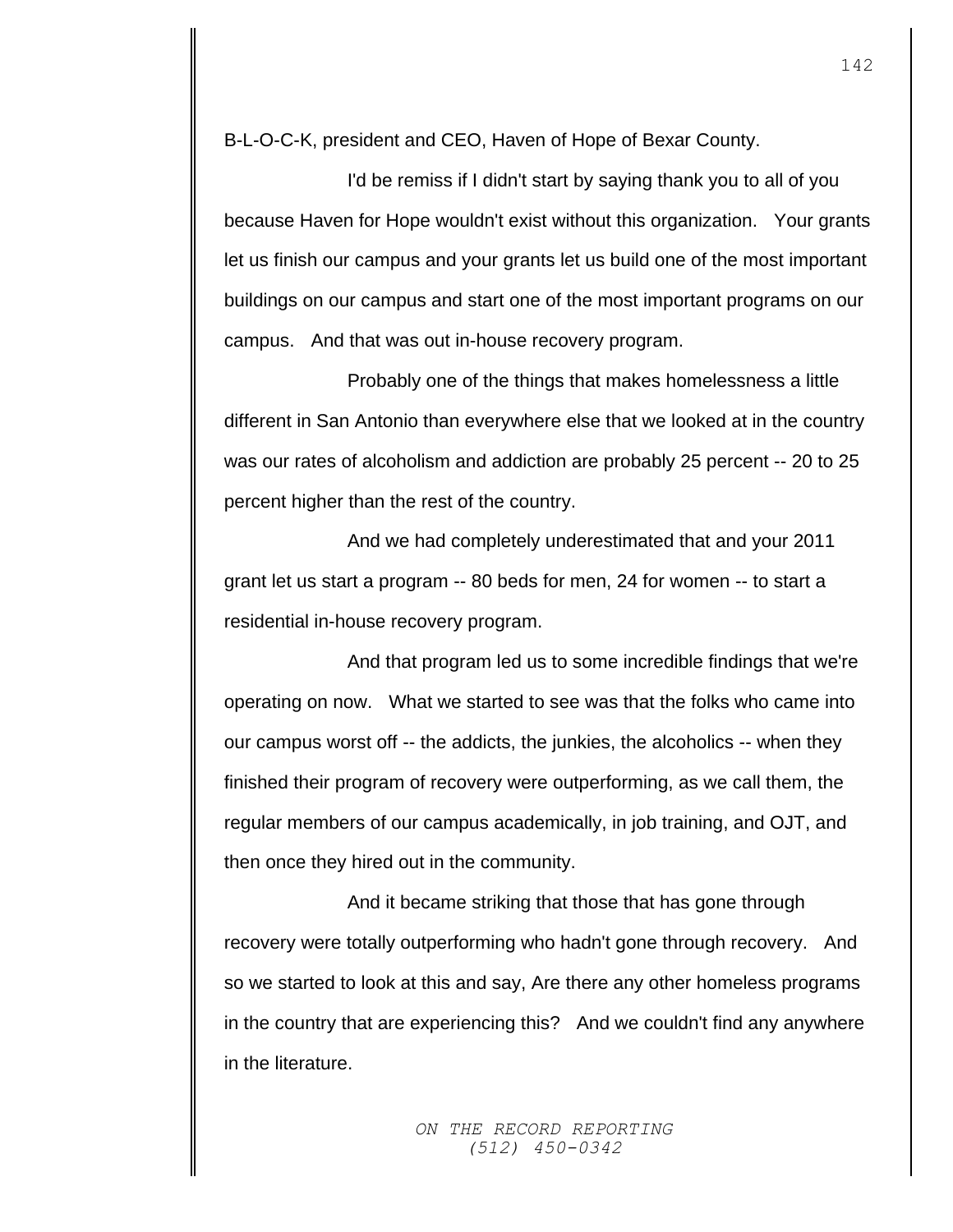B-L-O-C-K, president and CEO, Haven of Hope of Bexar County.

I'd be remiss if I didn't start by saying thank you to all of you because Haven for Hope wouldn't exist without this organization. Your grants let us finish our campus and your grants let us build one of the most important buildings on our campus and start one of the most important programs on our campus. And that was out in-house recovery program.

Probably one of the things that makes homelessness a little different in San Antonio than everywhere else that we looked at in the country was our rates of alcoholism and addiction are probably 25 percent -- 20 to 25 percent higher than the rest of the country.

And we had completely underestimated that and your 2011 grant let us start a program -- 80 beds for men, 24 for women -- to start a residential in-house recovery program.

And that program led us to some incredible findings that we're operating on now. What we started to see was that the folks who came into our campus worst off -- the addicts, the junkies, the alcoholics -- when they finished their program of recovery were outperforming, as we call them, the regular members of our campus academically, in job training, and OJT, and then once they hired out in the community.

And it became striking that those that has gone through recovery were totally outperforming who hadn't gone through recovery. And so we started to look at this and say, Are there any other homeless programs in the country that are experiencing this? And we couldn't find any anywhere in the literature.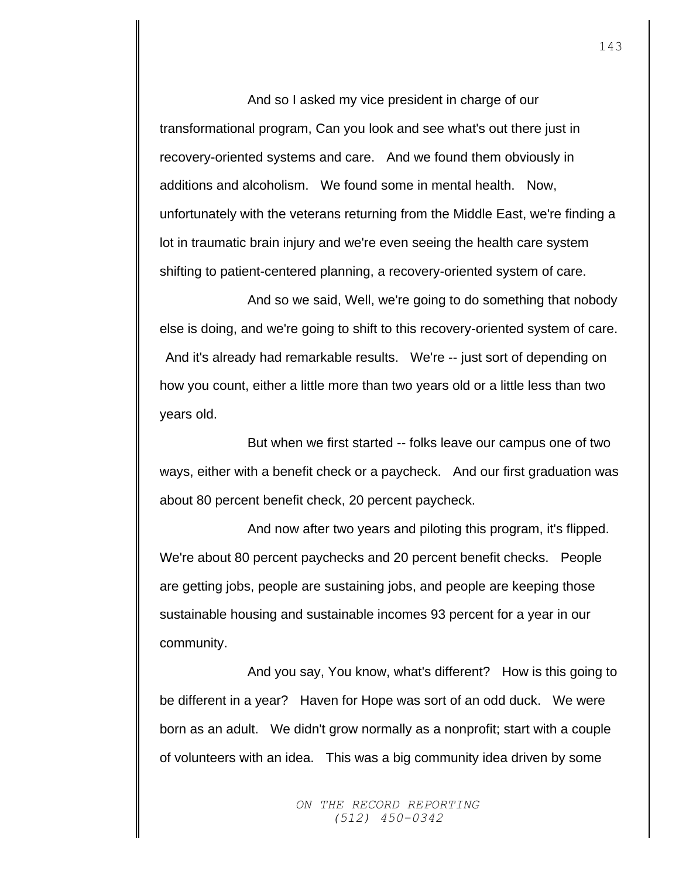And so I asked my vice president in charge of our transformational program, Can you look and see what's out there just in recovery-oriented systems and care. And we found them obviously in additions and alcoholism. We found some in mental health. Now, unfortunately with the veterans returning from the Middle East, we're finding a lot in traumatic brain injury and we're even seeing the health care system shifting to patient-centered planning, a recovery-oriented system of care.

And so we said, Well, we're going to do something that nobody else is doing, and we're going to shift to this recovery-oriented system of care. And it's already had remarkable results. We're -- just sort of depending on how you count, either a little more than two years old or a little less than two years old.

But when we first started -- folks leave our campus one of two ways, either with a benefit check or a paycheck. And our first graduation was about 80 percent benefit check, 20 percent paycheck.

And now after two years and piloting this program, it's flipped. We're about 80 percent paychecks and 20 percent benefit checks. People are getting jobs, people are sustaining jobs, and people are keeping those sustainable housing and sustainable incomes 93 percent for a year in our community.

And you say, You know, what's different? How is this going to be different in a year? Haven for Hope was sort of an odd duck. We were born as an adult. We didn't grow normally as a nonprofit; start with a couple of volunteers with an idea. This was a big community idea driven by some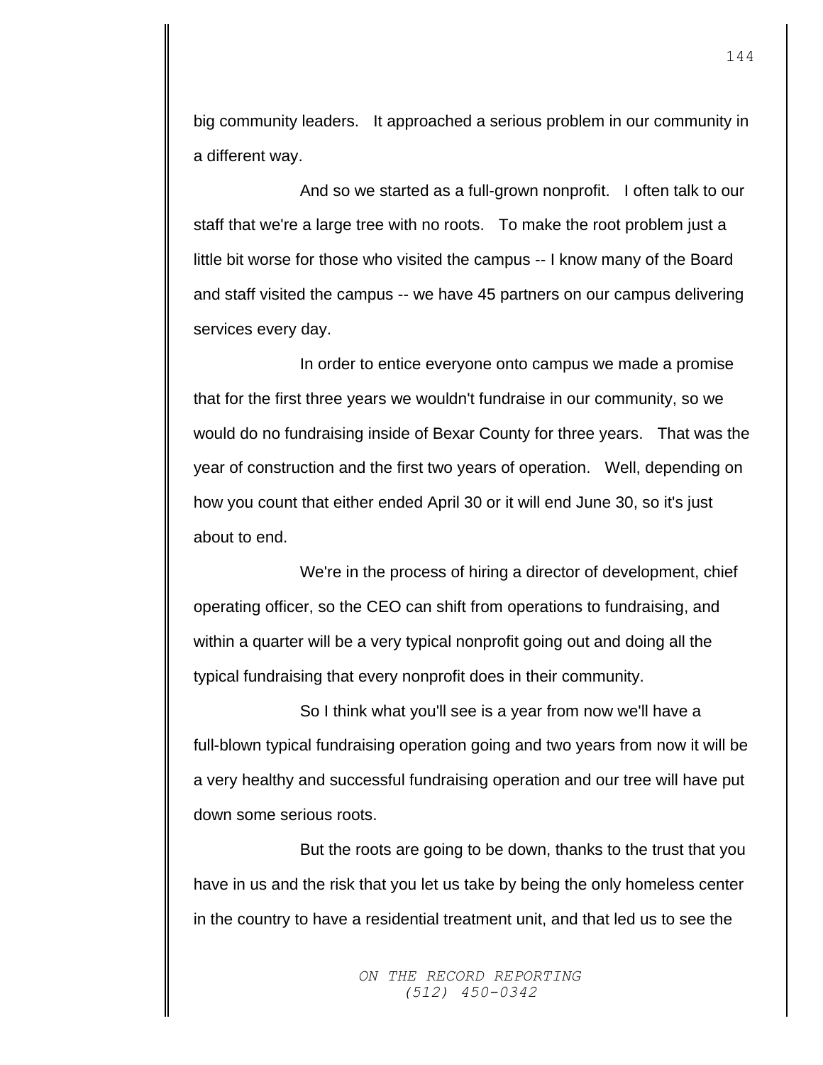big community leaders. It approached a serious problem in our community in a different way.

And so we started as a full-grown nonprofit. I often talk to our staff that we're a large tree with no roots. To make the root problem just a little bit worse for those who visited the campus -- I know many of the Board and staff visited the campus -- we have 45 partners on our campus delivering services every day.

In order to entice everyone onto campus we made a promise that for the first three years we wouldn't fundraise in our community, so we would do no fundraising inside of Bexar County for three years. That was the year of construction and the first two years of operation. Well, depending on how you count that either ended April 30 or it will end June 30, so it's just about to end.

We're in the process of hiring a director of development, chief operating officer, so the CEO can shift from operations to fundraising, and within a quarter will be a very typical nonprofit going out and doing all the typical fundraising that every nonprofit does in their community.

So I think what you'll see is a year from now we'll have a full-blown typical fundraising operation going and two years from now it will be a very healthy and successful fundraising operation and our tree will have put down some serious roots.

But the roots are going to be down, thanks to the trust that you have in us and the risk that you let us take by being the only homeless center in the country to have a residential treatment unit, and that led us to see the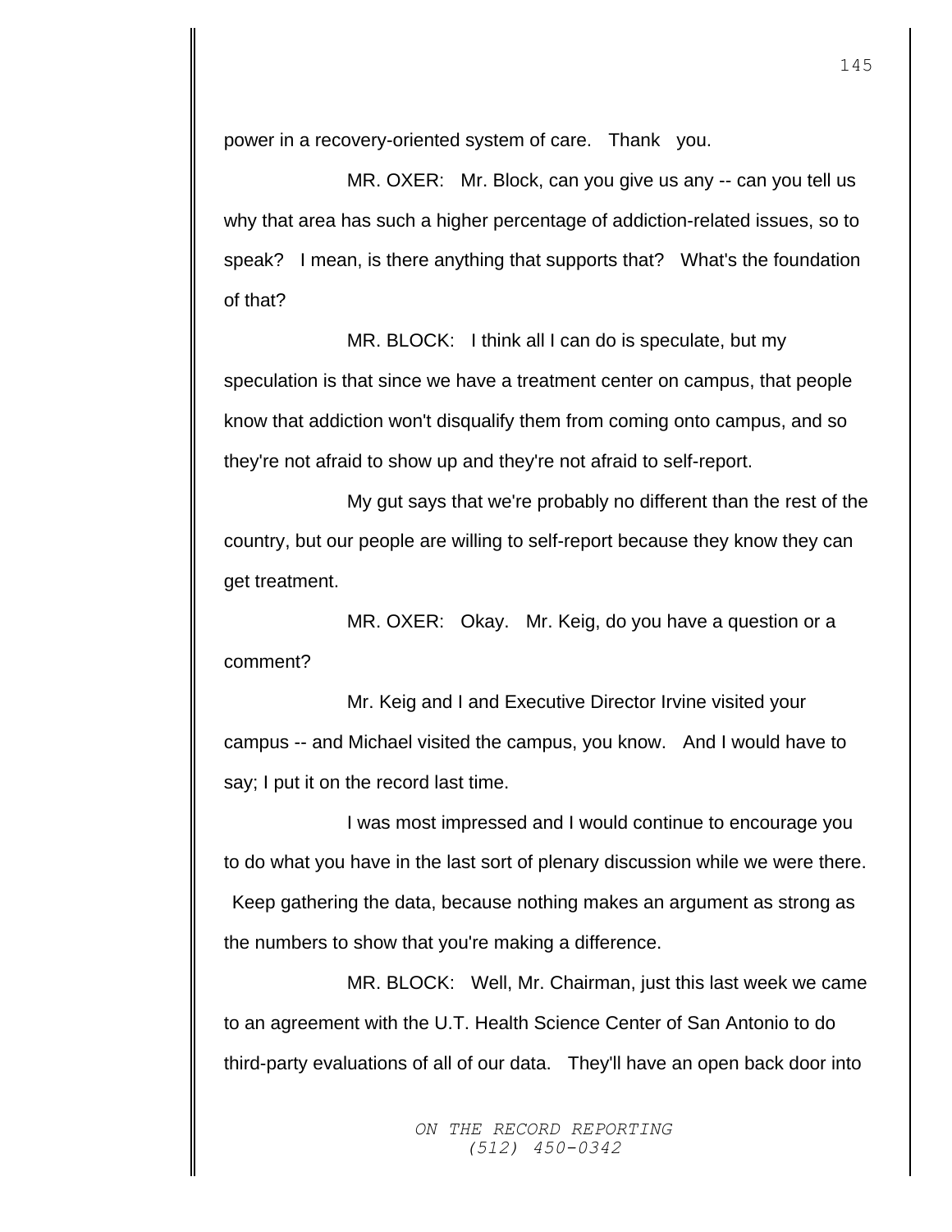power in a recovery-oriented system of care. Thank you.

MR. OXER: Mr. Block, can you give us any -- can you tell us why that area has such a higher percentage of addiction-related issues, so to speak? I mean, is there anything that supports that? What's the foundation of that?

MR. BLOCK: I think all I can do is speculate, but my speculation is that since we have a treatment center on campus, that people know that addiction won't disqualify them from coming onto campus, and so they're not afraid to show up and they're not afraid to self-report.

My gut says that we're probably no different than the rest of the country, but our people are willing to self-report because they know they can get treatment.

MR. OXER: Okay. Mr. Keig, do you have a question or a comment?

Mr. Keig and I and Executive Director Irvine visited your campus -- and Michael visited the campus, you know. And I would have to say; I put it on the record last time.

I was most impressed and I would continue to encourage you to do what you have in the last sort of plenary discussion while we were there. Keep gathering the data, because nothing makes an argument as strong as the numbers to show that you're making a difference.

MR. BLOCK: Well, Mr. Chairman, just this last week we came to an agreement with the U.T. Health Science Center of San Antonio to do third-party evaluations of all of our data. They'll have an open back door into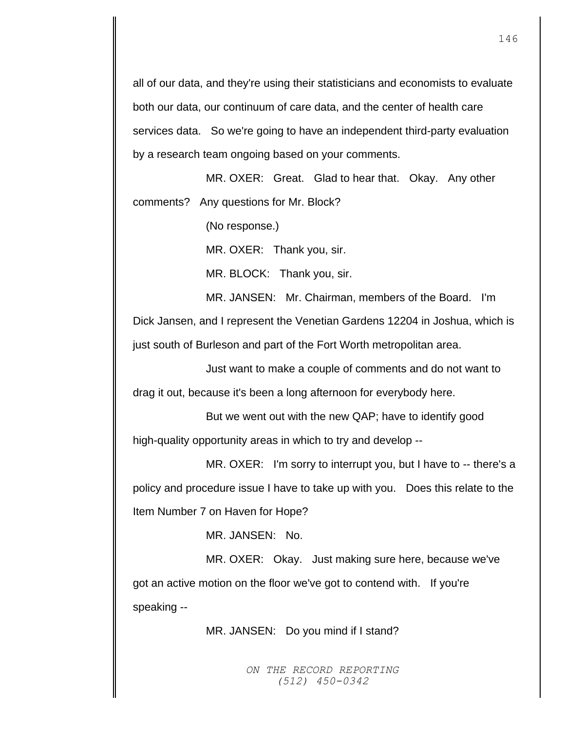all of our data, and they're using their statisticians and economists to evaluate both our data, our continuum of care data, and the center of health care services data. So we're going to have an independent third-party evaluation by a research team ongoing based on your comments.

MR. OXER: Great. Glad to hear that. Okay. Any other comments? Any questions for Mr. Block?

(No response.)

MR. OXER: Thank you, sir.

MR. BLOCK: Thank you, sir.

MR. JANSEN: Mr. Chairman, members of the Board. I'm Dick Jansen, and I represent the Venetian Gardens 12204 in Joshua, which is just south of Burleson and part of the Fort Worth metropolitan area.

Just want to make a couple of comments and do not want to drag it out, because it's been a long afternoon for everybody here.

But we went out with the new QAP; have to identify good high-quality opportunity areas in which to try and develop --

MR. OXER: I'm sorry to interrupt you, but I have to -- there's a policy and procedure issue I have to take up with you. Does this relate to the Item Number 7 on Haven for Hope?

MR. JANSEN: No.

MR. OXER: Okay. Just making sure here, because we've got an active motion on the floor we've got to contend with. If you're speaking --

MR. JANSEN: Do you mind if I stand?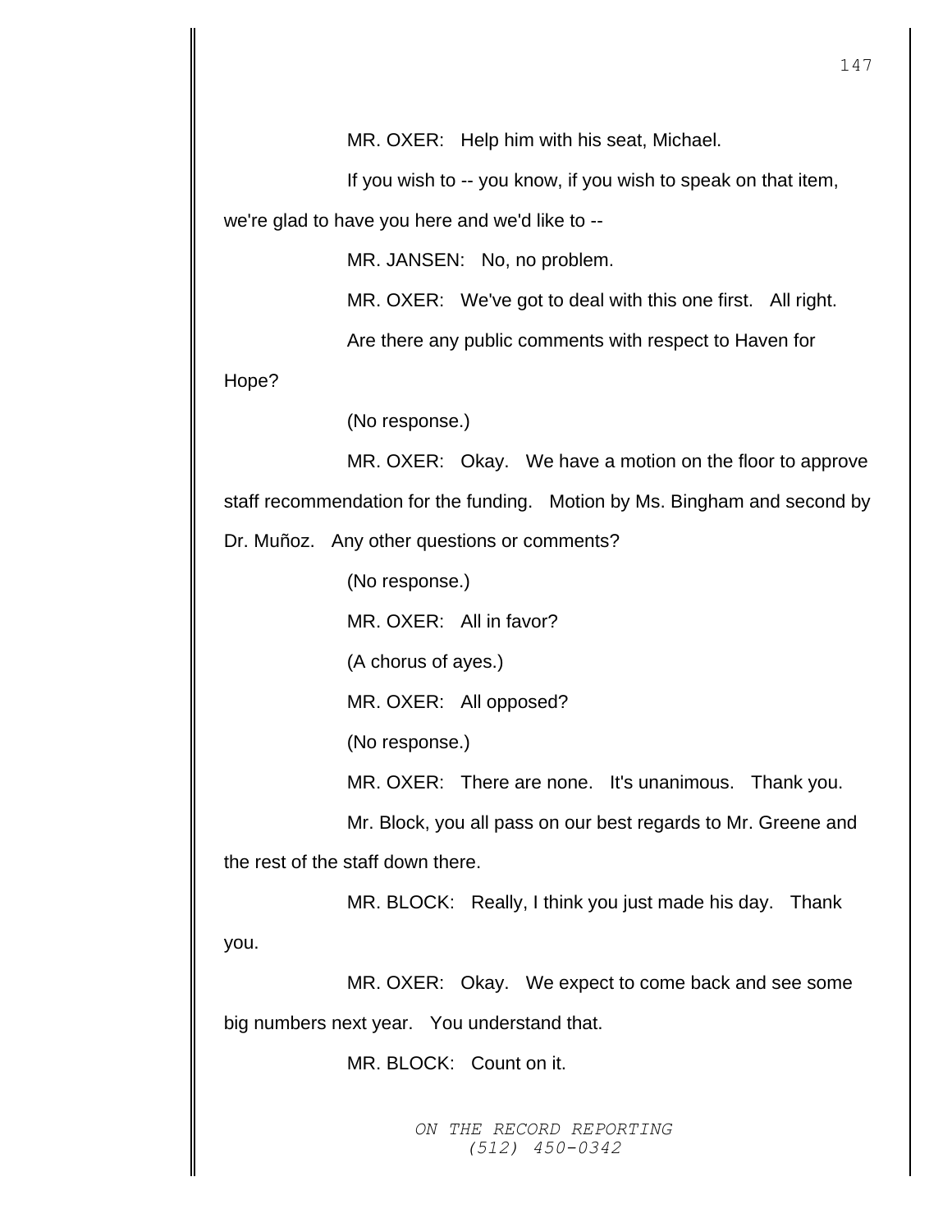MR. OXER: Help him with his seat, Michael.

If you wish to -- you know, if you wish to speak on that item, we're glad to have you here and we'd like to --

MR. JANSEN: No, no problem.

MR. OXER: We've got to deal with this one first. All right.

Are there any public comments with respect to Haven for Hope?

(No response.)

MR. OXER: Okay. We have a motion on the floor to approve staff recommendation for the funding. Motion by Ms. Bingham and second by Dr. Muñoz. Any other questions or comments?

(No response.)

MR. OXER: All in favor?

(A chorus of ayes.)

MR. OXER: All opposed?

(No response.)

MR. OXER: There are none. It's unanimous. Thank you.

Mr. Block, you all pass on our best regards to Mr. Greene and the rest of the staff down there.

MR. BLOCK: Really, I think you just made his day. Thank you.

MR. OXER: Okay. We expect to come back and see some big numbers next year. You understand that.

MR. BLOCK: Count on it.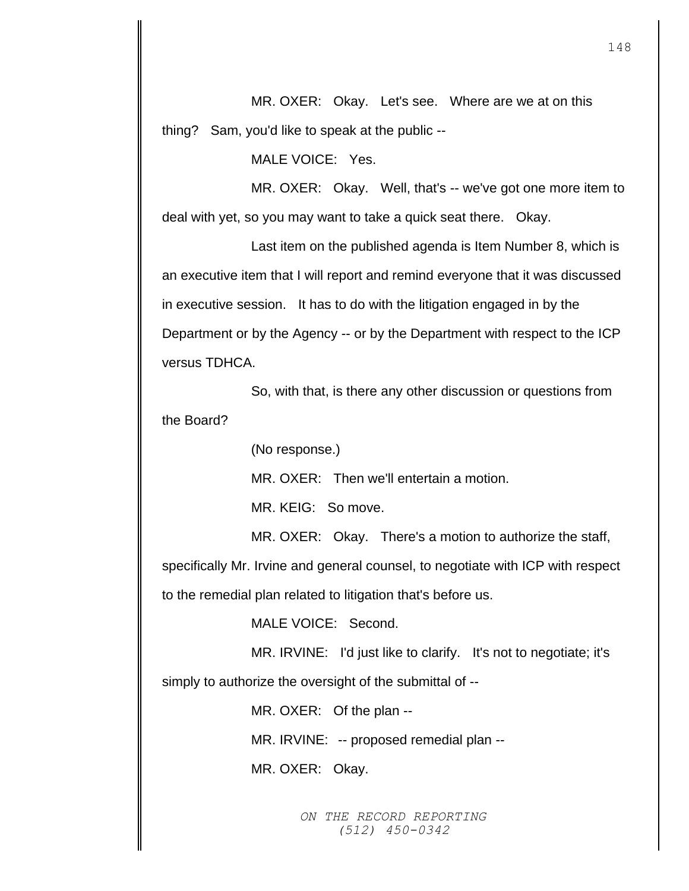MR. OXER: Okay. Let's see. Where are we at on this thing? Sam, you'd like to speak at the public --

MALE VOICE: Yes.

MR. OXER: Okay. Well, that's -- we've got one more item to deal with yet, so you may want to take a quick seat there. Okay.

Last item on the published agenda is Item Number 8, which is an executive item that I will report and remind everyone that it was discussed in executive session. It has to do with the litigation engaged in by the Department or by the Agency -- or by the Department with respect to the ICP versus TDHCA.

So, with that, is there any other discussion or questions from the Board?

(No response.)

MR. OXER: Then we'll entertain a motion.

MR. KEIG: So move.

MR. OXER: Okay. There's a motion to authorize the staff, specifically Mr. Irvine and general counsel, to negotiate with ICP with respect to the remedial plan related to litigation that's before us.

MALE VOICE: Second.

MR. IRVINE: I'd just like to clarify. It's not to negotiate; it's simply to authorize the oversight of the submittal of --

MR. OXER: Of the plan --

MR. IRVINE: -- proposed remedial plan --

MR. OXER: Okay.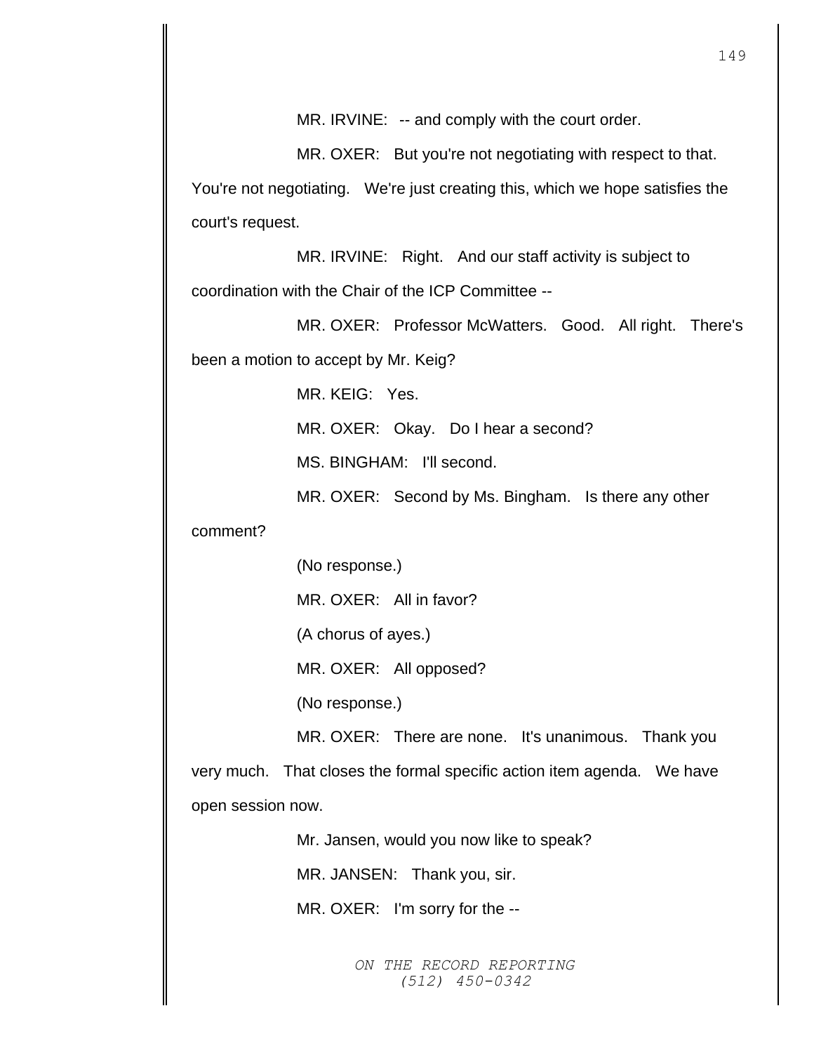MR. IRVINE: -- and comply with the court order.

MR. OXER: But you're not negotiating with respect to that. You're not negotiating. We're just creating this, which we hope satisfies the court's request.

MR. IRVINE: Right. And our staff activity is subject to coordination with the Chair of the ICP Committee --

MR. OXER: Professor McWatters. Good. All right. There's been a motion to accept by Mr. Keig?

MR. KEIG: Yes.

MR. OXER: Okay. Do I hear a second?

MS. BINGHAM: I'll second.

MR. OXER: Second by Ms. Bingham. Is there any other comment?

(No response.)

MR. OXER: All in favor?

(A chorus of ayes.)

MR. OXER: All opposed?

(No response.)

MR. OXER: There are none. It's unanimous. Thank you very much. That closes the formal specific action item agenda. We have open session now.

Mr. Jansen, would you now like to speak?

MR. JANSEN: Thank you, sir.

MR. OXER: I'm sorry for the --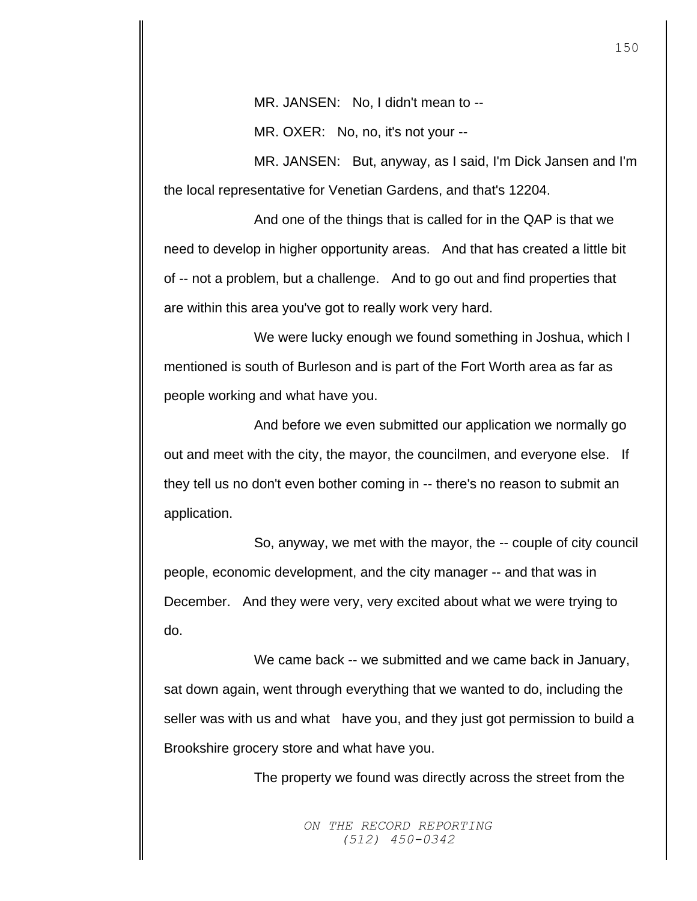MR. JANSEN: No, I didn't mean to --

MR. OXER: No, no, it's not your --

MR. JANSEN: But, anyway, as I said, I'm Dick Jansen and I'm the local representative for Venetian Gardens, and that's 12204.

And one of the things that is called for in the QAP is that we need to develop in higher opportunity areas. And that has created a little bit of -- not a problem, but a challenge. And to go out and find properties that are within this area you've got to really work very hard.

We were lucky enough we found something in Joshua, which I mentioned is south of Burleson and is part of the Fort Worth area as far as people working and what have you.

And before we even submitted our application we normally go out and meet with the city, the mayor, the councilmen, and everyone else. If they tell us no don't even bother coming in -- there's no reason to submit an application.

So, anyway, we met with the mayor, the -- couple of city council people, economic development, and the city manager -- and that was in December. And they were very, very excited about what we were trying to do.

We came back -- we submitted and we came back in January, sat down again, went through everything that we wanted to do, including the seller was with us and what have you, and they just got permission to build a Brookshire grocery store and what have you.

The property we found was directly across the street from the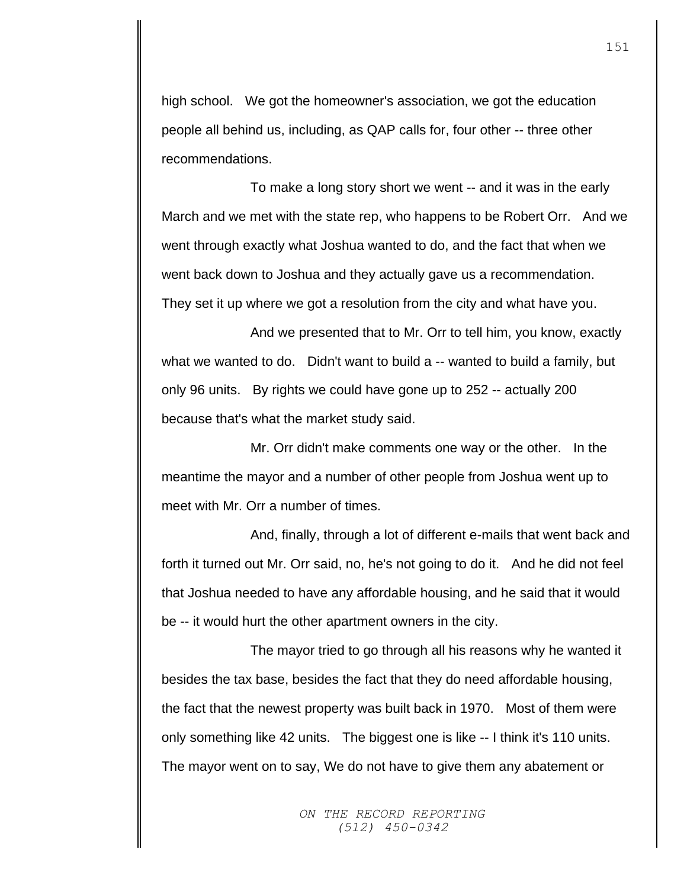high school. We got the homeowner's association, we got the education people all behind us, including, as QAP calls for, four other -- three other recommendations.

To make a long story short we went -- and it was in the early March and we met with the state rep, who happens to be Robert Orr. And we went through exactly what Joshua wanted to do, and the fact that when we went back down to Joshua and they actually gave us a recommendation. They set it up where we got a resolution from the city and what have you.

And we presented that to Mr. Orr to tell him, you know, exactly what we wanted to do. Didn't want to build a -- wanted to build a family, but only 96 units. By rights we could have gone up to 252 -- actually 200 because that's what the market study said.

Mr. Orr didn't make comments one way or the other. In the meantime the mayor and a number of other people from Joshua went up to meet with Mr. Orr a number of times.

And, finally, through a lot of different e-mails that went back and forth it turned out Mr. Orr said, no, he's not going to do it. And he did not feel that Joshua needed to have any affordable housing, and he said that it would be -- it would hurt the other apartment owners in the city.

The mayor tried to go through all his reasons why he wanted it besides the tax base, besides the fact that they do need affordable housing, the fact that the newest property was built back in 1970. Most of them were only something like 42 units. The biggest one is like -- I think it's 110 units. The mayor went on to say, We do not have to give them any abatement or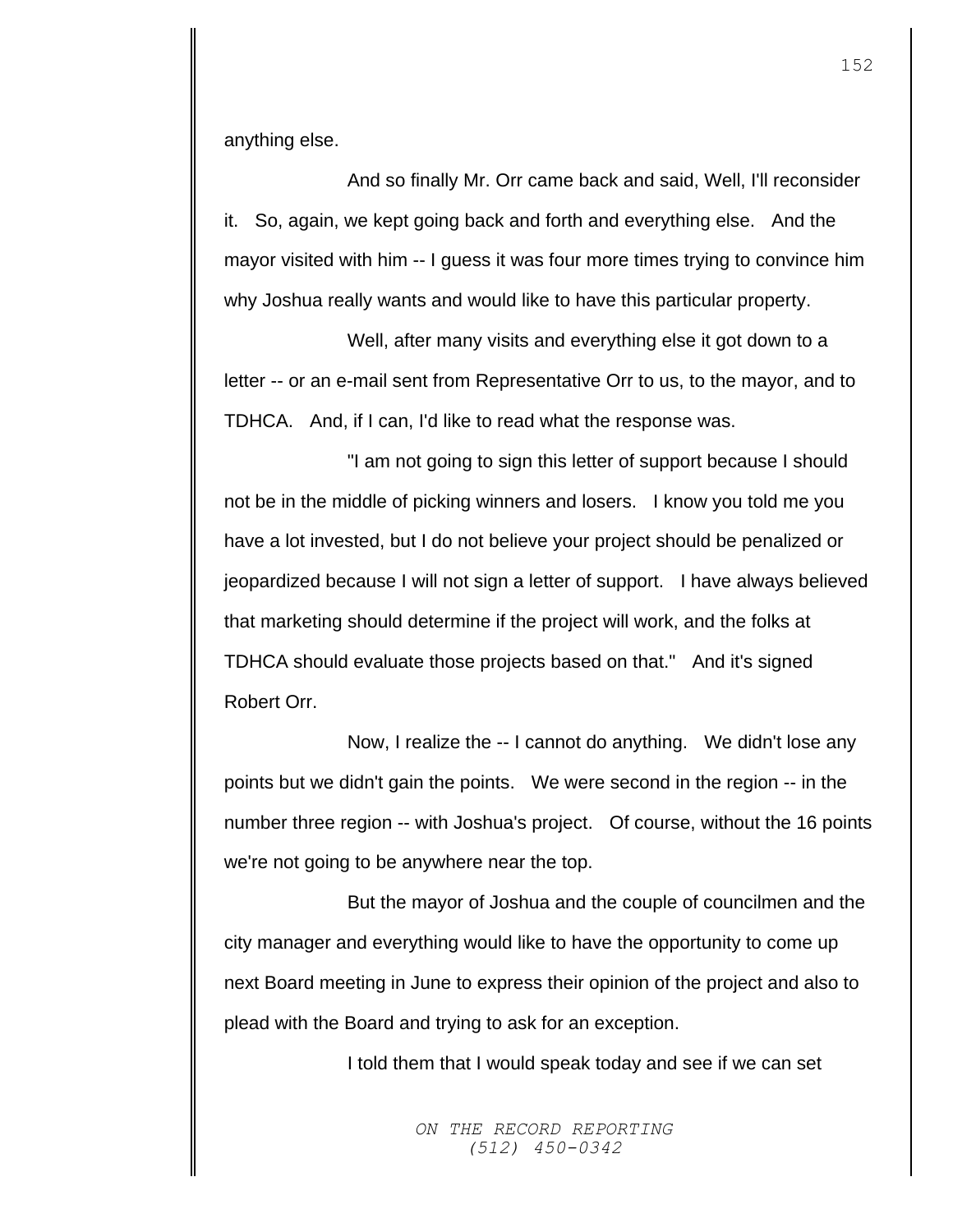anything else.

And so finally Mr. Orr came back and said, Well, I'll reconsider it. So, again, we kept going back and forth and everything else. And the mayor visited with him -- I guess it was four more times trying to convince him why Joshua really wants and would like to have this particular property.

Well, after many visits and everything else it got down to a letter -- or an e-mail sent from Representative Orr to us, to the mayor, and to TDHCA. And, if I can, I'd like to read what the response was.

"I am not going to sign this letter of support because I should not be in the middle of picking winners and losers. I know you told me you have a lot invested, but I do not believe your project should be penalized or jeopardized because I will not sign a letter of support. I have always believed that marketing should determine if the project will work, and the folks at TDHCA should evaluate those projects based on that." And it's signed Robert Orr.

Now, I realize the -- I cannot do anything. We didn't lose any points but we didn't gain the points. We were second in the region -- in the number three region -- with Joshua's project. Of course, without the 16 points we're not going to be anywhere near the top.

But the mayor of Joshua and the couple of councilmen and the city manager and everything would like to have the opportunity to come up next Board meeting in June to express their opinion of the project and also to plead with the Board and trying to ask for an exception.

I told them that I would speak today and see if we can set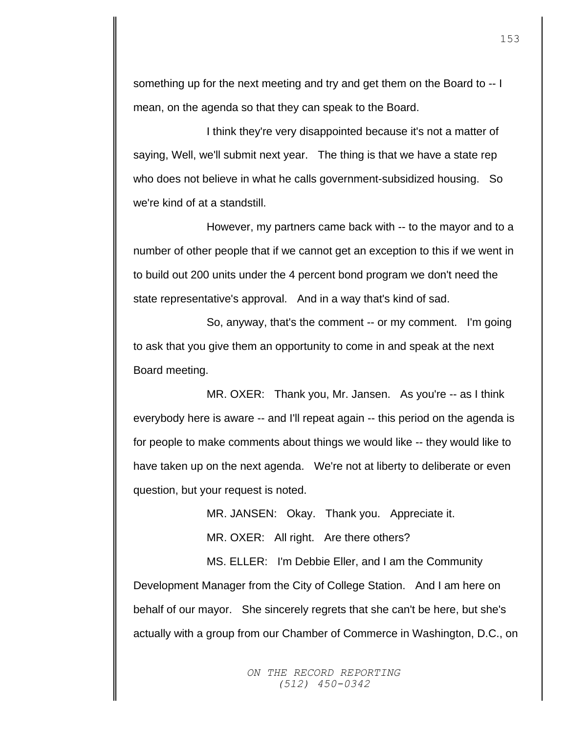something up for the next meeting and try and get them on the Board to -- I mean, on the agenda so that they can speak to the Board.

I think they're very disappointed because it's not a matter of saying, Well, we'll submit next year. The thing is that we have a state rep who does not believe in what he calls government-subsidized housing. So we're kind of at a standstill.

However, my partners came back with -- to the mayor and to a number of other people that if we cannot get an exception to this if we went in to build out 200 units under the 4 percent bond program we don't need the state representative's approval. And in a way that's kind of sad.

So, anyway, that's the comment -- or my comment. I'm going to ask that you give them an opportunity to come in and speak at the next Board meeting.

MR. OXER: Thank you, Mr. Jansen. As you're -- as I think everybody here is aware -- and I'll repeat again -- this period on the agenda is for people to make comments about things we would like -- they would like to have taken up on the next agenda. We're not at liberty to deliberate or even question, but your request is noted.

MR. JANSEN: Okay. Thank you. Appreciate it.

MR. OXER: All right. Are there others?

MS. ELLER: I'm Debbie Eller, and I am the Community Development Manager from the City of College Station. And I am here on behalf of our mayor. She sincerely regrets that she can't be here, but she's actually with a group from our Chamber of Commerce in Washington, D.C., on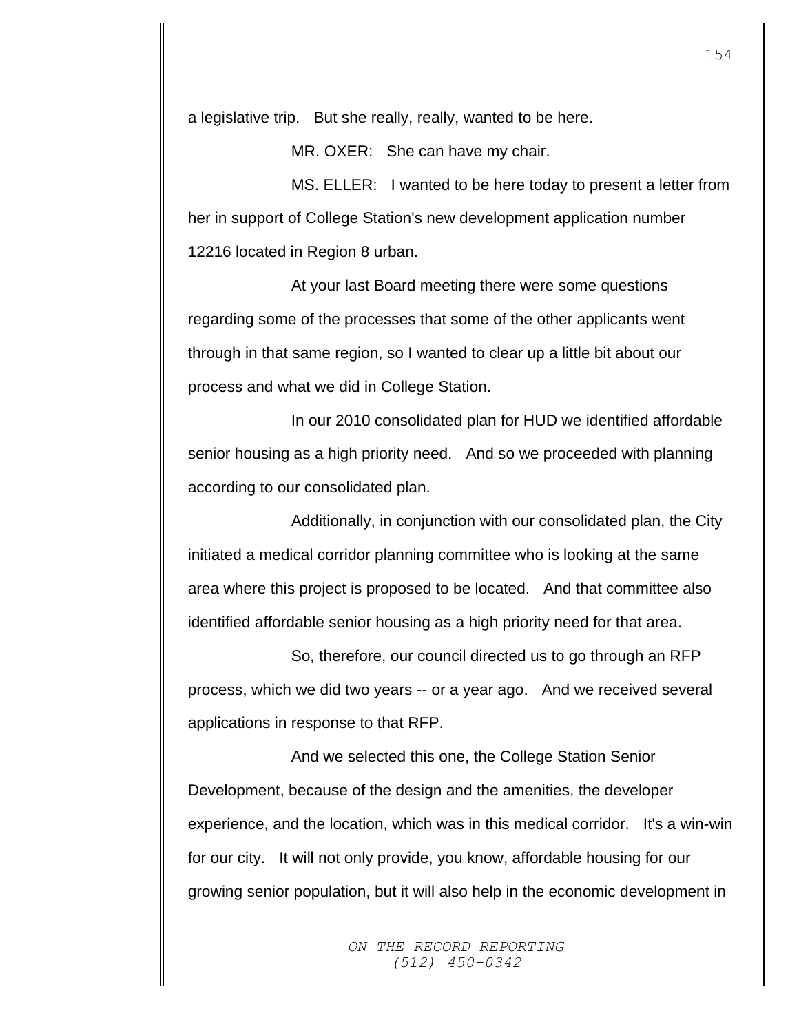a legislative trip. But she really, really, wanted to be here.

MR. OXER: She can have my chair.

MS. ELLER: I wanted to be here today to present a letter from her in support of College Station's new development application number 12216 located in Region 8 urban.

At your last Board meeting there were some questions regarding some of the processes that some of the other applicants went through in that same region, so I wanted to clear up a little bit about our process and what we did in College Station.

In our 2010 consolidated plan for HUD we identified affordable senior housing as a high priority need. And so we proceeded with planning according to our consolidated plan.

Additionally, in conjunction with our consolidated plan, the City initiated a medical corridor planning committee who is looking at the same area where this project is proposed to be located. And that committee also identified affordable senior housing as a high priority need for that area.

So, therefore, our council directed us to go through an RFP process, which we did two years -- or a year ago. And we received several applications in response to that RFP.

And we selected this one, the College Station Senior Development, because of the design and the amenities, the developer experience, and the location, which was in this medical corridor. It's a win-win for our city. It will not only provide, you know, affordable housing for our growing senior population, but it will also help in the economic development in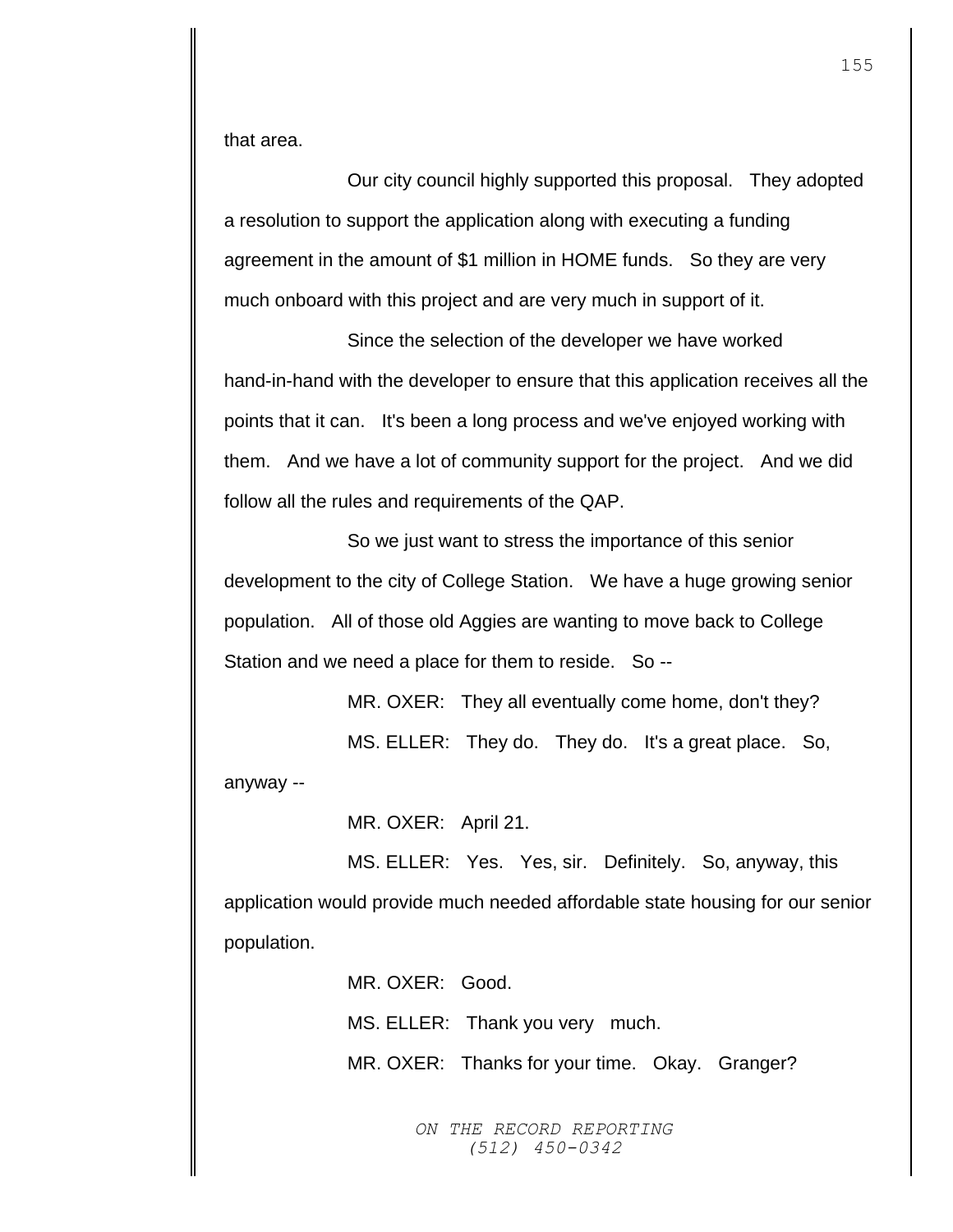that area.

Our city council highly supported this proposal. They adopted a resolution to support the application along with executing a funding agreement in the amount of $1 million in HOME funds. So they are very much onboard with this project and are very much in support of it.

Since the selection of the developer we have worked hand-in-hand with the developer to ensure that this application receives all the points that it can. It's been a long process and we've enjoyed working with them. And we have a lot of community support for the project. And we did follow all the rules and requirements of the QAP.

So we just want to stress the importance of this senior development to the city of College Station. We have a huge growing senior population. All of those old Aggies are wanting to move back to College Station and we need a place for them to reside. So --

MR. OXER: They all eventually come home, don't they?

MS. ELLER: They do. They do. It's a great place. So, anyway --

MR. OXER: April 21.

MS. ELLER: Yes. Yes, sir. Definitely. So, anyway, this application would provide much needed affordable state housing for our senior population.

MR. OXER: Good.

MS. ELLER: Thank you very much.

MR. OXER: Thanks for your time. Okay. Granger?

*ON THE RECORD REPORTING*
*(512) 450-0342*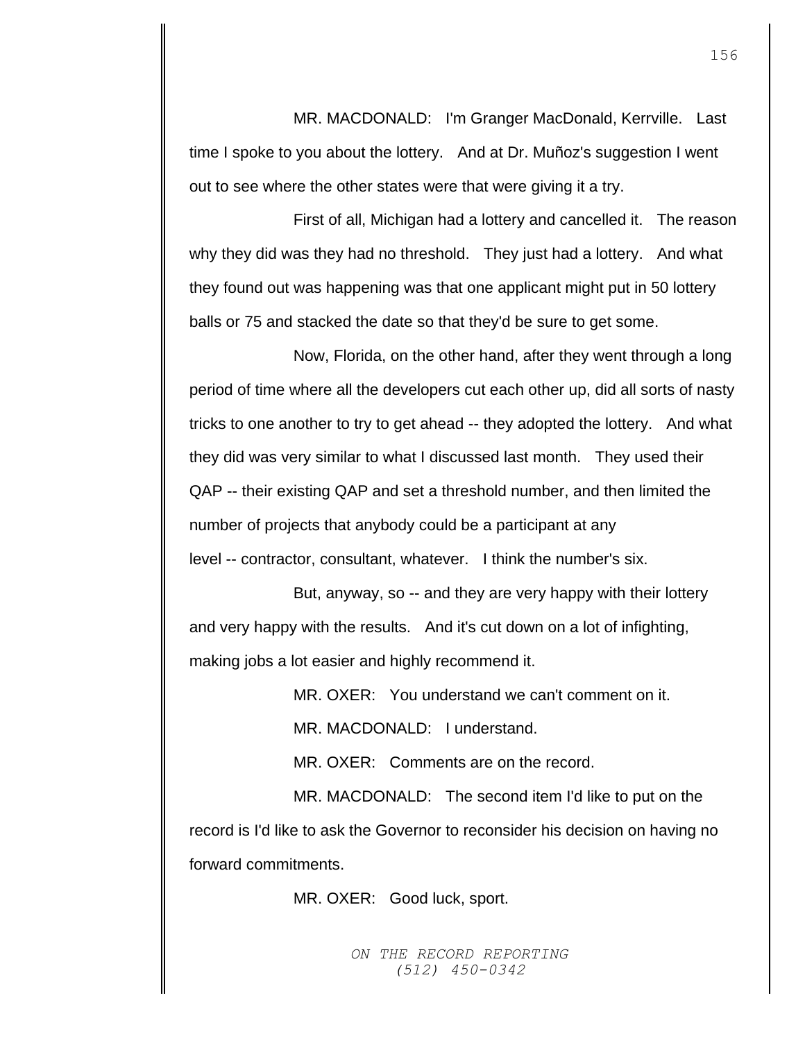MR. MACDONALD: I'm Granger MacDonald, Kerrville. Last time I spoke to you about the lottery. And at Dr. Muñoz's suggestion I went out to see where the other states were that were giving it a try.

First of all, Michigan had a lottery and cancelled it. The reason why they did was they had no threshold. They just had a lottery. And what they found out was happening was that one applicant might put in 50 lottery balls or 75 and stacked the date so that they'd be sure to get some.

Now, Florida, on the other hand, after they went through a long period of time where all the developers cut each other up, did all sorts of nasty tricks to one another to try to get ahead -- they adopted the lottery. And what they did was very similar to what I discussed last month. They used their QAP -- their existing QAP and set a threshold number, and then limited the number of projects that anybody could be a participant at any level -- contractor, consultant, whatever. I think the number's six.

But, anyway, so -- and they are very happy with their lottery and very happy with the results. And it's cut down on a lot of infighting, making jobs a lot easier and highly recommend it.

MR. OXER: You understand we can't comment on it.

MR. MACDONALD: I understand.

MR. OXER: Comments are on the record.

MR. MACDONALD: The second item I'd like to put on the record is I'd like to ask the Governor to reconsider his decision on having no forward commitments.

MR. OXER: Good luck, sport.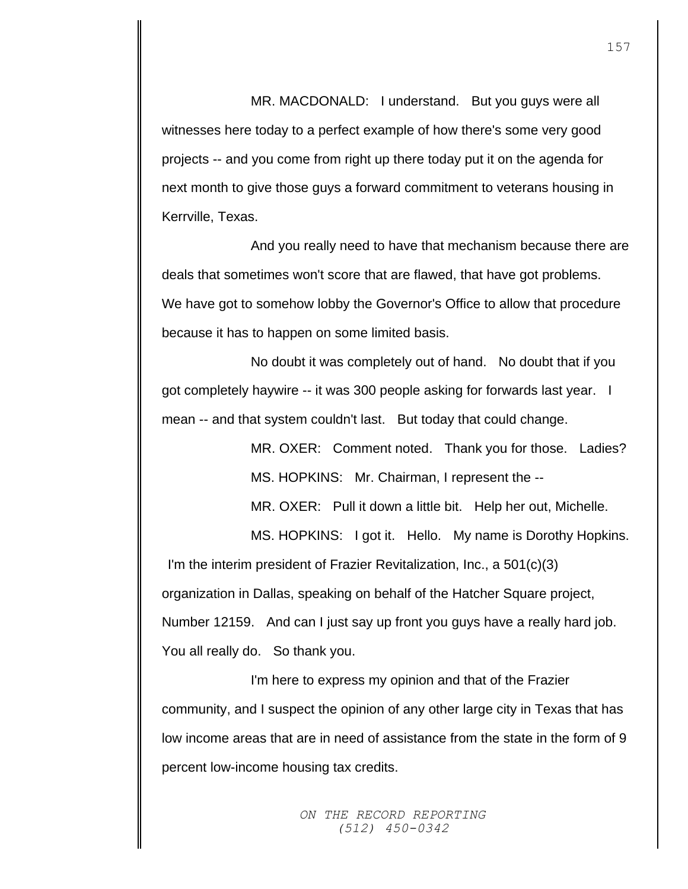MR. MACDONALD: I understand. But you guys were all witnesses here today to a perfect example of how there's some very good projects -- and you come from right up there today put it on the agenda for next month to give those guys a forward commitment to veterans housing in Kerrville, Texas.

And you really need to have that mechanism because there are deals that sometimes won't score that are flawed, that have got problems. We have got to somehow lobby the Governor's Office to allow that procedure because it has to happen on some limited basis.

No doubt it was completely out of hand. No doubt that if you got completely haywire -- it was 300 people asking for forwards last year. I mean -- and that system couldn't last. But today that could change.

MR. OXER: Comment noted. Thank you for those. Ladies?

MS. HOPKINS: Mr. Chairman, I represent the --

MR. OXER: Pull it down a little bit. Help her out, Michelle.

MS. HOPKINS: I got it. Hello. My name is Dorothy Hopkins. I'm the interim president of Frazier Revitalization, Inc., a 501(c)(3) organization in Dallas, speaking on behalf of the Hatcher Square project, Number 12159. And can I just say up front you guys have a really hard job. You all really do. So thank you.

I'm here to express my opinion and that of the Frazier community, and I suspect the opinion of any other large city in Texas that has low income areas that are in need of assistance from the state in the form of 9 percent low-income housing tax credits.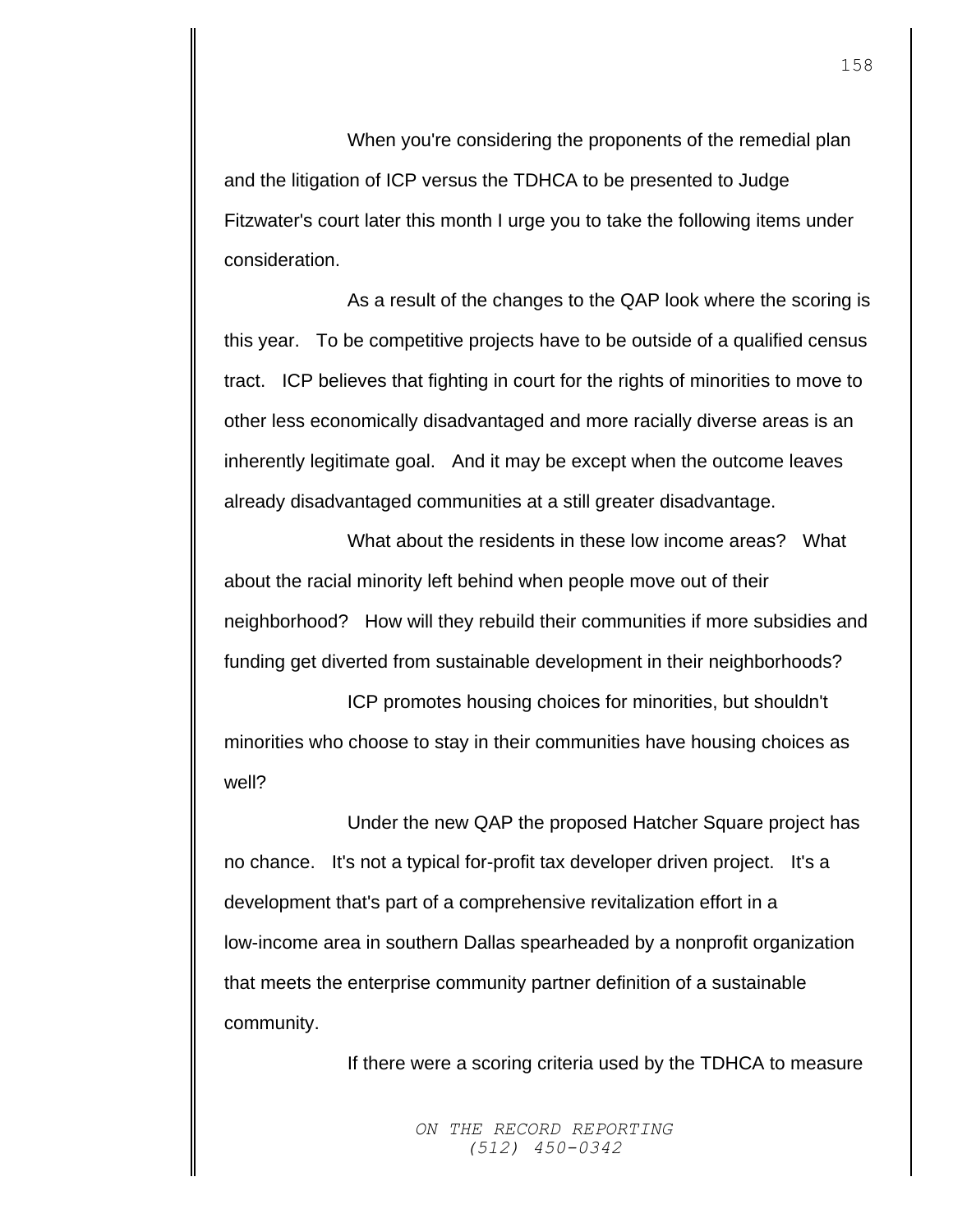When you're considering the proponents of the remedial plan and the litigation of ICP versus the TDHCA to be presented to Judge Fitzwater's court later this month I urge you to take the following items under consideration.

As a result of the changes to the QAP look where the scoring is this year. To be competitive projects have to be outside of a qualified census tract. ICP believes that fighting in court for the rights of minorities to move to other less economically disadvantaged and more racially diverse areas is an inherently legitimate goal. And it may be except when the outcome leaves already disadvantaged communities at a still greater disadvantage.

What about the residents in these low income areas? What about the racial minority left behind when people move out of their neighborhood? How will they rebuild their communities if more subsidies and funding get diverted from sustainable development in their neighborhoods?

ICP promotes housing choices for minorities, but shouldn't minorities who choose to stay in their communities have housing choices as well?

Under the new QAP the proposed Hatcher Square project has no chance. It's not a typical for-profit tax developer driven project. It's a development that's part of a comprehensive revitalization effort in a low-income area in southern Dallas spearheaded by a nonprofit organization that meets the enterprise community partner definition of a sustainable community.

If there were a scoring criteria used by the TDHCA to measure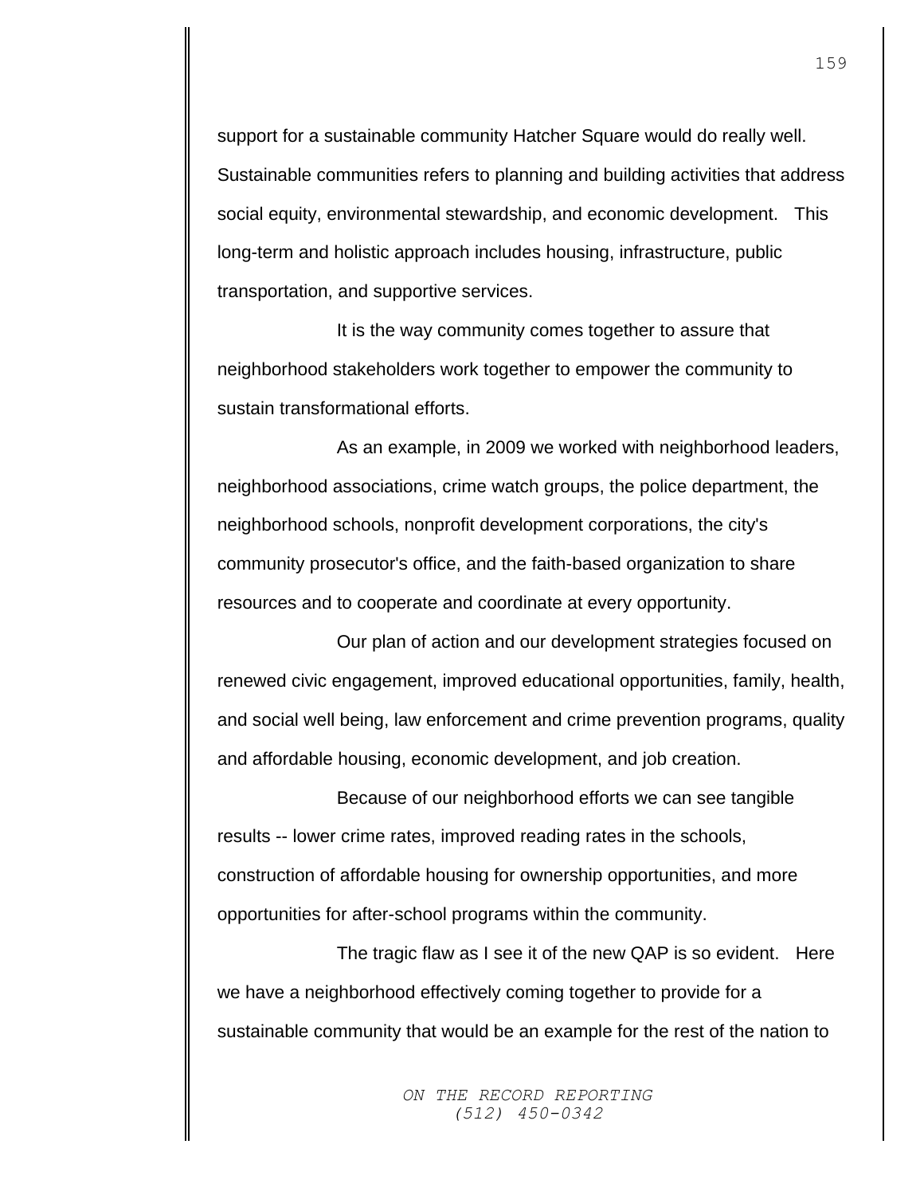support for a sustainable community Hatcher Square would do really well. Sustainable communities refers to planning and building activities that address social equity, environmental stewardship, and economic development. This long-term and holistic approach includes housing, infrastructure, public transportation, and supportive services.

It is the way community comes together to assure that neighborhood stakeholders work together to empower the community to sustain transformational efforts.

As an example, in 2009 we worked with neighborhood leaders, neighborhood associations, crime watch groups, the police department, the neighborhood schools, nonprofit development corporations, the city's community prosecutor's office, and the faith-based organization to share resources and to cooperate and coordinate at every opportunity.

Our plan of action and our development strategies focused on renewed civic engagement, improved educational opportunities, family, health, and social well being, law enforcement and crime prevention programs, quality and affordable housing, economic development, and job creation.

Because of our neighborhood efforts we can see tangible results -- lower crime rates, improved reading rates in the schools, construction of affordable housing for ownership opportunities, and more opportunities for after-school programs within the community.

The tragic flaw as I see it of the new QAP is so evident. Here we have a neighborhood effectively coming together to provide for a sustainable community that would be an example for the rest of the nation to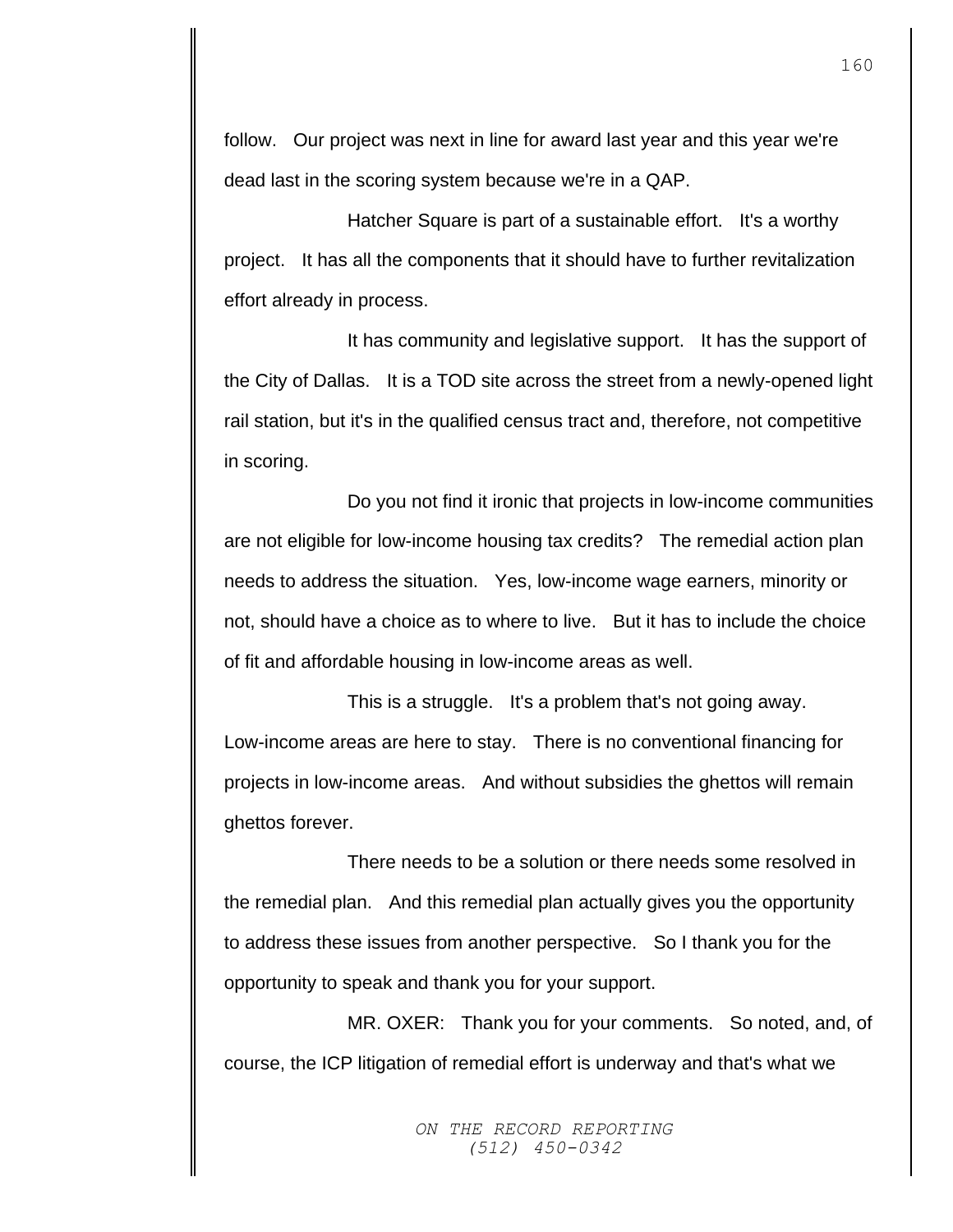follow. Our project was next in line for award last year and this year we're dead last in the scoring system because we're in a QAP.

Hatcher Square is part of a sustainable effort. It's a worthy project. It has all the components that it should have to further revitalization effort already in process.

It has community and legislative support. It has the support of the City of Dallas. It is a TOD site across the street from a newly-opened light rail station, but it's in the qualified census tract and, therefore, not competitive in scoring.

Do you not find it ironic that projects in low-income communities are not eligible for low-income housing tax credits? The remedial action plan needs to address the situation. Yes, low-income wage earners, minority or not, should have a choice as to where to live. But it has to include the choice of fit and affordable housing in low-income areas as well.

This is a struggle. It's a problem that's not going away. Low-income areas are here to stay. There is no conventional financing for projects in low-income areas. And without subsidies the ghettos will remain ghettos forever.

There needs to be a solution or there needs some resolved in the remedial plan. And this remedial plan actually gives you the opportunity to address these issues from another perspective. So I thank you for the opportunity to speak and thank you for your support.

MR. OXER: Thank you for your comments. So noted, and, of course, the ICP litigation of remedial effort is underway and that's what we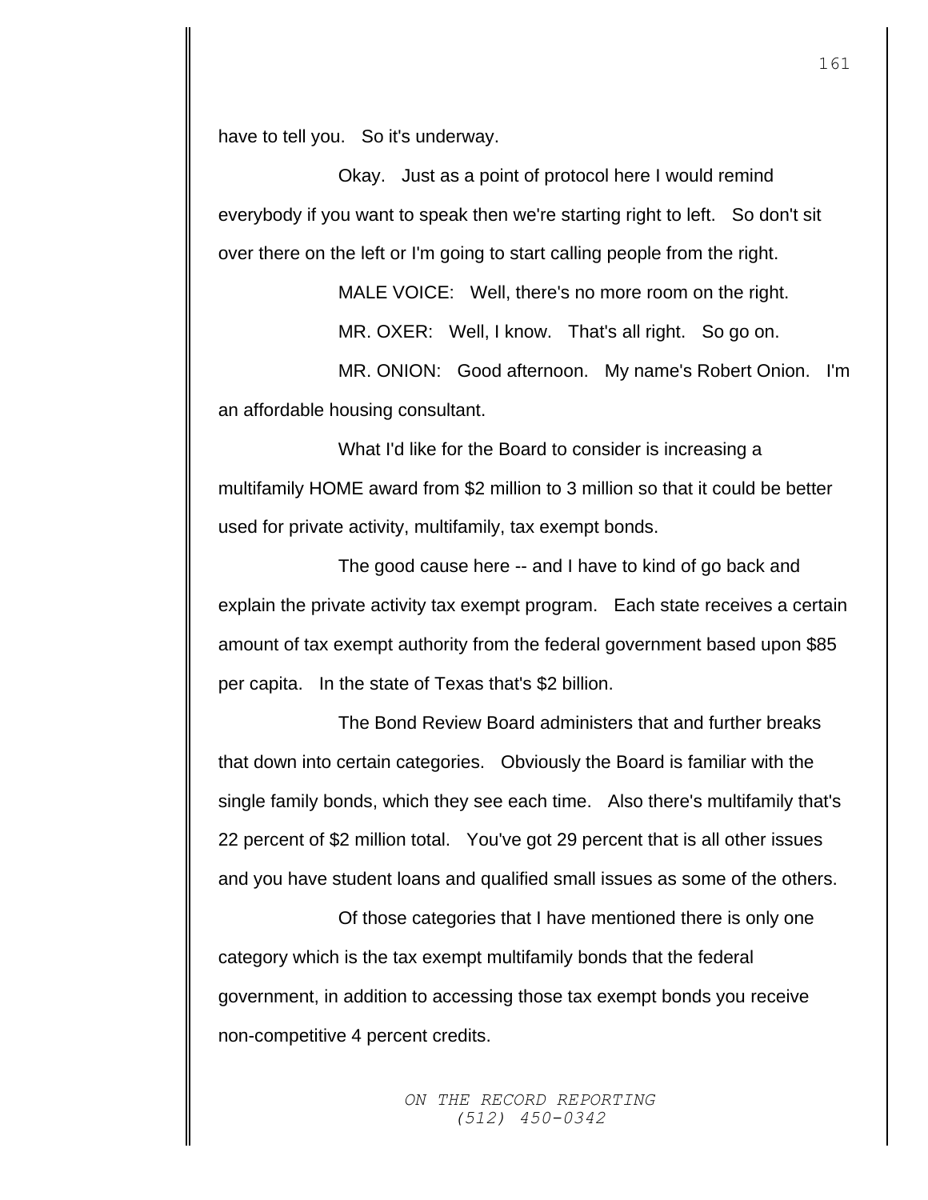have to tell you. So it's underway.

Okay. Just as a point of protocol here I would remind everybody if you want to speak then we're starting right to left. So don't sit over there on the left or I'm going to start calling people from the right.

MALE VOICE: Well, there's no more room on the right.

MR. OXER: Well, I know. That's all right. So go on.

MR. ONION: Good afternoon. My name's Robert Onion. I'm an affordable housing consultant.

What I'd like for the Board to consider is increasing a multifamily HOME award from $2 million to 3 million so that it could be better used for private activity, multifamily, tax exempt bonds.

The good cause here -- and I have to kind of go back and explain the private activity tax exempt program. Each state receives a certain amount of tax exempt authority from the federal government based upon $85 per capita. In the state of Texas that's $2 billion.

The Bond Review Board administers that and further breaks that down into certain categories. Obviously the Board is familiar with the single family bonds, which they see each time. Also there's multifamily that's 22 percent of $2 million total. You've got 29 percent that is all other issues and you have student loans and qualified small issues as some of the others.

Of those categories that I have mentioned there is only one category which is the tax exempt multifamily bonds that the federal government, in addition to accessing those tax exempt bonds you receive non-competitive 4 percent credits.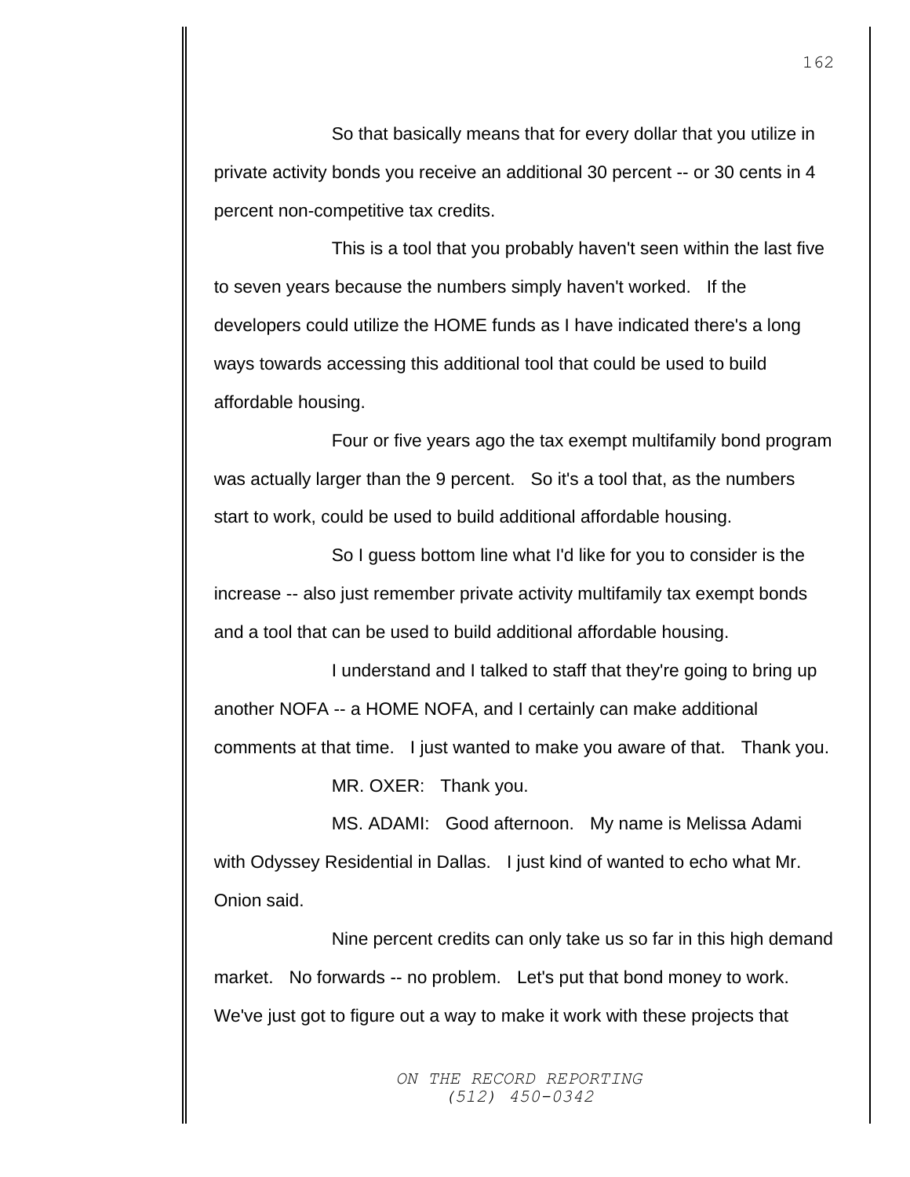So that basically means that for every dollar that you utilize in private activity bonds you receive an additional 30 percent -- or 30 cents in 4 percent non-competitive tax credits.

This is a tool that you probably haven't seen within the last five to seven years because the numbers simply haven't worked. If the developers could utilize the HOME funds as I have indicated there's a long ways towards accessing this additional tool that could be used to build affordable housing.

Four or five years ago the tax exempt multifamily bond program was actually larger than the 9 percent. So it's a tool that, as the numbers start to work, could be used to build additional affordable housing.

So I guess bottom line what I'd like for you to consider is the increase -- also just remember private activity multifamily tax exempt bonds and a tool that can be used to build additional affordable housing.

I understand and I talked to staff that they're going to bring up another NOFA -- a HOME NOFA, and I certainly can make additional comments at that time. I just wanted to make you aware of that. Thank you.

MR. OXER: Thank you.

MS. ADAMI: Good afternoon. My name is Melissa Adami with Odyssey Residential in Dallas. I just kind of wanted to echo what Mr. Onion said.

Nine percent credits can only take us so far in this high demand market. No forwards -- no problem. Let's put that bond money to work. We've just got to figure out a way to make it work with these projects that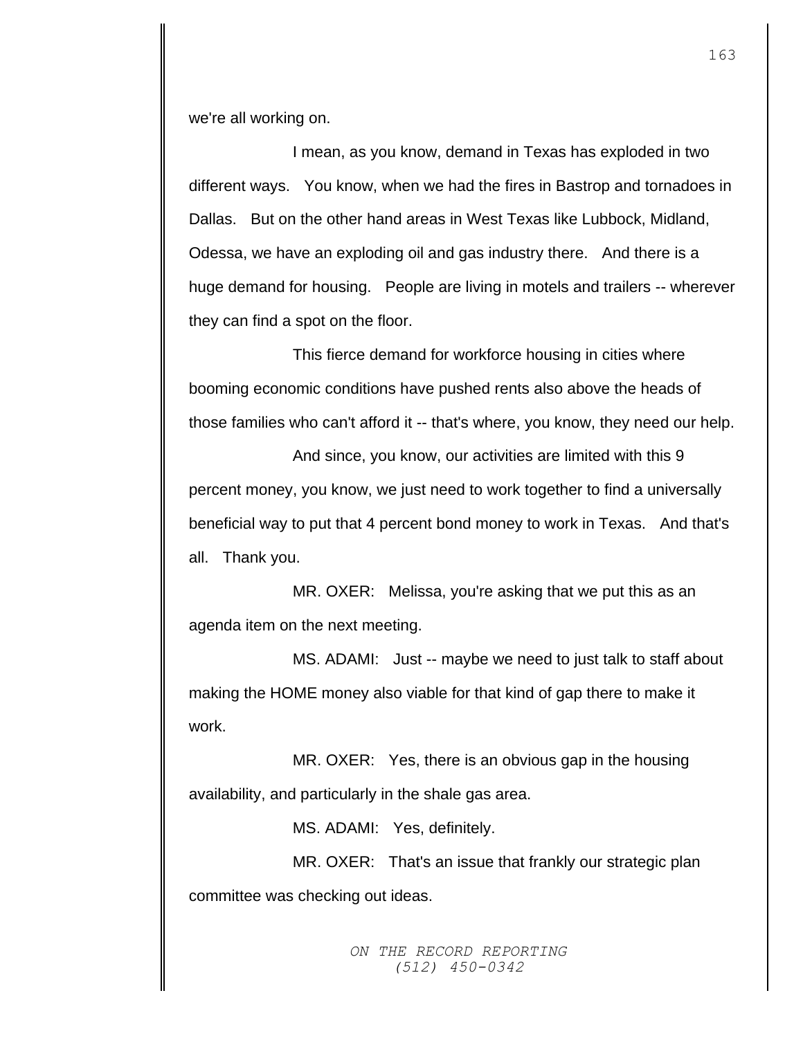we're all working on.

I mean, as you know, demand in Texas has exploded in two different ways. You know, when we had the fires in Bastrop and tornadoes in Dallas. But on the other hand areas in West Texas like Lubbock, Midland, Odessa, we have an exploding oil and gas industry there. And there is a huge demand for housing. People are living in motels and trailers -- wherever they can find a spot on the floor.

This fierce demand for workforce housing in cities where booming economic conditions have pushed rents also above the heads of those families who can't afford it -- that's where, you know, they need our help.

And since, you know, our activities are limited with this 9 percent money, you know, we just need to work together to find a universally beneficial way to put that 4 percent bond money to work in Texas. And that's all. Thank you.

MR. OXER: Melissa, you're asking that we put this as an agenda item on the next meeting.

MS. ADAMI: Just -- maybe we need to just talk to staff about making the HOME money also viable for that kind of gap there to make it work.

MR. OXER: Yes, there is an obvious gap in the housing availability, and particularly in the shale gas area.

MS. ADAMI: Yes, definitely.

MR. OXER: That's an issue that frankly our strategic plan committee was checking out ideas.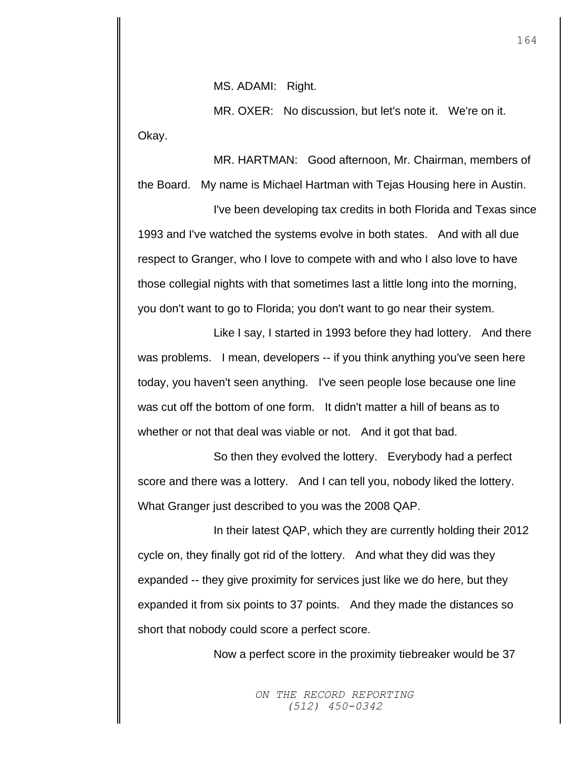MS. ADAMI: Right.

MR. OXER: No discussion, but let's note it. We're on it. Okay.

MR. HARTMAN: Good afternoon, Mr. Chairman, members of the Board. My name is Michael Hartman with Tejas Housing here in Austin.

I've been developing tax credits in both Florida and Texas since 1993 and I've watched the systems evolve in both states. And with all due respect to Granger, who I love to compete with and who I also love to have those collegial nights with that sometimes last a little long into the morning, you don't want to go to Florida; you don't want to go near their system.

Like I say, I started in 1993 before they had lottery. And there was problems. I mean, developers -- if you think anything you've seen here today, you haven't seen anything. I've seen people lose because one line was cut off the bottom of one form. It didn't matter a hill of beans as to whether or not that deal was viable or not. And it got that bad.

So then they evolved the lottery. Everybody had a perfect score and there was a lottery. And I can tell you, nobody liked the lottery. What Granger just described to you was the 2008 QAP.

In their latest QAP, which they are currently holding their 2012 cycle on, they finally got rid of the lottery. And what they did was they expanded -- they give proximity for services just like we do here, but they expanded it from six points to 37 points. And they made the distances so short that nobody could score a perfect score.

Now a perfect score in the proximity tiebreaker would be 37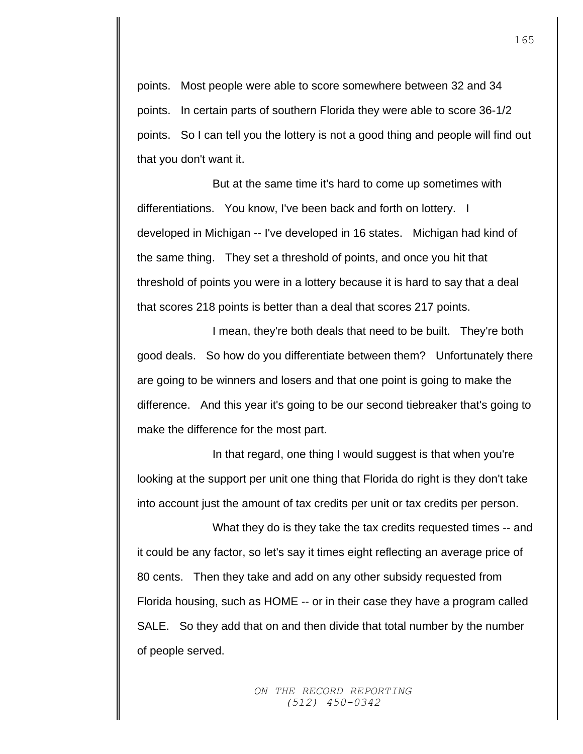points. Most people were able to score somewhere between 32 and 34 points. In certain parts of southern Florida they were able to score 36-1/2 points. So I can tell you the lottery is not a good thing and people will find out that you don't want it.

But at the same time it's hard to come up sometimes with differentiations. You know, I've been back and forth on lottery. I developed in Michigan -- I've developed in 16 states. Michigan had kind of the same thing. They set a threshold of points, and once you hit that threshold of points you were in a lottery because it is hard to say that a deal that scores 218 points is better than a deal that scores 217 points.

I mean, they're both deals that need to be built. They're both good deals. So how do you differentiate between them? Unfortunately there are going to be winners and losers and that one point is going to make the difference. And this year it's going to be our second tiebreaker that's going to make the difference for the most part.

In that regard, one thing I would suggest is that when you're looking at the support per unit one thing that Florida do right is they don't take into account just the amount of tax credits per unit or tax credits per person.

What they do is they take the tax credits requested times -- and it could be any factor, so let's say it times eight reflecting an average price of 80 cents. Then they take and add on any other subsidy requested from Florida housing, such as HOME -- or in their case they have a program called SALE. So they add that on and then divide that total number by the number of people served.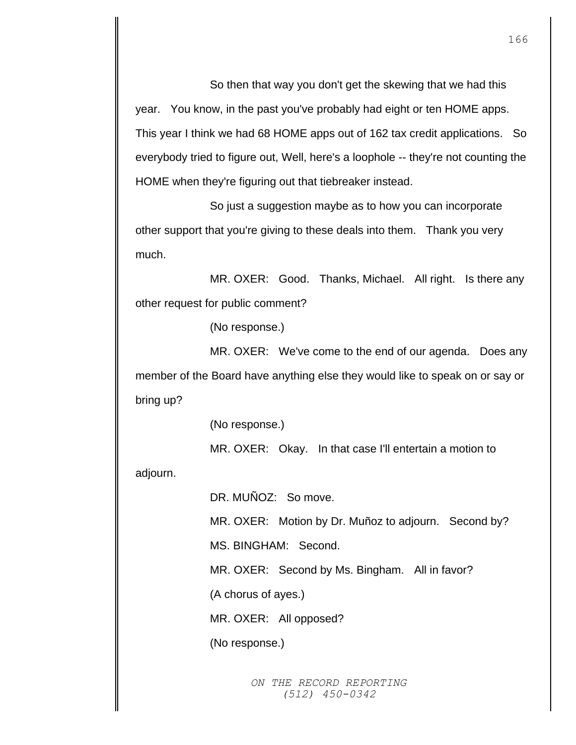So then that way you don't get the skewing that we had this year. You know, in the past you've probably had eight or ten HOME apps. This year I think we had 68 HOME apps out of 162 tax credit applications. So everybody tried to figure out, Well, here's a loophole -- they're not counting the HOME when they're figuring out that tiebreaker instead.

So just a suggestion maybe as to how you can incorporate other support that you're giving to these deals into them. Thank you very much.

MR. OXER: Good. Thanks, Michael. All right. Is there any other request for public comment?

(No response.)

MR. OXER: We've come to the end of our agenda. Does any member of the Board have anything else they would like to speak on or say or bring up?

(No response.)

MR. OXER: Okay. In that case I'll entertain a motion to adjourn.

DR. MUÑOZ: So move.

MR. OXER: Motion by Dr. Muñoz to adjourn. Second by?

MS. BINGHAM: Second.

MR. OXER: Second by Ms. Bingham. All in favor?

(A chorus of ayes.)

MR. OXER: All opposed?

(No response.)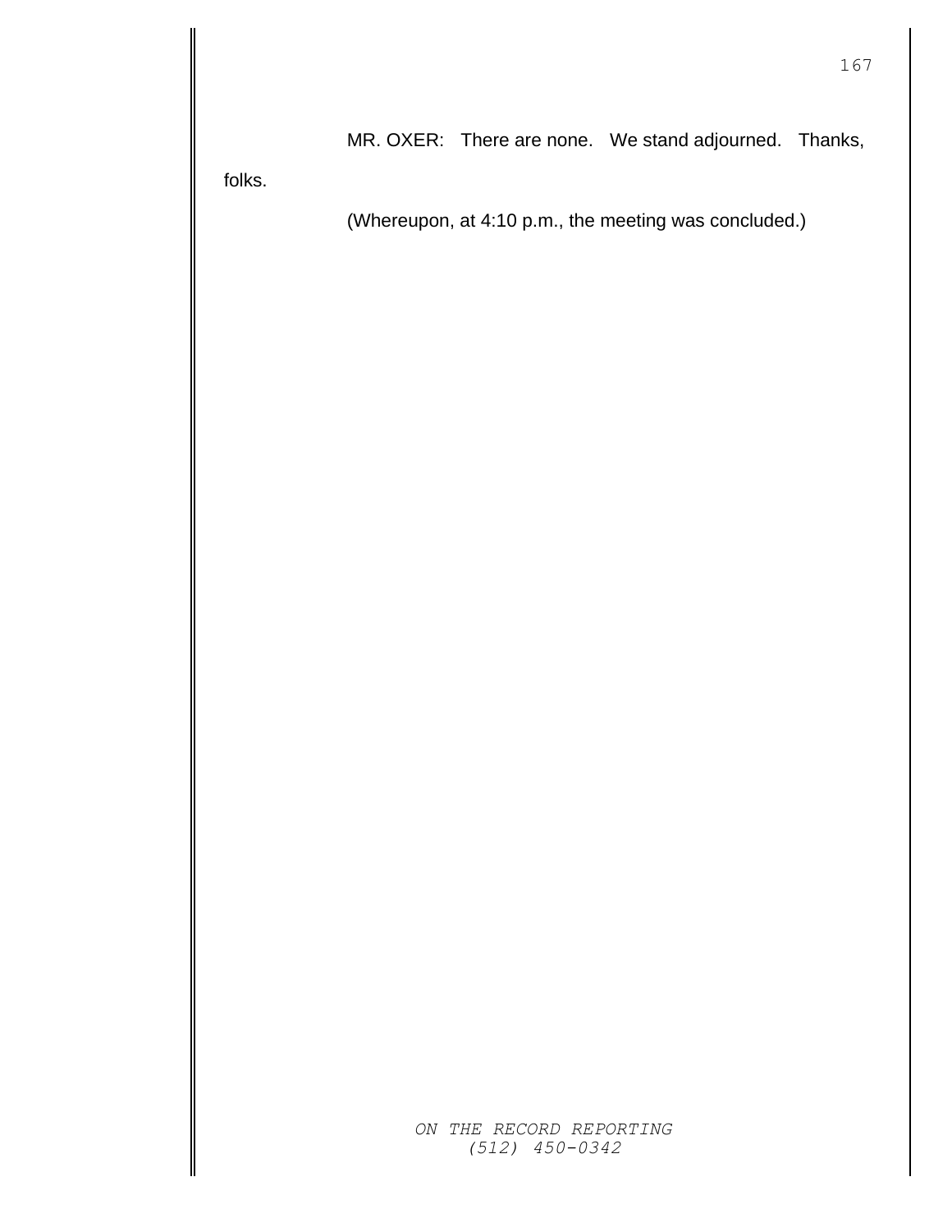MR. OXER: There are none. We stand adjourned. Thanks, folks.

(Whereupon, at 4:10 p.m., the meeting was concluded.)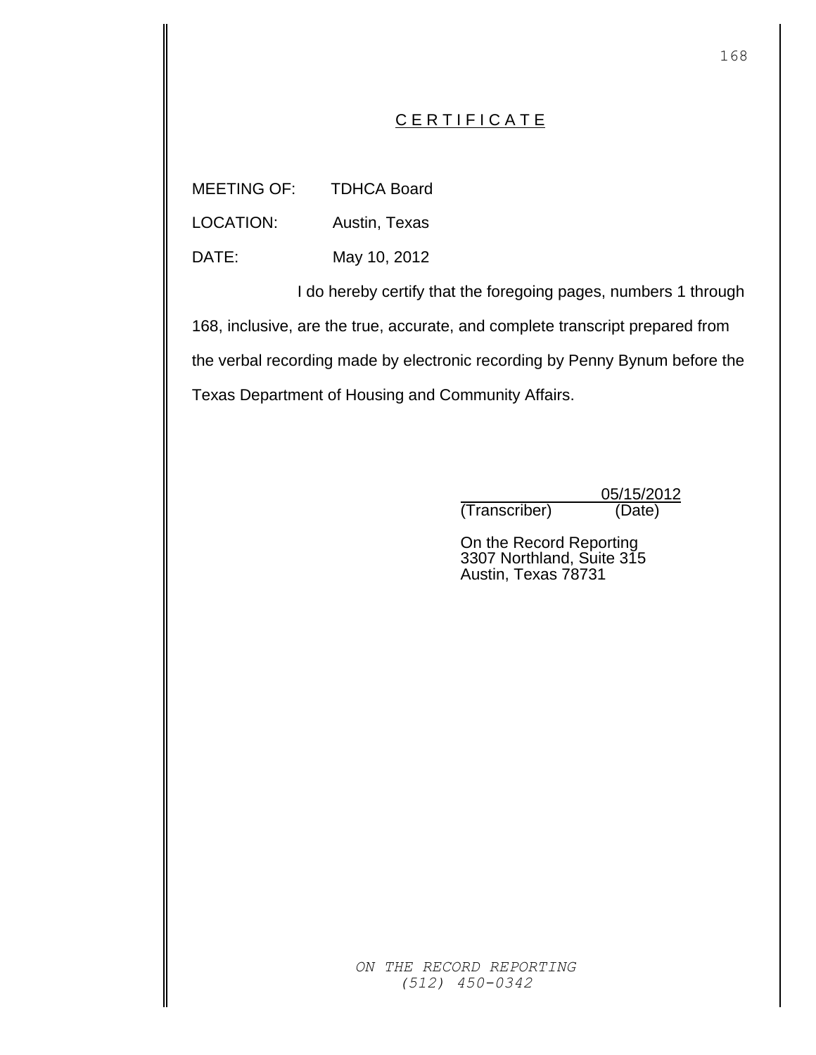# C E R T I F I C A T E

MEETING OF: TDHCA Board

LOCATION: Austin, Texas

DATE: May 10, 2012

I do hereby certify that the foregoing pages, numbers 1 through 168, inclusive, are the true, accurate, and complete transcript prepared from the verbal recording made by electronic recording by Penny Bynum before the Texas Department of Housing and Community Affairs.

05/15/2012

(Transcriber) (Date)

On the Record Reporting
3307 Northland, Suite 315
Austin, Texas 78731

*ON THE RECORD REPORTING*
*(512) 450-0342*